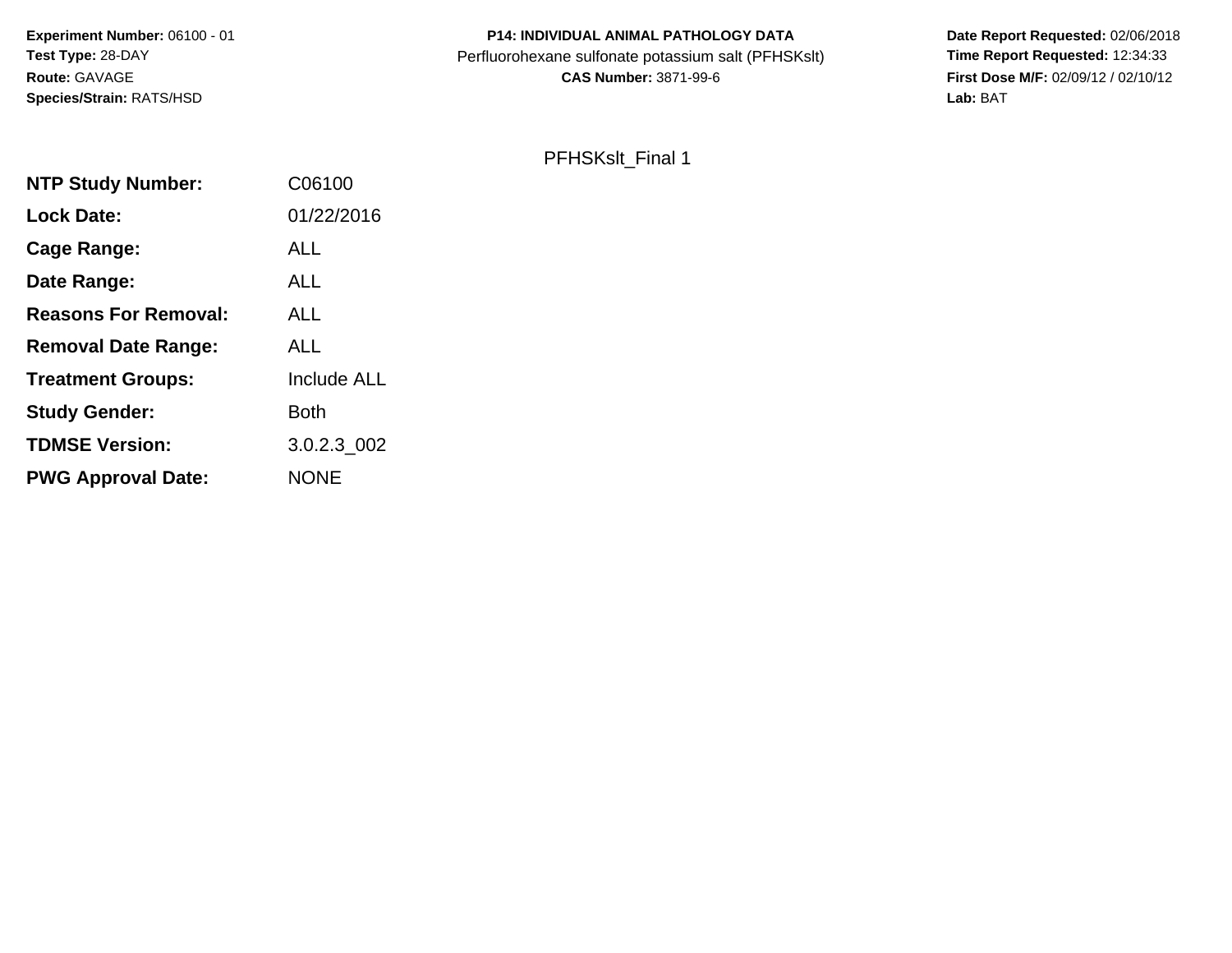**Experiment Number:** 06100 - 01
**Test Type:** 28-DAY
**Route:** GAVAGE
**Species/Strain:** RATS/HSD

**P14: INDIVIDUAL ANIMAL PATHOLOGY DATA**
Perfluorohexane sulfonate potassium salt (PFHSKslt)
**CAS Number:** 3871-99-6

**Date Report Requested:** 02/06/2018
**Time Report Requested:** 12:34:33
**First Dose M/F:** 02/09/12 / 02/10/12
**Lab:** BAT

PFHSKslt_Final 1

| | |
|---|---|
| **NTP Study Number:** | C06100 |
| **Lock Date:** | 01/22/2016 |
| **Cage Range:** | ALL |
| **Date Range:** | ALL |
| **Reasons For Removal:** | ALL |
| **Removal Date Range:** | ALL |
| **Treatment Groups:** | Include ALL |
| **Study Gender:** | Both |
| **TDMSE Version:** | 3.0.2.3_002 |
| **PWG Approval Date:** | NONE |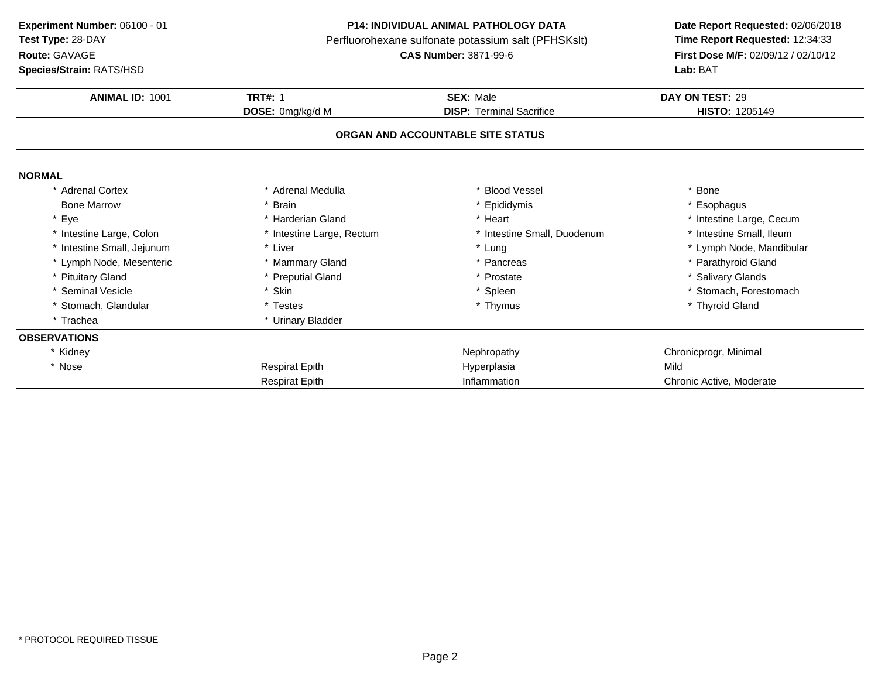**Experiment Number:** 06100 - 01
**Test Type:** 28-DAY
**Route:** GAVAGE
**Species/Strain:** RATS/HSD

**P14: INDIVIDUAL ANIMAL PATHOLOGY DATA**
Perfluorohexane sulfonate potassium salt (PFHSKslt)
**CAS Number:** 3871-99-6

**Date Report Requested:** 02/06/2018
**Time Report Requested:** 12:34:33
**First Dose M/F:** 02/09/12 / 02/10/12
**Lab:** BAT

| **ANIMAL ID:** 1001 | **TRT#:** 1 | **SEX:** Male | **DAY ON TEST:** 29 |
|---|---|---|---|
| | **DOSE:** 0mg/kg/d M | **DISP:** Terminal Sacrifice | **HISTO:** 1205149 |

## ORGAN AND ACCOUNTABLE SITE STATUS

**NORMAL**

| | | | |
|---|---|---|---|
| * Adrenal Cortex | * Adrenal Medulla | * Blood Vessel | * Bone |
| Bone Marrow | * Brain | * Epididymis | * Esophagus |
| * Eye | * Harderian Gland | * Heart | * Intestine Large, Cecum |
| * Intestine Large, Colon | * Intestine Large, Rectum | * Intestine Small, Duodenum | * Intestine Small, Ileum |
| * Intestine Small, Jejunum | * Liver | * Lung | * Lymph Node, Mandibular |
| * Lymph Node, Mesenteric | * Mammary Gland | * Pancreas | * Parathyroid Gland |
| * Pituitary Gland | * Preputial Gland | * Prostate | * Salivary Glands |
| * Seminal Vesicle | * Skin | * Spleen | * Stomach, Forestomach |
| * Stomach, Glandular | * Testes | * Thymus | * Thyroid Gland |
| * Trachea | * Urinary Bladder | | |

**OBSERVATIONS**

| | | | |
|---|---|---|---|
| * Kidney | | Nephropathy | Chronicprogr, Minimal |
| * Nose | Respirat Epith | Hyperplasia | Mild |
| | Respirat Epith | Inflammation | Chronic Active, Moderate |

\* PROTOCOL REQUIRED TISSUE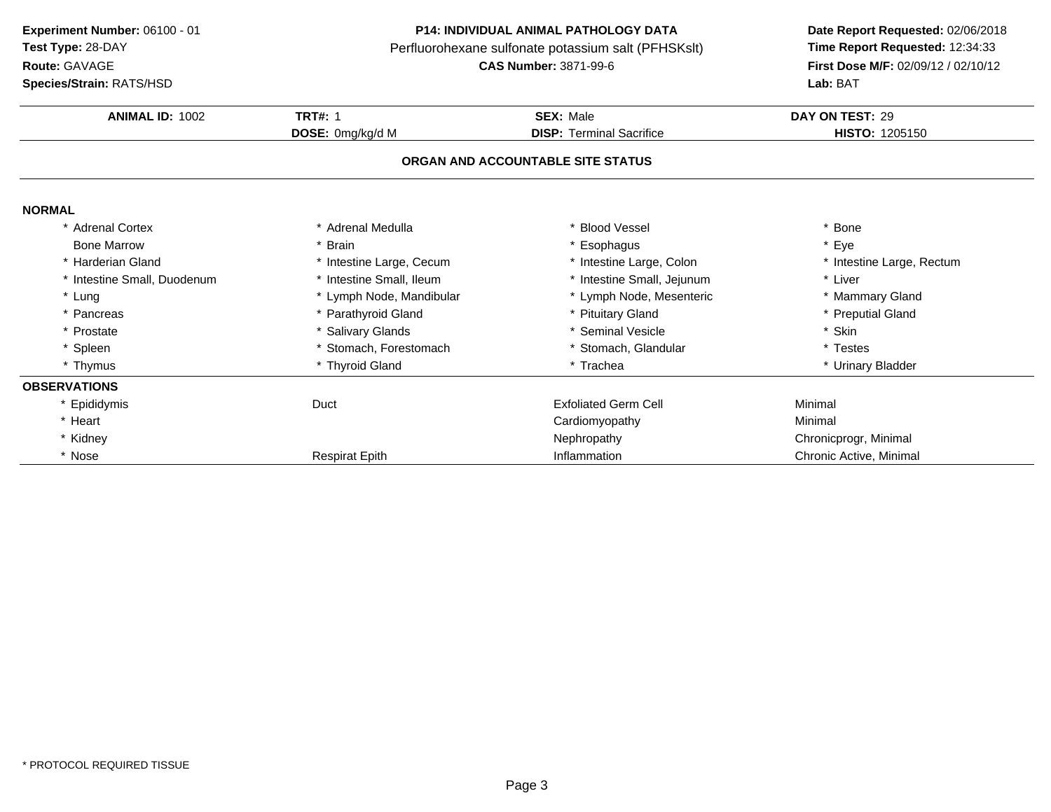**Experiment Number:** 06100 - 01
**Test Type:** 28-DAY
**Route:** GAVAGE
**Species/Strain:** RATS/HSD

**P14: INDIVIDUAL ANIMAL PATHOLOGY DATA**
Perfluorohexane sulfonate potassium salt (PFHSKslt)
**CAS Number:** 3871-99-6

**Date Report Requested:** 02/06/2018
**Time Report Requested:** 12:34:33
**First Dose M/F:** 02/09/12 / 02/10/12
**Lab:** BAT

| **ANIMAL ID:** 1002 | **TRT#:** 1 | **SEX:** Male | **DAY ON TEST:** 29 |
|---|---|---|---|
| | **DOSE:** 0mg/kg/d M | **DISP:** Terminal Sacrifice | **HISTO:** 1205150 |

## ORGAN AND ACCOUNTABLE SITE STATUS

**NORMAL**

| | | | |
|---|---|---|---|
| * Adrenal Cortex | * Adrenal Medulla | * Blood Vessel | * Bone |
| Bone Marrow | * Brain | * Esophagus | * Eye |
| * Harderian Gland | * Intestine Large, Cecum | * Intestine Large, Colon | * Intestine Large, Rectum |
| * Intestine Small, Duodenum | * Intestine Small, Ileum | * Intestine Small, Jejunum | * Liver |
| * Lung | * Lymph Node, Mandibular | * Lymph Node, Mesenteric | * Mammary Gland |
| * Pancreas | * Parathyroid Gland | * Pituitary Gland | * Preputial Gland |
| * Prostate | * Salivary Glands | * Seminal Vesicle | * Skin |
| * Spleen | * Stomach, Forestomach | * Stomach, Glandular | * Testes |
| * Thymus | * Thyroid Gland | * Trachea | * Urinary Bladder |

**OBSERVATIONS**

| | | | |
|---|---|---|---|
| * Epididymis | Duct | Exfoliated Germ Cell | Minimal |
| * Heart | | Cardiomyopathy | Minimal |
| * Kidney | | Nephropathy | Chronicprogr, Minimal |
| * Nose | Respirat Epith | Inflammation | Chronic Active, Minimal |

* PROTOCOL REQUIRED TISSUE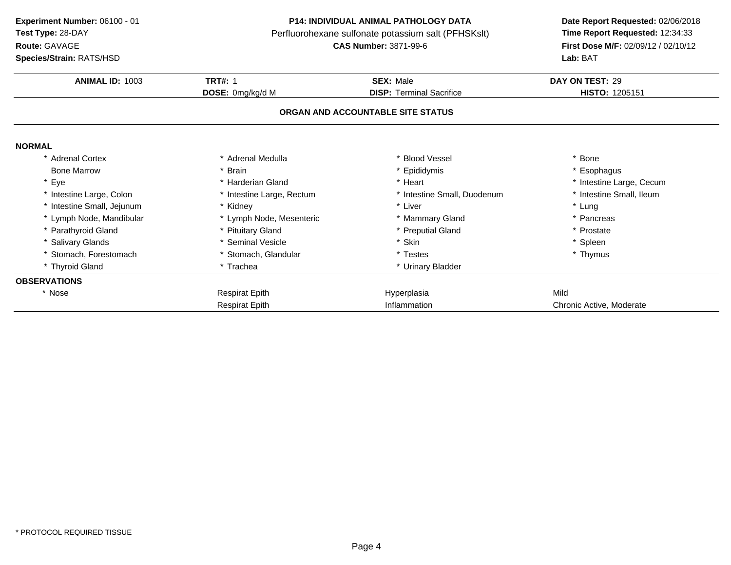**Experiment Number:** 06100 - 01
**Test Type:** 28-DAY
**Route:** GAVAGE
**Species/Strain:** RATS/HSD

**P14: INDIVIDUAL ANIMAL PATHOLOGY DATA**
Perfluorohexane sulfonate potassium salt (PFHSKslt)
**CAS Number:** 3871-99-6

**Date Report Requested:** 02/06/2018
**Time Report Requested:** 12:34:33
**First Dose M/F:** 02/09/12 / 02/10/12
**Lab:** BAT

| **ANIMAL ID:** 1003 | **TRT#:** 1 | **SEX:** Male | **DAY ON TEST:** 29 |
|---|---|---|---|
| | **DOSE:** 0mg/kg/d M | **DISP:** Terminal Sacrifice | **HISTO:** 1205151 |

## ORGAN AND ACCOUNTABLE SITE STATUS

**NORMAL**

| | | | |
|---|---|---|---|
| * Adrenal Cortex | * Adrenal Medulla | * Blood Vessel | * Bone |
| Bone Marrow | * Brain | * Epididymis | * Esophagus |
| * Eye | * Harderian Gland | * Heart | * Intestine Large, Cecum |
| * Intestine Large, Colon | * Intestine Large, Rectum | * Intestine Small, Duodenum | * Intestine Small, Ileum |
| * Intestine Small, Jejunum | * Kidney | * Liver | * Lung |
| * Lymph Node, Mandibular | * Lymph Node, Mesenteric | * Mammary Gland | * Pancreas |
| * Parathyroid Gland | * Pituitary Gland | * Preputial Gland | * Prostate |
| * Salivary Glands | * Seminal Vesicle | * Skin | * Spleen |
| * Stomach, Forestomach | * Stomach, Glandular | * Testes | * Thymus |
| * Thyroid Gland | * Trachea | * Urinary Bladder | |

**OBSERVATIONS**

| | | | |
|---|---|---|---|
| * Nose | Respirat Epith | Hyperplasia | Mild |
| | Respirat Epith | Inflammation | Chronic Active, Moderate |

* PROTOCOL REQUIRED TISSUE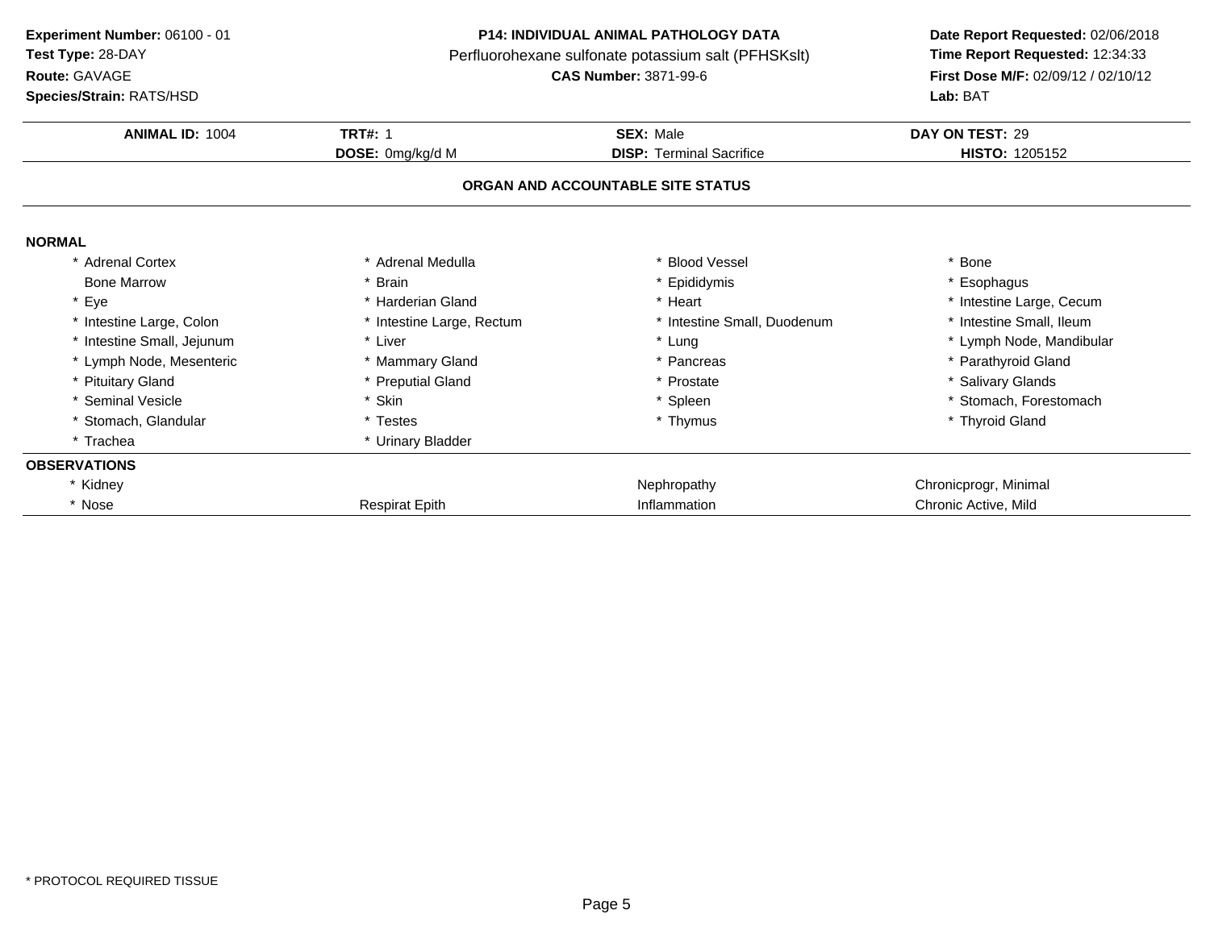**Experiment Number:** 06100 - 01
**Test Type:** 28-DAY
**Route:** GAVAGE
**Species/Strain:** RATS/HSD

**P14: INDIVIDUAL ANIMAL PATHOLOGY DATA**
Perfluorohexane sulfonate potassium salt (PFHSKslt)
**CAS Number:** 3871-99-6

**Date Report Requested:** 02/06/2018
**Time Report Requested:** 12:34:33
**First Dose M/F:** 02/09/12 / 02/10/12
**Lab:** BAT

| **ANIMAL ID:** 1004 | **TRT#:** 1 | **SEX:** Male | **DAY ON TEST:** 29 |
|---|---|---|---|
| | **DOSE:** 0mg/kg/d M | **DISP:** Terminal Sacrifice | **HISTO:** 1205152 |

**ORGAN AND ACCOUNTABLE SITE STATUS**

**NORMAL**

| | | | |
|---|---|---|---|
| * Adrenal Cortex | * Adrenal Medulla | * Blood Vessel | * Bone |
| Bone Marrow | * Brain | * Epididymis | * Esophagus |
| * Eye | * Harderian Gland | * Heart | * Intestine Large, Cecum |
| * Intestine Large, Colon | * Intestine Large, Rectum | * Intestine Small, Duodenum | * Intestine Small, Ileum |
| * Intestine Small, Jejunum | * Liver | * Lung | * Lymph Node, Mandibular |
| * Lymph Node, Mesenteric | * Mammary Gland | * Pancreas | * Parathyroid Gland |
| * Pituitary Gland | * Preputial Gland | * Prostate | * Salivary Glands |
| * Seminal Vesicle | * Skin | * Spleen | * Stomach, Forestomach |
| * Stomach, Glandular | * Testes | * Thymus | * Thyroid Gland |
| * Trachea | * Urinary Bladder | | |

**OBSERVATIONS**

| | | | |
|---|---|---|---|
| * Kidney | | Nephropathy | Chronicprogr, Minimal |
| * Nose | Respirat Epith | Inflammation | Chronic Active, Mild |

* PROTOCOL REQUIRED TISSUE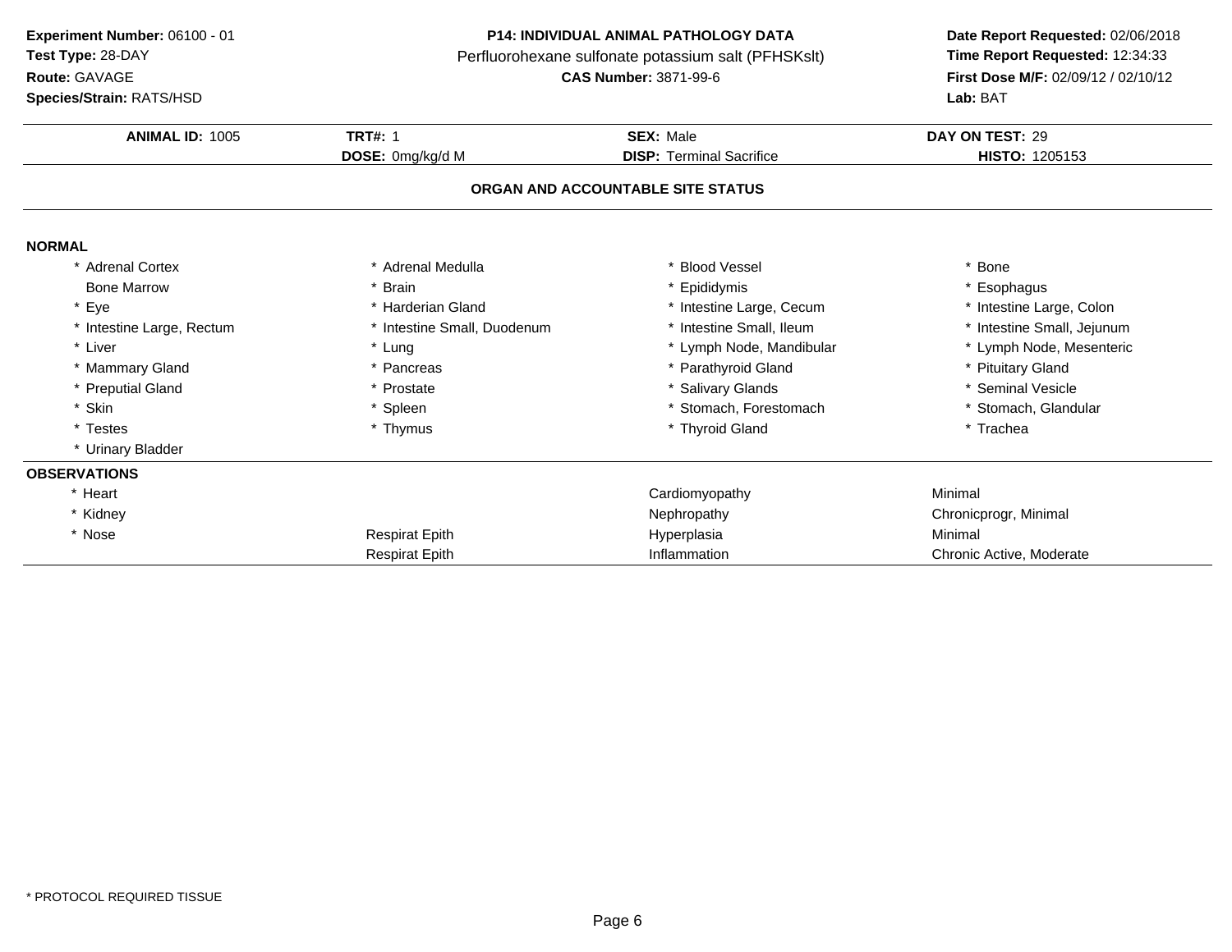**Experiment Number:** 06100 - 01
**Test Type:** 28-DAY
**Route:** GAVAGE
**Species/Strain:** RATS/HSD

**P14: INDIVIDUAL ANIMAL PATHOLOGY DATA**
Perfluorohexane sulfonate potassium salt (PFHSKslt)
**CAS Number:** 3871-99-6

**Date Report Requested:** 02/06/2018
**Time Report Requested:** 12:34:33
**First Dose M/F:** 02/09/12 / 02/10/12
**Lab:** BAT

| **ANIMAL ID:** 1005 | **TRT#:** 1 | **SEX:** Male | **DAY ON TEST:** 29 |
|---|---|---|---|
| | **DOSE:** 0mg/kg/d M | **DISP:** Terminal Sacrifice | **HISTO:** 1205153 |

**ORGAN AND ACCOUNTABLE SITE STATUS**

**NORMAL**

| | | | |
|---|---|---|---|
| * Adrenal Cortex | * Adrenal Medulla | * Blood Vessel | * Bone |
| Bone Marrow | * Brain | * Epididymis | * Esophagus |
| * Eye | * Harderian Gland | * Intestine Large, Cecum | * Intestine Large, Colon |
| * Intestine Large, Rectum | * Intestine Small, Duodenum | * Intestine Small, Ileum | * Intestine Small, Jejunum |
| * Liver | * Lung | * Lymph Node, Mandibular | * Lymph Node, Mesenteric |
| * Mammary Gland | * Pancreas | * Parathyroid Gland | * Pituitary Gland |
| * Preputial Gland | * Prostate | * Salivary Glands | * Seminal Vesicle |
| * Skin | * Spleen | * Stomach, Forestomach | * Stomach, Glandular |
| * Testes | * Thymus | * Thyroid Gland | * Trachea |
| * Urinary Bladder | | | |

**OBSERVATIONS**

| | | | |
|---|---|---|---|
| * Heart | | Cardiomyopathy | Minimal |
| * Kidney | | Nephropathy | Chronicprogr, Minimal |
| * Nose | Respirat Epith | Hyperplasia | Minimal |
| | Respirat Epith | Inflammation | Chronic Active, Moderate |

* PROTOCOL REQUIRED TISSUE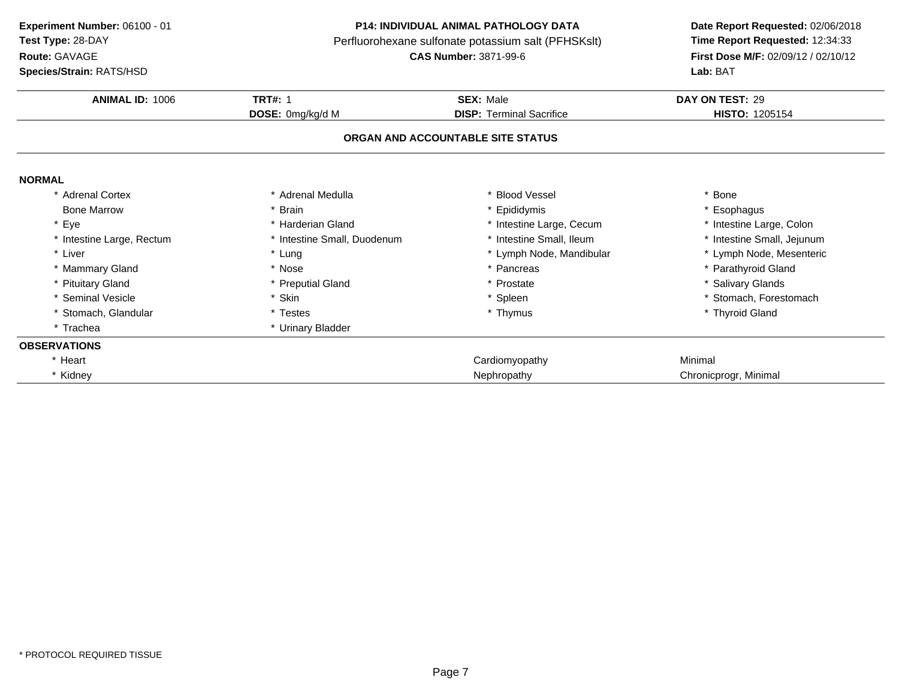**Experiment Number:** 06100 - 01
**Test Type:** 28-DAY
**Route:** GAVAGE
**Species/Strain:** RATS/HSD

**P14: INDIVIDUAL ANIMAL PATHOLOGY DATA**
Perfluorohexane sulfonate potassium salt (PFHSKslt)
**CAS Number:** 3871-99-6

**Date Report Requested:** 02/06/2018
**Time Report Requested:** 12:34:33
**First Dose M/F:** 02/09/12 / 02/10/12
**Lab:** BAT

| **ANIMAL ID:** 1006 | **TRT#:** 1 | **SEX:** Male | **DAY ON TEST:** 29 |
|---|---|---|---|
| | **DOSE:** 0mg/kg/d M | **DISP:** Terminal Sacrifice | **HISTO:** 1205154 |

## ORGAN AND ACCOUNTABLE SITE STATUS

**NORMAL**

| | | | |
|---|---|---|---|
| * Adrenal Cortex | * Adrenal Medulla | * Blood Vessel | * Bone |
| Bone Marrow | * Brain | * Epididymis | * Esophagus |
| * Eye | * Harderian Gland | * Intestine Large, Cecum | * Intestine Large, Colon |
| * Intestine Large, Rectum | * Intestine Small, Duodenum | * Intestine Small, Ileum | * Intestine Small, Jejunum |
| * Liver | * Lung | * Lymph Node, Mandibular | * Lymph Node, Mesenteric |
| * Mammary Gland | * Nose | * Pancreas | * Parathyroid Gland |
| * Pituitary Gland | * Preputial Gland | * Prostate | * Salivary Glands |
| * Seminal Vesicle | * Skin | * Spleen | * Stomach, Forestomach |
| * Stomach, Glandular | * Testes | * Thymus | * Thyroid Gland |
| * Trachea | * Urinary Bladder | | |

**OBSERVATIONS**

| | | |
|---|---|---|
| * Heart | Cardiomyopathy | Minimal |
| * Kidney | Nephropathy | Chronicprogr, Minimal |

* PROTOCOL REQUIRED TISSUE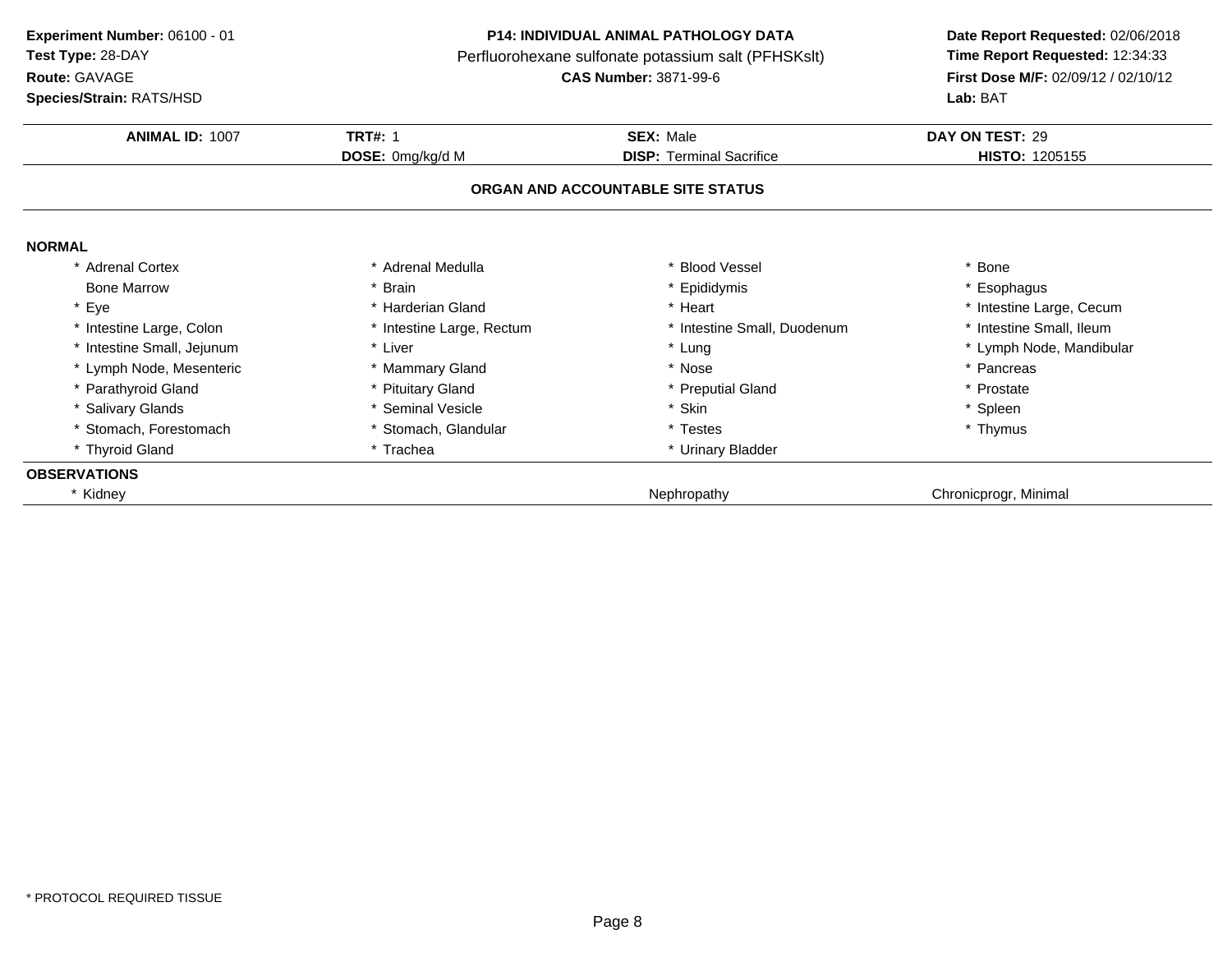**Experiment Number:** 06100 - 01
**Test Type:** 28-DAY
**Route:** GAVAGE
**Species/Strain:** RATS/HSD

**P14: INDIVIDUAL ANIMAL PATHOLOGY DATA**
Perfluorohexane sulfonate potassium salt (PFHSKslt)
**CAS Number:** 3871-99-6

**Date Report Requested:** 02/06/2018
**Time Report Requested:** 12:34:33
**First Dose M/F:** 02/09/12 / 02/10/12
**Lab:** BAT

| **ANIMAL ID:** 1007 | **TRT#:** 1 | **SEX:** Male | **DAY ON TEST:** 29 |
|---|---|---|---|
| | **DOSE:** 0mg/kg/d M | **DISP:** Terminal Sacrifice | **HISTO:** 1205155 |

## ORGAN AND ACCOUNTABLE SITE STATUS

**NORMAL**

| | | | |
|---|---|---|---|
| * Adrenal Cortex | * Adrenal Medulla | * Blood Vessel | * Bone |
| Bone Marrow | * Brain | * Epididymis | * Esophagus |
| * Eye | * Harderian Gland | * Heart | * Intestine Large, Cecum |
| * Intestine Large, Colon | * Intestine Large, Rectum | * Intestine Small, Duodenum | * Intestine Small, Ileum |
| * Intestine Small, Jejunum | * Liver | * Lung | * Lymph Node, Mandibular |
| * Lymph Node, Mesenteric | * Mammary Gland | * Nose | * Pancreas |
| * Parathyroid Gland | * Pituitary Gland | * Preputial Gland | * Prostate |
| * Salivary Glands | * Seminal Vesicle | * Skin | * Spleen |
| * Stomach, Forestomach | * Stomach, Glandular | * Testes | * Thymus |
| * Thyroid Gland | * Trachea | * Urinary Bladder | |

**OBSERVATIONS**

| | | |
|---|---|---|
| * Kidney | Nephropathy | Chronicprogr, Minimal |

* PROTOCOL REQUIRED TISSUE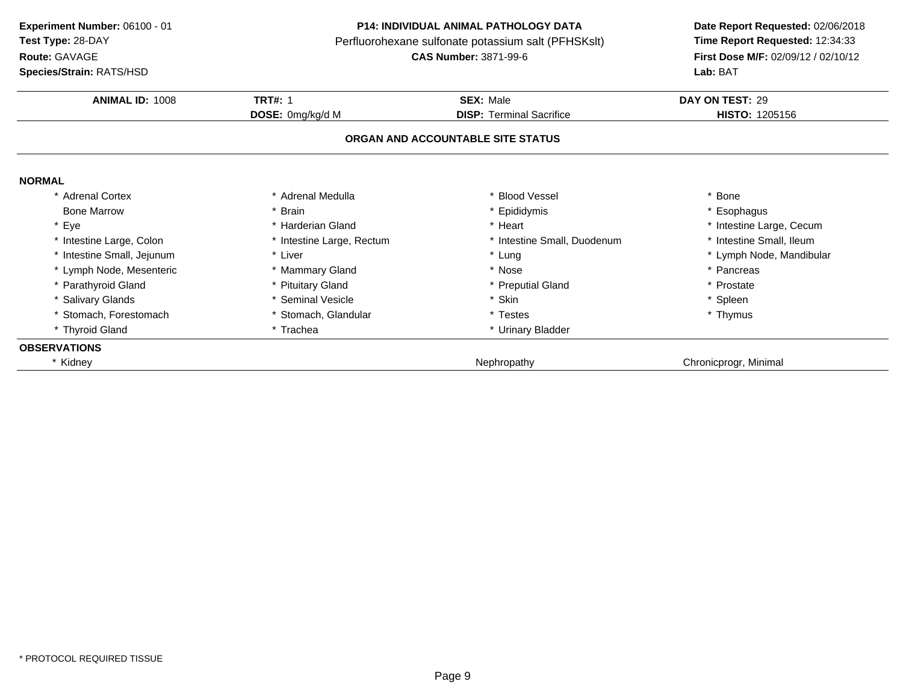**Experiment Number:** 06100 - 01
**Test Type:** 28-DAY
**Route:** GAVAGE
**Species/Strain:** RATS/HSD

**P14: INDIVIDUAL ANIMAL PATHOLOGY DATA**
Perfluorohexane sulfonate potassium salt (PFHSKslt)
**CAS Number:** 3871-99-6

**Date Report Requested:** 02/06/2018
**Time Report Requested:** 12:34:33
**First Dose M/F:** 02/09/12 / 02/10/12
**Lab:** BAT

| **ANIMAL ID:** 1008 | **TRT#:** 1 | **SEX:** Male | **DAY ON TEST:** 29 |
|---|---|---|---|
| | **DOSE:** 0mg/kg/d M | **DISP:** Terminal Sacrifice | **HISTO:** 1205156 |

## ORGAN AND ACCOUNTABLE SITE STATUS

### NORMAL

| | | | |
|---|---|---|---|
| * Adrenal Cortex | * Adrenal Medulla | * Blood Vessel | * Bone |
| Bone Marrow | * Brain | * Epididymis | * Esophagus |
| * Eye | * Harderian Gland | * Heart | * Intestine Large, Cecum |
| * Intestine Large, Colon | * Intestine Large, Rectum | * Intestine Small, Duodenum | * Intestine Small, Ileum |
| * Intestine Small, Jejunum | * Liver | * Lung | * Lymph Node, Mandibular |
| * Lymph Node, Mesenteric | * Mammary Gland | * Nose | * Pancreas |
| * Parathyroid Gland | * Pituitary Gland | * Preputial Gland | * Prostate |
| * Salivary Glands | * Seminal Vesicle | * Skin | * Spleen |
| * Stomach, Forestomach | * Stomach, Glandular | * Testes | * Thymus |
| * Thyroid Gland | * Trachea | * Urinary Bladder | |

### OBSERVATIONS

| | | |
|---|---|---|
| * Kidney | Nephropathy | Chronicprogr, Minimal |

* PROTOCOL REQUIRED TISSUE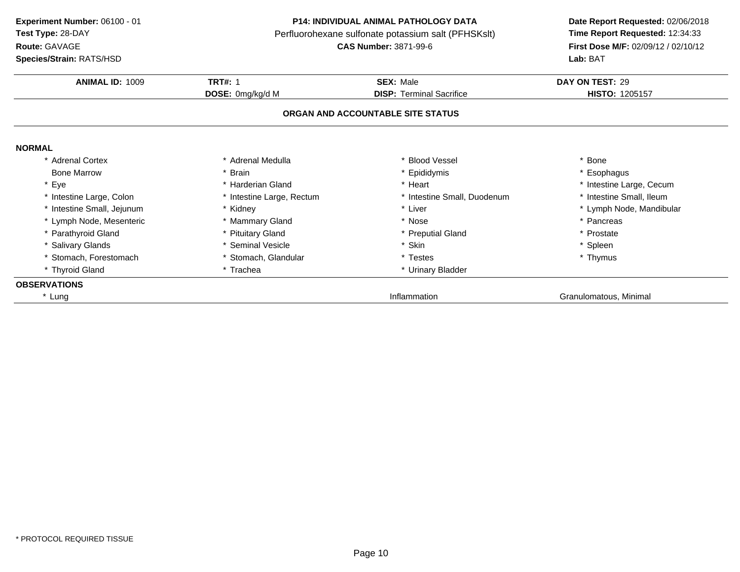**Experiment Number:** 06100 - 01
**Test Type:** 28-DAY
**Route:** GAVAGE
**Species/Strain:** RATS/HSD

**P14: INDIVIDUAL ANIMAL PATHOLOGY DATA**
Perfluorohexane sulfonate potassium salt (PFHSKslt)
**CAS Number:** 3871-99-6

**Date Report Requested:** 02/06/2018
**Time Report Requested:** 12:34:33
**First Dose M/F:** 02/09/12 / 02/10/12
**Lab:** BAT

| **ANIMAL ID:** 1009 | **TRT#:** 1 | **SEX:** Male | **DAY ON TEST:** 29 |
|---|---|---|---|
| | **DOSE:** 0mg/kg/d M | **DISP:** Terminal Sacrifice | **HISTO:** 1205157 |

**ORGAN AND ACCOUNTABLE SITE STATUS**

**NORMAL**

| | | | |
|---|---|---|---|
| * Adrenal Cortex | * Adrenal Medulla | * Blood Vessel | * Bone |
| Bone Marrow | * Brain | * Epididymis | * Esophagus |
| * Eye | * Harderian Gland | * Heart | * Intestine Large, Cecum |
| * Intestine Large, Colon | * Intestine Large, Rectum | * Intestine Small, Duodenum | * Intestine Small, Ileum |
| * Intestine Small, Jejunum | * Kidney | * Liver | * Lymph Node, Mandibular |
| * Lymph Node, Mesenteric | * Mammary Gland | * Nose | * Pancreas |
| * Parathyroid Gland | * Pituitary Gland | * Preputial Gland | * Prostate |
| * Salivary Glands | * Seminal Vesicle | * Skin | * Spleen |
| * Stomach, Forestomach | * Stomach, Glandular | * Testes | * Thymus |
| * Thyroid Gland | * Trachea | * Urinary Bladder | |

**OBSERVATIONS**

| | | |
|---|---|---|
| * Lung | Inflammation | Granulomatous, Minimal |

* PROTOCOL REQUIRED TISSUE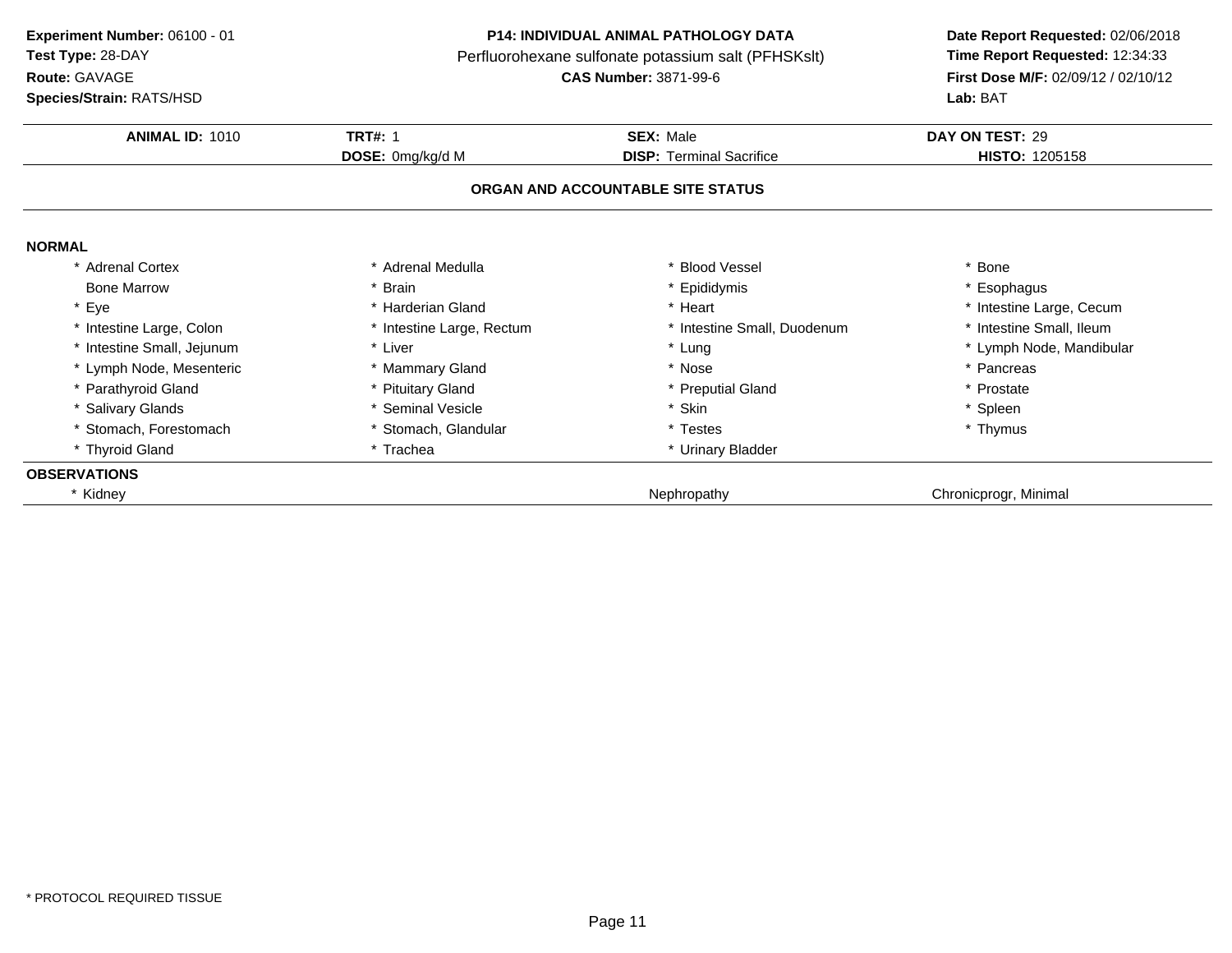**Experiment Number:** 06100 - 01
**Test Type:** 28-DAY
**Route:** GAVAGE
**Species/Strain:** RATS/HSD

**P14: INDIVIDUAL ANIMAL PATHOLOGY DATA**
Perfluorohexane sulfonate potassium salt (PFHSKslt)
**CAS Number:** 3871-99-6

**Date Report Requested:** 02/06/2018
**Time Report Requested:** 12:34:33
**First Dose M/F:** 02/09/12 / 02/10/12
**Lab:** BAT

| **ANIMAL ID:** 1010 | **TRT#:** 1 | **SEX:** Male | **DAY ON TEST:** 29 |
|---|---|---|---|
| | **DOSE:** 0mg/kg/d M | **DISP:** Terminal Sacrifice | **HISTO:** 1205158 |

**ORGAN AND ACCOUNTABLE SITE STATUS**

**NORMAL**

| | | | |
|---|---|---|---|
| * Adrenal Cortex | * Adrenal Medulla | * Blood Vessel | * Bone |
| Bone Marrow | * Brain | * Epididymis | * Esophagus |
| * Eye | * Harderian Gland | * Heart | * Intestine Large, Cecum |
| * Intestine Large, Colon | * Intestine Large, Rectum | * Intestine Small, Duodenum | * Intestine Small, Ileum |
| * Intestine Small, Jejunum | * Liver | * Lung | * Lymph Node, Mandibular |
| * Lymph Node, Mesenteric | * Mammary Gland | * Nose | * Pancreas |
| * Parathyroid Gland | * Pituitary Gland | * Preputial Gland | * Prostate |
| * Salivary Glands | * Seminal Vesicle | * Skin | * Spleen |
| * Stomach, Forestomach | * Stomach, Glandular | * Testes | * Thymus |
| * Thyroid Gland | * Trachea | * Urinary Bladder | |

**OBSERVATIONS**

| | | |
|---|---|---|
| * Kidney | Nephropathy | Chronicprogr, Minimal |

* PROTOCOL REQUIRED TISSUE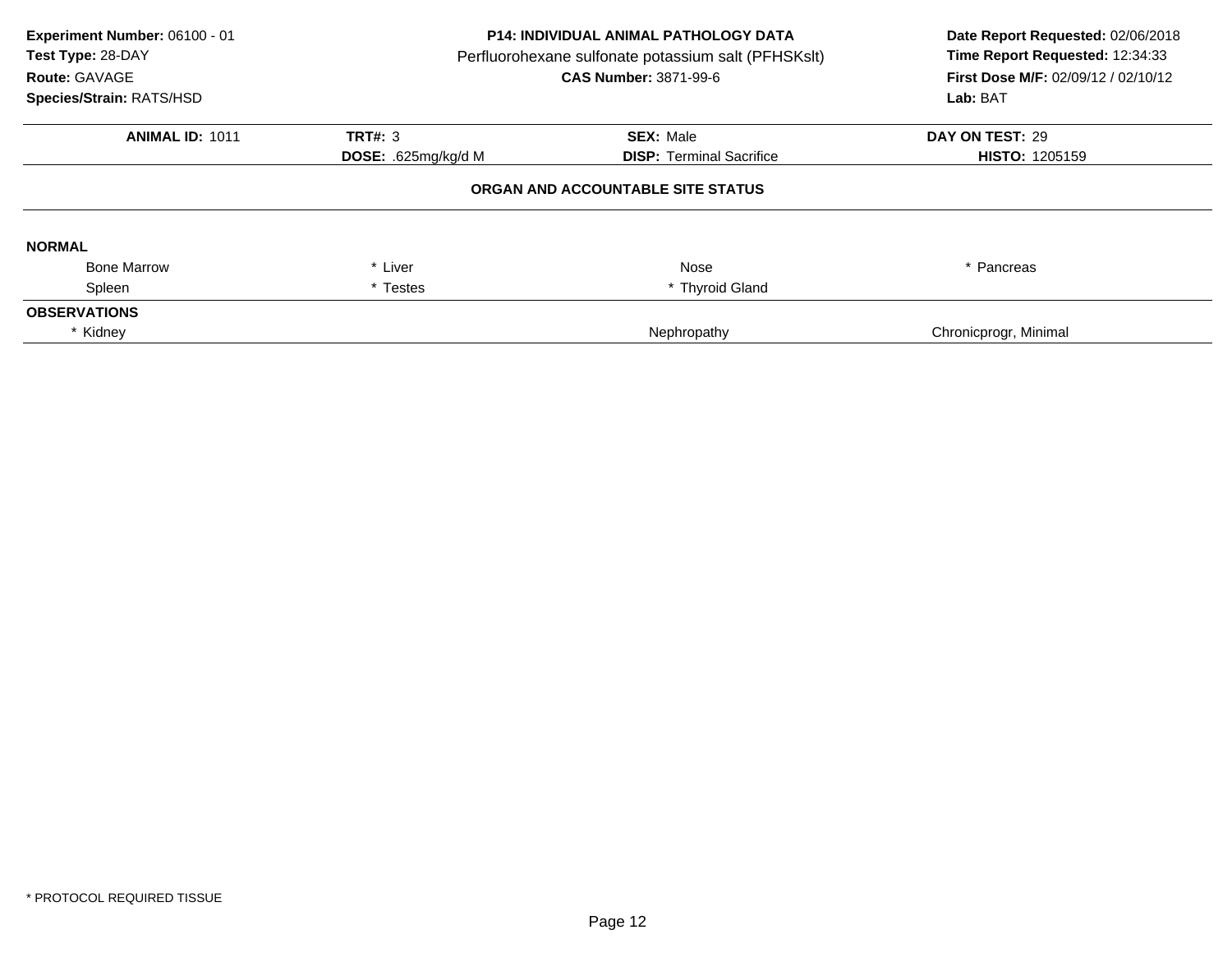**Experiment Number:** 06100 - 01
**Test Type:** 28-DAY
**Route:** GAVAGE
**Species/Strain:** RATS/HSD

**P14: INDIVIDUAL ANIMAL PATHOLOGY DATA**
Perfluorohexane sulfonate potassium salt (PFHSKslt)
**CAS Number:** 3871-99-6

**Date Report Requested:** 02/06/2018
**Time Report Requested:** 12:34:33
**First Dose M/F:** 02/09/12 / 02/10/12
**Lab:** BAT

| **ANIMAL ID:** 1011 | **TRT#:** 3 | **SEX:** Male | **DAY ON TEST:** 29 |
|---|---|---|---|
| | **DOSE:** .625mg/kg/d M | **DISP:** Terminal Sacrifice | **HISTO:** 1205159 |

**ORGAN AND ACCOUNTABLE SITE STATUS**

**NORMAL**

| | | | |
|---|---|---|---|
| Bone Marrow | * Liver | Nose | * Pancreas |
| Spleen | * Testes | * Thyroid Gland | |

**OBSERVATIONS**

| | | |
|---|---|---|
| * Kidney | Nephropathy | Chronicprogr, Minimal |

* PROTOCOL REQUIRED TISSUE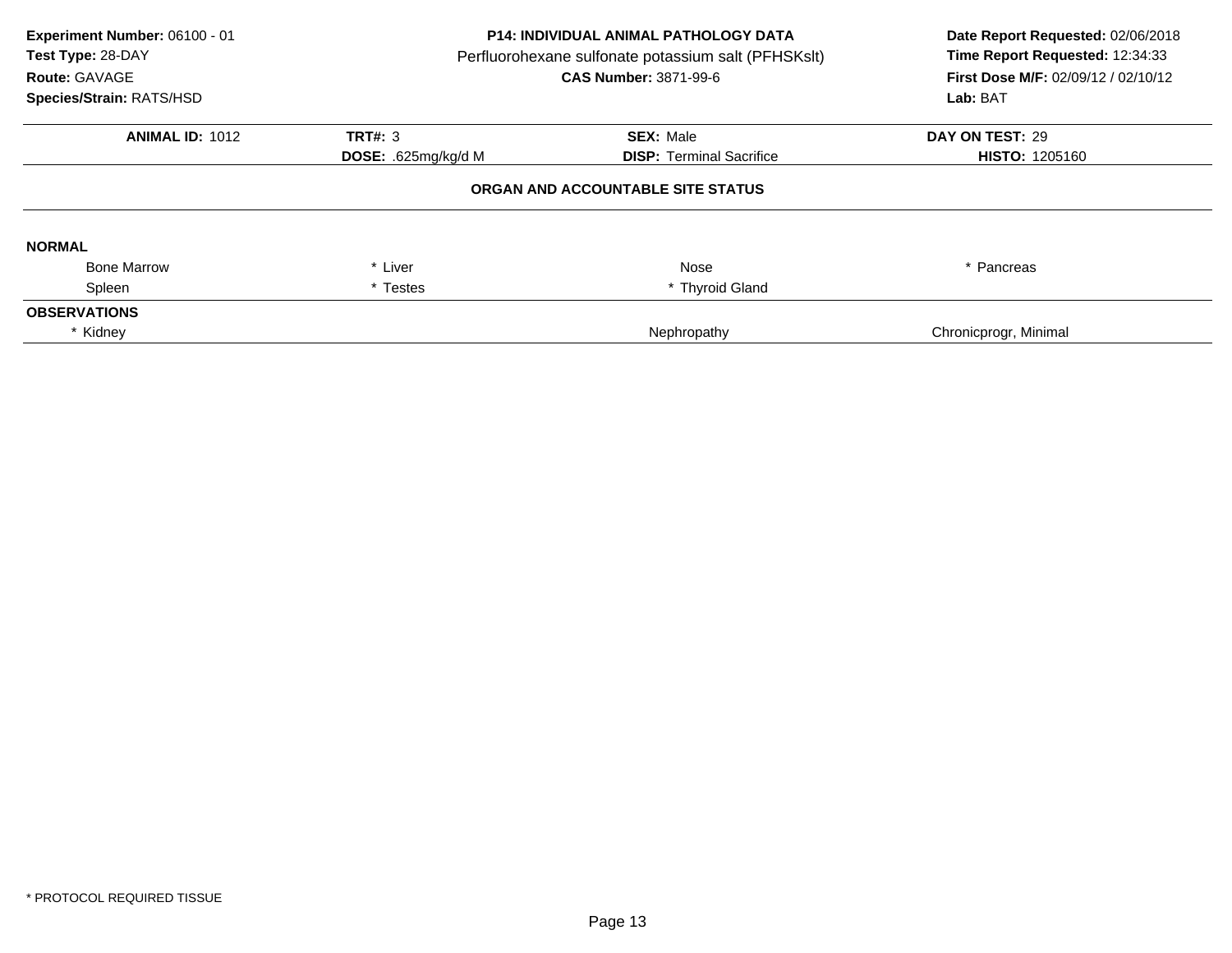**Experiment Number:** 06100 - 01
**Test Type:** 28-DAY
**Route:** GAVAGE
**Species/Strain:** RATS/HSD

**P14: INDIVIDUAL ANIMAL PATHOLOGY DATA**
Perfluorohexane sulfonate potassium salt (PFHSKslt)
**CAS Number:** 3871-99-6

**Date Report Requested:** 02/06/2018
**Time Report Requested:** 12:34:33
**First Dose M/F:** 02/09/12 / 02/10/12
**Lab:** BAT

| **ANIMAL ID:** 1012 | **TRT#:** 3 | **SEX:** Male | **DAY ON TEST:** 29 |
|---|---|---|---|
| | **DOSE:** .625mg/kg/d M | **DISP:** Terminal Sacrifice | **HISTO:** 1205160 |

**ORGAN AND ACCOUNTABLE SITE STATUS**

**NORMAL**

| | | | |
|---|---|---|---|
| Bone Marrow | * Liver | Nose | * Pancreas |
| Spleen | * Testes | * Thyroid Gland | |

**OBSERVATIONS**

| | | |
|---|---|---|
| * Kidney | Nephropathy | Chronicprogr, Minimal |

* PROTOCOL REQUIRED TISSUE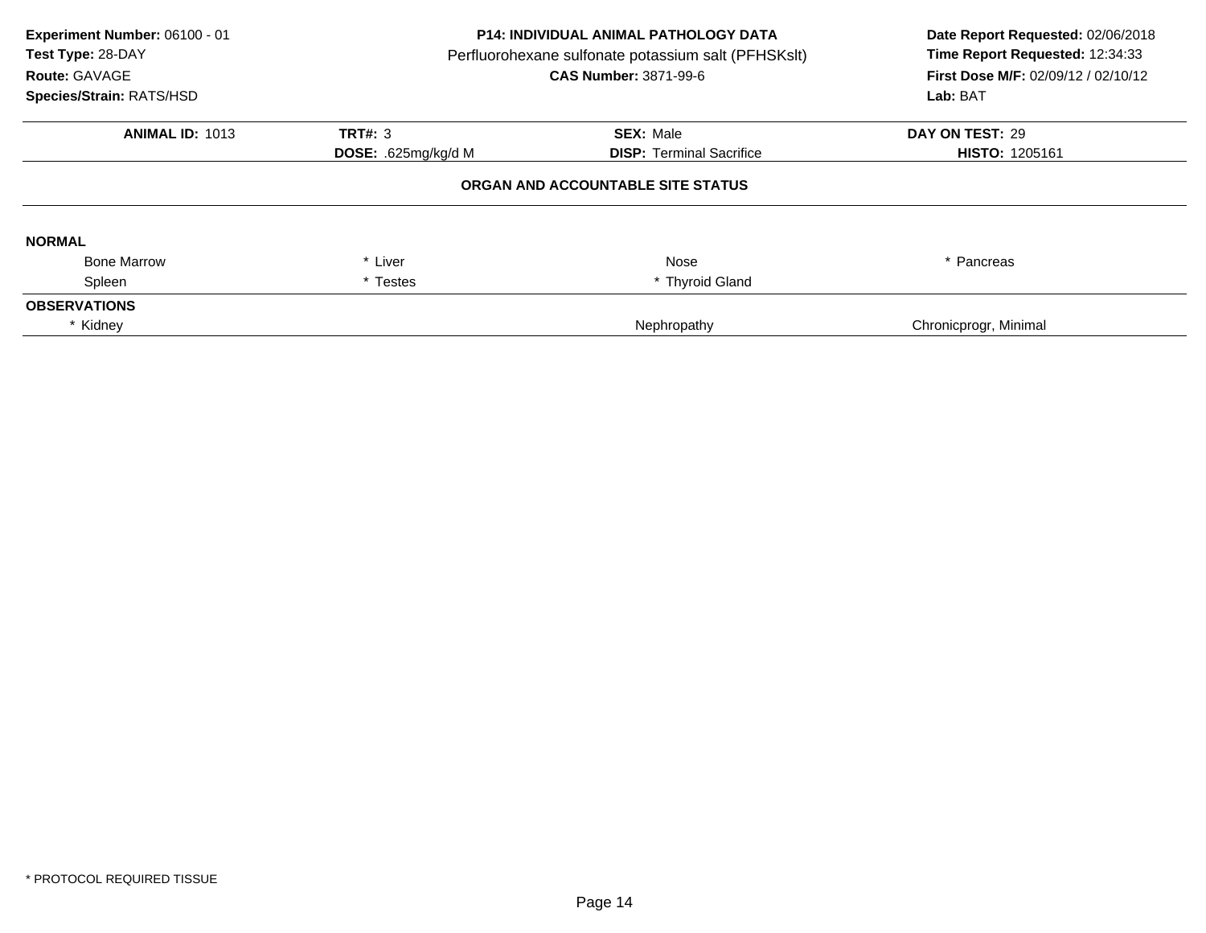**Experiment Number:** 06100 - 01
**Test Type:** 28-DAY
**Route:** GAVAGE
**Species/Strain:** RATS/HSD

**P14: INDIVIDUAL ANIMAL PATHOLOGY DATA**
Perfluorohexane sulfonate potassium salt (PFHSKslt)
**CAS Number:** 3871-99-6

**Date Report Requested:** 02/06/2018
**Time Report Requested:** 12:34:33
**First Dose M/F:** 02/09/12 / 02/10/12
**Lab:** BAT

| **ANIMAL ID:** 1013 | **TRT#:** 3 | **SEX:** Male | **DAY ON TEST:** 29 |
|---|---|---|---|
| | **DOSE:** .625mg/kg/d M | **DISP:** Terminal Sacrifice | **HISTO:** 1205161 |

**ORGAN AND ACCOUNTABLE SITE STATUS**

**NORMAL**

| | | | |
|---|---|---|---|
| Bone Marrow | * Liver | Nose | * Pancreas |
| Spleen | * Testes | * Thyroid Gland | |

**OBSERVATIONS**

| | | |
|---|---|---|
| * Kidney | Nephropathy | Chronicprogr, Minimal |

\* PROTOCOL REQUIRED TISSUE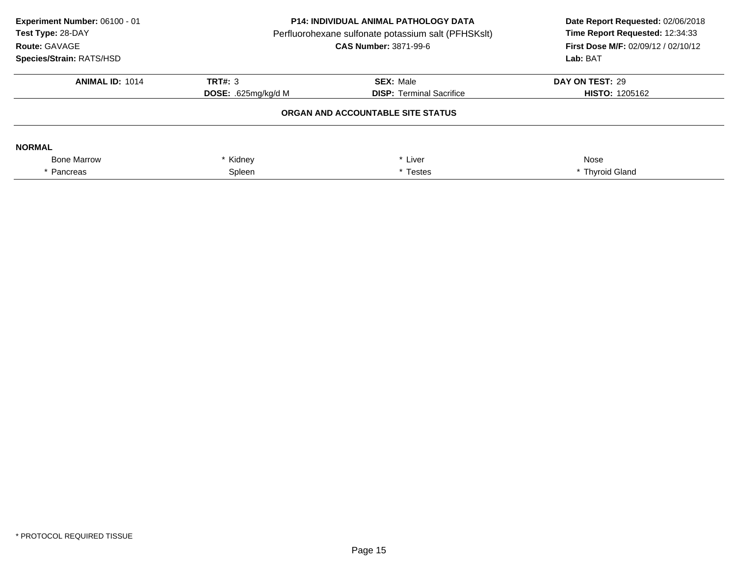**Experiment Number:** 06100 - 01
**Test Type:** 28-DAY
**Route:** GAVAGE
**Species/Strain:** RATS/HSD

**P14: INDIVIDUAL ANIMAL PATHOLOGY DATA**
Perfluorohexane sulfonate potassium salt (PFHSKslt)
**CAS Number:** 3871-99-6

**Date Report Requested:** 02/06/2018
**Time Report Requested:** 12:34:33
**First Dose M/F:** 02/09/12 / 02/10/12
**Lab:** BAT

| **ANIMAL ID:** 1014 | **TRT#:** 3 | **SEX:** Male | **DAY ON TEST:** 29 |
|---|---|---|---|
| | **DOSE:** .625mg/kg/d M | **DISP:** Terminal Sacrifice | **HISTO:** 1205162 |

**ORGAN AND ACCOUNTABLE SITE STATUS**

**NORMAL**

| | | | |
|---|---|---|---|
| Bone Marrow | * Kidney | * Liver | Nose |
| * Pancreas | Spleen | * Testes | * Thyroid Gland |

\* PROTOCOL REQUIRED TISSUE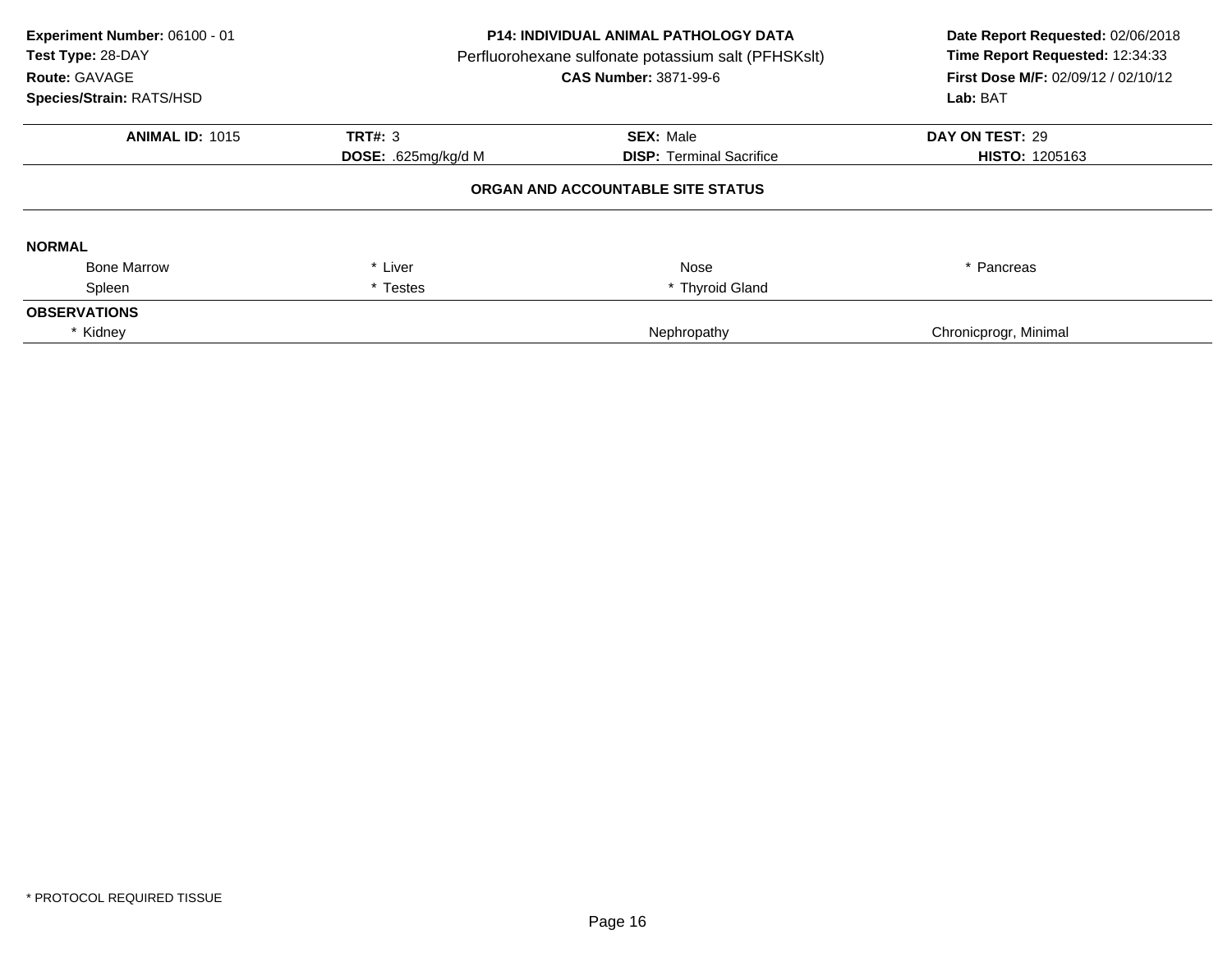**Experiment Number:** 06100 - 01
**Test Type:** 28-DAY
**Route:** GAVAGE
**Species/Strain:** RATS/HSD

**P14: INDIVIDUAL ANIMAL PATHOLOGY DATA**
Perfluorohexane sulfonate potassium salt (PFHSKslt)
**CAS Number:** 3871-99-6

**Date Report Requested:** 02/06/2018
**Time Report Requested:** 12:34:33
**First Dose M/F:** 02/09/12 / 02/10/12
**Lab:** BAT

| **ANIMAL ID:** 1015 | **TRT#:** 3 | **SEX:** Male | **DAY ON TEST:** 29 |
|---|---|---|---|
| | **DOSE:** .625mg/kg/d M | **DISP:** Terminal Sacrifice | **HISTO:** 1205163 |

### ORGAN AND ACCOUNTABLE SITE STATUS

**NORMAL**

| | | | |
|---|---|---|---|
| Bone Marrow | * Liver | Nose | * Pancreas |
| Spleen | * Testes | * Thyroid Gland | |

**OBSERVATIONS**

| | | |
|---|---|---|
| * Kidney | Nephropathy | Chronicprogr, Minimal |

* PROTOCOL REQUIRED TISSUE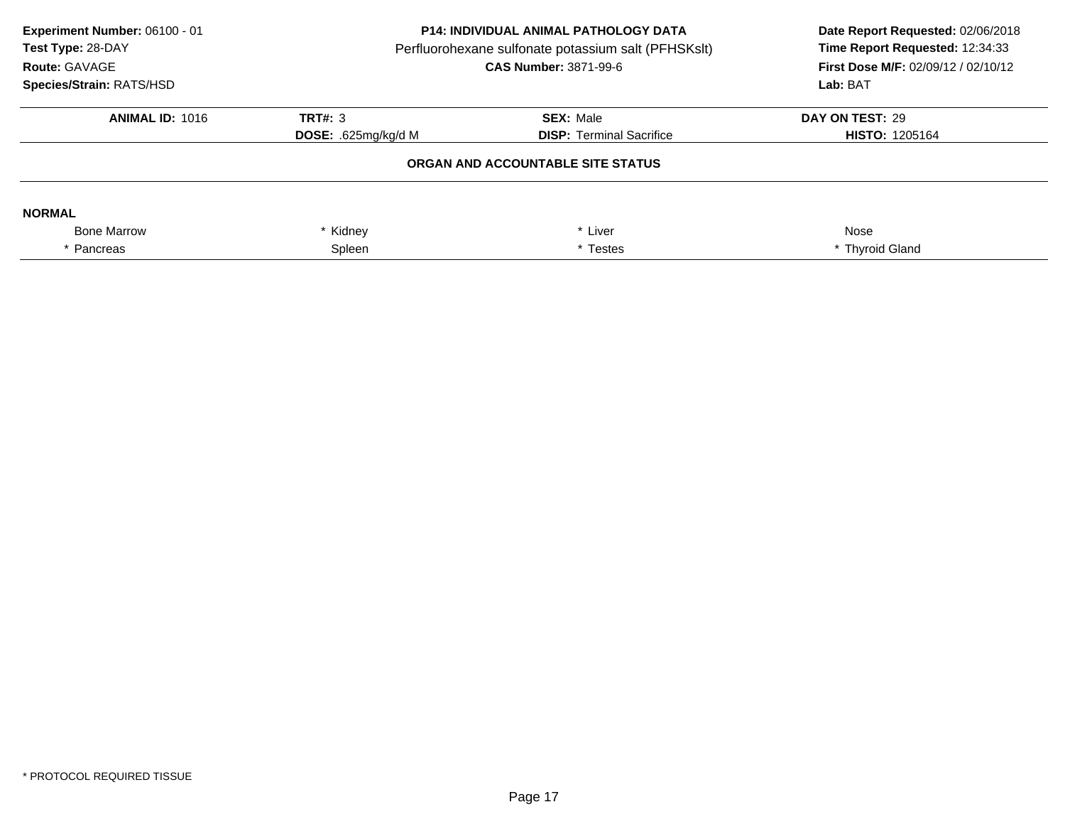**Experiment Number:** 06100 - 01
**Test Type:** 28-DAY
**Route:** GAVAGE
**Species/Strain:** RATS/HSD

**P14: INDIVIDUAL ANIMAL PATHOLOGY DATA**
Perfluorohexane sulfonate potassium salt (PFHSKslt)
**CAS Number:** 3871-99-6

**Date Report Requested:** 02/06/2018
**Time Report Requested:** 12:34:33
**First Dose M/F:** 02/09/12 / 02/10/12
**Lab:** BAT

| **ANIMAL ID:** 1016 | **TRT#:** 3 | **SEX:** Male | **DAY ON TEST:** 29 |
|---|---|---|---|
| | **DOSE:** .625mg/kg/d M | **DISP:** Terminal Sacrifice | **HISTO:** 1205164 |

**ORGAN AND ACCOUNTABLE SITE STATUS**

**NORMAL**

| | | | |
|---|---|---|---|
| Bone Marrow | * Kidney | * Liver | Nose |
| * Pancreas | Spleen | * Testes | * Thyroid Gland |

\* PROTOCOL REQUIRED TISSUE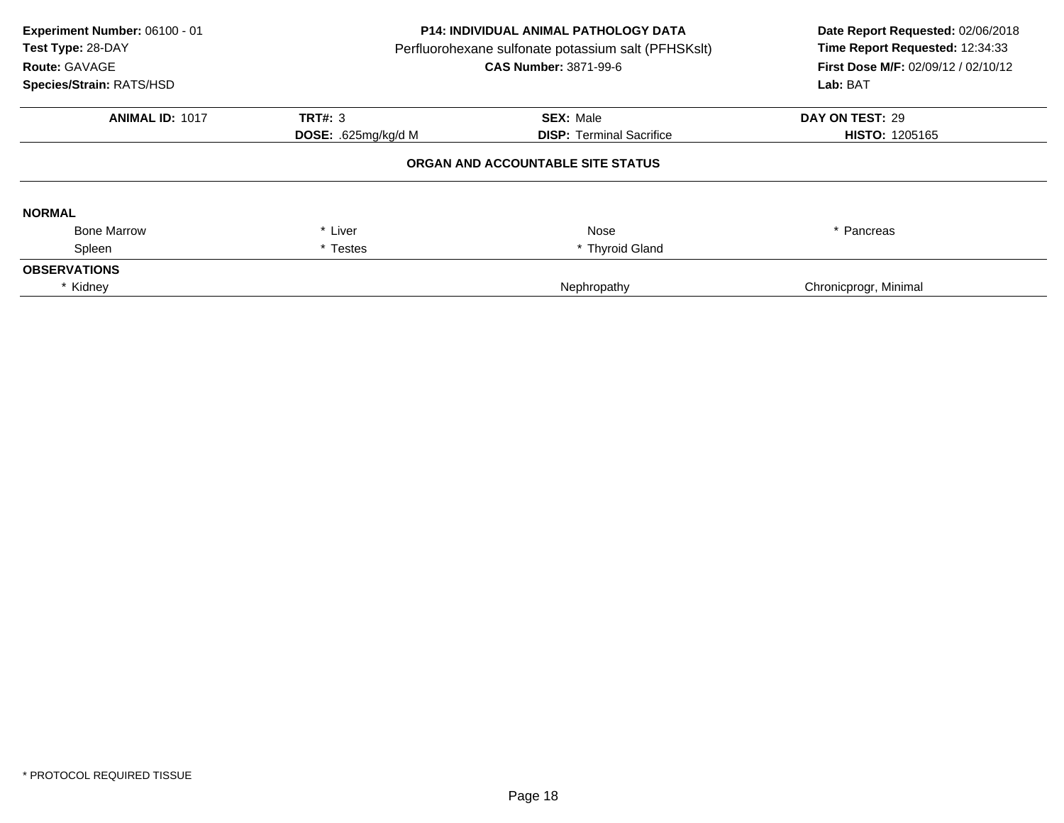**Experiment Number:** 06100 - 01
**Test Type:** 28-DAY
**Route:** GAVAGE
**Species/Strain:** RATS/HSD

**P14: INDIVIDUAL ANIMAL PATHOLOGY DATA**
Perfluorohexane sulfonate potassium salt (PFHSKslt)
**CAS Number:** 3871-99-6

**Date Report Requested:** 02/06/2018
**Time Report Requested:** 12:34:33
**First Dose M/F:** 02/09/12 / 02/10/12
**Lab:** BAT

| **ANIMAL ID:** 1017 | **TRT#:** 3 | **SEX:** Male | **DAY ON TEST:** 29 |
|---|---|---|---|
| | **DOSE:** .625mg/kg/d M | **DISP:** Terminal Sacrifice | **HISTO:** 1205165 |

**ORGAN AND ACCOUNTABLE SITE STATUS**

**NORMAL**

| | | | |
|---|---|---|---|
| Bone Marrow | * Liver | Nose | * Pancreas |
| Spleen | * Testes | * Thyroid Gland | |

**OBSERVATIONS**

| | | |
|---|---|---|
| * Kidney | Nephropathy | Chronicprogr, Minimal |

* PROTOCOL REQUIRED TISSUE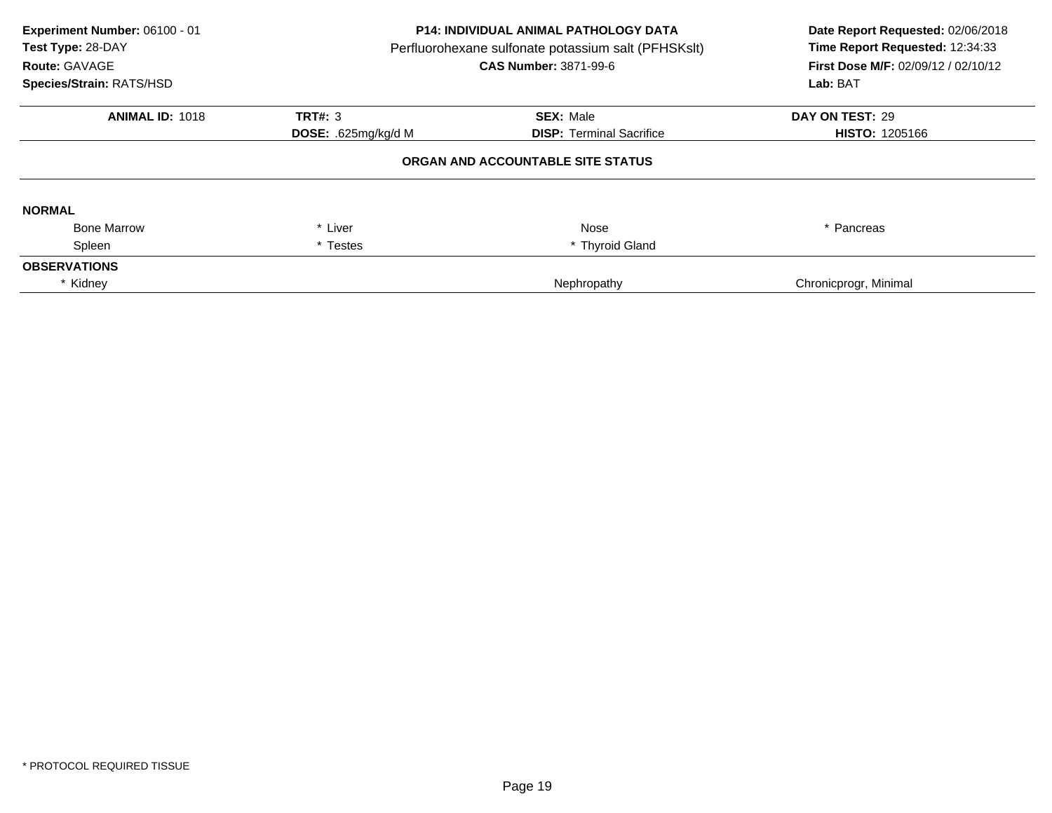**Experiment Number:** 06100 - 01
**Test Type:** 28-DAY
**Route:** GAVAGE
**Species/Strain:** RATS/HSD

**P14: INDIVIDUAL ANIMAL PATHOLOGY DATA**
Perfluorohexane sulfonate potassium salt (PFHSKslt)
**CAS Number:** 3871-99-6

**Date Report Requested:** 02/06/2018
**Time Report Requested:** 12:34:33
**First Dose M/F:** 02/09/12 / 02/10/12
**Lab:** BAT

| **ANIMAL ID:** 1018 | **TRT#:** 3 | **SEX:** Male | **DAY ON TEST:** 29 |
|---|---|---|---|
| | **DOSE:** .625mg/kg/d M | **DISP:** Terminal Sacrifice | **HISTO:** 1205166 |

**ORGAN AND ACCOUNTABLE SITE STATUS**

**NORMAL**

| | | | |
|---|---|---|---|
| Bone Marrow | * Liver | Nose | * Pancreas |
| Spleen | * Testes | * Thyroid Gland | |

**OBSERVATIONS**

| | | |
|---|---|---|
| * Kidney | Nephropathy | Chronicprogr, Minimal |

* PROTOCOL REQUIRED TISSUE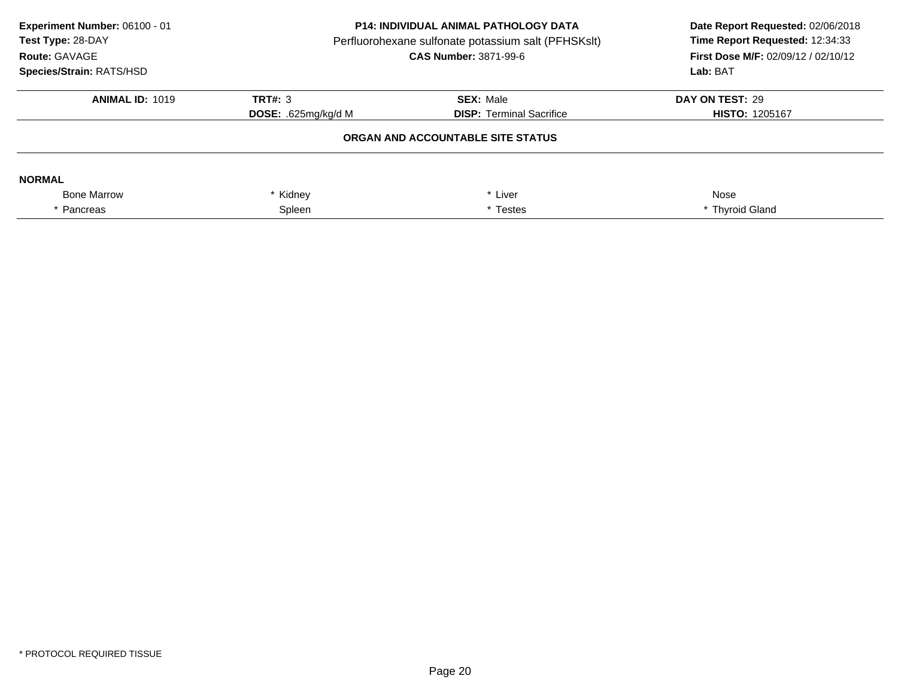**Experiment Number:** 06100 - 01
**Test Type:** 28-DAY
**Route:** GAVAGE
**Species/Strain:** RATS/HSD

**P14: INDIVIDUAL ANIMAL PATHOLOGY DATA**
Perfluorohexane sulfonate potassium salt (PFHSKslt)
**CAS Number:** 3871-99-6

**Date Report Requested:** 02/06/2018
**Time Report Requested:** 12:34:33
**First Dose M/F:** 02/09/12 / 02/10/12
**Lab:** BAT

| **ANIMAL ID:** 1019 | **TRT#:** 3 | **SEX:** Male | **DAY ON TEST:** 29 |
|---|---|---|---|
| | **DOSE:** .625mg/kg/d M | **DISP:** Terminal Sacrifice | **HISTO:** 1205167 |

**ORGAN AND ACCOUNTABLE SITE STATUS**

**NORMAL**

| | | | |
|---|---|---|---|
| Bone Marrow | * Kidney | * Liver | Nose |
| * Pancreas | Spleen | * Testes | * Thyroid Gland |

* PROTOCOL REQUIRED TISSUE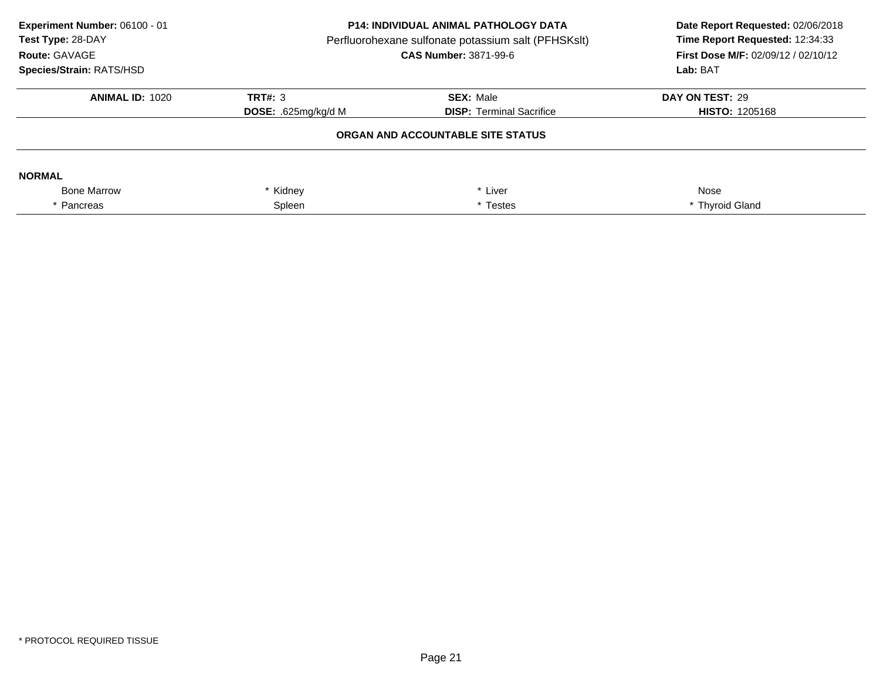**Experiment Number:** 06100 - 01
**Test Type:** 28-DAY
**Route:** GAVAGE
**Species/Strain:** RATS/HSD

**P14: INDIVIDUAL ANIMAL PATHOLOGY DATA**
Perfluorohexane sulfonate potassium salt (PFHSKslt)
**CAS Number:** 3871-99-6

**Date Report Requested:** 02/06/2018
**Time Report Requested:** 12:34:33
**First Dose M/F:** 02/09/12 / 02/10/12
**Lab:** BAT

| **ANIMAL ID:** 1020 | **TRT#:** 3 | **SEX:** Male | **DAY ON TEST:** 29 |
|---|---|---|---|
| | **DOSE:** .625mg/kg/d M | **DISP:** Terminal Sacrifice | **HISTO:** 1205168 |

**ORGAN AND ACCOUNTABLE SITE STATUS**

**NORMAL**

| | | | |
|---|---|---|---|
| Bone Marrow | * Kidney | * Liver | Nose |
| * Pancreas | Spleen | * Testes | * Thyroid Gland |

* PROTOCOL REQUIRED TISSUE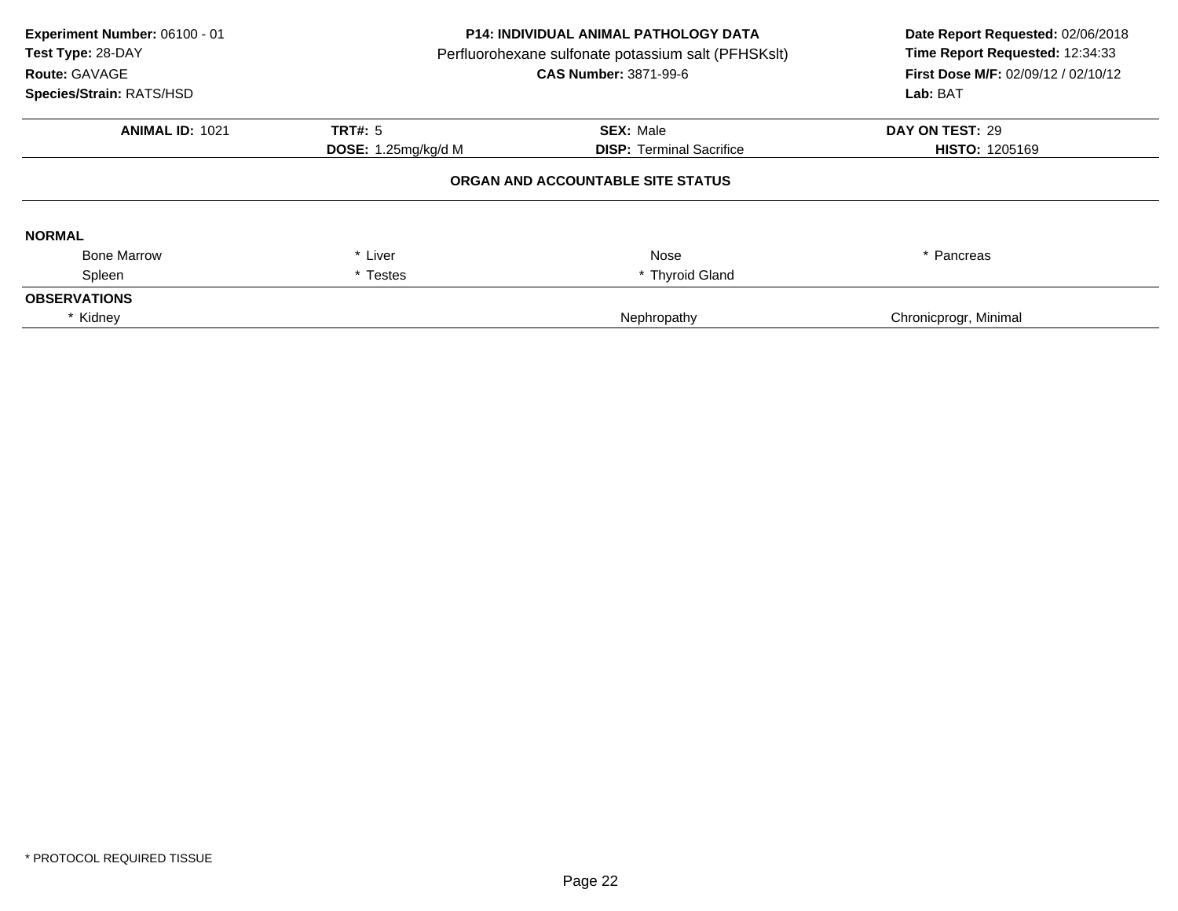**Experiment Number:** 06100 - 01
**Test Type:** 28-DAY
**Route:** GAVAGE
**Species/Strain:** RATS/HSD

**P14: INDIVIDUAL ANIMAL PATHOLOGY DATA**
Perfluorohexane sulfonate potassium salt (PFHSKslt)
**CAS Number:** 3871-99-6

**Date Report Requested:** 02/06/2018
**Time Report Requested:** 12:34:33
**First Dose M/F:** 02/09/12 / 02/10/12
**Lab:** BAT

| **ANIMAL ID:** 1021 | **TRT#:** 5 | **SEX:** Male | **DAY ON TEST:** 29 |
|---|---|---|---|
| | **DOSE:** 1.25mg/kg/d M | **DISP:** Terminal Sacrifice | **HISTO:** 1205169 |

**ORGAN AND ACCOUNTABLE SITE STATUS**

**NORMAL**

| | | | |
|---|---|---|---|
| Bone Marrow | * Liver | Nose | * Pancreas |
| Spleen | * Testes | * Thyroid Gland | |

**OBSERVATIONS**

| | | |
|---|---|---|
| * Kidney | Nephropathy | Chronicprogr, Minimal |

* PROTOCOL REQUIRED TISSUE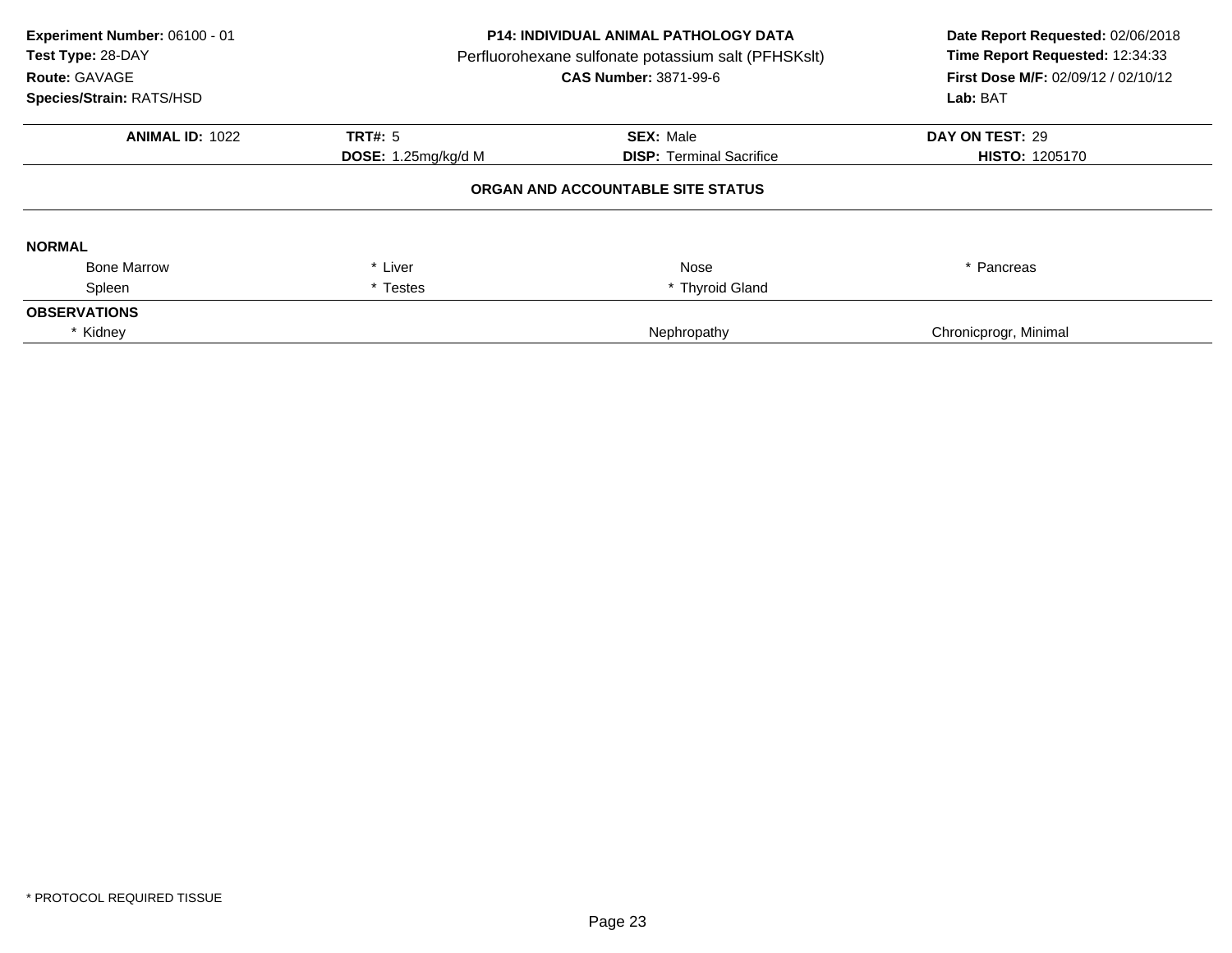**Experiment Number:** 06100 - 01
**Test Type:** 28-DAY
**Route:** GAVAGE
**Species/Strain:** RATS/HSD

**P14: INDIVIDUAL ANIMAL PATHOLOGY DATA**
Perfluorohexane sulfonate potassium salt (PFHSKslt)
**CAS Number:** 3871-99-6

**Date Report Requested:** 02/06/2018
**Time Report Requested:** 12:34:33
**First Dose M/F:** 02/09/12 / 02/10/12
**Lab:** BAT

| **ANIMAL ID:** 1022 | **TRT#:** 5 | **SEX:** Male | **DAY ON TEST:** 29 |
|---|---|---|---|
| | **DOSE:** 1.25mg/kg/d M | **DISP:** Terminal Sacrifice | **HISTO:** 1205170 |

**ORGAN AND ACCOUNTABLE SITE STATUS**

**NORMAL**

| | | | |
|---|---|---|---|
| Bone Marrow | * Liver | Nose | * Pancreas |
| Spleen | * Testes | * Thyroid Gland | |

**OBSERVATIONS**

| | | |
|---|---|---|
| * Kidney | Nephropathy | Chronicprogr, Minimal |

* PROTOCOL REQUIRED TISSUE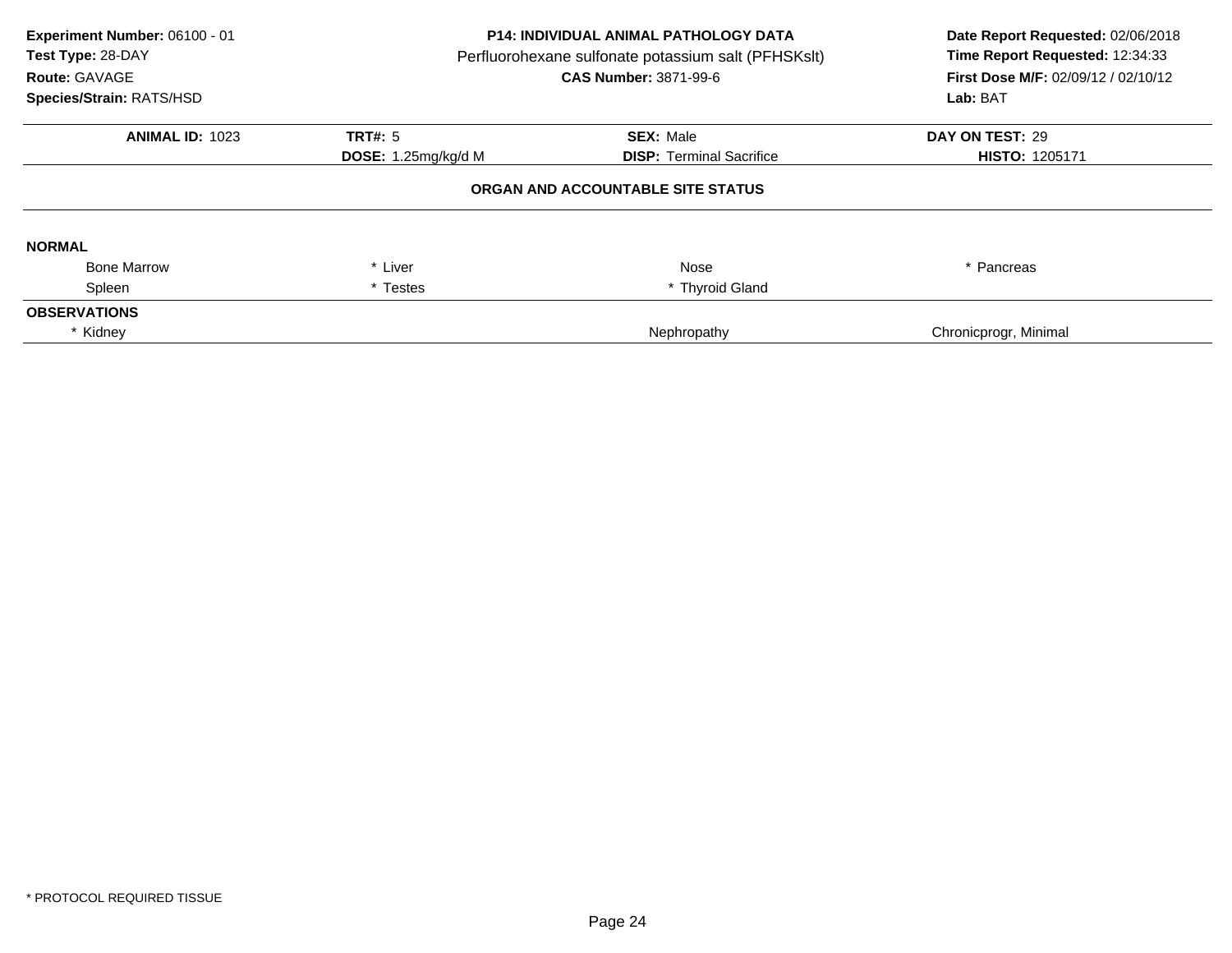**Experiment Number:** 06100 - 01
**Test Type:** 28-DAY
**Route:** GAVAGE
**Species/Strain:** RATS/HSD

**P14: INDIVIDUAL ANIMAL PATHOLOGY DATA**
Perfluorohexane sulfonate potassium salt (PFHSKslt)
**CAS Number:** 3871-99-6

**Date Report Requested:** 02/06/2018
**Time Report Requested:** 12:34:33
**First Dose M/F:** 02/09/12 / 02/10/12
**Lab:** BAT

| **ANIMAL ID:** 1023 | **TRT#:** 5 | **SEX:** Male | **DAY ON TEST:** 29 |
|---|---|---|---|
| | **DOSE:** 1.25mg/kg/d M | **DISP:** Terminal Sacrifice | **HISTO:** 1205171 |

**ORGAN AND ACCOUNTABLE SITE STATUS**

**NORMAL**

| | | | |
|---|---|---|---|
| Bone Marrow | * Liver | Nose | * Pancreas |
| Spleen | * Testes | * Thyroid Gland | |

**OBSERVATIONS**

| | | |
|---|---|---|
| * Kidney | Nephropathy | Chronicprogr, Minimal |

* PROTOCOL REQUIRED TISSUE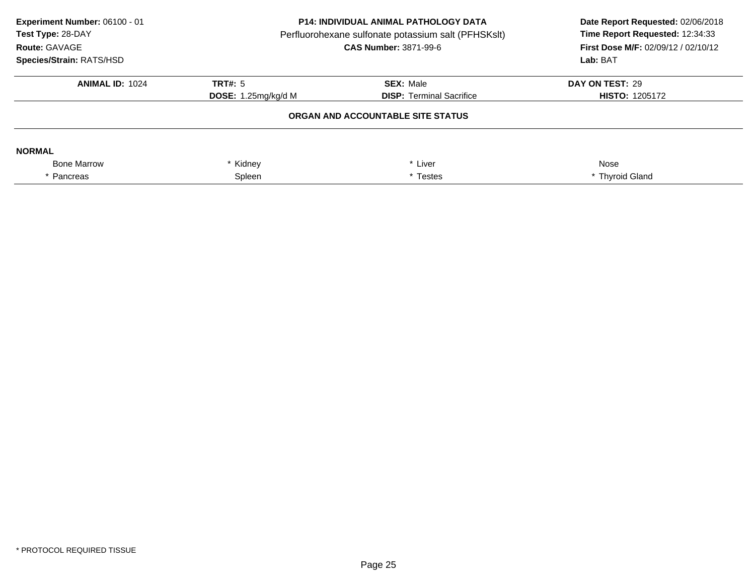**Experiment Number:** 06100 - 01
**Test Type:** 28-DAY
**Route:** GAVAGE
**Species/Strain:** RATS/HSD

**P14: INDIVIDUAL ANIMAL PATHOLOGY DATA**
Perfluorohexane sulfonate potassium salt (PFHSKslt)
**CAS Number:** 3871-99-6

**Date Report Requested:** 02/06/2018
**Time Report Requested:** 12:34:33
**First Dose M/F:** 02/09/12 / 02/10/12
**Lab:** BAT

| **ANIMAL ID:** 1024 | **TRT#:** 5 | **SEX:** Male | **DAY ON TEST:** 29 |
|---|---|---|---|
| | **DOSE:** 1.25mg/kg/d M | **DISP:** Terminal Sacrifice | **HISTO:** 1205172 |

**ORGAN AND ACCOUNTABLE SITE STATUS**

**NORMAL**

| | | | |
|---|---|---|---|
| Bone Marrow | * Kidney | * Liver | Nose |
| * Pancreas | Spleen | * Testes | * Thyroid Gland |

* PROTOCOL REQUIRED TISSUE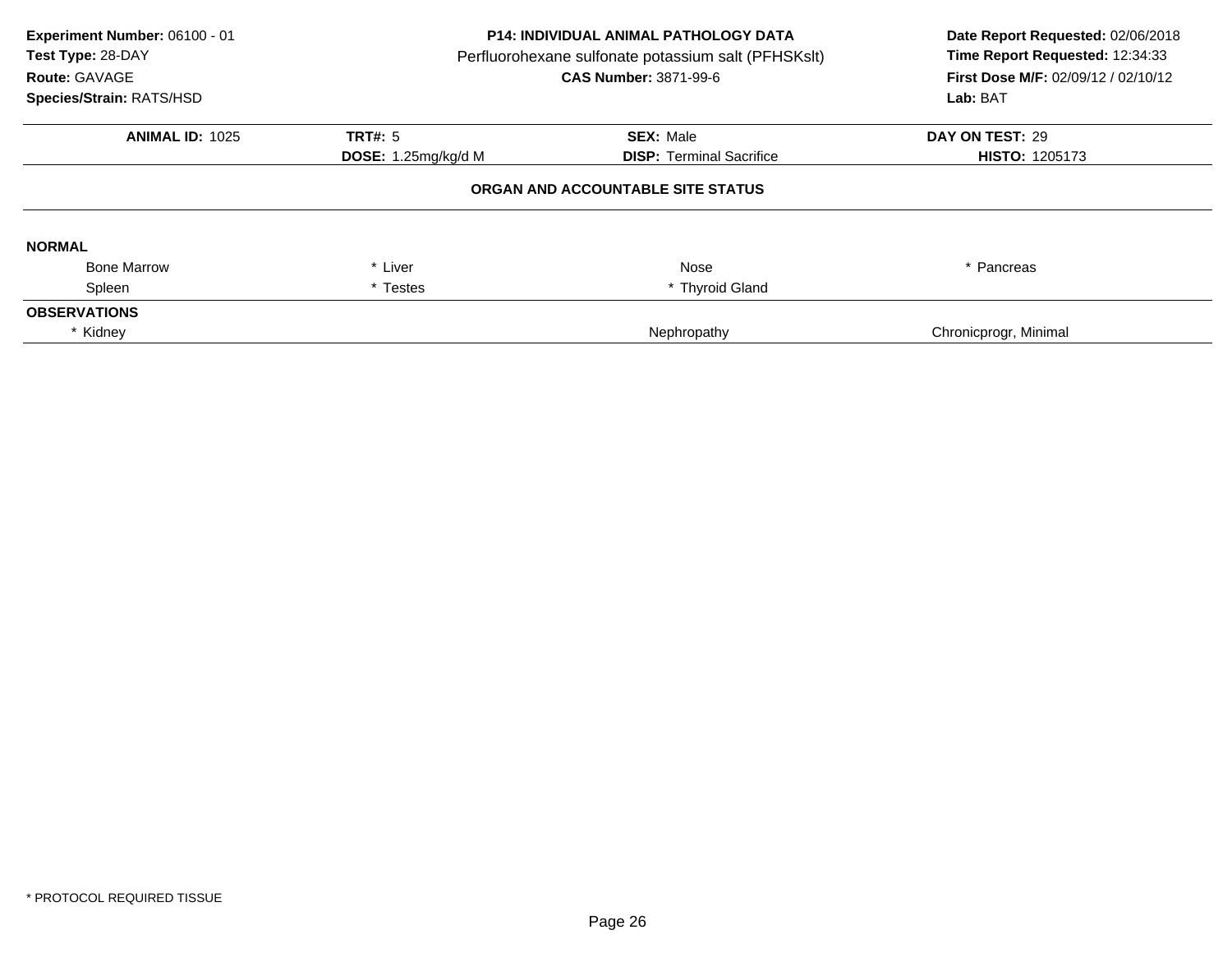**Experiment Number:** 06100 - 01
**Test Type:** 28-DAY
**Route:** GAVAGE
**Species/Strain:** RATS/HSD

**P14: INDIVIDUAL ANIMAL PATHOLOGY DATA**
Perfluorohexane sulfonate potassium salt (PFHSKslt)
**CAS Number:** 3871-99-6

**Date Report Requested:** 02/06/2018
**Time Report Requested:** 12:34:33
**First Dose M/F:** 02/09/12 / 02/10/12
**Lab:** BAT

| **ANIMAL ID:** 1025 | **TRT#:** 5 | **SEX:** Male | **DAY ON TEST:** 29 |
|---|---|---|---|
| | **DOSE:** 1.25mg/kg/d M | **DISP:** Terminal Sacrifice | **HISTO:** 1205173 |

**ORGAN AND ACCOUNTABLE SITE STATUS**

**NORMAL**

| | | | |
|---|---|---|---|
| Bone Marrow | * Liver | Nose | * Pancreas |
| Spleen | * Testes | * Thyroid Gland | |

**OBSERVATIONS**

| | | |
|---|---|---|
| * Kidney | Nephropathy | Chronicprogr, Minimal |

* PROTOCOL REQUIRED TISSUE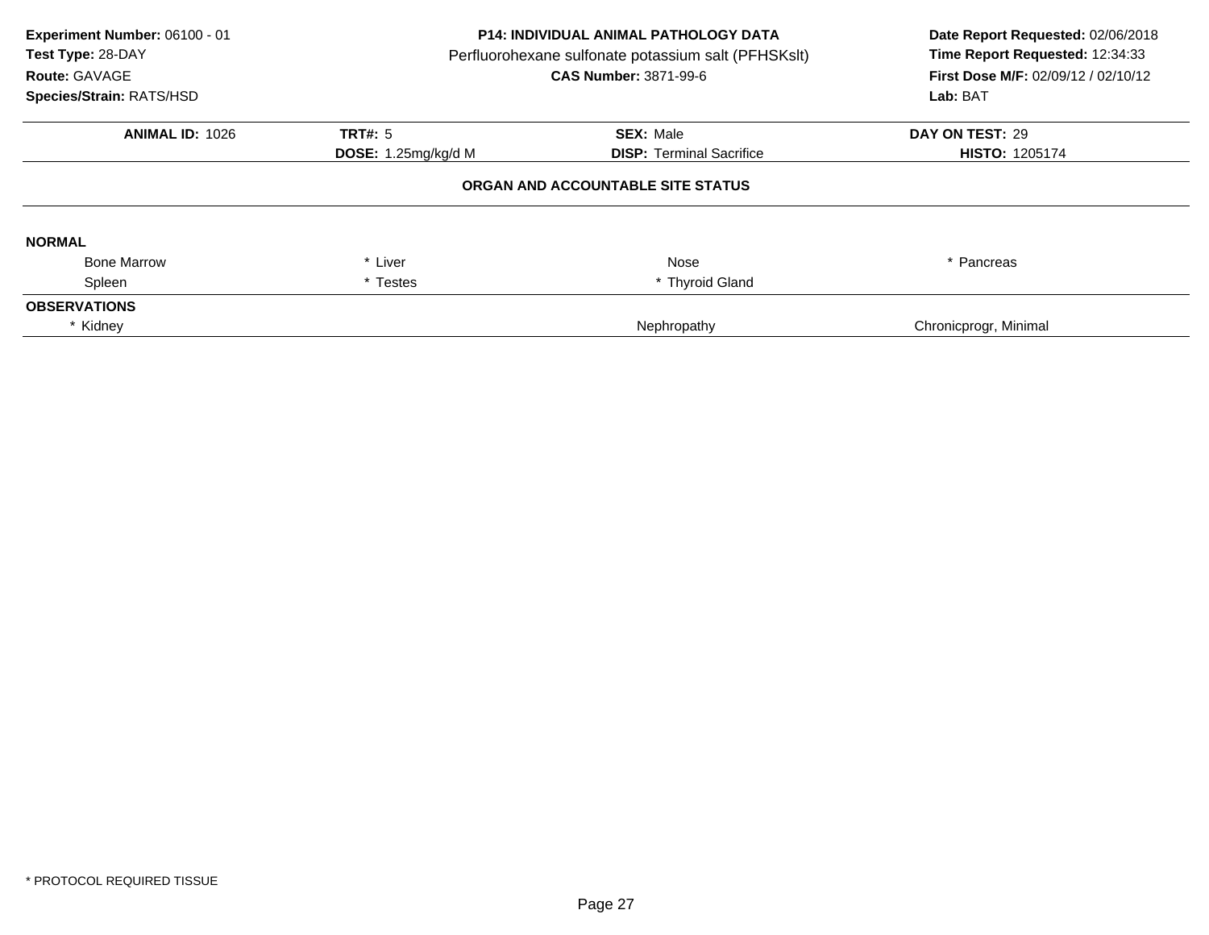**Experiment Number:** 06100 - 01
**Test Type:** 28-DAY
**Route:** GAVAGE
**Species/Strain:** RATS/HSD

**P14: INDIVIDUAL ANIMAL PATHOLOGY DATA**
Perfluorohexane sulfonate potassium salt (PFHSKslt)
**CAS Number:** 3871-99-6

**Date Report Requested:** 02/06/2018
**Time Report Requested:** 12:34:33
**First Dose M/F:** 02/09/12 / 02/10/12
**Lab:** BAT

| **ANIMAL ID:** 1026 | **TRT#:** 5 | **SEX:** Male | **DAY ON TEST:** 29 |
|---|---|---|---|
| | **DOSE:** 1.25mg/kg/d M | **DISP:** Terminal Sacrifice | **HISTO:** 1205174 |

**ORGAN AND ACCOUNTABLE SITE STATUS**

**NORMAL**

| | | | |
|---|---|---|---|
| Bone Marrow | * Liver | Nose | * Pancreas |
| Spleen | * Testes | * Thyroid Gland | |

**OBSERVATIONS**

| | | |
|---|---|---|
| * Kidney | Nephropathy | Chronicprogr, Minimal |

* PROTOCOL REQUIRED TISSUE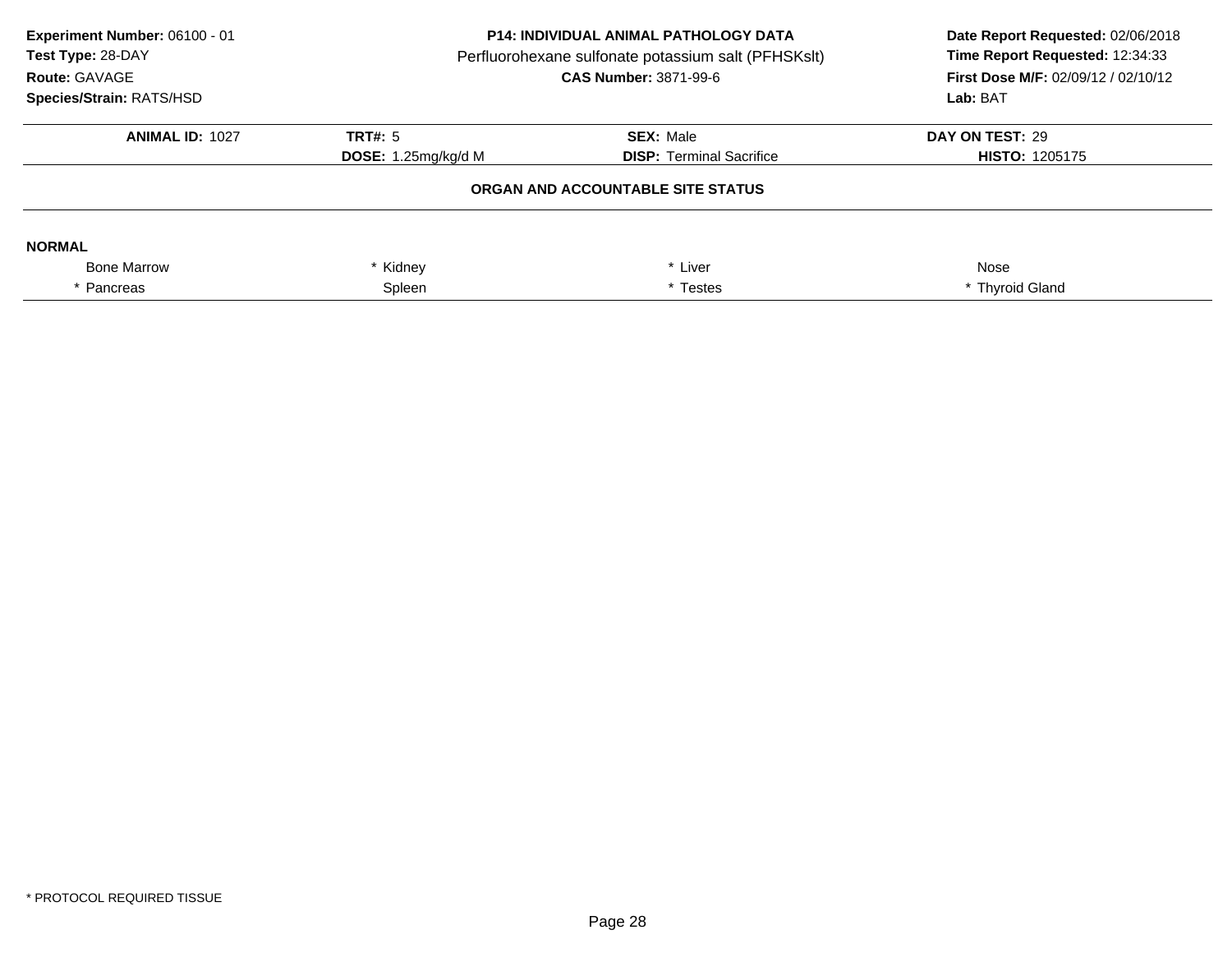**Experiment Number:** 06100 - 01
**Test Type:** 28-DAY
**Route:** GAVAGE
**Species/Strain:** RATS/HSD

**P14: INDIVIDUAL ANIMAL PATHOLOGY DATA**
Perfluorohexane sulfonate potassium salt (PFHSKslt)
**CAS Number:** 3871-99-6

**Date Report Requested:** 02/06/2018
**Time Report Requested:** 12:34:33
**First Dose M/F:** 02/09/12 / 02/10/12
**Lab:** BAT

| **ANIMAL ID:** 1027 | **TRT#:** 5 | **SEX:** Male | **DAY ON TEST:** 29 |
|---|---|---|---|
| | **DOSE:** 1.25mg/kg/d M | **DISP:** Terminal Sacrifice | **HISTO:** 1205175 |

**ORGAN AND ACCOUNTABLE SITE STATUS**

**NORMAL**

| | | | |
|---|---|---|---|
| Bone Marrow | * Kidney | * Liver | Nose |
| * Pancreas | Spleen | * Testes | * Thyroid Gland |

\* PROTOCOL REQUIRED TISSUE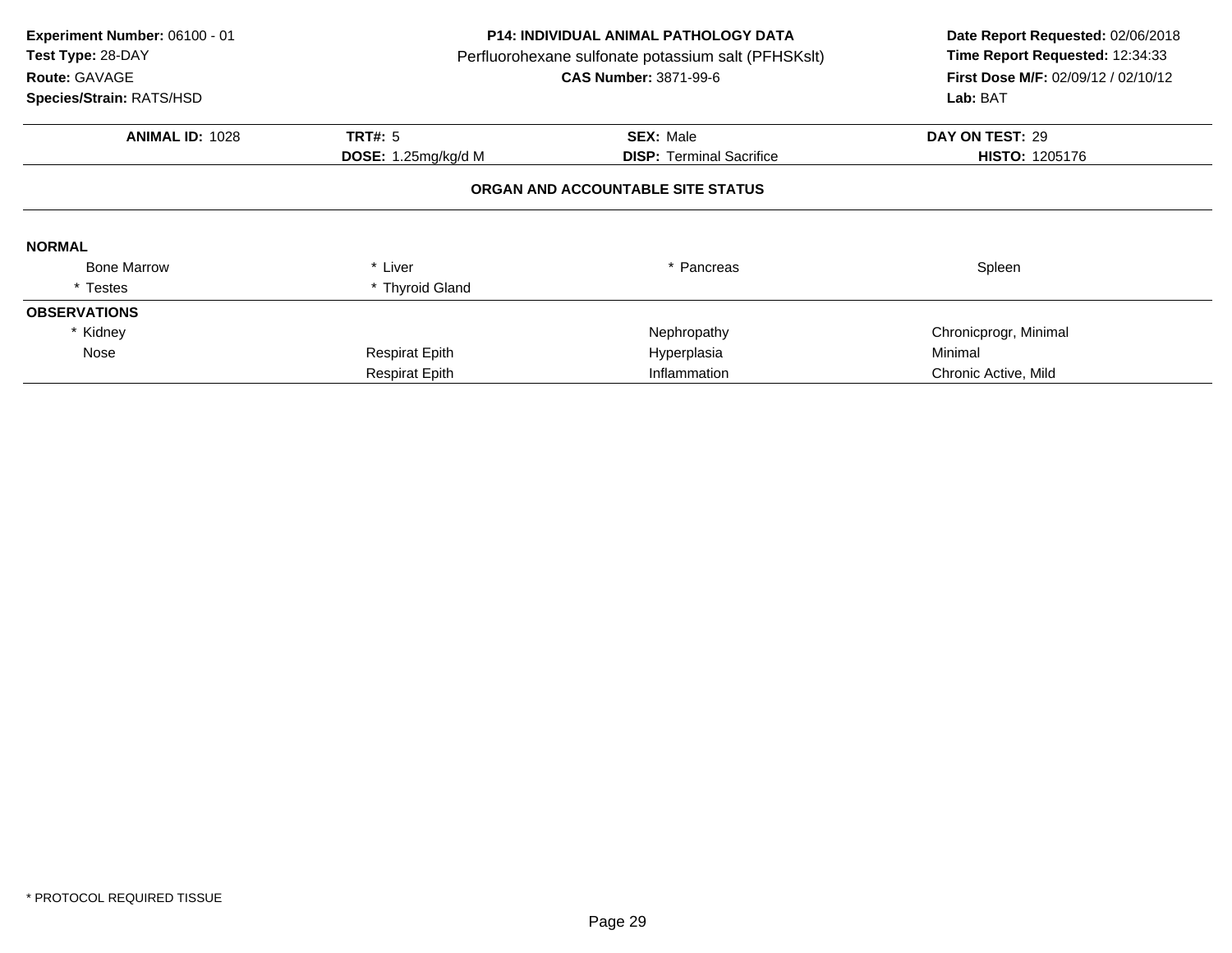**Experiment Number:** 06100 - 01
**Test Type:** 28-DAY
**Route:** GAVAGE
**Species/Strain:** RATS/HSD

**P14: INDIVIDUAL ANIMAL PATHOLOGY DATA**
Perfluorohexane sulfonate potassium salt (PFHSKslt)
**CAS Number:** 3871-99-6

**Date Report Requested:** 02/06/2018
**Time Report Requested:** 12:34:33
**First Dose M/F:** 02/09/12 / 02/10/12
**Lab:** BAT

| **ANIMAL ID:** 1028 | **TRT#:** 5 | **SEX:** Male | **DAY ON TEST:** 29 |
|---|---|---|---|
| | **DOSE:** 1.25mg/kg/d M | **DISP:** Terminal Sacrifice | **HISTO:** 1205176 |

**ORGAN AND ACCOUNTABLE SITE STATUS**

**NORMAL**

| | | | |
|---|---|---|---|
| Bone Marrow | * Liver | * Pancreas | Spleen |
| * Testes | * Thyroid Gland | | |

**OBSERVATIONS**

| | | | |
|---|---|---|---|
| * Kidney | | Nephropathy | Chronicprogr, Minimal |
| Nose | Respirat Epith | Hyperplasia | Minimal |
| | Respirat Epith | Inflammation | Chronic Active, Mild |

* PROTOCOL REQUIRED TISSUE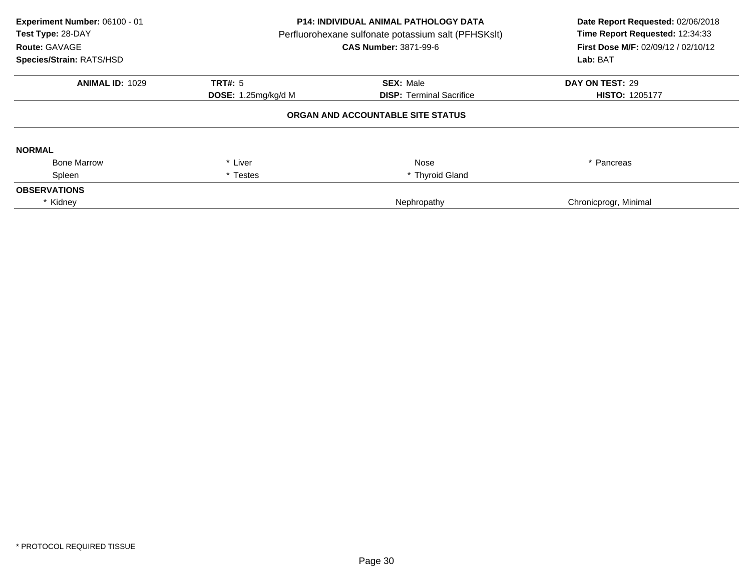**Experiment Number:** 06100 - 01
**Test Type:** 28-DAY
**Route:** GAVAGE
**Species/Strain:** RATS/HSD

**P14: INDIVIDUAL ANIMAL PATHOLOGY DATA**
Perfluorohexane sulfonate potassium salt (PFHSKslt)
**CAS Number:** 3871-99-6

**Date Report Requested:** 02/06/2018
**Time Report Requested:** 12:34:33
**First Dose M/F:** 02/09/12 / 02/10/12
**Lab:** BAT

| **ANIMAL ID:** 1029 | **TRT#:** 5 | **SEX:** Male | **DAY ON TEST:** 29 |
|---|---|---|---|
| | **DOSE:** 1.25mg/kg/d M | **DISP:** Terminal Sacrifice | **HISTO:** 1205177 |

**ORGAN AND ACCOUNTABLE SITE STATUS**

**NORMAL**

| | | | |
|---|---|---|---|
| Bone Marrow | * Liver | Nose | * Pancreas |
| Spleen | * Testes | * Thyroid Gland | |

**OBSERVATIONS**

| | | |
|---|---|---|
| * Kidney | Nephropathy | Chronicprogr, Minimal |

\* PROTOCOL REQUIRED TISSUE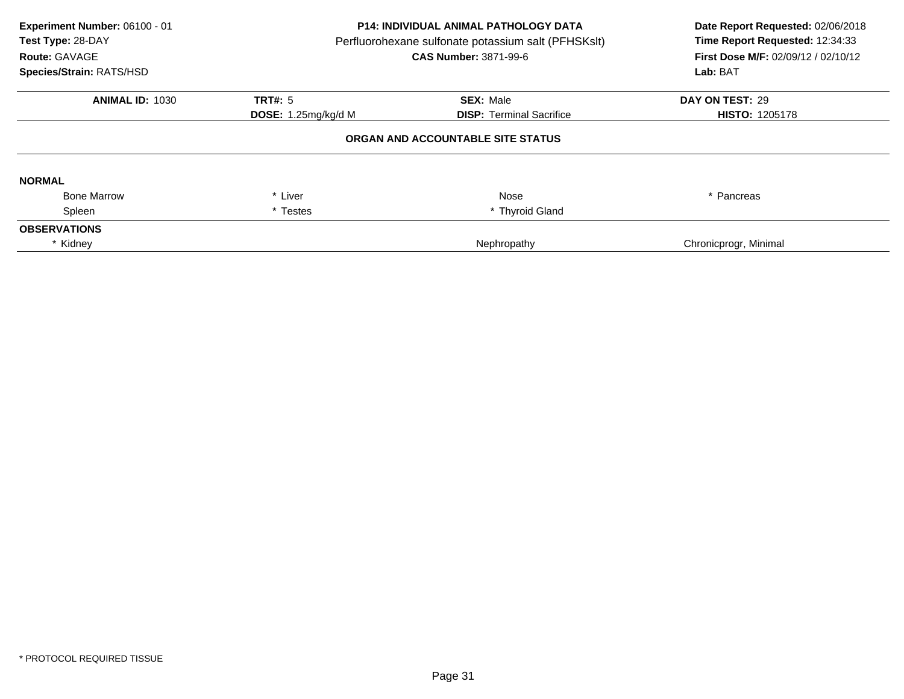**Experiment Number:** 06100 - 01
**Test Type:** 28-DAY
**Route:** GAVAGE
**Species/Strain:** RATS/HSD

**P14: INDIVIDUAL ANIMAL PATHOLOGY DATA**
Perfluorohexane sulfonate potassium salt (PFHSKslt)
**CAS Number:** 3871-99-6

**Date Report Requested:** 02/06/2018
**Time Report Requested:** 12:34:33
**First Dose M/F:** 02/09/12 / 02/10/12
**Lab:** BAT

| **ANIMAL ID:** 1030 | **TRT#:** 5 | **SEX:** Male | **DAY ON TEST:** 29 |
|---|---|---|---|
| | **DOSE:** 1.25mg/kg/d M | **DISP:** Terminal Sacrifice | **HISTO:** 1205178 |

**ORGAN AND ACCOUNTABLE SITE STATUS**

**NORMAL**

| | | | |
|---|---|---|---|
| Bone Marrow | * Liver | Nose | * Pancreas |
| Spleen | * Testes | * Thyroid Gland | |

**OBSERVATIONS**

| | | |
|---|---|---|
| * Kidney | Nephropathy | Chronicprogr, Minimal |

* PROTOCOL REQUIRED TISSUE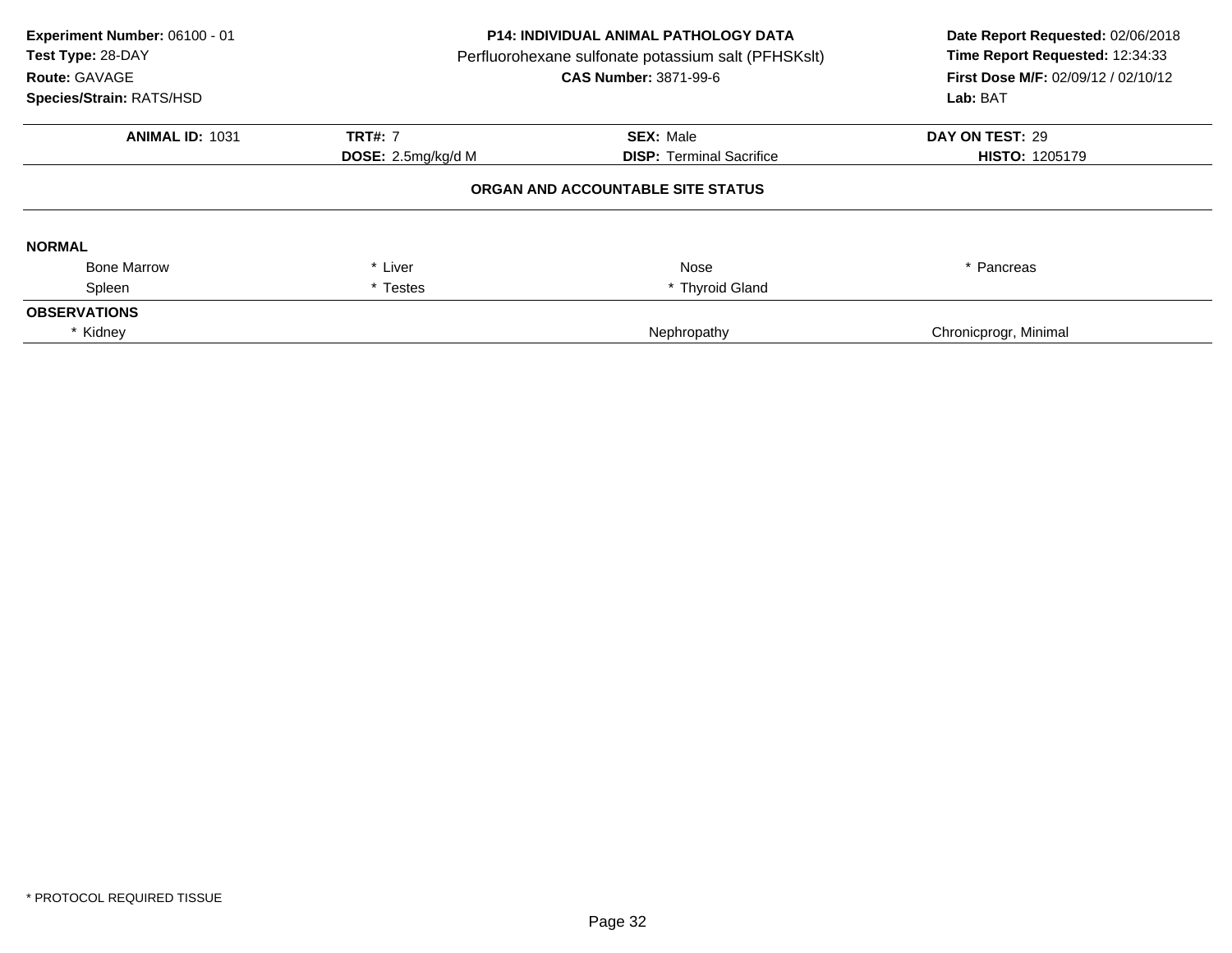**Experiment Number:** 06100 - 01
**Test Type:** 28-DAY
**Route:** GAVAGE
**Species/Strain:** RATS/HSD

**P14: INDIVIDUAL ANIMAL PATHOLOGY DATA**
Perfluorohexane sulfonate potassium salt (PFHSKslt)
**CAS Number:** 3871-99-6

**Date Report Requested:** 02/06/2018
**Time Report Requested:** 12:34:33
**First Dose M/F:** 02/09/12 / 02/10/12
**Lab:** BAT

| **ANIMAL ID:** 1031 | **TRT#:** 7 | **SEX:** Male | **DAY ON TEST:** 29 |
|---|---|---|---|
| | **DOSE:** 2.5mg/kg/d M | **DISP:** Terminal Sacrifice | **HISTO:** 1205179 |

**ORGAN AND ACCOUNTABLE SITE STATUS**

**NORMAL**

| | | | |
|---|---|---|---|
| Bone Marrow | * Liver | Nose | * Pancreas |
| Spleen | * Testes | * Thyroid Gland | |

**OBSERVATIONS**

| | | |
|---|---|---|
| * Kidney | Nephropathy | Chronicprogr, Minimal |

* PROTOCOL REQUIRED TISSUE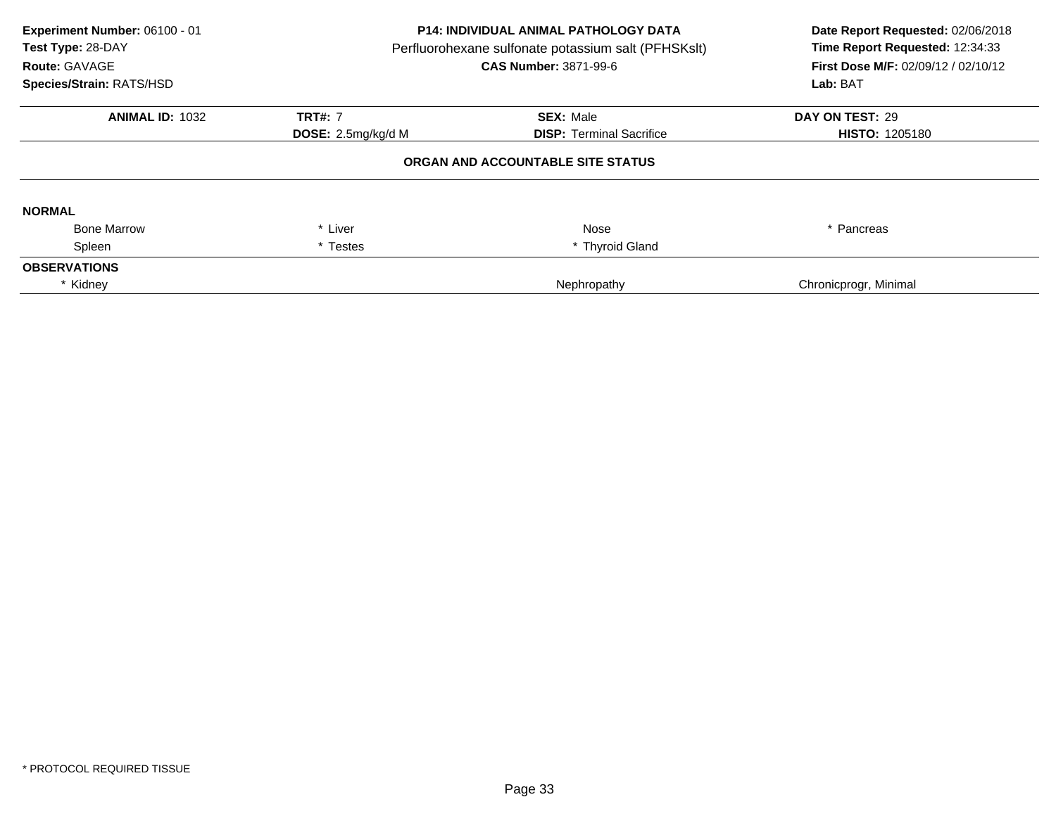**Experiment Number:** 06100 - 01
**Test Type:** 28-DAY
**Route:** GAVAGE
**Species/Strain:** RATS/HSD

**P14: INDIVIDUAL ANIMAL PATHOLOGY DATA**
Perfluorohexane sulfonate potassium salt (PFHSKslt)
**CAS Number:** 3871-99-6

**Date Report Requested:** 02/06/2018
**Time Report Requested:** 12:34:33
**First Dose M/F:** 02/09/12 / 02/10/12
**Lab:** BAT

| **ANIMAL ID:** 1032 | **TRT#:** 7 | **SEX:** Male | **DAY ON TEST:** 29 |
|---|---|---|---|
| | **DOSE:** 2.5mg/kg/d M | **DISP:** Terminal Sacrifice | **HISTO:** 1205180 |

**ORGAN AND ACCOUNTABLE SITE STATUS**

**NORMAL**

| | | | |
|---|---|---|---|
| Bone Marrow | * Liver | Nose | * Pancreas |
| Spleen | * Testes | * Thyroid Gland | |

**OBSERVATIONS**

| | | |
|---|---|---|
| * Kidney | Nephropathy | Chronicprogr, Minimal |

\* PROTOCOL REQUIRED TISSUE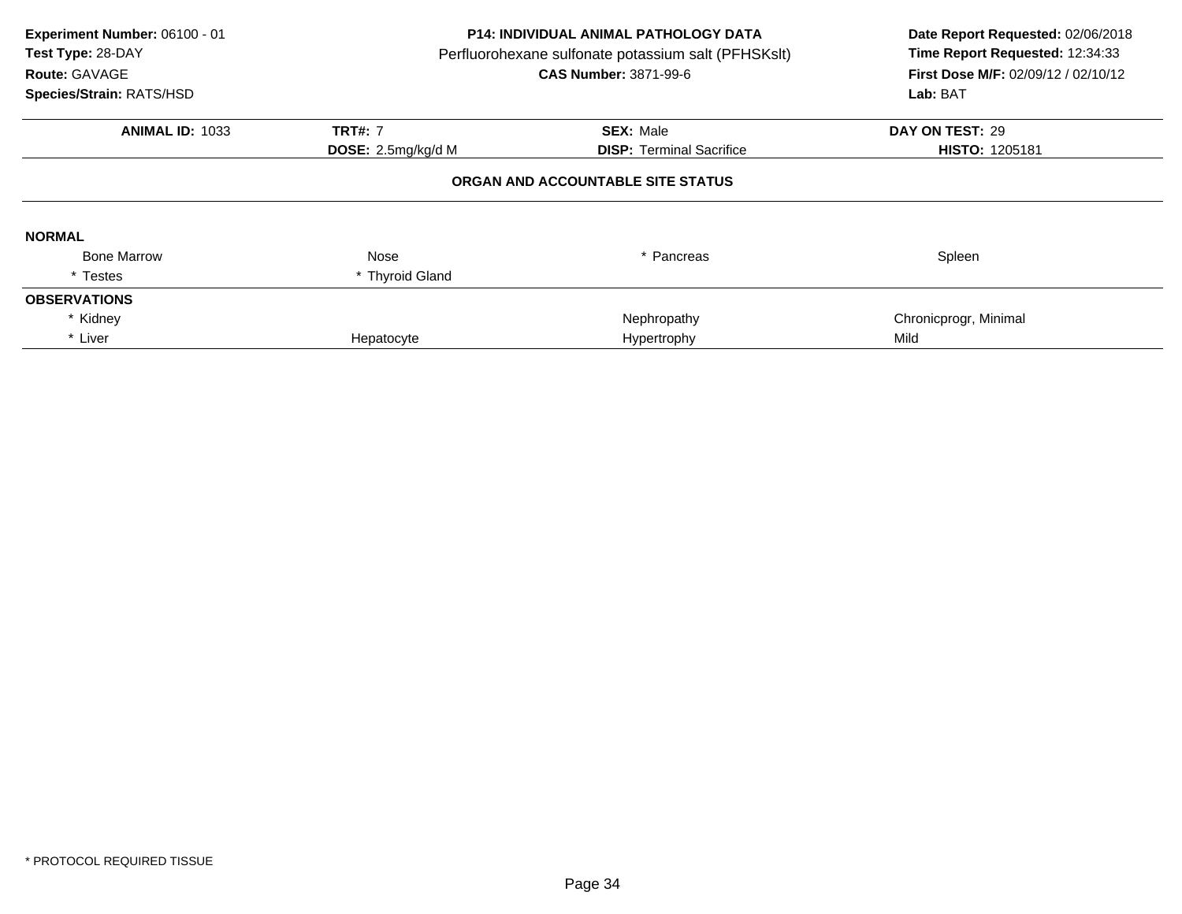**Experiment Number:** 06100 - 01
**Test Type:** 28-DAY
**Route:** GAVAGE
**Species/Strain:** RATS/HSD

**P14: INDIVIDUAL ANIMAL PATHOLOGY DATA**
Perfluorohexane sulfonate potassium salt (PFHSKslt)
**CAS Number:** 3871-99-6

**Date Report Requested:** 02/06/2018
**Time Report Requested:** 12:34:33
**First Dose M/F:** 02/09/12 / 02/10/12
**Lab:** BAT

| **ANIMAL ID:** 1033 | **TRT#:** 7 | **SEX:** Male | **DAY ON TEST:** 29 |
|---|---|---|---|
| | **DOSE:** 2.5mg/kg/d M | **DISP:** Terminal Sacrifice | **HISTO:** 1205181 |

**ORGAN AND ACCOUNTABLE SITE STATUS**

**NORMAL**

| | | | |
|---|---|---|---|
| Bone Marrow | Nose | * Pancreas | Spleen |
| * Testes | * Thyroid Gland | | |

**OBSERVATIONS**

| | | | |
|---|---|---|---|
| * Kidney | | Nephropathy | Chronicprogr, Minimal |
| * Liver | Hepatocyte | Hypertrophy | Mild |

* PROTOCOL REQUIRED TISSUE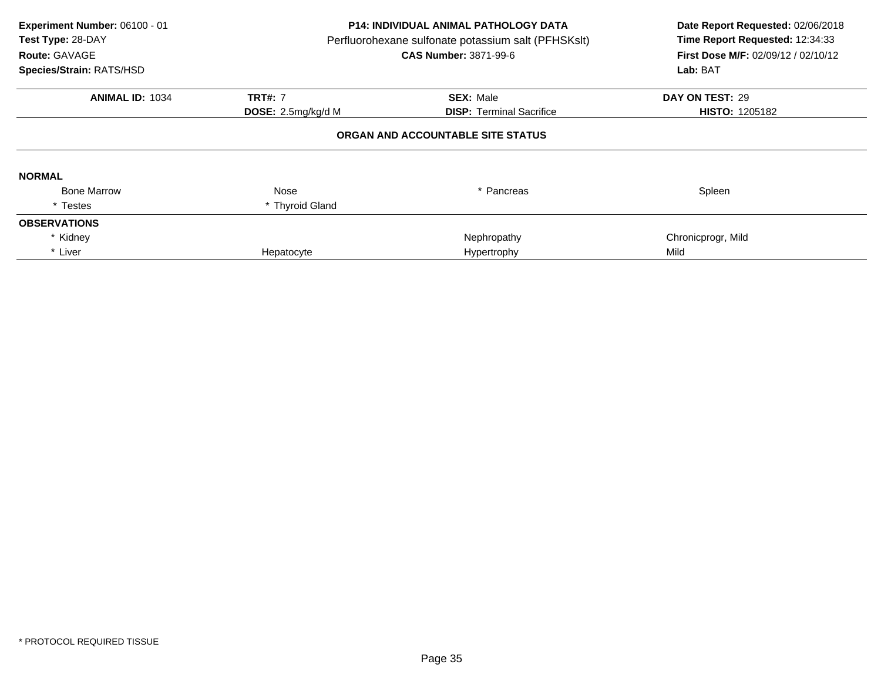**Experiment Number:** 06100 - 01
**Test Type:** 28-DAY
**Route:** GAVAGE
**Species/Strain:** RATS/HSD

**P14: INDIVIDUAL ANIMAL PATHOLOGY DATA**
Perfluorohexane sulfonate potassium salt (PFHSKslt)
**CAS Number:** 3871-99-6

**Date Report Requested:** 02/06/2018
**Time Report Requested:** 12:34:33
**First Dose M/F:** 02/09/12 / 02/10/12
**Lab:** BAT

| **ANIMAL ID:** 1034 | **TRT#:** 7 | **SEX:** Male | **DAY ON TEST:** 29 |
|---|---|---|---|
| | **DOSE:** 2.5mg/kg/d M | **DISP:** Terminal Sacrifice | **HISTO:** 1205182 |

**ORGAN AND ACCOUNTABLE SITE STATUS**

**NORMAL**

| | | | |
|---|---|---|---|
| Bone Marrow | Nose | * Pancreas | Spleen |
| * Testes | * Thyroid Gland | | |

**OBSERVATIONS**

| | | | |
|---|---|---|---|
| * Kidney | | Nephropathy | Chronicprogr, Mild |
| * Liver | Hepatocyte | Hypertrophy | Mild |

\* PROTOCOL REQUIRED TISSUE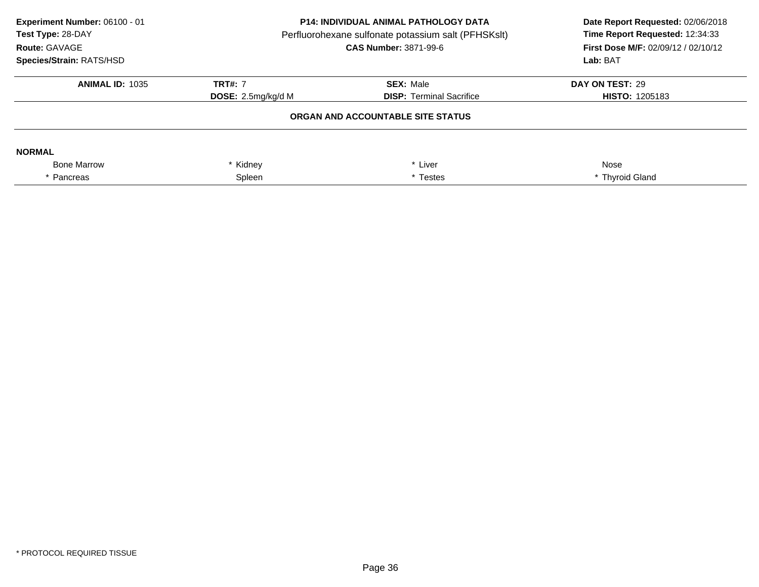**Experiment Number:** 06100 - 01
**Test Type:** 28-DAY
**Route:** GAVAGE
**Species/Strain:** RATS/HSD

**P14: INDIVIDUAL ANIMAL PATHOLOGY DATA**
Perfluorohexane sulfonate potassium salt (PFHSKslt)
**CAS Number:** 3871-99-6

**Date Report Requested:** 02/06/2018
**Time Report Requested:** 12:34:33
**First Dose M/F:** 02/09/12 / 02/10/12
**Lab:** BAT

| **ANIMAL ID:** 1035 | **TRT#:** 7 | **SEX:** Male | **DAY ON TEST:** 29 |
|---|---|---|---|
| | **DOSE:** 2.5mg/kg/d M | **DISP:** Terminal Sacrifice | **HISTO:** 1205183 |

### ORGAN AND ACCOUNTABLE SITE STATUS

**NORMAL**

| | | | |
|---|---|---|---|
| Bone Marrow | * Kidney | * Liver | Nose |
| * Pancreas | Spleen | * Testes | * Thyroid Gland |

\* PROTOCOL REQUIRED TISSUE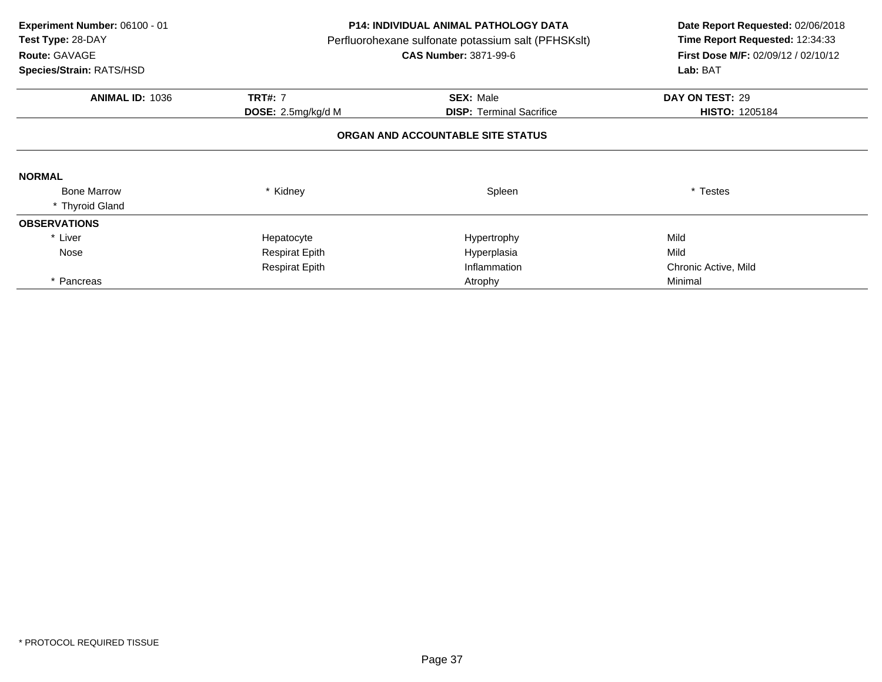**Experiment Number:** 06100 - 01
**Test Type:** 28-DAY
**Route:** GAVAGE
**Species/Strain:** RATS/HSD

**P14: INDIVIDUAL ANIMAL PATHOLOGY DATA**
Perfluorohexane sulfonate potassium salt (PFHSKslt)
**CAS Number:** 3871-99-6

**Date Report Requested:** 02/06/2018
**Time Report Requested:** 12:34:33
**First Dose M/F:** 02/09/12 / 02/10/12
**Lab:** BAT

| **ANIMAL ID:** 1036 | **TRT#:** 7 | **SEX:** Male | **DAY ON TEST:** 29 |
|---|---|---|---|
| | **DOSE:** 2.5mg/kg/d M | **DISP:** Terminal Sacrifice | **HISTO:** 1205184 |

**ORGAN AND ACCOUNTABLE SITE STATUS**

| | | | |
|---|---|---|---|
| **NORMAL** | | | |
| Bone Marrow | * Kidney | Spleen | * Testes |
| * Thyroid Gland | | | |
| **OBSERVATIONS** | | | |
| * Liver | Hepatocyte | Hypertrophy | Mild |
| Nose | Respirat Epith | Hyperplasia | Mild |
| | Respirat Epith | Inflammation | Chronic Active, Mild |
| * Pancreas | | Atrophy | Minimal |

* PROTOCOL REQUIRED TISSUE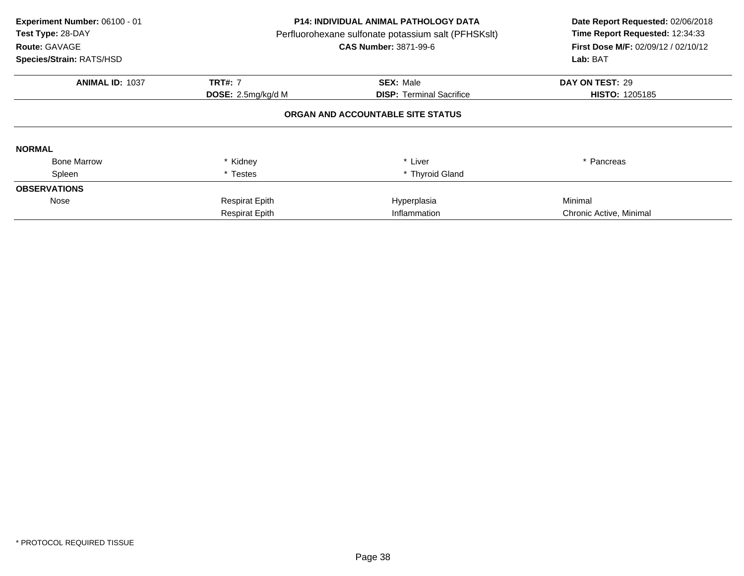**Experiment Number:** 06100 - 01
**Test Type:** 28-DAY
**Route:** GAVAGE
**Species/Strain:** RATS/HSD

**P14: INDIVIDUAL ANIMAL PATHOLOGY DATA**
Perfluorohexane sulfonate potassium salt (PFHSKslt)
**CAS Number:** 3871-99-6

**Date Report Requested:** 02/06/2018
**Time Report Requested:** 12:34:33
**First Dose M/F:** 02/09/12 / 02/10/12
**Lab:** BAT

| **ANIMAL ID:** 1037 | **TRT#:** 7 | **SEX:** Male | **DAY ON TEST:** 29 |
|---|---|---|---|
| | **DOSE:** 2.5mg/kg/d M | **DISP:** Terminal Sacrifice | **HISTO:** 1205185 |

**ORGAN AND ACCOUNTABLE SITE STATUS**

| | | | |
|---|---|---|---|
| **NORMAL** | | | |
| Bone Marrow | * Kidney | * Liver | * Pancreas |
| Spleen | * Testes | * Thyroid Gland | |
| **OBSERVATIONS** | | | |
| Nose | Respirat Epith | Hyperplasia | Minimal |
| | Respirat Epith | Inflammation | Chronic Active, Minimal |

* PROTOCOL REQUIRED TISSUE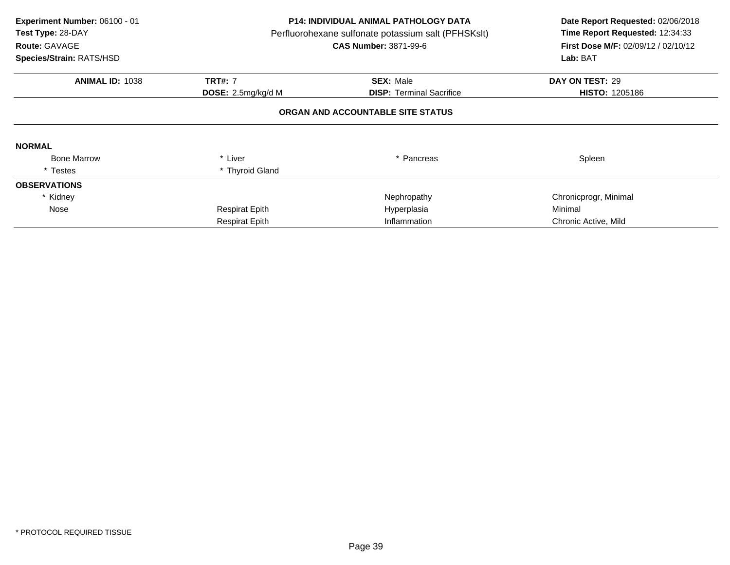**Experiment Number:** 06100 - 01
**Test Type:** 28-DAY
**Route:** GAVAGE
**Species/Strain:** RATS/HSD

**P14: INDIVIDUAL ANIMAL PATHOLOGY DATA**
Perfluorohexane sulfonate potassium salt (PFHSKslt)
**CAS Number:** 3871-99-6

**Date Report Requested:** 02/06/2018
**Time Report Requested:** 12:34:33
**First Dose M/F:** 02/09/12 / 02/10/12
**Lab:** BAT

| **ANIMAL ID:** 1038 | **TRT#:** 7 | **SEX:** Male | **DAY ON TEST:** 29 |
|---|---|---|---|
| | **DOSE:** 2.5mg/kg/d M | **DISP:** Terminal Sacrifice | **HISTO:** 1205186 |

**ORGAN AND ACCOUNTABLE SITE STATUS**

| | | | |
|---|---|---|---|
| **NORMAL** | | | |
| Bone Marrow | * Liver | * Pancreas | Spleen |
| * Testes | * Thyroid Gland | | |
| **OBSERVATIONS** | | | |
| * Kidney | | Nephropathy | Chronicprogr, Minimal |
| Nose | Respirat Epith | Hyperplasia | Minimal |
| | Respirat Epith | Inflammation | Chronic Active, Mild |

* PROTOCOL REQUIRED TISSUE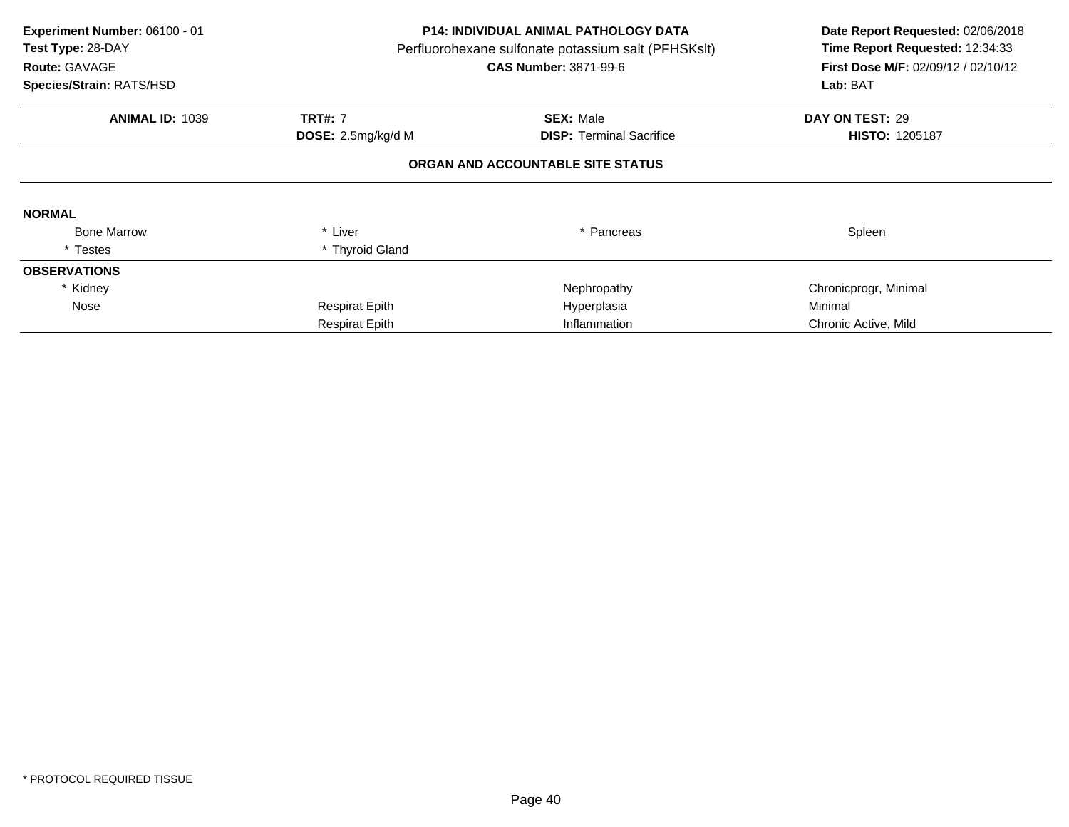**Experiment Number:** 06100 - 01
**Test Type:** 28-DAY
**Route:** GAVAGE
**Species/Strain:** RATS/HSD

**P14: INDIVIDUAL ANIMAL PATHOLOGY DATA**
Perfluorohexane sulfonate potassium salt (PFHSKslt)
**CAS Number:** 3871-99-6

**Date Report Requested:** 02/06/2018
**Time Report Requested:** 12:34:33
**First Dose M/F:** 02/09/12 / 02/10/12
**Lab:** BAT

| **ANIMAL ID:** 1039 | **TRT#:** 7 | **SEX:** Male | **DAY ON TEST:** 29 |
|---|---|---|---|
| | **DOSE:** 2.5mg/kg/d M | **DISP:** Terminal Sacrifice | **HISTO:** 1205187 |

**ORGAN AND ACCOUNTABLE SITE STATUS**

| | | | |
|---|---|---|---|
| **NORMAL** | | | |
| Bone Marrow | * Liver | * Pancreas | Spleen |
| * Testes | * Thyroid Gland | | |
| **OBSERVATIONS** | | | |
| * Kidney | | Nephropathy | Chronicprogr, Minimal |
| Nose | Respirat Epith | Hyperplasia | Minimal |
| | Respirat Epith | Inflammation | Chronic Active, Mild |

* PROTOCOL REQUIRED TISSUE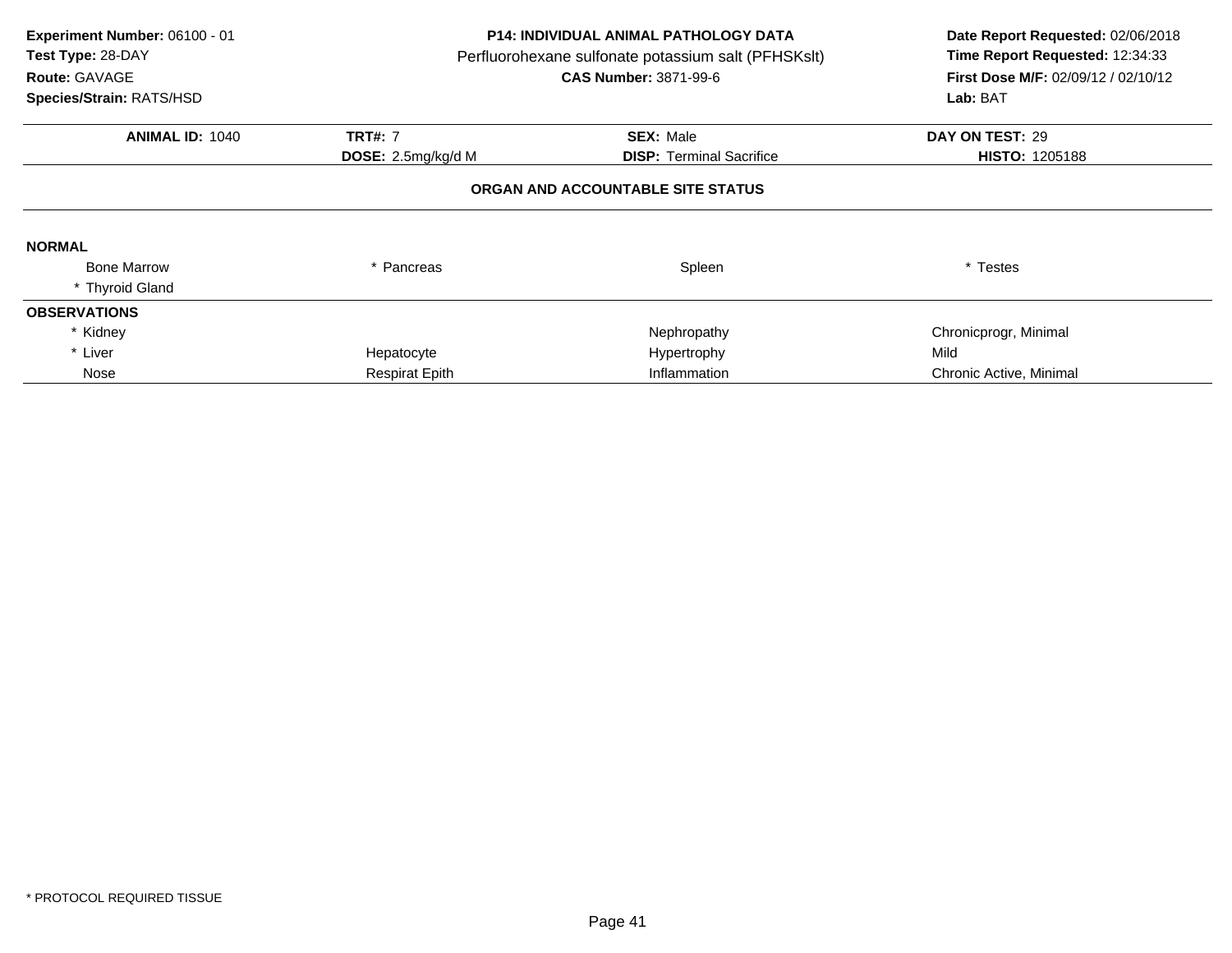**Experiment Number:** 06100 - 01
**Test Type:** 28-DAY
**Route:** GAVAGE
**Species/Strain:** RATS/HSD

**P14: INDIVIDUAL ANIMAL PATHOLOGY DATA**
Perfluorohexane sulfonate potassium salt (PFHSKslt)
**CAS Number:** 3871-99-6

**Date Report Requested:** 02/06/2018
**Time Report Requested:** 12:34:33
**First Dose M/F:** 02/09/12 / 02/10/12
**Lab:** BAT

| **ANIMAL ID:** 1040 | **TRT#:** 7 | **SEX:** Male | **DAY ON TEST:** 29 |
|---|---|---|---|
| | **DOSE:** 2.5mg/kg/d M | **DISP:** Terminal Sacrifice | **HISTO:** 1205188 |

**ORGAN AND ACCOUNTABLE SITE STATUS**

**NORMAL**

| | | | |
|---|---|---|---|
| Bone Marrow | * Pancreas | Spleen | * Testes |
| * Thyroid Gland | | | |

**OBSERVATIONS**

| | | | |
|---|---|---|---|
| * Kidney | | Nephropathy | Chronicprogr, Minimal |
| * Liver | Hepatocyte | Hypertrophy | Mild |
| Nose | Respirat Epith | Inflammation | Chronic Active, Minimal |

* PROTOCOL REQUIRED TISSUE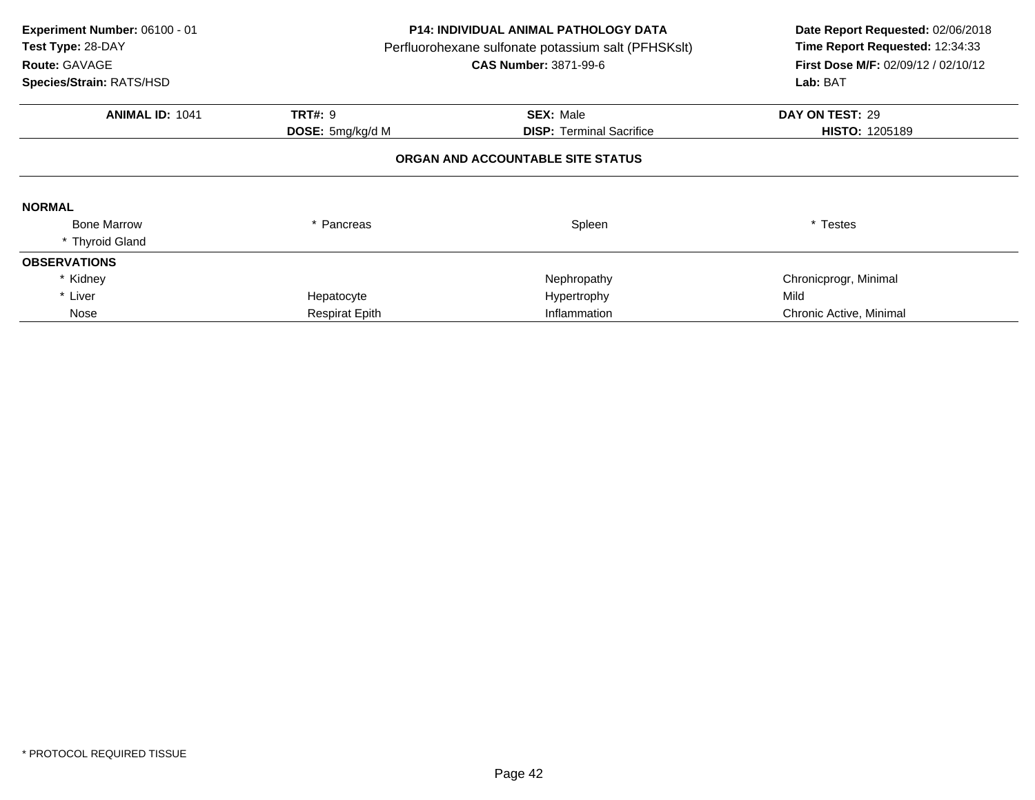**Experiment Number:** 06100 - 01
**Test Type:** 28-DAY
**Route:** GAVAGE
**Species/Strain:** RATS/HSD

**P14: INDIVIDUAL ANIMAL PATHOLOGY DATA**
Perfluorohexane sulfonate potassium salt (PFHSKslt)
**CAS Number:** 3871-99-6

**Date Report Requested:** 02/06/2018
**Time Report Requested:** 12:34:33
**First Dose M/F:** 02/09/12 / 02/10/12
**Lab:** BAT

| **ANIMAL ID:** 1041 | **TRT#:** 9 | **SEX:** Male | **DAY ON TEST:** 29 |
|---|---|---|---|
| | **DOSE:** 5mg/kg/d M | **DISP:** Terminal Sacrifice | **HISTO:** 1205189 |

**ORGAN AND ACCOUNTABLE SITE STATUS**

**NORMAL**

| | | | |
|---|---|---|---|
| Bone Marrow | * Pancreas | Spleen | * Testes |
| * Thyroid Gland | | | |

**OBSERVATIONS**

| | | | |
|---|---|---|---|
| * Kidney | | Nephropathy | Chronicprogr, Minimal |
| * Liver | Hepatocyte | Hypertrophy | Mild |
| Nose | Respirat Epith | Inflammation | Chronic Active, Minimal |

* PROTOCOL REQUIRED TISSUE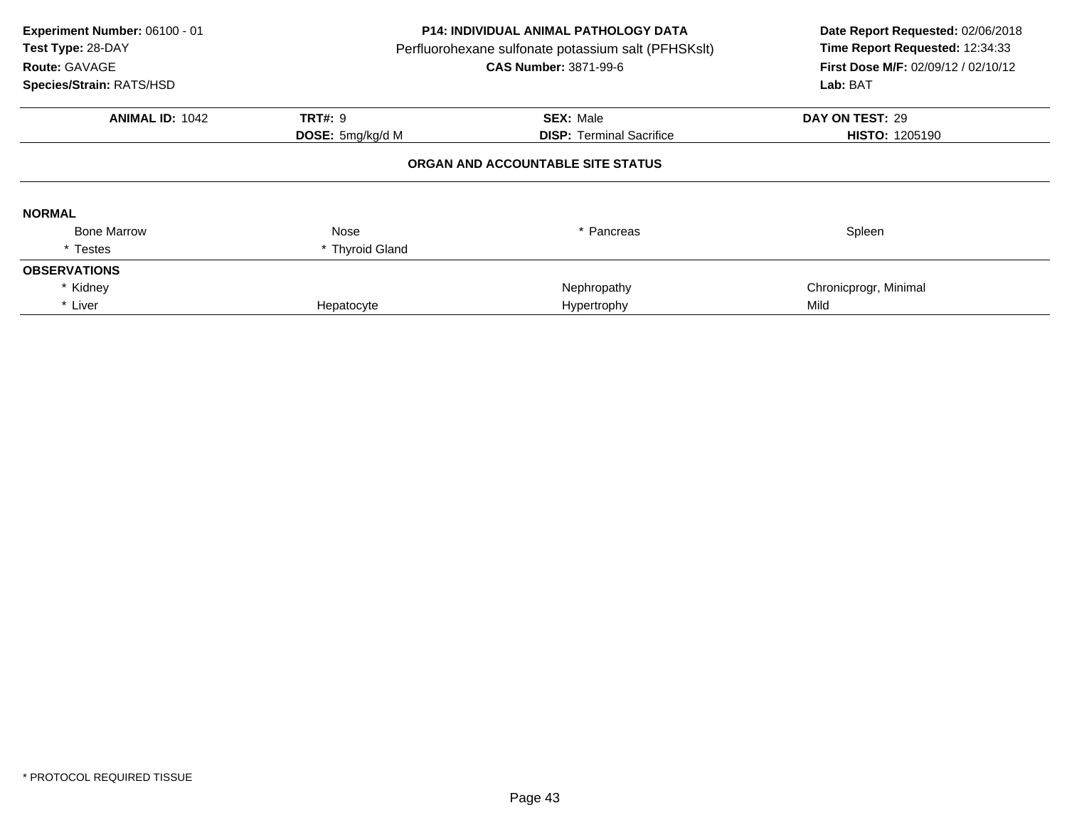**Experiment Number:** 06100 - 01
**Test Type:** 28-DAY
**Route:** GAVAGE
**Species/Strain:** RATS/HSD

**P14: INDIVIDUAL ANIMAL PATHOLOGY DATA**
Perfluorohexane sulfonate potassium salt (PFHSKslt)
**CAS Number:** 3871-99-6

**Date Report Requested:** 02/06/2018
**Time Report Requested:** 12:34:33
**First Dose M/F:** 02/09/12 / 02/10/12
**Lab:** BAT

| **ANIMAL ID:** 1042 | **TRT#:** 9 | **SEX:** Male | **DAY ON TEST:** 29 |
|---|---|---|---|
| | **DOSE:** 5mg/kg/d M | **DISP:** Terminal Sacrifice | **HISTO:** 1205190 |

**ORGAN AND ACCOUNTABLE SITE STATUS**

**NORMAL**

| | | | |
|---|---|---|---|
| Bone Marrow | Nose | * Pancreas | Spleen |
| * Testes | * Thyroid Gland | | |

**OBSERVATIONS**

| | | | |
|---|---|---|---|
| * Kidney | | Nephropathy | Chronicprogr, Minimal |
| * Liver | Hepatocyte | Hypertrophy | Mild |

\* PROTOCOL REQUIRED TISSUE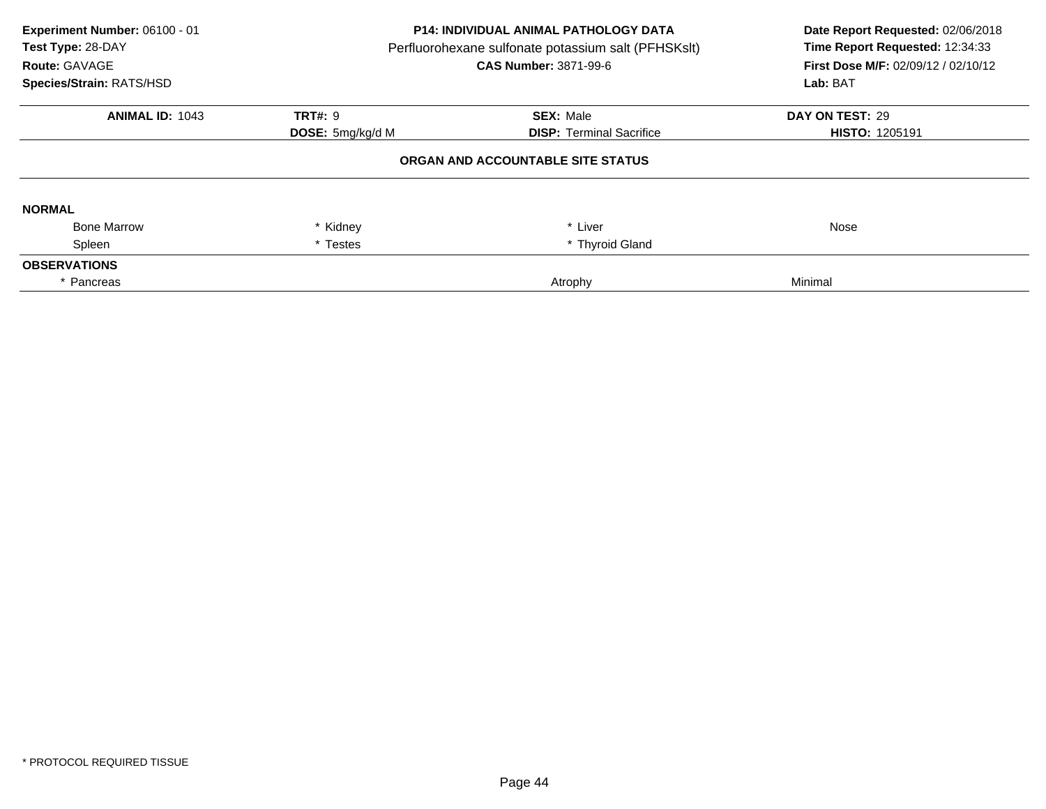**Experiment Number:** 06100 - 01
**Test Type:** 28-DAY
**Route:** GAVAGE
**Species/Strain:** RATS/HSD

**P14: INDIVIDUAL ANIMAL PATHOLOGY DATA**
Perfluorohexane sulfonate potassium salt (PFHSKslt)
**CAS Number:** 3871-99-6

**Date Report Requested:** 02/06/2018
**Time Report Requested:** 12:34:33
**First Dose M/F:** 02/09/12 / 02/10/12
**Lab:** BAT

| **ANIMAL ID:** 1043 | **TRT#:** 9 | **SEX:** Male | **DAY ON TEST:** 29 |
|---|---|---|---|
| | **DOSE:** 5mg/kg/d M | **DISP:** Terminal Sacrifice | **HISTO:** 1205191 |

**ORGAN AND ACCOUNTABLE SITE STATUS**

**NORMAL**

| | | | |
|---|---|---|---|
| Bone Marrow | * Kidney | * Liver | Nose |
| Spleen | * Testes | * Thyroid Gland | |

**OBSERVATIONS**

| | | |
|---|---|---|
| * Pancreas | Atrophy | Minimal |

\* PROTOCOL REQUIRED TISSUE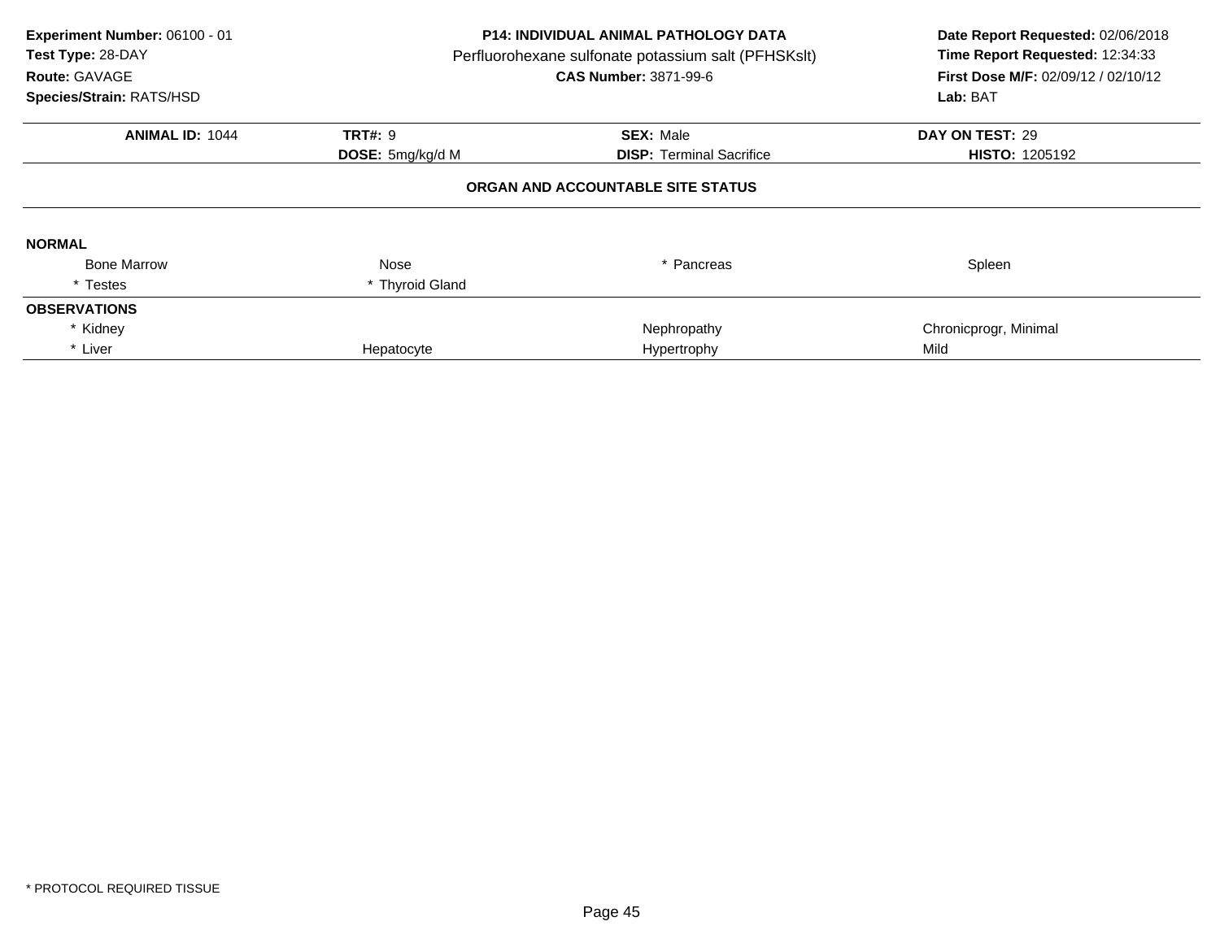**Experiment Number:** 06100 - 01
**Test Type:** 28-DAY
**Route:** GAVAGE
**Species/Strain:** RATS/HSD

**P14: INDIVIDUAL ANIMAL PATHOLOGY DATA**
Perfluorohexane sulfonate potassium salt (PFHSKslt)
**CAS Number:** 3871-99-6

**Date Report Requested:** 02/06/2018
**Time Report Requested:** 12:34:33
**First Dose M/F:** 02/09/12 / 02/10/12
**Lab:** BAT

| **ANIMAL ID:** 1044 | **TRT#:** 9 | **SEX:** Male | **DAY ON TEST:** 29 |
|---|---|---|---|
| | **DOSE:** 5mg/kg/d M | **DISP:** Terminal Sacrifice | **HISTO:** 1205192 |

**ORGAN AND ACCOUNTABLE SITE STATUS**

**NORMAL**

| | | | |
|---|---|---|---|
| Bone Marrow | Nose | * Pancreas | Spleen |
| * Testes | * Thyroid Gland | | |

**OBSERVATIONS**

| | | | |
|---|---|---|---|
| * Kidney | | Nephropathy | Chronicprogr, Minimal |
| * Liver | Hepatocyte | Hypertrophy | Mild |

\* PROTOCOL REQUIRED TISSUE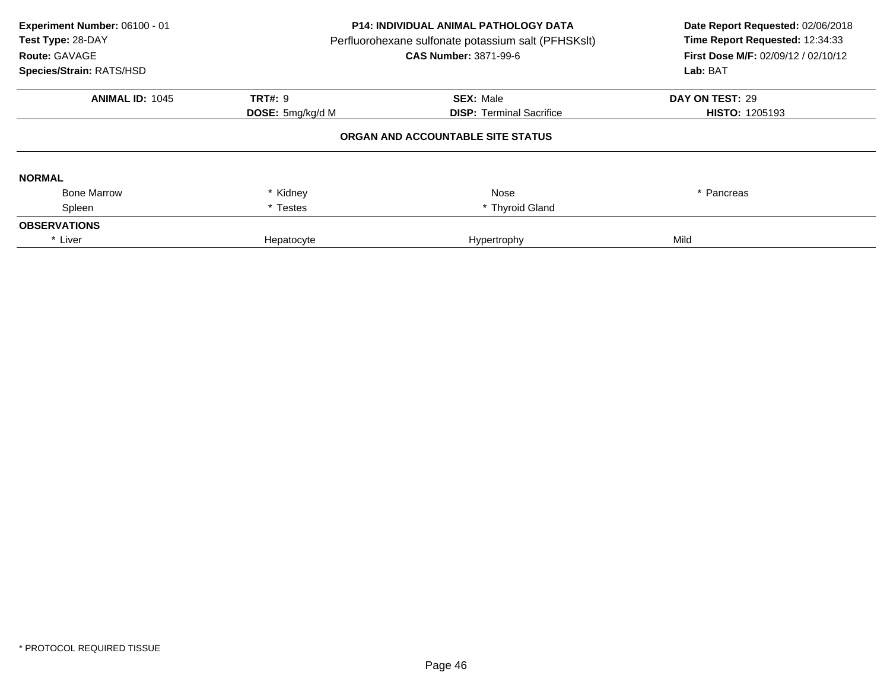**Experiment Number:** 06100 - 01
**Test Type:** 28-DAY
**Route:** GAVAGE
**Species/Strain:** RATS/HSD

**P14: INDIVIDUAL ANIMAL PATHOLOGY DATA**
Perfluorohexane sulfonate potassium salt (PFHSKslt)
**CAS Number:** 3871-99-6

**Date Report Requested:** 02/06/2018
**Time Report Requested:** 12:34:33
**First Dose M/F:** 02/09/12 / 02/10/12
**Lab:** BAT

| **ANIMAL ID:** 1045 | **TRT#:** 9 | **SEX:** Male | **DAY ON TEST:** 29 |
|---|---|---|---|
| | **DOSE:** 5mg/kg/d M | **DISP:** Terminal Sacrifice | **HISTO:** 1205193 |

**ORGAN AND ACCOUNTABLE SITE STATUS**

**NORMAL**

| | | | |
|---|---|---|---|
| Bone Marrow | * Kidney | Nose | * Pancreas |
| Spleen | * Testes | * Thyroid Gland | |

**OBSERVATIONS**

| | | | |
|---|---|---|---|
| * Liver | Hepatocyte | Hypertrophy | Mild |

* PROTOCOL REQUIRED TISSUE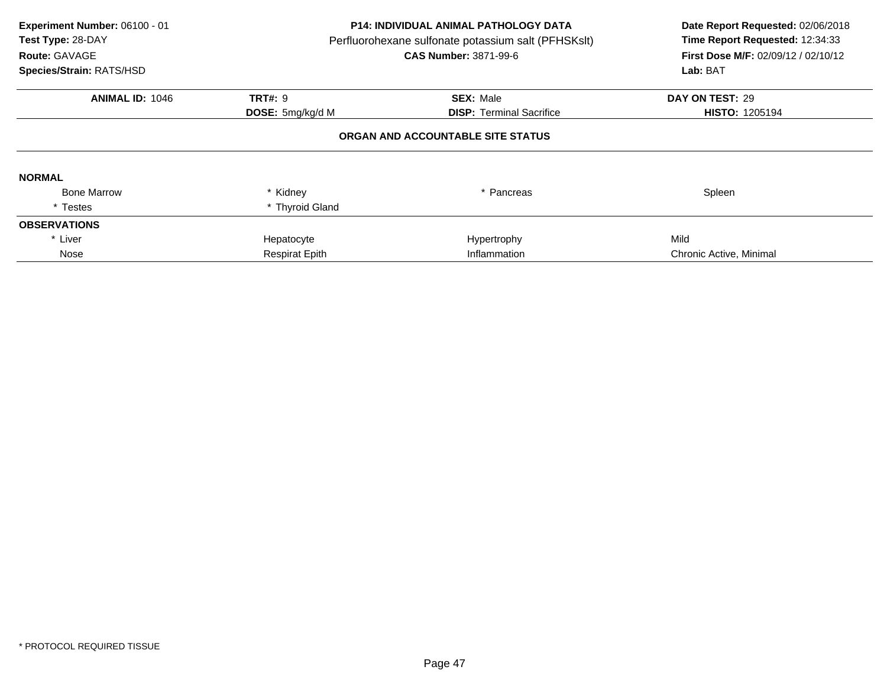**Experiment Number:** 06100 - 01
**Test Type:** 28-DAY
**Route:** GAVAGE
**Species/Strain:** RATS/HSD

**P14: INDIVIDUAL ANIMAL PATHOLOGY DATA**
Perfluorohexane sulfonate potassium salt (PFHSKslt)
**CAS Number:** 3871-99-6

**Date Report Requested:** 02/06/2018
**Time Report Requested:** 12:34:33
**First Dose M/F:** 02/09/12 / 02/10/12
**Lab:** BAT

| **ANIMAL ID:** 1046 | **TRT#:** 9 | **SEX:** Male | **DAY ON TEST:** 29 |
|---|---|---|---|
| | **DOSE:** 5mg/kg/d M | **DISP:** Terminal Sacrifice | **HISTO:** 1205194 |

**ORGAN AND ACCOUNTABLE SITE STATUS**

| | | | |
|---|---|---|---|
| **NORMAL** | | | |
| Bone Marrow | * Kidney | * Pancreas | Spleen |
| * Testes | * Thyroid Gland | | |
| **OBSERVATIONS** | | | |
| * Liver | Hepatocyte | Hypertrophy | Mild |
| Nose | Respirat Epith | Inflammation | Chronic Active, Minimal |

\* PROTOCOL REQUIRED TISSUE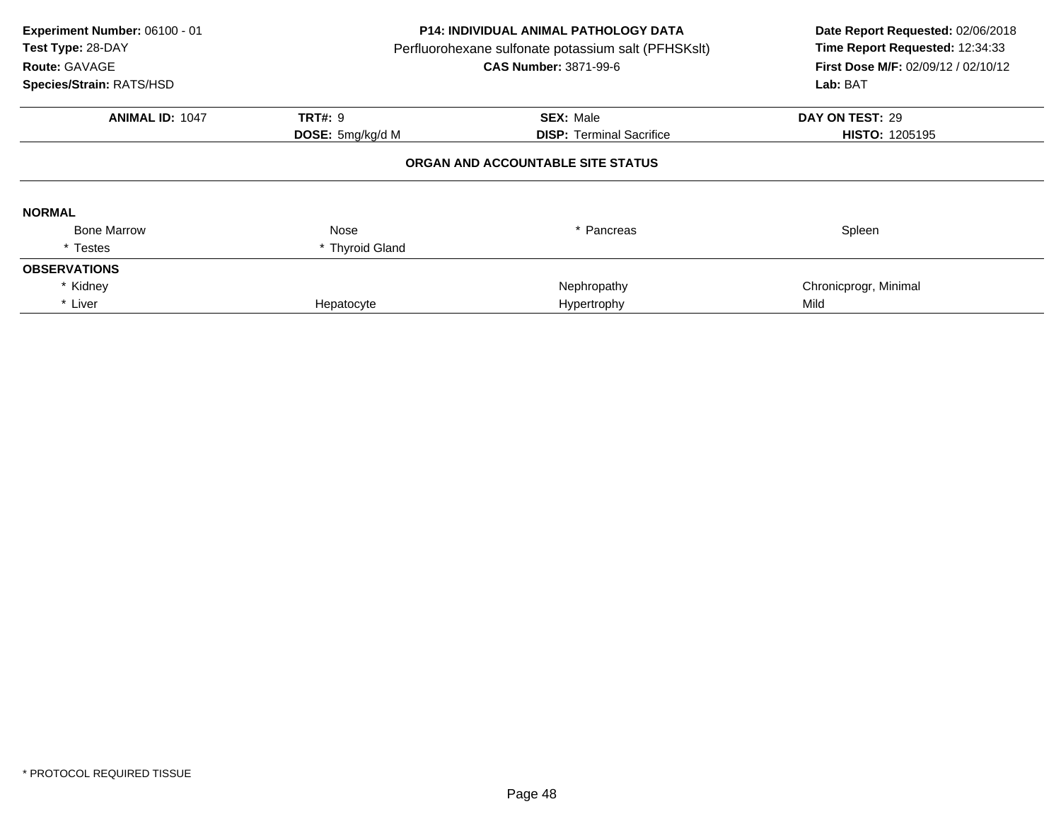**Experiment Number:** 06100 - 01
**Test Type:** 28-DAY
**Route:** GAVAGE
**Species/Strain:** RATS/HSD

**P14: INDIVIDUAL ANIMAL PATHOLOGY DATA**
Perfluorohexane sulfonate potassium salt (PFHSKslt)
**CAS Number:** 3871-99-6

**Date Report Requested:** 02/06/2018
**Time Report Requested:** 12:34:33
**First Dose M/F:** 02/09/12 / 02/10/12
**Lab:** BAT

| **ANIMAL ID:** 1047 | **TRT#:** 9 | **SEX:** Male | **DAY ON TEST:** 29 |
|---|---|---|---|
| | **DOSE:** 5mg/kg/d M | **DISP:** Terminal Sacrifice | **HISTO:** 1205195 |

**ORGAN AND ACCOUNTABLE SITE STATUS**

**NORMAL**

| | | | |
|---|---|---|---|
| Bone Marrow | Nose | * Pancreas | Spleen |
| * Testes | * Thyroid Gland | | |

**OBSERVATIONS**

| | | | |
|---|---|---|---|
| * Kidney | | Nephropathy | Chronicprogr, Minimal |
| * Liver | Hepatocyte | Hypertrophy | Mild |

* PROTOCOL REQUIRED TISSUE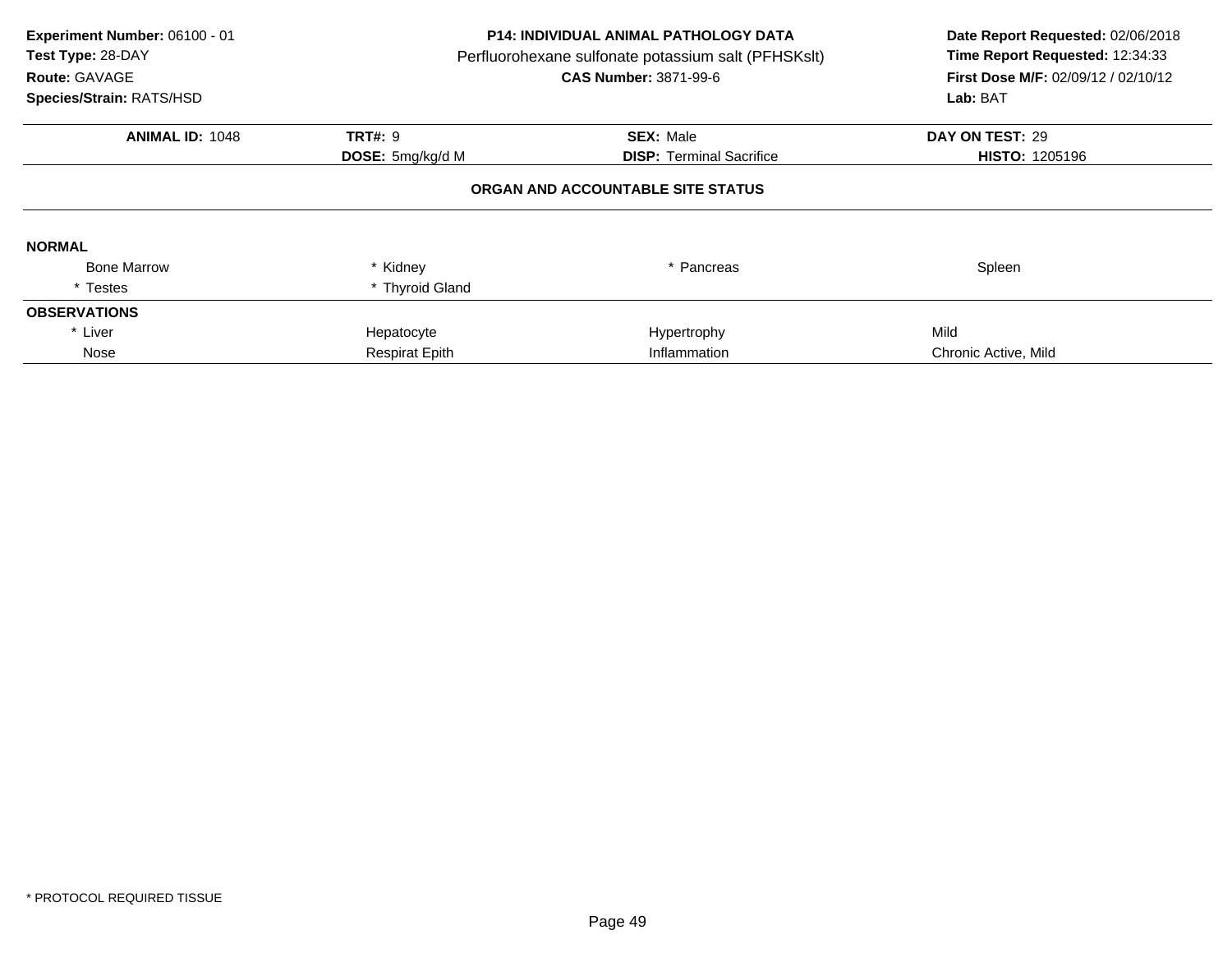**Experiment Number:** 06100 - 01
**Test Type:** 28-DAY
**Route:** GAVAGE
**Species/Strain:** RATS/HSD

**P14: INDIVIDUAL ANIMAL PATHOLOGY DATA**
Perfluorohexane sulfonate potassium salt (PFHSKslt)
**CAS Number:** 3871-99-6

**Date Report Requested:** 02/06/2018
**Time Report Requested:** 12:34:33
**First Dose M/F:** 02/09/12 / 02/10/12
**Lab:** BAT

| **ANIMAL ID:** 1048 | **TRT#:** 9 | **SEX:** Male | **DAY ON TEST:** 29 |
|---|---|---|---|
| | **DOSE:** 5mg/kg/d M | **DISP:** Terminal Sacrifice | **HISTO:** 1205196 |

### ORGAN AND ACCOUNTABLE SITE STATUS

**NORMAL**

| | | | |
|---|---|---|---|
| Bone Marrow | * Kidney | * Pancreas | Spleen |
| * Testes | * Thyroid Gland | | |

**OBSERVATIONS**

| | | | |
|---|---|---|---|
| * Liver | Hepatocyte | Hypertrophy | Mild |
| Nose | Respirat Epith | Inflammation | Chronic Active, Mild |

* PROTOCOL REQUIRED TISSUE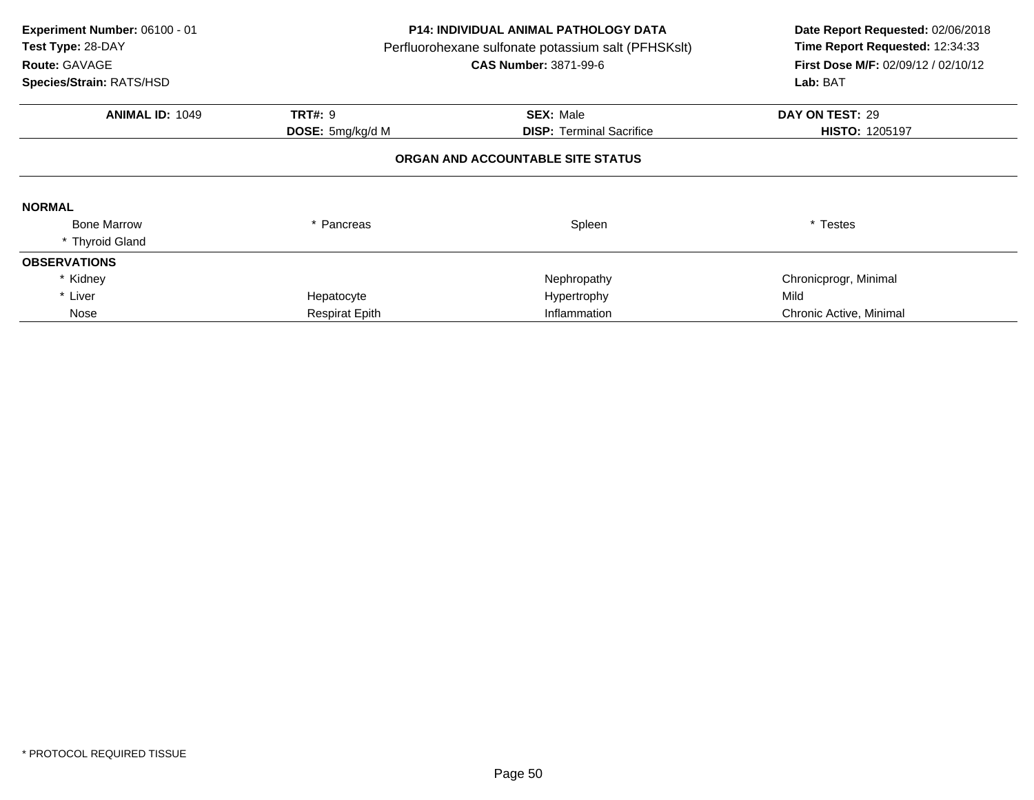**Experiment Number:** 06100 - 01
**Test Type:** 28-DAY
**Route:** GAVAGE
**Species/Strain:** RATS/HSD

**P14: INDIVIDUAL ANIMAL PATHOLOGY DATA**
Perfluorohexane sulfonate potassium salt (PFHSKslt)
**CAS Number:** 3871-99-6

**Date Report Requested:** 02/06/2018
**Time Report Requested:** 12:34:33
**First Dose M/F:** 02/09/12 / 02/10/12
**Lab:** BAT

| **ANIMAL ID:** 1049 | **TRT#:** 9 | **SEX:** Male | **DAY ON TEST:** 29 |
|---|---|---|---|
| | **DOSE:** 5mg/kg/d M | **DISP:** Terminal Sacrifice | **HISTO:** 1205197 |

**ORGAN AND ACCOUNTABLE SITE STATUS**

**NORMAL**

| | | | |
|---|---|---|---|
| Bone Marrow | * Pancreas | Spleen | * Testes |
| * Thyroid Gland | | | |

**OBSERVATIONS**

| | | | |
|---|---|---|---|
| * Kidney | | Nephropathy | Chronicprogr, Minimal |
| * Liver | Hepatocyte | Hypertrophy | Mild |
| Nose | Respirat Epith | Inflammation | Chronic Active, Minimal |

* PROTOCOL REQUIRED TISSUE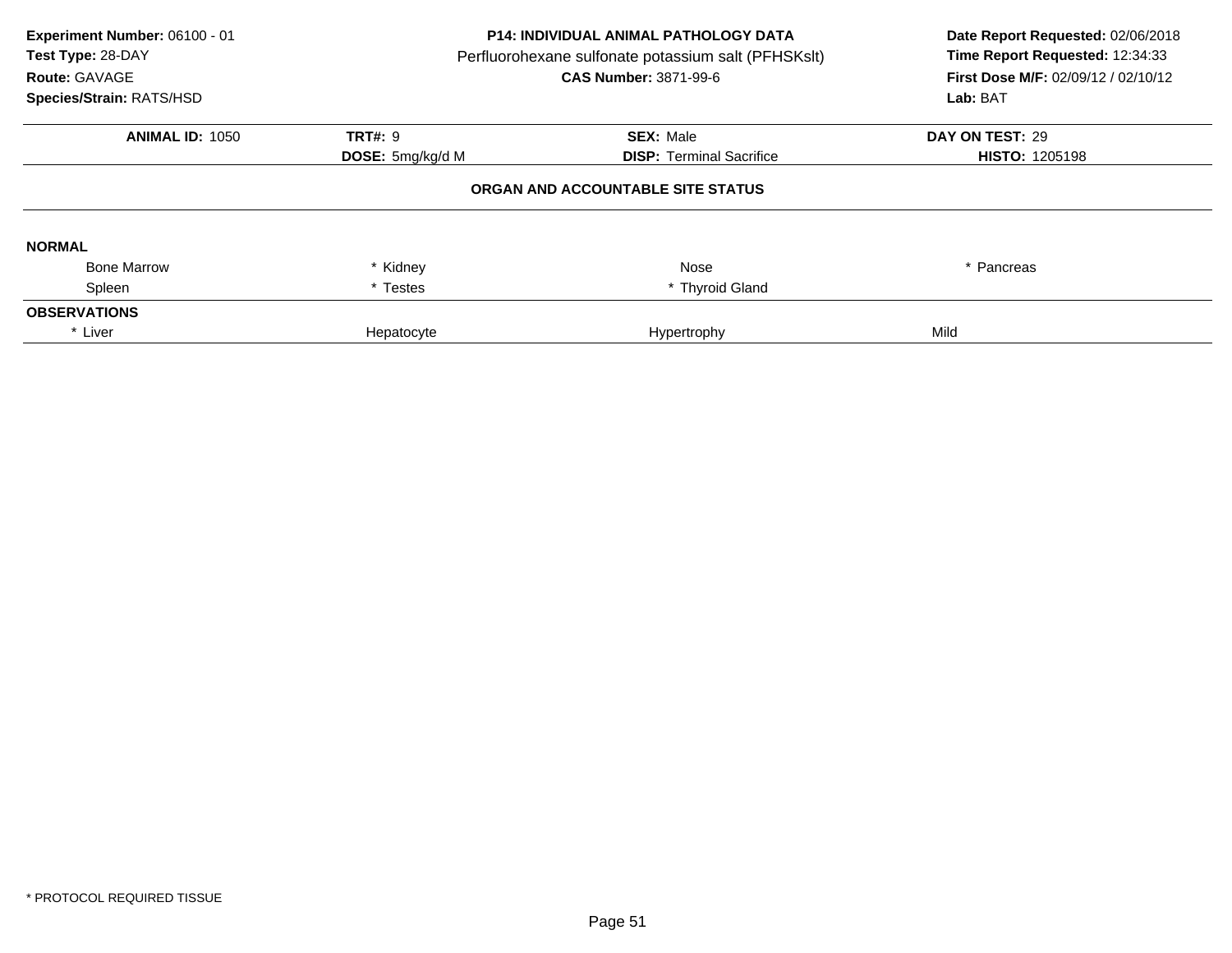**Experiment Number:** 06100 - 01
**Test Type:** 28-DAY
**Route:** GAVAGE
**Species/Strain:** RATS/HSD

**P14: INDIVIDUAL ANIMAL PATHOLOGY DATA**
Perfluorohexane sulfonate potassium salt (PFHSKslt)
**CAS Number:** 3871-99-6

**Date Report Requested:** 02/06/2018
**Time Report Requested:** 12:34:33
**First Dose M/F:** 02/09/12 / 02/10/12
**Lab:** BAT

| **ANIMAL ID:** 1050 | **TRT#:** 9 | **SEX:** Male | **DAY ON TEST:** 29 |
|---|---|---|---|
| | **DOSE:** 5mg/kg/d M | **DISP:** Terminal Sacrifice | **HISTO:** 1205198 |

**ORGAN AND ACCOUNTABLE SITE STATUS**

**NORMAL**

| | | | |
|---|---|---|---|
| Bone Marrow | * Kidney | Nose | * Pancreas |
| Spleen | * Testes | * Thyroid Gland | |

**OBSERVATIONS**

| | | | |
|---|---|---|---|
| * Liver | Hepatocyte | Hypertrophy | Mild |

* PROTOCOL REQUIRED TISSUE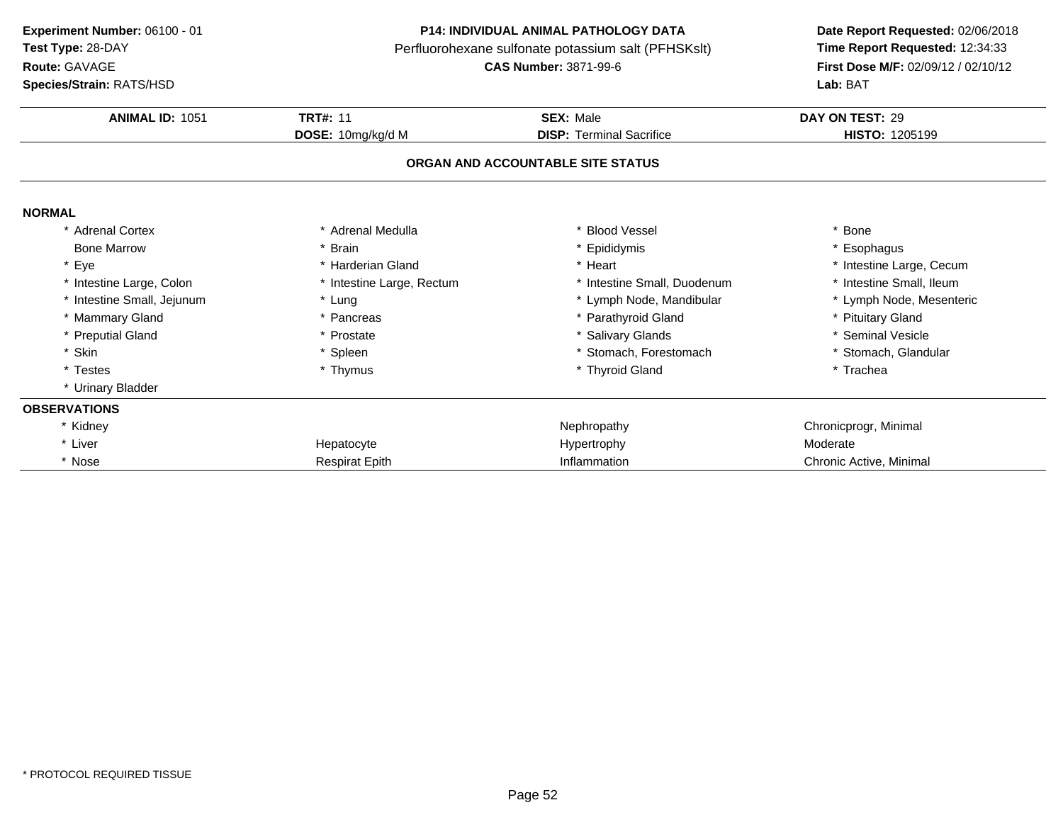**Experiment Number:** 06100 - 01
**Test Type:** 28-DAY
**Route:** GAVAGE
**Species/Strain:** RATS/HSD

**P14: INDIVIDUAL ANIMAL PATHOLOGY DATA**
Perfluorohexane sulfonate potassium salt (PFHSKslt)
**CAS Number:** 3871-99-6

**Date Report Requested:** 02/06/2018
**Time Report Requested:** 12:34:33
**First Dose M/F:** 02/09/12 / 02/10/12
**Lab:** BAT

| **ANIMAL ID:** 1051 | **TRT#:** 11 | **SEX:** Male | **DAY ON TEST:** 29 |
|---|---|---|---|
| | **DOSE:** 10mg/kg/d M | **DISP:** Terminal Sacrifice | **HISTO:** 1205199 |

**ORGAN AND ACCOUNTABLE SITE STATUS**

**NORMAL**

| | | | |
|---|---|---|---|
| * Adrenal Cortex | * Adrenal Medulla | * Blood Vessel | * Bone |
| Bone Marrow | * Brain | * Epididymis | * Esophagus |
| * Eye | * Harderian Gland | * Heart | * Intestine Large, Cecum |
| * Intestine Large, Colon | * Intestine Large, Rectum | * Intestine Small, Duodenum | * Intestine Small, Ileum |
| * Intestine Small, Jejunum | * Lung | * Lymph Node, Mandibular | * Lymph Node, Mesenteric |
| * Mammary Gland | * Pancreas | * Parathyroid Gland | * Pituitary Gland |
| * Preputial Gland | * Prostate | * Salivary Glands | * Seminal Vesicle |
| * Skin | * Spleen | * Stomach, Forestomach | * Stomach, Glandular |
| * Testes | * Thymus | * Thyroid Gland | * Trachea |
| * Urinary Bladder | | | |

**OBSERVATIONS**

| | | | |
|---|---|---|---|
| * Kidney | | Nephropathy | Chronicprogr, Minimal |
| * Liver | Hepatocyte | Hypertrophy | Moderate |
| * Nose | Respirat Epith | Inflammation | Chronic Active, Minimal |

\* PROTOCOL REQUIRED TISSUE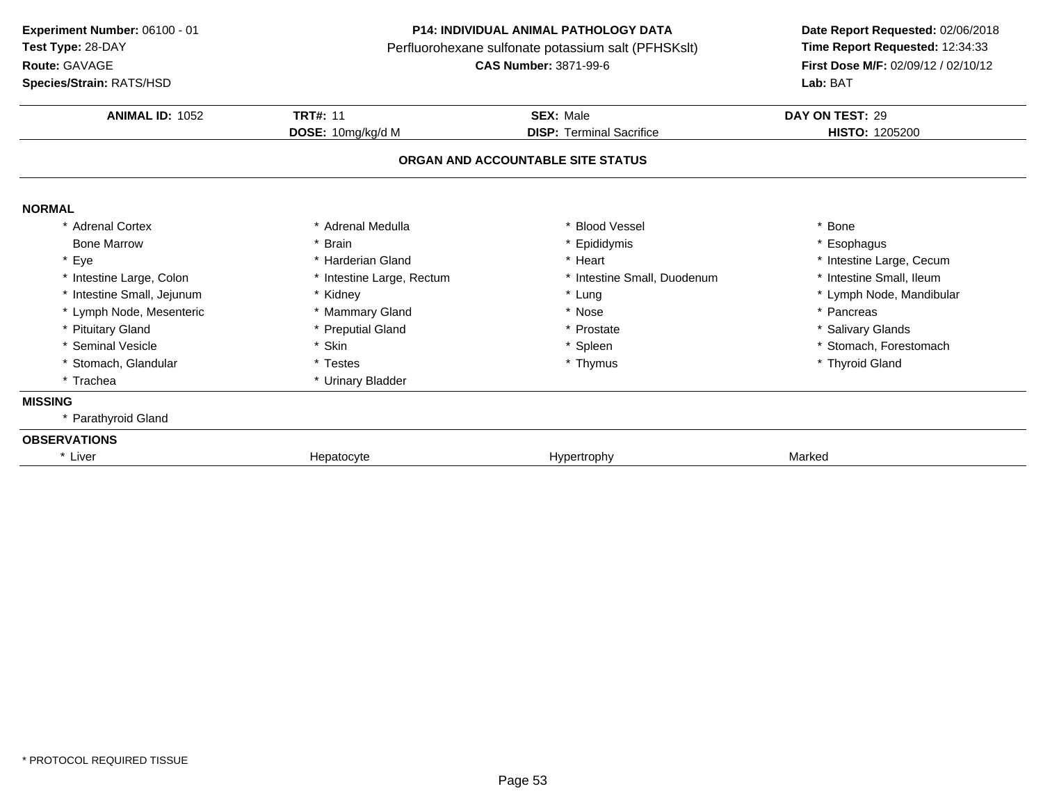**Experiment Number:** 06100 - 01
**Test Type:** 28-DAY
**Route:** GAVAGE
**Species/Strain:** RATS/HSD

**P14: INDIVIDUAL ANIMAL PATHOLOGY DATA**
Perfluorohexane sulfonate potassium salt (PFHSKslt)
**CAS Number:** 3871-99-6

**Date Report Requested:** 02/06/2018
**Time Report Requested:** 12:34:33
**First Dose M/F:** 02/09/12 / 02/10/12
**Lab:** BAT

| **ANIMAL ID:** 1052 | **TRT#:** 11 | **SEX:** Male | **DAY ON TEST:** 29 |
|---|---|---|---|
| | **DOSE:** 10mg/kg/d M | **DISP:** Terminal Sacrifice | **HISTO:** 1205200 |

## ORGAN AND ACCOUNTABLE SITE STATUS

**NORMAL**

| | | | |
|---|---|---|---|
| * Adrenal Cortex | * Adrenal Medulla | * Blood Vessel | * Bone |
| Bone Marrow | * Brain | * Epididymis | * Esophagus |
| * Eye | * Harderian Gland | * Heart | * Intestine Large, Cecum |
| * Intestine Large, Colon | * Intestine Large, Rectum | * Intestine Small, Duodenum | * Intestine Small, Ileum |
| * Intestine Small, Jejunum | * Kidney | * Lung | * Lymph Node, Mandibular |
| * Lymph Node, Mesenteric | * Mammary Gland | * Nose | * Pancreas |
| * Pituitary Gland | * Preputial Gland | * Prostate | * Salivary Glands |
| * Seminal Vesicle | * Skin | * Spleen | * Stomach, Forestomach |
| * Stomach, Glandular | * Testes | * Thymus | * Thyroid Gland |
| * Trachea | * Urinary Bladder | | |

**MISSING**

* Parathyroid Gland

**OBSERVATIONS**

| | | | |
|---|---|---|---|
| * Liver | Hepatocyte | Hypertrophy | Marked |

* PROTOCOL REQUIRED TISSUE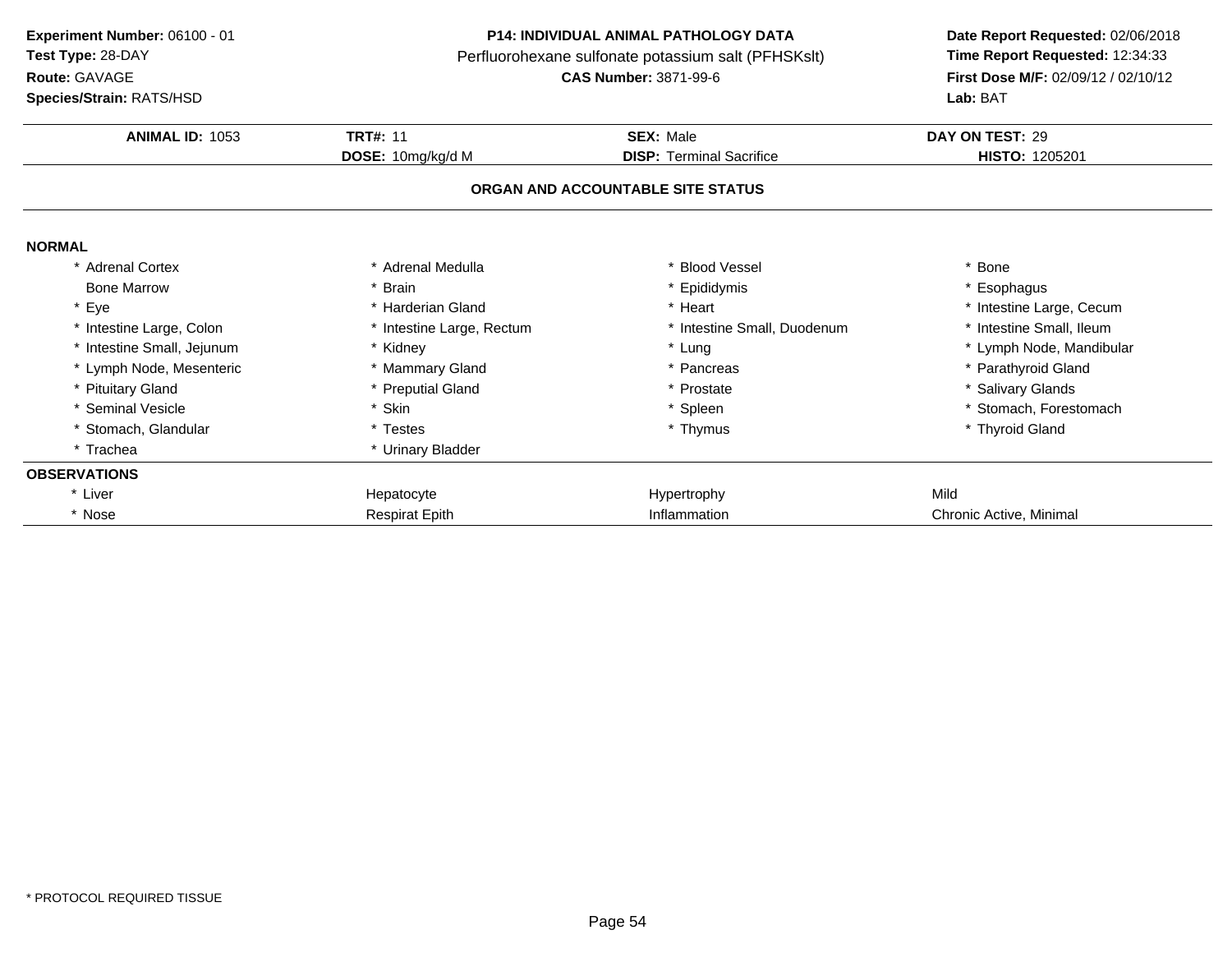**Experiment Number:** 06100 - 01
**Test Type:** 28-DAY
**Route:** GAVAGE
**Species/Strain:** RATS/HSD

**P14: INDIVIDUAL ANIMAL PATHOLOGY DATA**
Perfluorohexane sulfonate potassium salt (PFHSKslt)
**CAS Number:** 3871-99-6

**Date Report Requested:** 02/06/2018
**Time Report Requested:** 12:34:33
**First Dose M/F:** 02/09/12 / 02/10/12
**Lab:** BAT

| **ANIMAL ID:** 1053 | **TRT#:** 11 | **SEX:** Male | **DAY ON TEST:** 29 |
|---|---|---|---|
| | **DOSE:** 10mg/kg/d M | **DISP:** Terminal Sacrifice | **HISTO:** 1205201 |

## ORGAN AND ACCOUNTABLE SITE STATUS

**NORMAL**

| | | | |
|---|---|---|---|
| * Adrenal Cortex | * Adrenal Medulla | * Blood Vessel | * Bone |
| Bone Marrow | * Brain | * Epididymis | * Esophagus |
| * Eye | * Harderian Gland | * Heart | * Intestine Large, Cecum |
| * Intestine Large, Colon | * Intestine Large, Rectum | * Intestine Small, Duodenum | * Intestine Small, Ileum |
| * Intestine Small, Jejunum | * Kidney | * Lung | * Lymph Node, Mandibular |
| * Lymph Node, Mesenteric | * Mammary Gland | * Pancreas | * Parathyroid Gland |
| * Pituitary Gland | * Preputial Gland | * Prostate | * Salivary Glands |
| * Seminal Vesicle | * Skin | * Spleen | * Stomach, Forestomach |
| * Stomach, Glandular | * Testes | * Thymus | * Thyroid Gland |
| * Trachea | * Urinary Bladder | | |

**OBSERVATIONS**

| | | | |
|---|---|---|---|
| * Liver | Hepatocyte | Hypertrophy | Mild |
| * Nose | Respirat Epith | Inflammation | Chronic Active, Minimal |

* PROTOCOL REQUIRED TISSUE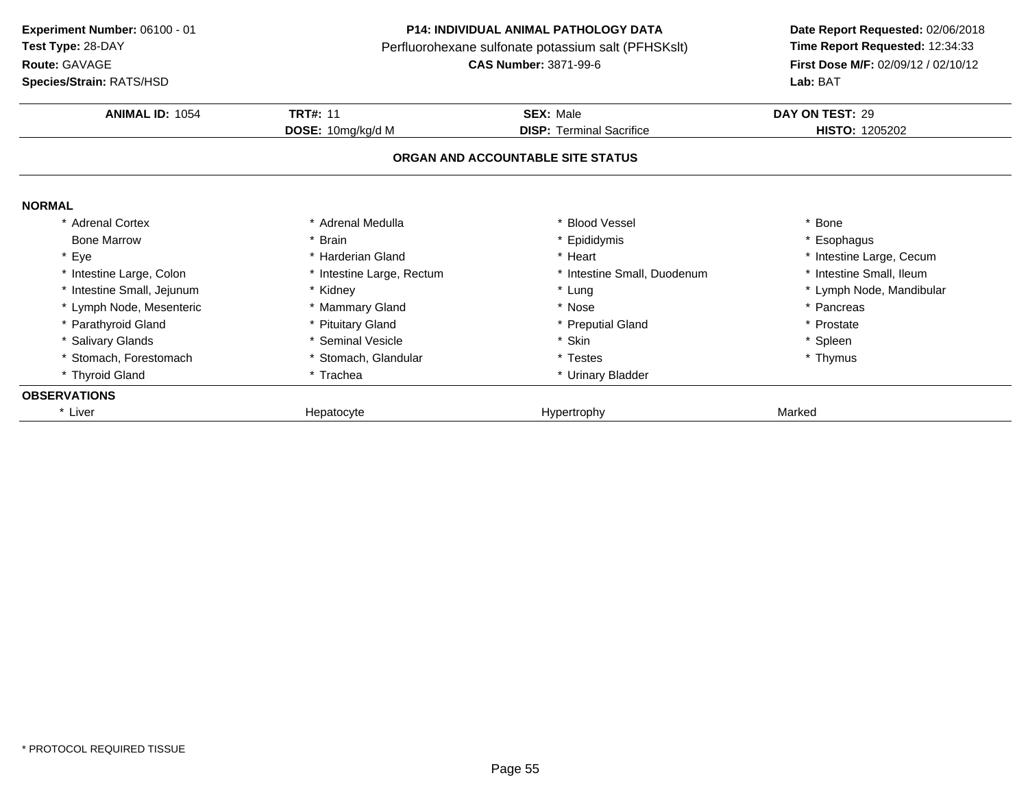**Experiment Number:** 06100 - 01
**Test Type:** 28-DAY
**Route:** GAVAGE
**Species/Strain:** RATS/HSD

**P14: INDIVIDUAL ANIMAL PATHOLOGY DATA**
Perfluorohexane sulfonate potassium salt (PFHSKslt)
**CAS Number:** 3871-99-6

**Date Report Requested:** 02/06/2018
**Time Report Requested:** 12:34:33
**First Dose M/F:** 02/09/12 / 02/10/12
**Lab:** BAT

| **ANIMAL ID:** 1054 | **TRT#:** 11 | **SEX:** Male | **DAY ON TEST:** 29 |
|---|---|---|---|
| | **DOSE:** 10mg/kg/d M | **DISP:** Terminal Sacrifice | **HISTO:** 1205202 |

**ORGAN AND ACCOUNTABLE SITE STATUS**

**NORMAL**

| | | | |
|---|---|---|---|
| * Adrenal Cortex | * Adrenal Medulla | * Blood Vessel | * Bone |
| Bone Marrow | * Brain | * Epididymis | * Esophagus |
| * Eye | * Harderian Gland | * Heart | * Intestine Large, Cecum |
| * Intestine Large, Colon | * Intestine Large, Rectum | * Intestine Small, Duodenum | * Intestine Small, Ileum |
| * Intestine Small, Jejunum | * Kidney | * Lung | * Lymph Node, Mandibular |
| * Lymph Node, Mesenteric | * Mammary Gland | * Nose | * Pancreas |
| * Parathyroid Gland | * Pituitary Gland | * Preputial Gland | * Prostate |
| * Salivary Glands | * Seminal Vesicle | * Skin | * Spleen |
| * Stomach, Forestomach | * Stomach, Glandular | * Testes | * Thymus |
| * Thyroid Gland | * Trachea | * Urinary Bladder | |

**OBSERVATIONS**

| | | | |
|---|---|---|---|
| * Liver | Hepatocyte | Hypertrophy | Marked |

* PROTOCOL REQUIRED TISSUE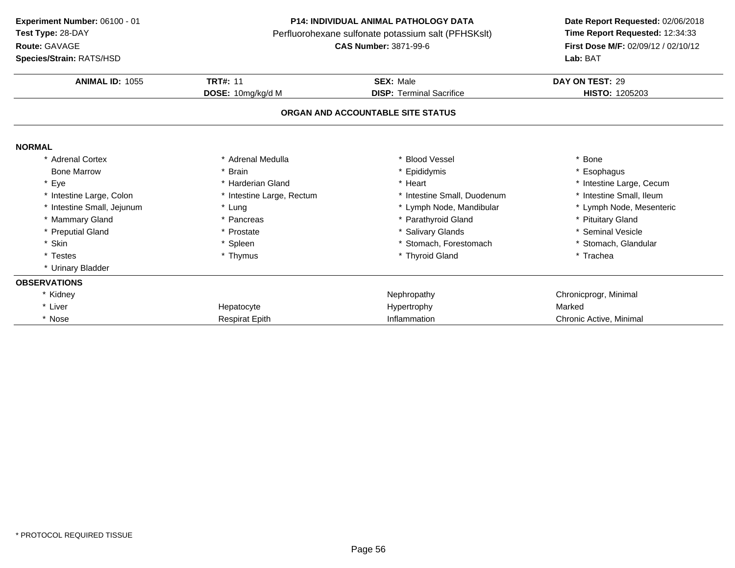**Experiment Number:** 06100 - 01
**Test Type:** 28-DAY
**Route:** GAVAGE
**Species/Strain:** RATS/HSD

**P14: INDIVIDUAL ANIMAL PATHOLOGY DATA**
Perfluorohexane sulfonate potassium salt (PFHSKslt)
**CAS Number:** 3871-99-6

**Date Report Requested:** 02/06/2018
**Time Report Requested:** 12:34:33
**First Dose M/F:** 02/09/12 / 02/10/12
**Lab:** BAT

| **ANIMAL ID:** 1055 | **TRT#:** 11 | **SEX:** Male | **DAY ON TEST:** 29 |
|---|---|---|---|
| | **DOSE:** 10mg/kg/d M | **DISP:** Terminal Sacrifice | **HISTO:** 1205203 |

**ORGAN AND ACCOUNTABLE SITE STATUS**

**NORMAL**

| | | | |
|---|---|---|---|
| * Adrenal Cortex | * Adrenal Medulla | * Blood Vessel | * Bone |
| Bone Marrow | * Brain | * Epididymis | * Esophagus |
| * Eye | * Harderian Gland | * Heart | * Intestine Large, Cecum |
| * Intestine Large, Colon | * Intestine Large, Rectum | * Intestine Small, Duodenum | * Intestine Small, Ileum |
| * Intestine Small, Jejunum | * Lung | * Lymph Node, Mandibular | * Lymph Node, Mesenteric |
| * Mammary Gland | * Pancreas | * Parathyroid Gland | * Pituitary Gland |
| * Preputial Gland | * Prostate | * Salivary Glands | * Seminal Vesicle |
| * Skin | * Spleen | * Stomach, Forestomach | * Stomach, Glandular |
| * Testes | * Thymus | * Thyroid Gland | * Trachea |
| * Urinary Bladder | | | |

**OBSERVATIONS**

| | | | |
|---|---|---|---|
| * Kidney | | Nephropathy | Chronicprogr, Minimal |
| * Liver | Hepatocyte | Hypertrophy | Marked |
| * Nose | Respirat Epith | Inflammation | Chronic Active, Minimal |

\* PROTOCOL REQUIRED TISSUE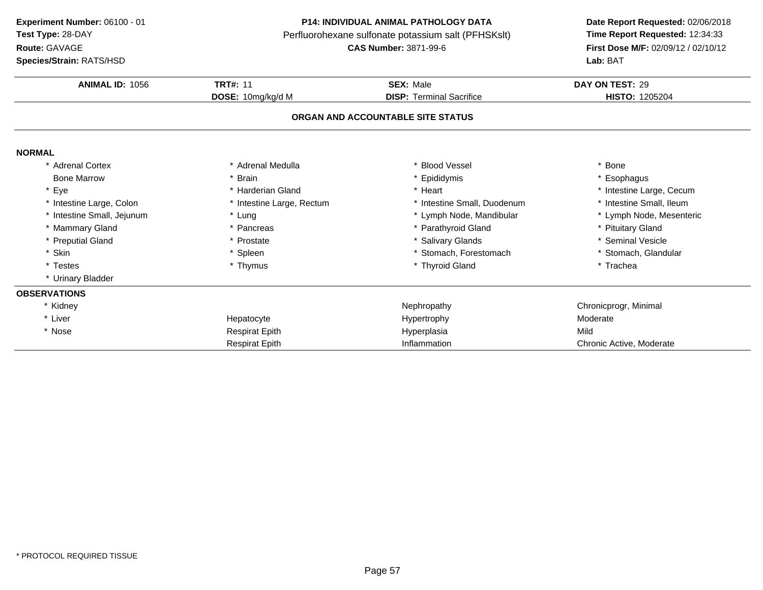**Experiment Number:** 06100 - 01
**Test Type:** 28-DAY
**Route:** GAVAGE
**Species/Strain:** RATS/HSD

**P14: INDIVIDUAL ANIMAL PATHOLOGY DATA**
Perfluorohexane sulfonate potassium salt (PFHSKslt)
**CAS Number:** 3871-99-6

**Date Report Requested:** 02/06/2018
**Time Report Requested:** 12:34:33
**First Dose M/F:** 02/09/12 / 02/10/12
**Lab:** BAT

| **ANIMAL ID:** 1056 | **TRT#:** 11 | **SEX:** Male | **DAY ON TEST:** 29 |
|---|---|---|---|
| | **DOSE:** 10mg/kg/d M | **DISP:** Terminal Sacrifice | **HISTO:** 1205204 |

## ORGAN AND ACCOUNTABLE SITE STATUS

### NORMAL

| | | | |
|---|---|---|---|
| * Adrenal Cortex | * Adrenal Medulla | * Blood Vessel | * Bone |
| Bone Marrow | * Brain | * Epididymis | * Esophagus |
| * Eye | * Harderian Gland | * Heart | * Intestine Large, Cecum |
| * Intestine Large, Colon | * Intestine Large, Rectum | * Intestine Small, Duodenum | * Intestine Small, Ileum |
| * Intestine Small, Jejunum | * Lung | * Lymph Node, Mandibular | * Lymph Node, Mesenteric |
| * Mammary Gland | * Pancreas | * Parathyroid Gland | * Pituitary Gland |
| * Preputial Gland | * Prostate | * Salivary Glands | * Seminal Vesicle |
| * Skin | * Spleen | * Stomach, Forestomach | * Stomach, Glandular |
| * Testes | * Thymus | * Thyroid Gland | * Trachea |
| * Urinary Bladder | | | |

### OBSERVATIONS

| | | | |
|---|---|---|---|
| * Kidney | | Nephropathy | Chronicprogr, Minimal |
| * Liver | Hepatocyte | Hypertrophy | Moderate |
| * Nose | Respirat Epith | Hyperplasia | Mild |
| | Respirat Epith | Inflammation | Chronic Active, Moderate |

* PROTOCOL REQUIRED TISSUE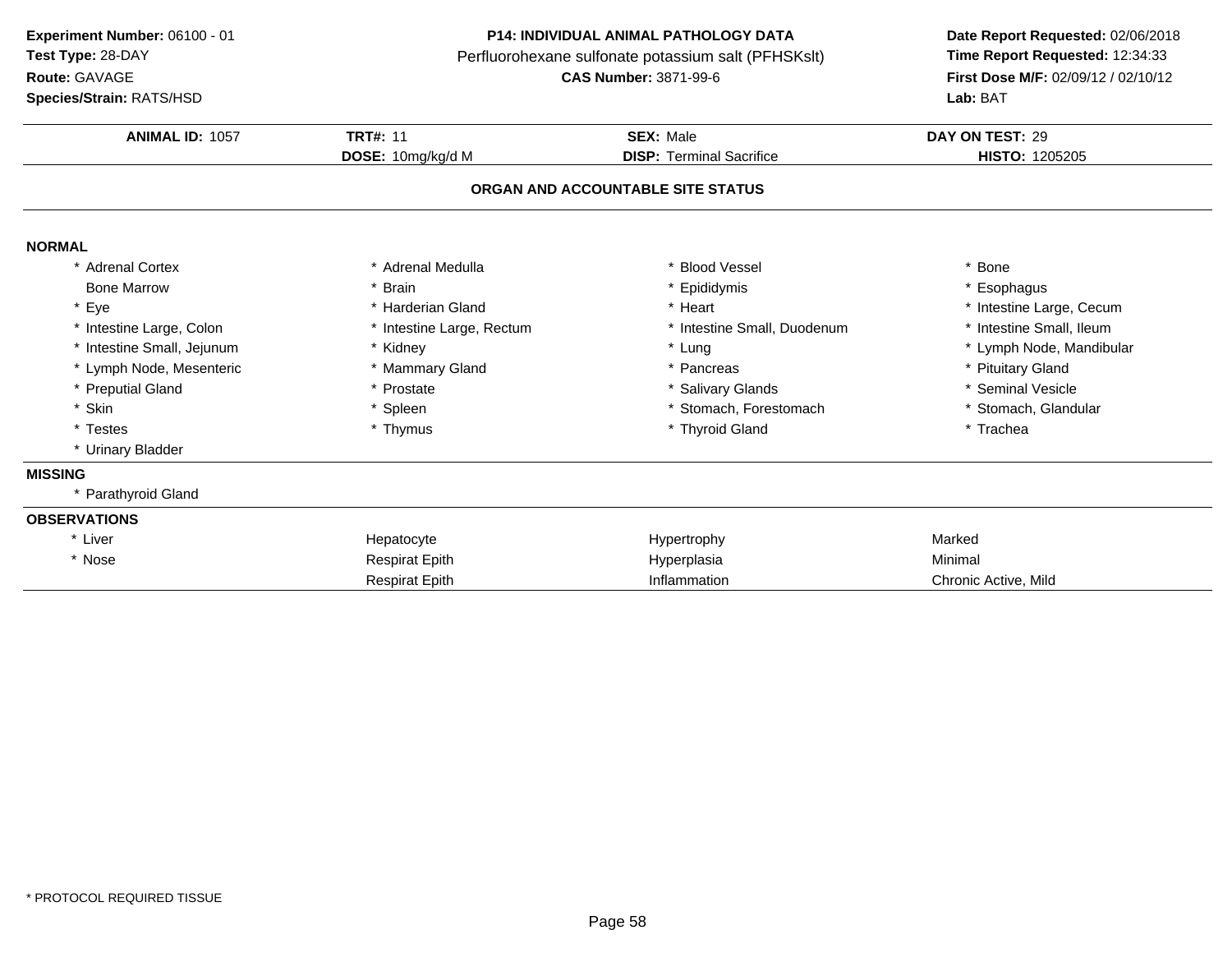**Experiment Number:** 06100 - 01
**Test Type:** 28-DAY
**Route:** GAVAGE
**Species/Strain:** RATS/HSD

**P14: INDIVIDUAL ANIMAL PATHOLOGY DATA**
Perfluorohexane sulfonate potassium salt (PFHSKslt)
**CAS Number:** 3871-99-6

**Date Report Requested:** 02/06/2018
**Time Report Requested:** 12:34:33
**First Dose M/F:** 02/09/12 / 02/10/12
**Lab:** BAT

| **ANIMAL ID:** 1057 | **TRT#:** 11 | **SEX:** Male | **DAY ON TEST:** 29 |
|---|---|---|---|
| | **DOSE:** 10mg/kg/d M | **DISP:** Terminal Sacrifice | **HISTO:** 1205205 |

## ORGAN AND ACCOUNTABLE SITE STATUS

**NORMAL**

| | | | |
|---|---|---|---|
| * Adrenal Cortex | * Adrenal Medulla | * Blood Vessel | * Bone |
| Bone Marrow | * Brain | * Epididymis | * Esophagus |
| * Eye | * Harderian Gland | * Heart | * Intestine Large, Cecum |
| * Intestine Large, Colon | * Intestine Large, Rectum | * Intestine Small, Duodenum | * Intestine Small, Ileum |
| * Intestine Small, Jejunum | * Kidney | * Lung | * Lymph Node, Mandibular |
| * Lymph Node, Mesenteric | * Mammary Gland | * Pancreas | * Pituitary Gland |
| * Preputial Gland | * Prostate | * Salivary Glands | * Seminal Vesicle |
| * Skin | * Spleen | * Stomach, Forestomach | * Stomach, Glandular |
| * Testes | * Thymus | * Thyroid Gland | * Trachea |
| * Urinary Bladder | | | |

**MISSING**

* Parathyroid Gland

**OBSERVATIONS**

| | | | |
|---|---|---|---|
| * Liver | Hepatocyte | Hypertrophy | Marked |
| * Nose | Respirat Epith | Hyperplasia | Minimal |
| | Respirat Epith | Inflammation | Chronic Active, Mild |

* PROTOCOL REQUIRED TISSUE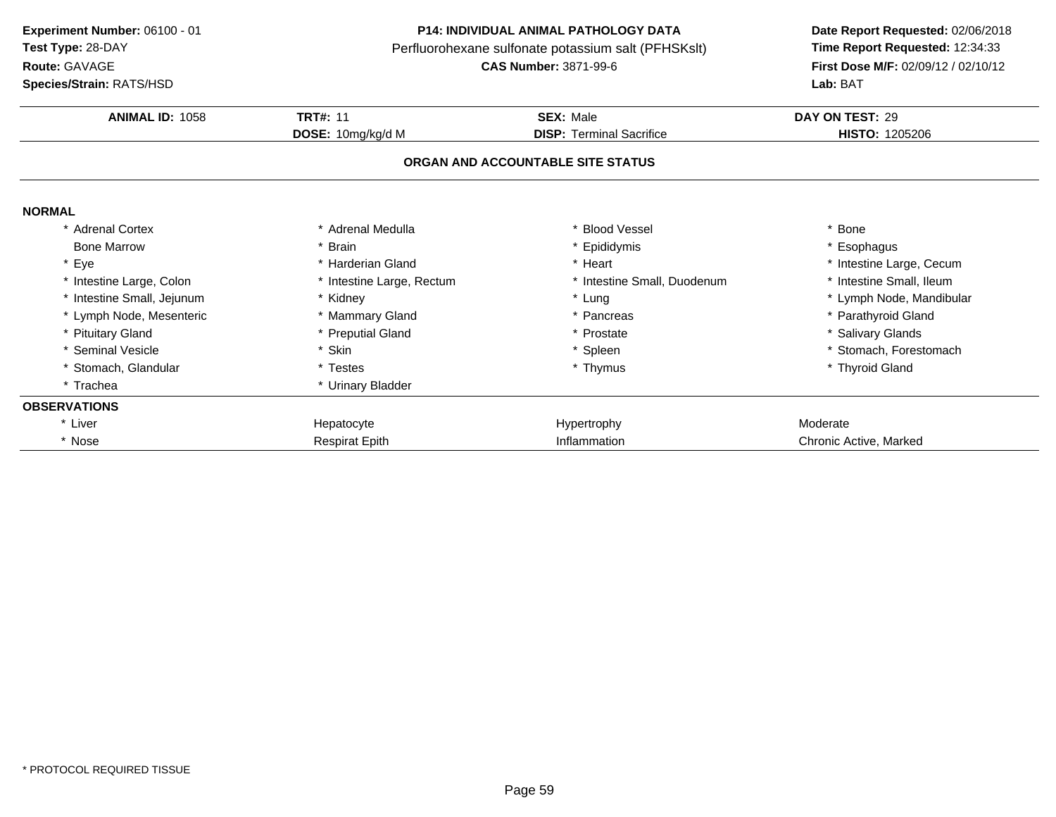**Experiment Number:** 06100 - 01
**Test Type:** 28-DAY
**Route:** GAVAGE
**Species/Strain:** RATS/HSD

**P14: INDIVIDUAL ANIMAL PATHOLOGY DATA**
Perfluorohexane sulfonate potassium salt (PFHSKslt)
**CAS Number:** 3871-99-6

**Date Report Requested:** 02/06/2018
**Time Report Requested:** 12:34:33
**First Dose M/F:** 02/09/12 / 02/10/12
**Lab:** BAT

| **ANIMAL ID:** 1058 | **TRT#:** 11 | **SEX:** Male | **DAY ON TEST:** 29 |
|---|---|---|---|
| | **DOSE:** 10mg/kg/d M | **DISP:** Terminal Sacrifice | **HISTO:** 1205206 |

## ORGAN AND ACCOUNTABLE SITE STATUS

**NORMAL**

| | | | |
|---|---|---|---|
| * Adrenal Cortex | * Adrenal Medulla | * Blood Vessel | * Bone |
| Bone Marrow | * Brain | * Epididymis | * Esophagus |
| * Eye | * Harderian Gland | * Heart | * Intestine Large, Cecum |
| * Intestine Large, Colon | * Intestine Large, Rectum | * Intestine Small, Duodenum | * Intestine Small, Ileum |
| * Intestine Small, Jejunum | * Kidney | * Lung | * Lymph Node, Mandibular |
| * Lymph Node, Mesenteric | * Mammary Gland | * Pancreas | * Parathyroid Gland |
| * Pituitary Gland | * Preputial Gland | * Prostate | * Salivary Glands |
| * Seminal Vesicle | * Skin | * Spleen | * Stomach, Forestomach |
| * Stomach, Glandular | * Testes | * Thymus | * Thyroid Gland |
| * Trachea | * Urinary Bladder | | |

**OBSERVATIONS**

| | | | |
|---|---|---|---|
| * Liver | Hepatocyte | Hypertrophy | Moderate |
| * Nose | Respirat Epith | Inflammation | Chronic Active, Marked |

* PROTOCOL REQUIRED TISSUE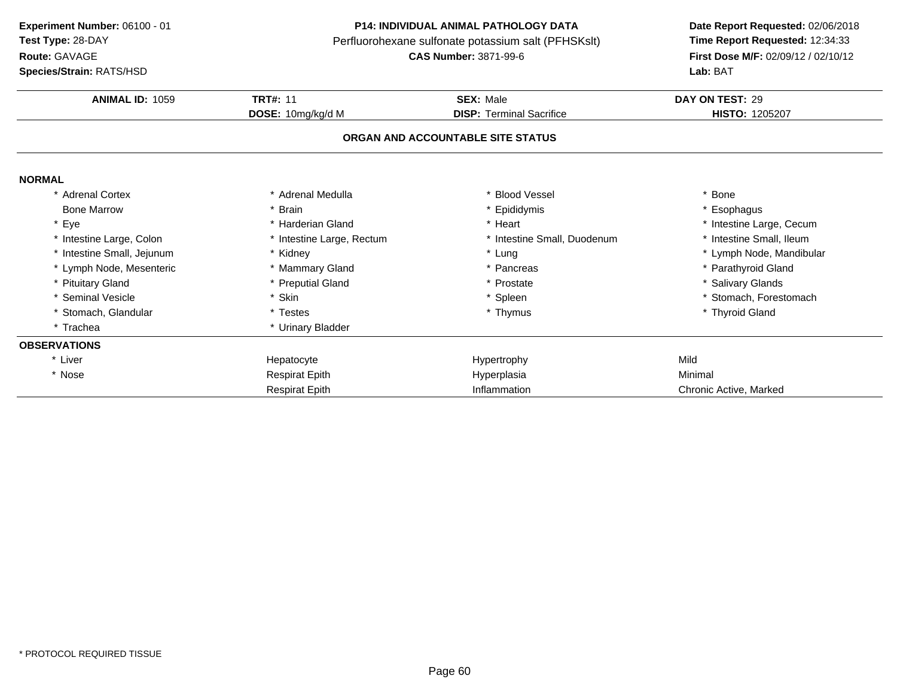**Experiment Number:** 06100 - 01
**Test Type:** 28-DAY
**Route:** GAVAGE
**Species/Strain:** RATS/HSD

**P14: INDIVIDUAL ANIMAL PATHOLOGY DATA**
Perfluorohexane sulfonate potassium salt (PFHSKslt)
**CAS Number:** 3871-99-6

**Date Report Requested:** 02/06/2018
**Time Report Requested:** 12:34:33
**First Dose M/F:** 02/09/12 / 02/10/12
**Lab:** BAT

| **ANIMAL ID:** 1059 | **TRT#:** 11 | **SEX:** Male | **DAY ON TEST:** 29 |
|---|---|---|---|
| | **DOSE:** 10mg/kg/d M | **DISP:** Terminal Sacrifice | **HISTO:** 1205207 |

**ORGAN AND ACCOUNTABLE SITE STATUS**

**NORMAL**

| | | | |
|---|---|---|---|
| * Adrenal Cortex | * Adrenal Medulla | * Blood Vessel | * Bone |
| Bone Marrow | * Brain | * Epididymis | * Esophagus |
| * Eye | * Harderian Gland | * Heart | * Intestine Large, Cecum |
| * Intestine Large, Colon | * Intestine Large, Rectum | * Intestine Small, Duodenum | * Intestine Small, Ileum |
| * Intestine Small, Jejunum | * Kidney | * Lung | * Lymph Node, Mandibular |
| * Lymph Node, Mesenteric | * Mammary Gland | * Pancreas | * Parathyroid Gland |
| * Pituitary Gland | * Preputial Gland | * Prostate | * Salivary Glands |
| * Seminal Vesicle | * Skin | * Spleen | * Stomach, Forestomach |
| * Stomach, Glandular | * Testes | * Thymus | * Thyroid Gland |
| * Trachea | * Urinary Bladder | | |

**OBSERVATIONS**

| | | | |
|---|---|---|---|
| * Liver | Hepatocyte | Hypertrophy | Mild |
| * Nose | Respirat Epith | Hyperplasia | Minimal |
| | Respirat Epith | Inflammation | Chronic Active, Marked |

* PROTOCOL REQUIRED TISSUE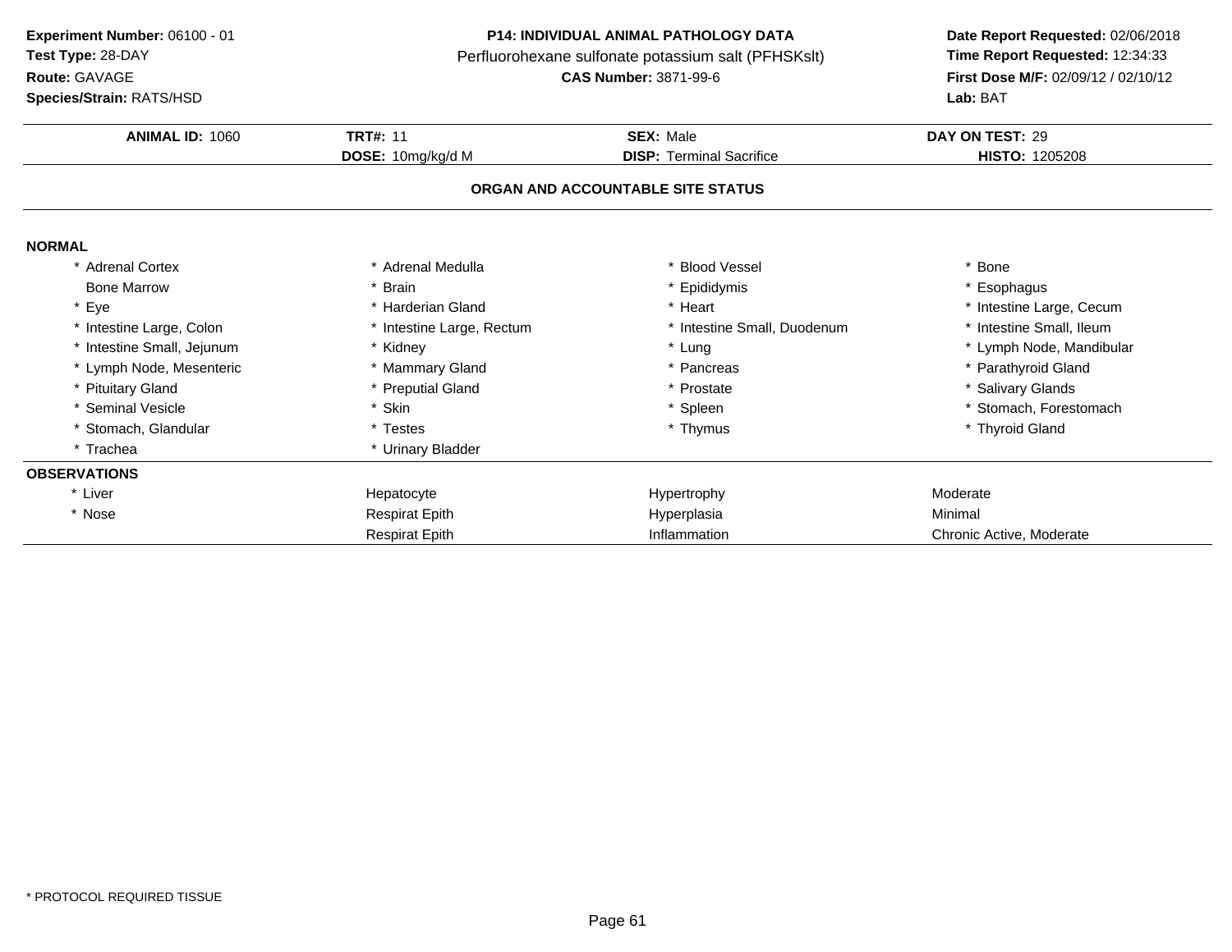**Experiment Number:** 06100 - 01
**Test Type:** 28-DAY
**Route:** GAVAGE
**Species/Strain:** RATS/HSD

**P14: INDIVIDUAL ANIMAL PATHOLOGY DATA**
Perfluorohexane sulfonate potassium salt (PFHSKslt)
**CAS Number:** 3871-99-6

**Date Report Requested:** 02/06/2018
**Time Report Requested:** 12:34:33
**First Dose M/F:** 02/09/12 / 02/10/12
**Lab:** BAT

| **ANIMAL ID:** 1060 | **TRT#:** 11 | **SEX:** Male | **DAY ON TEST:** 29 |
|---|---|---|---|
| | **DOSE:** 10mg/kg/d M | **DISP:** Terminal Sacrifice | **HISTO:** 1205208 |

## ORGAN AND ACCOUNTABLE SITE STATUS

**NORMAL**

| | | | |
|---|---|---|---|
| * Adrenal Cortex | * Adrenal Medulla | * Blood Vessel | * Bone |
| Bone Marrow | * Brain | * Epididymis | * Esophagus |
| * Eye | * Harderian Gland | * Heart | * Intestine Large, Cecum |
| * Intestine Large, Colon | * Intestine Large, Rectum | * Intestine Small, Duodenum | * Intestine Small, Ileum |
| * Intestine Small, Jejunum | * Kidney | * Lung | * Lymph Node, Mandibular |
| * Lymph Node, Mesenteric | * Mammary Gland | * Pancreas | * Parathyroid Gland |
| * Pituitary Gland | * Preputial Gland | * Prostate | * Salivary Glands |
| * Seminal Vesicle | * Skin | * Spleen | * Stomach, Forestomach |
| * Stomach, Glandular | * Testes | * Thymus | * Thyroid Gland |
| * Trachea | * Urinary Bladder | | |

**OBSERVATIONS**

| | | | |
|---|---|---|---|
| * Liver | Hepatocyte | Hypertrophy | Moderate |
| * Nose | Respirat Epith | Hyperplasia | Minimal |
| | Respirat Epith | Inflammation | Chronic Active, Moderate |

\* PROTOCOL REQUIRED TISSUE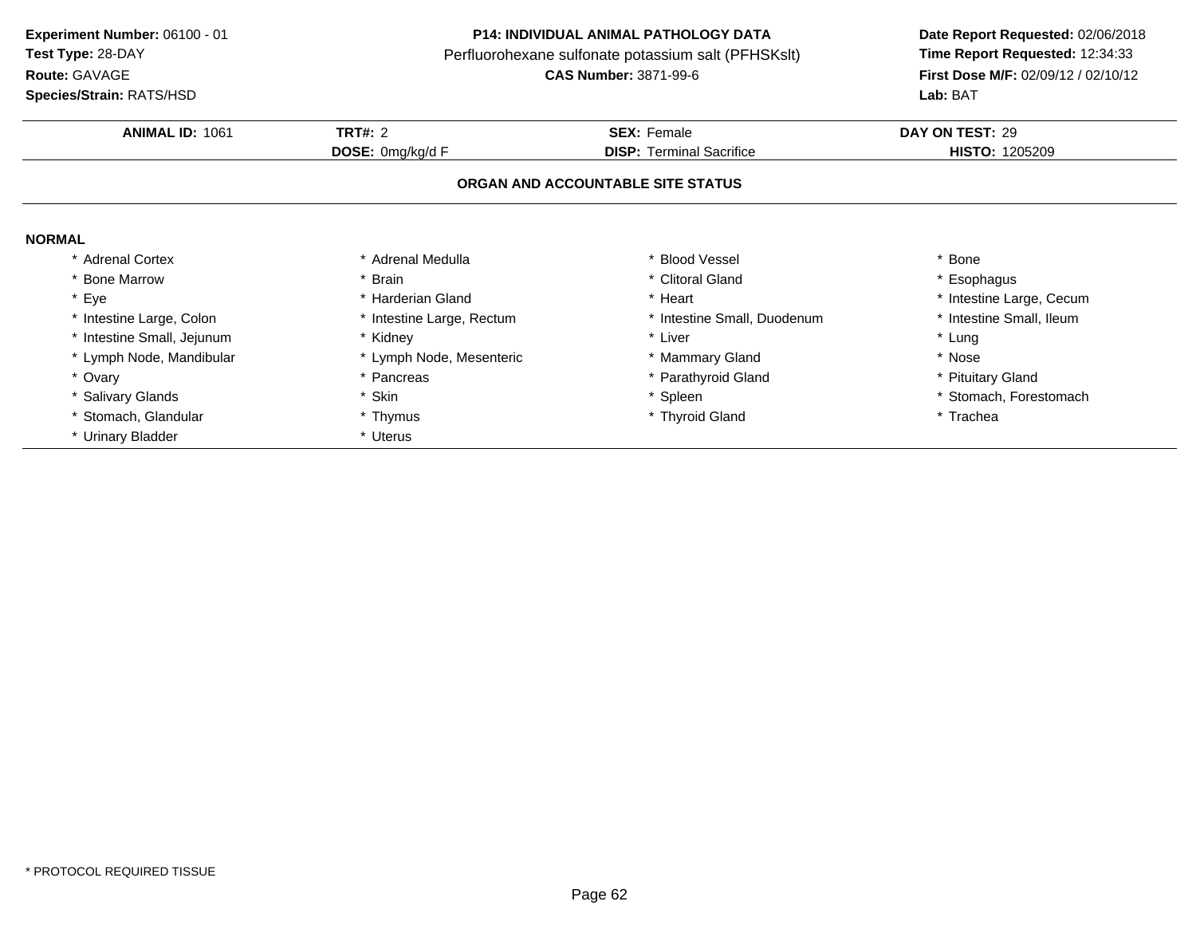**Experiment Number:** 06100 - 01
**Test Type:** 28-DAY
**Route:** GAVAGE
**Species/Strain:** RATS/HSD

**P14: INDIVIDUAL ANIMAL PATHOLOGY DATA**
Perfluorohexane sulfonate potassium salt (PFHSKslt)
**CAS Number:** 3871-99-6

**Date Report Requested:** 02/06/2018
**Time Report Requested:** 12:34:33
**First Dose M/F:** 02/09/12 / 02/10/12
**Lab:** BAT

| **ANIMAL ID:** 1061 | **TRT#:** 2 | **SEX:** Female | **DAY ON TEST:** 29 |
|---|---|---|---|
| | **DOSE:** 0mg/kg/d F | **DISP:** Terminal Sacrifice | **HISTO:** 1205209 |

## ORGAN AND ACCOUNTABLE SITE STATUS

**NORMAL**

| | | | |
|---|---|---|---|
| * Adrenal Cortex | * Adrenal Medulla | * Blood Vessel | * Bone |
| * Bone Marrow | * Brain | * Clitoral Gland | * Esophagus |
| * Eye | * Harderian Gland | * Heart | * Intestine Large, Cecum |
| * Intestine Large, Colon | * Intestine Large, Rectum | * Intestine Small, Duodenum | * Intestine Small, Ileum |
| * Intestine Small, Jejunum | * Kidney | * Liver | * Lung |
| * Lymph Node, Mandibular | * Lymph Node, Mesenteric | * Mammary Gland | * Nose |
| * Ovary | * Pancreas | * Parathyroid Gland | * Pituitary Gland |
| * Salivary Glands | * Skin | * Spleen | * Stomach, Forestomach |
| * Stomach, Glandular | * Thymus | * Thyroid Gland | * Trachea |
| * Urinary Bladder | * Uterus | | |

\* PROTOCOL REQUIRED TISSUE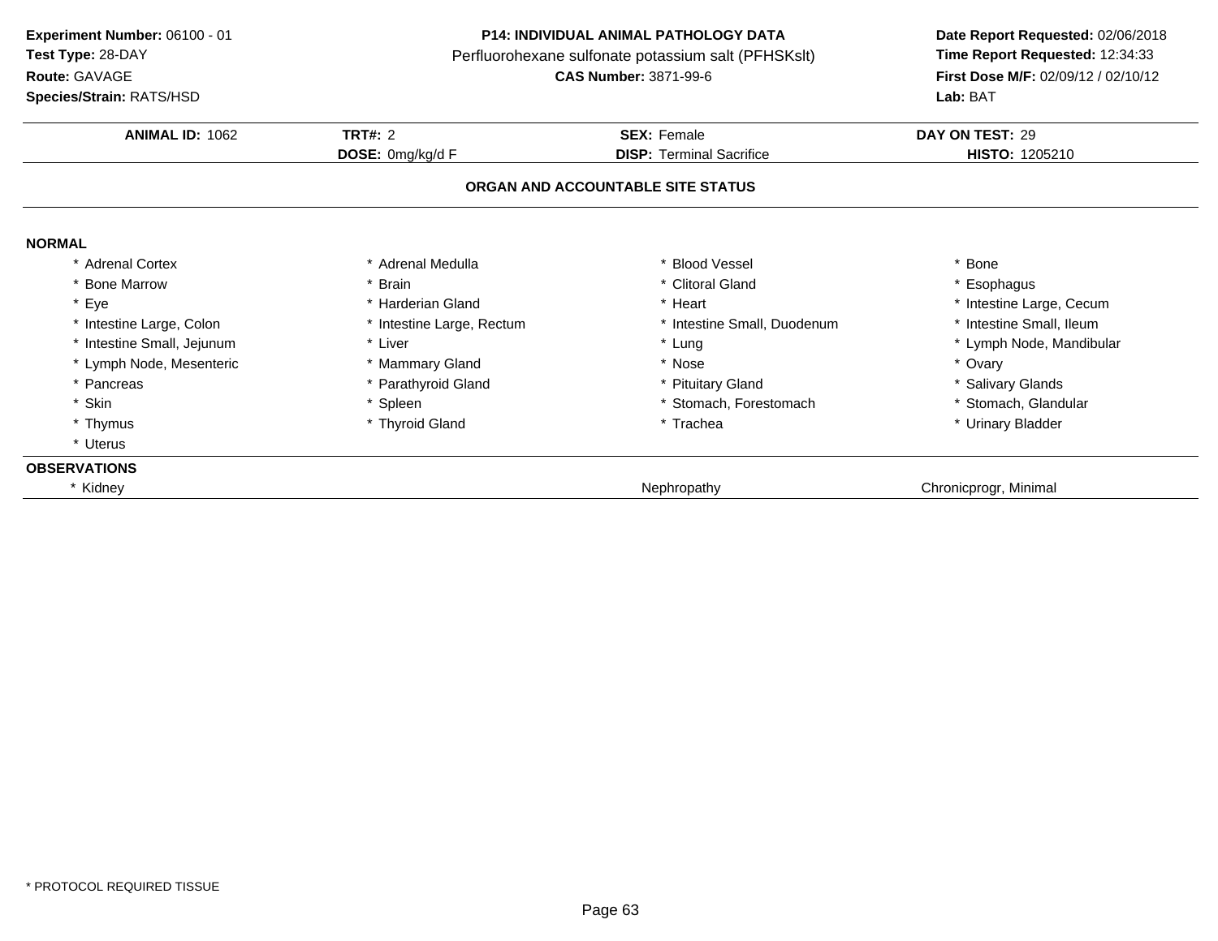**Experiment Number:** 06100 - 01
**Test Type:** 28-DAY
**Route:** GAVAGE
**Species/Strain:** RATS/HSD

**P14: INDIVIDUAL ANIMAL PATHOLOGY DATA**
Perfluorohexane sulfonate potassium salt (PFHSKslt)
**CAS Number:** 3871-99-6

**Date Report Requested:** 02/06/2018
**Time Report Requested:** 12:34:33
**First Dose M/F:** 02/09/12 / 02/10/12
**Lab:** BAT

| **ANIMAL ID:** 1062 | **TRT#:** 2 | **SEX:** Female | **DAY ON TEST:** 29 |
|---|---|---|---|
| | **DOSE:** 0mg/kg/d F | **DISP:** Terminal Sacrifice | **HISTO:** 1205210 |

## ORGAN AND ACCOUNTABLE SITE STATUS

**NORMAL**

| | | | |
|---|---|---|---|
| * Adrenal Cortex | * Adrenal Medulla | * Blood Vessel | * Bone |
| * Bone Marrow | * Brain | * Clitoral Gland | * Esophagus |
| * Eye | * Harderian Gland | * Heart | * Intestine Large, Cecum |
| * Intestine Large, Colon | * Intestine Large, Rectum | * Intestine Small, Duodenum | * Intestine Small, Ileum |
| * Intestine Small, Jejunum | * Liver | * Lung | * Lymph Node, Mandibular |
| * Lymph Node, Mesenteric | * Mammary Gland | * Nose | * Ovary |
| * Pancreas | * Parathyroid Gland | * Pituitary Gland | * Salivary Glands |
| * Skin | * Spleen | * Stomach, Forestomach | * Stomach, Glandular |
| * Thymus | * Thyroid Gland | * Trachea | * Urinary Bladder |
| * Uterus | | | |

**OBSERVATIONS**

| | | |
|---|---|---|
| * Kidney | Nephropathy | Chronicprogr, Minimal |

* PROTOCOL REQUIRED TISSUE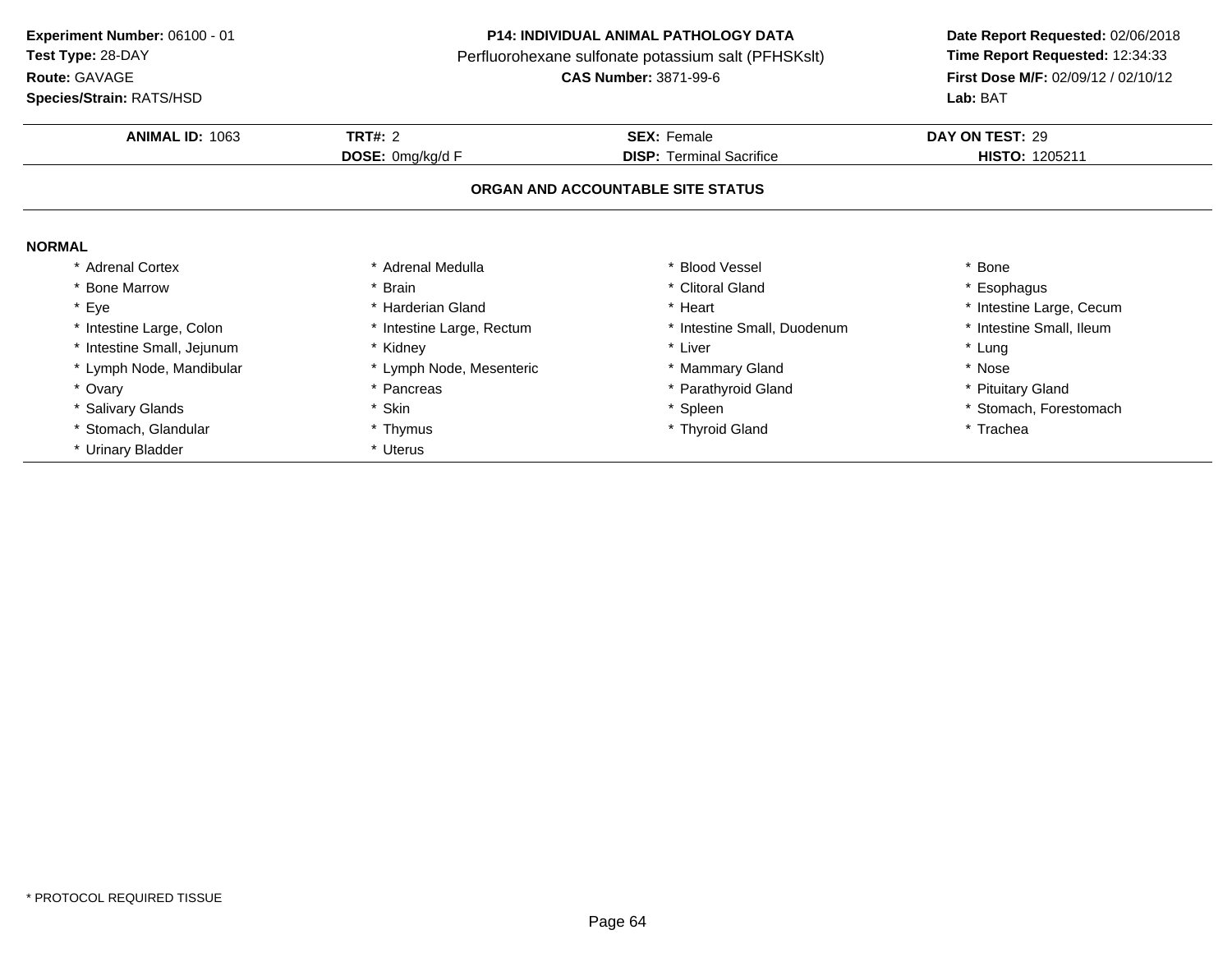**Experiment Number:** 06100 - 01
**Test Type:** 28-DAY
**Route:** GAVAGE
**Species/Strain:** RATS/HSD

**P14: INDIVIDUAL ANIMAL PATHOLOGY DATA**
Perfluorohexane sulfonate potassium salt (PFHSKslt)
**CAS Number:** 3871-99-6

**Date Report Requested:** 02/06/2018
**Time Report Requested:** 12:34:33
**First Dose M/F:** 02/09/12 / 02/10/12
**Lab:** BAT

| **ANIMAL ID:** 1063 | **TRT#:** 2 | **SEX:** Female | **DAY ON TEST:** 29 |
|---|---|---|---|
| | **DOSE:** 0mg/kg/d F | **DISP:** Terminal Sacrifice | **HISTO:** 1205211 |

**ORGAN AND ACCOUNTABLE SITE STATUS**

**NORMAL**

| | | | |
|---|---|---|---|
| * Adrenal Cortex | * Adrenal Medulla | * Blood Vessel | * Bone |
| * Bone Marrow | * Brain | * Clitoral Gland | * Esophagus |
| * Eye | * Harderian Gland | * Heart | * Intestine Large, Cecum |
| * Intestine Large, Colon | * Intestine Large, Rectum | * Intestine Small, Duodenum | * Intestine Small, Ileum |
| * Intestine Small, Jejunum | * Kidney | * Liver | * Lung |
| * Lymph Node, Mandibular | * Lymph Node, Mesenteric | * Mammary Gland | * Nose |
| * Ovary | * Pancreas | * Parathyroid Gland | * Pituitary Gland |
| * Salivary Glands | * Skin | * Spleen | * Stomach, Forestomach |
| * Stomach, Glandular | * Thymus | * Thyroid Gland | * Trachea |
| * Urinary Bladder | * Uterus | | |

* PROTOCOL REQUIRED TISSUE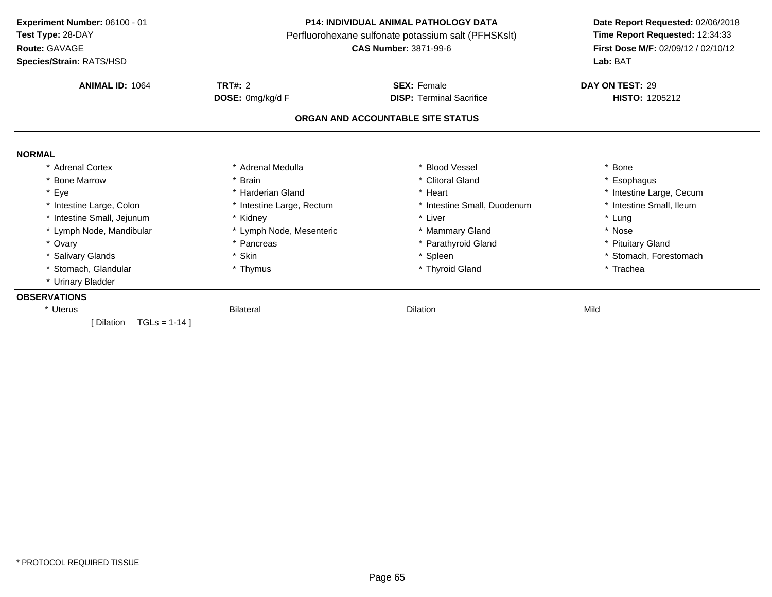**Experiment Number:** 06100 - 01
**Test Type:** 28-DAY
**Route:** GAVAGE
**Species/Strain:** RATS/HSD

**P14: INDIVIDUAL ANIMAL PATHOLOGY DATA**
Perfluorohexane sulfonate potassium salt (PFHSKslt)
**CAS Number:** 3871-99-6

**Date Report Requested:** 02/06/2018
**Time Report Requested:** 12:34:33
**First Dose M/F:** 02/09/12 / 02/10/12
**Lab:** BAT

| **ANIMAL ID:** 1064 | **TRT#:** 2 | **SEX:** Female | **DAY ON TEST:** 29 |
|---|---|---|---|
| | **DOSE:** 0mg/kg/d F | **DISP:** Terminal Sacrifice | **HISTO:** 1205212 |

**ORGAN AND ACCOUNTABLE SITE STATUS**

**NORMAL**

| | | | |
|---|---|---|---|
| * Adrenal Cortex | * Adrenal Medulla | * Blood Vessel | * Bone |
| * Bone Marrow | * Brain | * Clitoral Gland | * Esophagus |
| * Eye | * Harderian Gland | * Heart | * Intestine Large, Cecum |
| * Intestine Large, Colon | * Intestine Large, Rectum | * Intestine Small, Duodenum | * Intestine Small, Ileum |
| * Intestine Small, Jejunum | * Kidney | * Liver | * Lung |
| * Lymph Node, Mandibular | * Lymph Node, Mesenteric | * Mammary Gland | * Nose |
| * Ovary | * Pancreas | * Parathyroid Gland | * Pituitary Gland |
| * Salivary Glands | * Skin | * Spleen | * Stomach, Forestomach |
| * Stomach, Glandular | * Thymus | * Thyroid Gland | * Trachea |
| * Urinary Bladder | | | |

**OBSERVATIONS**

| | | | |
|---|---|---|---|
| * Uterus | Bilateral | Dilation | Mild |
| [ Dilation TGLs = 1-14 ] | | | |

* PROTOCOL REQUIRED TISSUE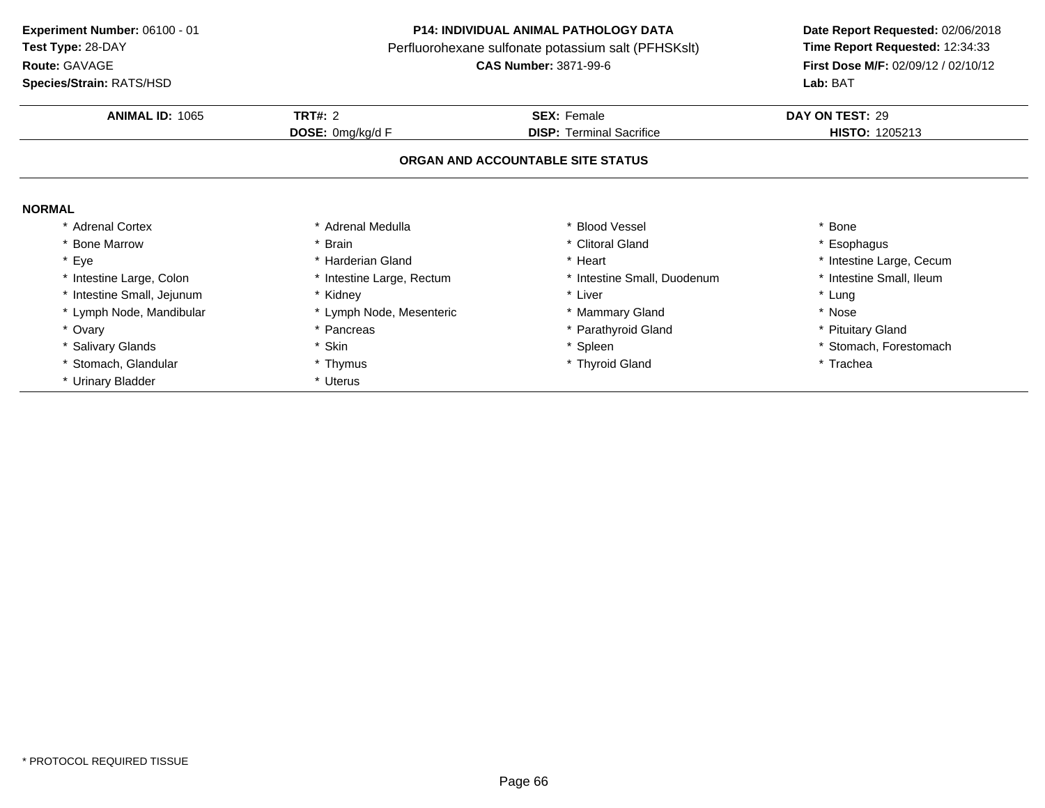**Experiment Number:** 06100 - 01
**Test Type:** 28-DAY
**Route:** GAVAGE
**Species/Strain:** RATS/HSD

**P14: INDIVIDUAL ANIMAL PATHOLOGY DATA**
Perfluorohexane sulfonate potassium salt (PFHSKslt)
**CAS Number:** 3871-99-6

**Date Report Requested:** 02/06/2018
**Time Report Requested:** 12:34:33
**First Dose M/F:** 02/09/12 / 02/10/12
**Lab:** BAT

| **ANIMAL ID:** 1065 | **TRT#:** 2 | **SEX:** Female | **DAY ON TEST:** 29 |
|---|---|---|---|
| | **DOSE:** 0mg/kg/d F | **DISP:** Terminal Sacrifice | **HISTO:** 1205213 |

**ORGAN AND ACCOUNTABLE SITE STATUS**

**NORMAL**

| | | | |
|---|---|---|---|
| * Adrenal Cortex | * Adrenal Medulla | * Blood Vessel | * Bone |
| * Bone Marrow | * Brain | * Clitoral Gland | * Esophagus |
| * Eye | * Harderian Gland | * Heart | * Intestine Large, Cecum |
| * Intestine Large, Colon | * Intestine Large, Rectum | * Intestine Small, Duodenum | * Intestine Small, Ileum |
| * Intestine Small, Jejunum | * Kidney | * Liver | * Lung |
| * Lymph Node, Mandibular | * Lymph Node, Mesenteric | * Mammary Gland | * Nose |
| * Ovary | * Pancreas | * Parathyroid Gland | * Pituitary Gland |
| * Salivary Glands | * Skin | * Spleen | * Stomach, Forestomach |
| * Stomach, Glandular | * Thymus | * Thyroid Gland | * Trachea |
| * Urinary Bladder | * Uterus | | |

* PROTOCOL REQUIRED TISSUE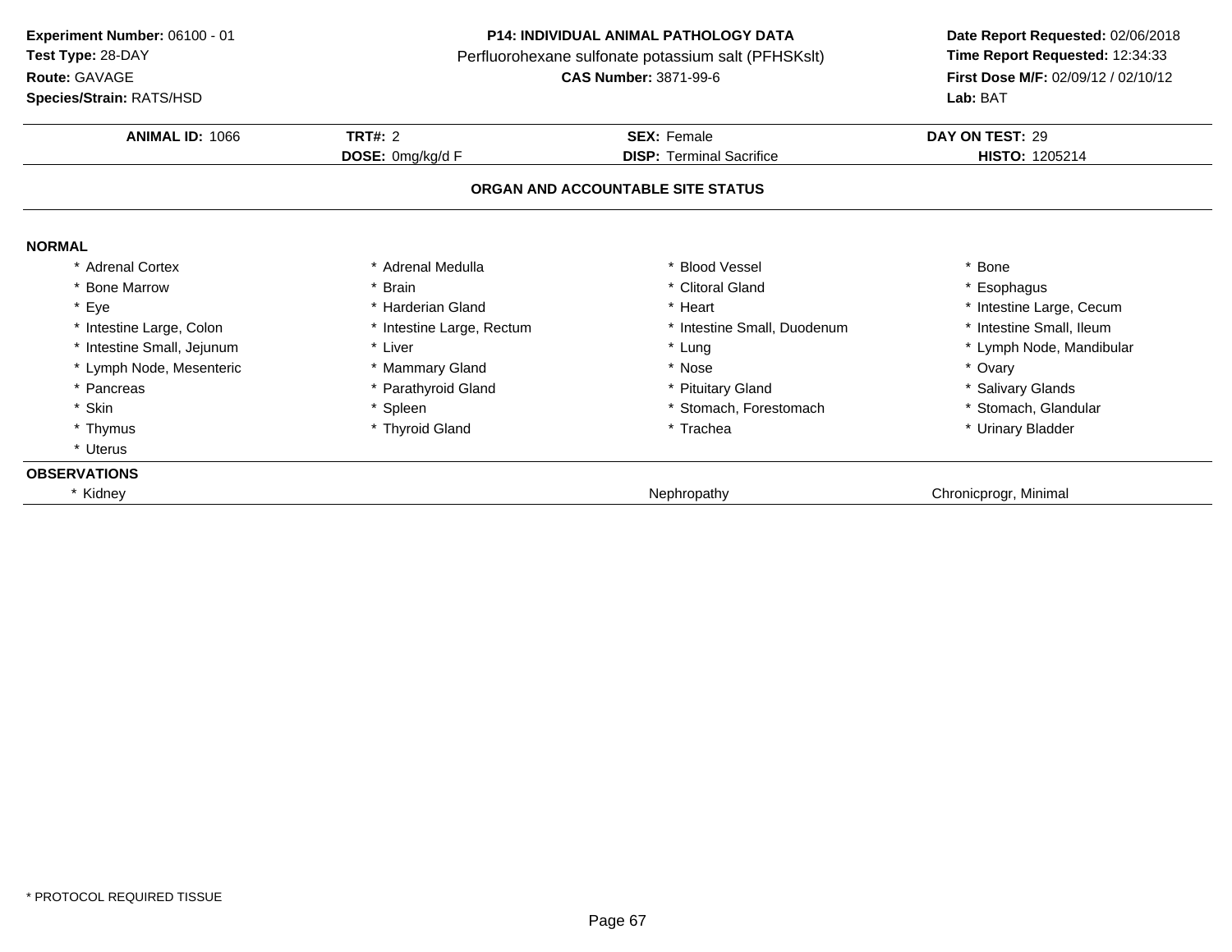**Experiment Number:** 06100 - 01
**Test Type:** 28-DAY
**Route:** GAVAGE
**Species/Strain:** RATS/HSD

**P14: INDIVIDUAL ANIMAL PATHOLOGY DATA**
Perfluorohexane sulfonate potassium salt (PFHSKslt)
**CAS Number:** 3871-99-6

**Date Report Requested:** 02/06/2018
**Time Report Requested:** 12:34:33
**First Dose M/F:** 02/09/12 / 02/10/12
**Lab:** BAT

| **ANIMAL ID:** 1066 | **TRT#:** 2 | **SEX:** Female | **DAY ON TEST:** 29 |
|---|---|---|---|
| | **DOSE:** 0mg/kg/d F | **DISP:** Terminal Sacrifice | **HISTO:** 1205214 |

**ORGAN AND ACCOUNTABLE SITE STATUS**

**NORMAL**

| | | | |
|---|---|---|---|
| * Adrenal Cortex | * Adrenal Medulla | * Blood Vessel | * Bone |
| * Bone Marrow | * Brain | * Clitoral Gland | * Esophagus |
| * Eye | * Harderian Gland | * Heart | * Intestine Large, Cecum |
| * Intestine Large, Colon | * Intestine Large, Rectum | * Intestine Small, Duodenum | * Intestine Small, Ileum |
| * Intestine Small, Jejunum | * Liver | * Lung | * Lymph Node, Mandibular |
| * Lymph Node, Mesenteric | * Mammary Gland | * Nose | * Ovary |
| * Pancreas | * Parathyroid Gland | * Pituitary Gland | * Salivary Glands |
| * Skin | * Spleen | * Stomach, Forestomach | * Stomach, Glandular |
| * Thymus | * Thyroid Gland | * Trachea | * Urinary Bladder |
| * Uterus | | | |

**OBSERVATIONS**

| | | |
|---|---|---|
| * Kidney | Nephropathy | Chronicprogr, Minimal |

* PROTOCOL REQUIRED TISSUE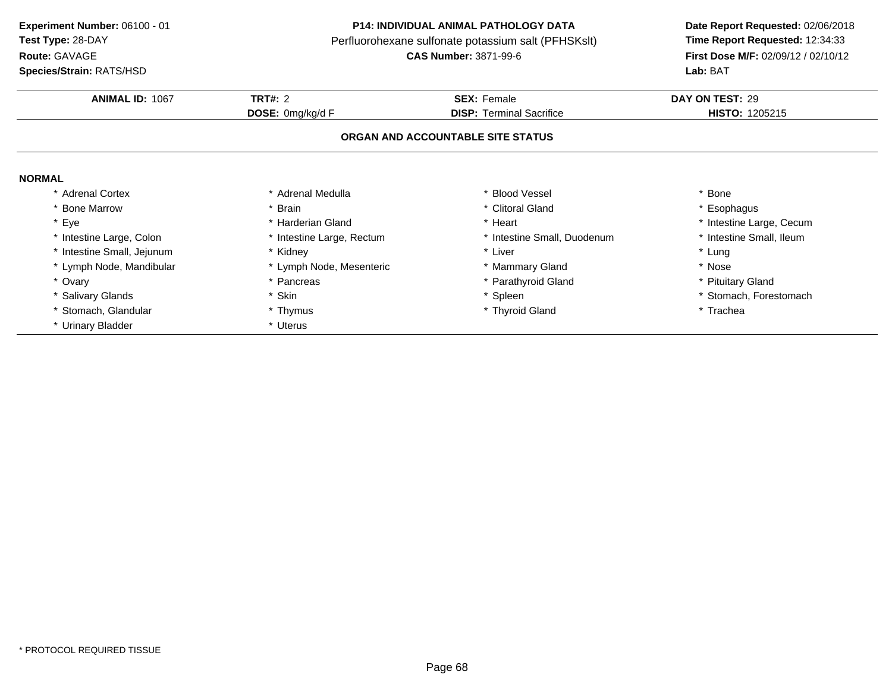**Experiment Number:** 06100 - 01
**Test Type:** 28-DAY
**Route:** GAVAGE
**Species/Strain:** RATS/HSD

**P14: INDIVIDUAL ANIMAL PATHOLOGY DATA**
Perfluorohexane sulfonate potassium salt (PFHSKslt)
**CAS Number:** 3871-99-6

**Date Report Requested:** 02/06/2018
**Time Report Requested:** 12:34:33
**First Dose M/F:** 02/09/12 / 02/10/12
**Lab:** BAT

| **ANIMAL ID:** 1067 | **TRT#:** 2 | **SEX:** Female | **DAY ON TEST:** 29 |
|---|---|---|---|
| | **DOSE:** 0mg/kg/d F | **DISP:** Terminal Sacrifice | **HISTO:** 1205215 |

## ORGAN AND ACCOUNTABLE SITE STATUS

**NORMAL**

| | | | |
|---|---|---|---|
| * Adrenal Cortex | * Adrenal Medulla | * Blood Vessel | * Bone |
| * Bone Marrow | * Brain | * Clitoral Gland | * Esophagus |
| * Eye | * Harderian Gland | * Heart | * Intestine Large, Cecum |
| * Intestine Large, Colon | * Intestine Large, Rectum | * Intestine Small, Duodenum | * Intestine Small, Ileum |
| * Intestine Small, Jejunum | * Kidney | * Liver | * Lung |
| * Lymph Node, Mandibular | * Lymph Node, Mesenteric | * Mammary Gland | * Nose |
| * Ovary | * Pancreas | * Parathyroid Gland | * Pituitary Gland |
| * Salivary Glands | * Skin | * Spleen | * Stomach, Forestomach |
| * Stomach, Glandular | * Thymus | * Thyroid Gland | * Trachea |
| * Urinary Bladder | * Uterus | | |

\* PROTOCOL REQUIRED TISSUE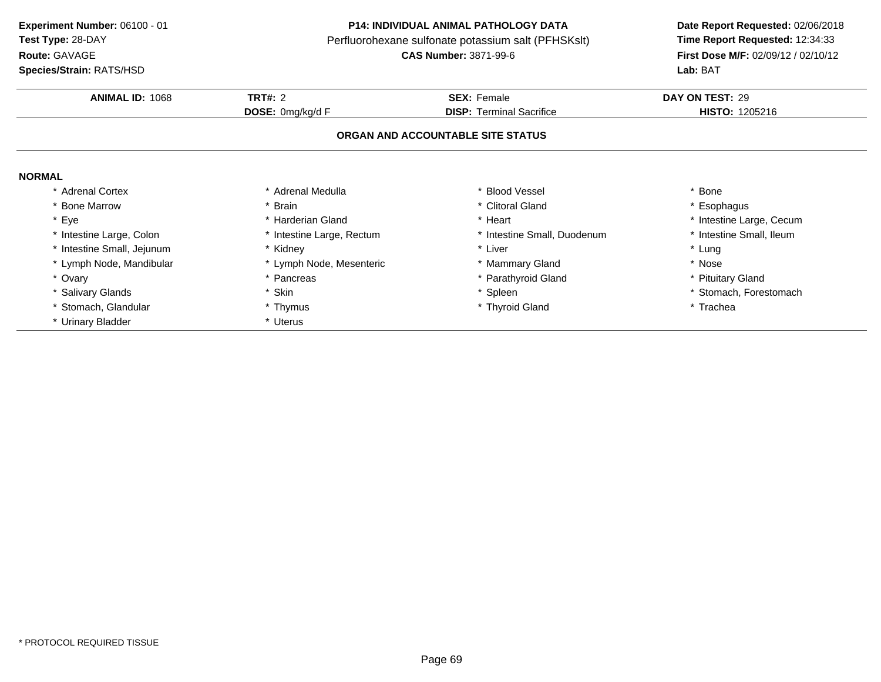**Experiment Number:** 06100 - 01
**Test Type:** 28-DAY
**Route:** GAVAGE
**Species/Strain:** RATS/HSD

**P14: INDIVIDUAL ANIMAL PATHOLOGY DATA**
Perfluorohexane sulfonate potassium salt (PFHSKslt)
**CAS Number:** 3871-99-6

**Date Report Requested:** 02/06/2018
**Time Report Requested:** 12:34:33
**First Dose M/F:** 02/09/12 / 02/10/12
**Lab:** BAT

| **ANIMAL ID:** 1068 | **TRT#:** 2 | **SEX:** Female | **DAY ON TEST:** 29 |
|---|---|---|---|
| | **DOSE:** 0mg/kg/d F | **DISP:** Terminal Sacrifice | **HISTO:** 1205216 |

**ORGAN AND ACCOUNTABLE SITE STATUS**

**NORMAL**

| | | | |
|---|---|---|---|
| * Adrenal Cortex | * Adrenal Medulla | * Blood Vessel | * Bone |
| * Bone Marrow | * Brain | * Clitoral Gland | * Esophagus |
| * Eye | * Harderian Gland | * Heart | * Intestine Large, Cecum |
| * Intestine Large, Colon | * Intestine Large, Rectum | * Intestine Small, Duodenum | * Intestine Small, Ileum |
| * Intestine Small, Jejunum | * Kidney | * Liver | * Lung |
| * Lymph Node, Mandibular | * Lymph Node, Mesenteric | * Mammary Gland | * Nose |
| * Ovary | * Pancreas | * Parathyroid Gland | * Pituitary Gland |
| * Salivary Glands | * Skin | * Spleen | * Stomach, Forestomach |
| * Stomach, Glandular | * Thymus | * Thyroid Gland | * Trachea |
| * Urinary Bladder | * Uterus | | |

* PROTOCOL REQUIRED TISSUE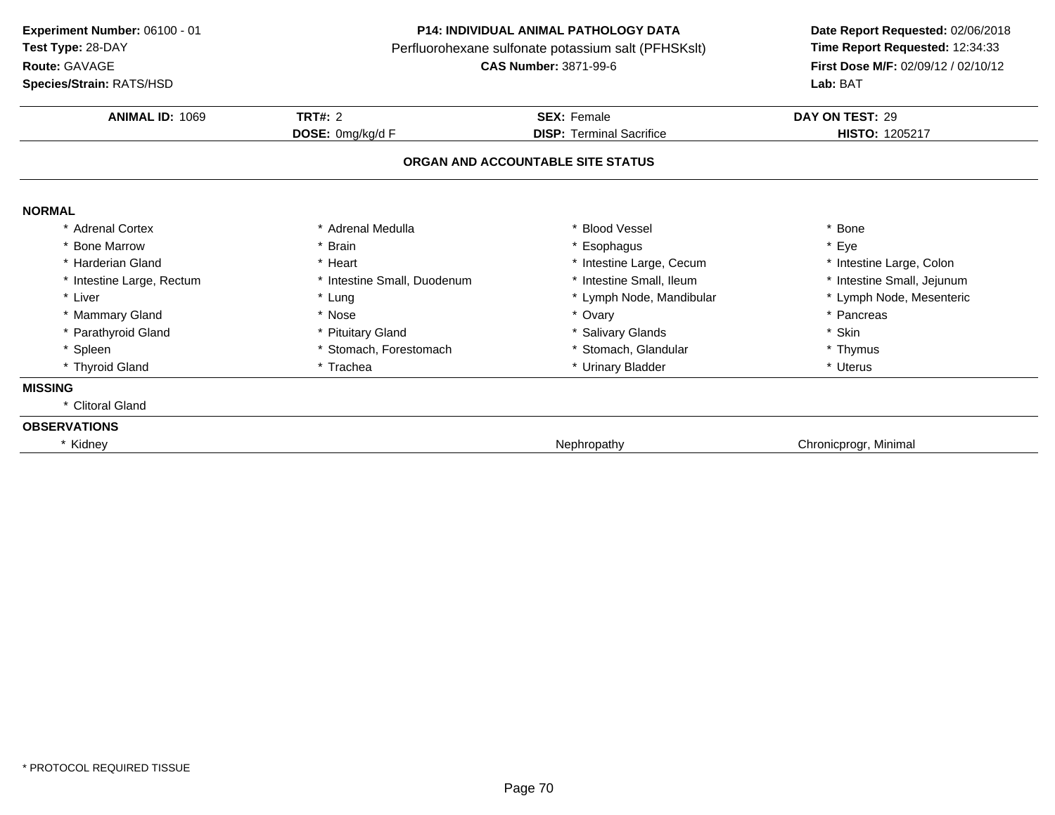**Experiment Number:** 06100 - 01
**Test Type:** 28-DAY
**Route:** GAVAGE
**Species/Strain:** RATS/HSD

**P14: INDIVIDUAL ANIMAL PATHOLOGY DATA**
Perfluorohexane sulfonate potassium salt (PFHSKslt)
**CAS Number:** 3871-99-6

**Date Report Requested:** 02/06/2018
**Time Report Requested:** 12:34:33
**First Dose M/F:** 02/09/12 / 02/10/12
**Lab:** BAT

| **ANIMAL ID:** 1069 | **TRT#:** 2 | **SEX:** Female | **DAY ON TEST:** 29 |
|---|---|---|---|
| | **DOSE:** 0mg/kg/d F | **DISP:** Terminal Sacrifice | **HISTO:** 1205217 |

## ORGAN AND ACCOUNTABLE SITE STATUS

**NORMAL**

| | | | |
|---|---|---|---|
| * Adrenal Cortex | * Adrenal Medulla | * Blood Vessel | * Bone |
| * Bone Marrow | * Brain | * Esophagus | * Eye |
| * Harderian Gland | * Heart | * Intestine Large, Cecum | * Intestine Large, Colon |
| * Intestine Large, Rectum | * Intestine Small, Duodenum | * Intestine Small, Ileum | * Intestine Small, Jejunum |
| * Liver | * Lung | * Lymph Node, Mandibular | * Lymph Node, Mesenteric |
| * Mammary Gland | * Nose | * Ovary | * Pancreas |
| * Parathyroid Gland | * Pituitary Gland | * Salivary Glands | * Skin |
| * Spleen | * Stomach, Forestomach | * Stomach, Glandular | * Thymus |
| * Thyroid Gland | * Trachea | * Urinary Bladder | * Uterus |

**MISSING**

* Clitoral Gland

**OBSERVATIONS**

| | | |
|---|---|---|
| * Kidney | Nephropathy | Chronicprogr, Minimal |

* PROTOCOL REQUIRED TISSUE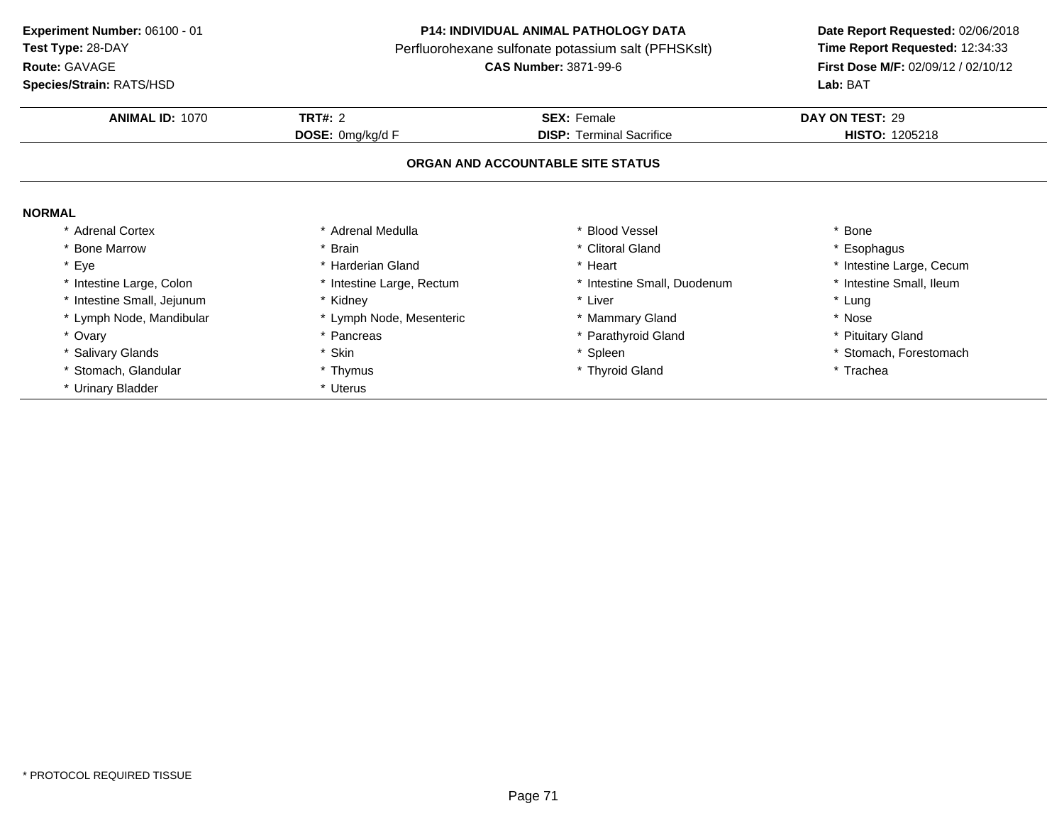**Experiment Number:** 06100 - 01
**Test Type:** 28-DAY
**Route:** GAVAGE
**Species/Strain:** RATS/HSD

**P14: INDIVIDUAL ANIMAL PATHOLOGY DATA**
Perfluorohexane sulfonate potassium salt (PFHSKslt)
**CAS Number:** 3871-99-6

**Date Report Requested:** 02/06/2018
**Time Report Requested:** 12:34:33
**First Dose M/F:** 02/09/12 / 02/10/12
**Lab:** BAT

| **ANIMAL ID:** 1070 | **TRT#:** 2 | **SEX:** Female | **DAY ON TEST:** 29 |
|---|---|---|---|
| | **DOSE:** 0mg/kg/d F | **DISP:** Terminal Sacrifice | **HISTO:** 1205218 |

**ORGAN AND ACCOUNTABLE SITE STATUS**

**NORMAL**

| | | | |
|---|---|---|---|
| * Adrenal Cortex | * Adrenal Medulla | * Blood Vessel | * Bone |
| * Bone Marrow | * Brain | * Clitoral Gland | * Esophagus |
| * Eye | * Harderian Gland | * Heart | * Intestine Large, Cecum |
| * Intestine Large, Colon | * Intestine Large, Rectum | * Intestine Small, Duodenum | * Intestine Small, Ileum |
| * Intestine Small, Jejunum | * Kidney | * Liver | * Lung |
| * Lymph Node, Mandibular | * Lymph Node, Mesenteric | * Mammary Gland | * Nose |
| * Ovary | * Pancreas | * Parathyroid Gland | * Pituitary Gland |
| * Salivary Glands | * Skin | * Spleen | * Stomach, Forestomach |
| * Stomach, Glandular | * Thymus | * Thyroid Gland | * Trachea |
| * Urinary Bladder | * Uterus | | |

* PROTOCOL REQUIRED TISSUE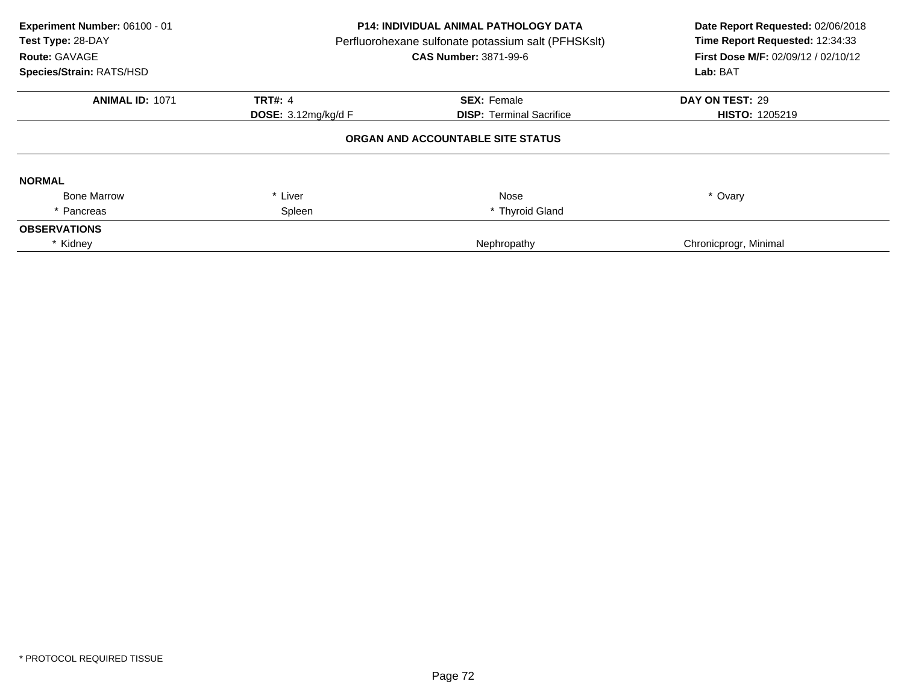**Experiment Number:** 06100 - 01
**Test Type:** 28-DAY
**Route:** GAVAGE
**Species/Strain:** RATS/HSD

**P14: INDIVIDUAL ANIMAL PATHOLOGY DATA**
Perfluorohexane sulfonate potassium salt (PFHSKslt)
**CAS Number:** 3871-99-6

**Date Report Requested:** 02/06/2018
**Time Report Requested:** 12:34:33
**First Dose M/F:** 02/09/12 / 02/10/12
**Lab:** BAT

| **ANIMAL ID:** 1071 | **TRT#:** 4 | **SEX:** Female | **DAY ON TEST:** 29 |
|---|---|---|---|
| | **DOSE:** 3.12mg/kg/d F | **DISP:** Terminal Sacrifice | **HISTO:** 1205219 |

**ORGAN AND ACCOUNTABLE SITE STATUS**

**NORMAL**

| | | | |
|---|---|---|---|
| Bone Marrow | * Liver | Nose | * Ovary |
| * Pancreas | Spleen | * Thyroid Gland | |

**OBSERVATIONS**

| | | |
|---|---|---|
| * Kidney | Nephropathy | Chronicprogr, Minimal |

* PROTOCOL REQUIRED TISSUE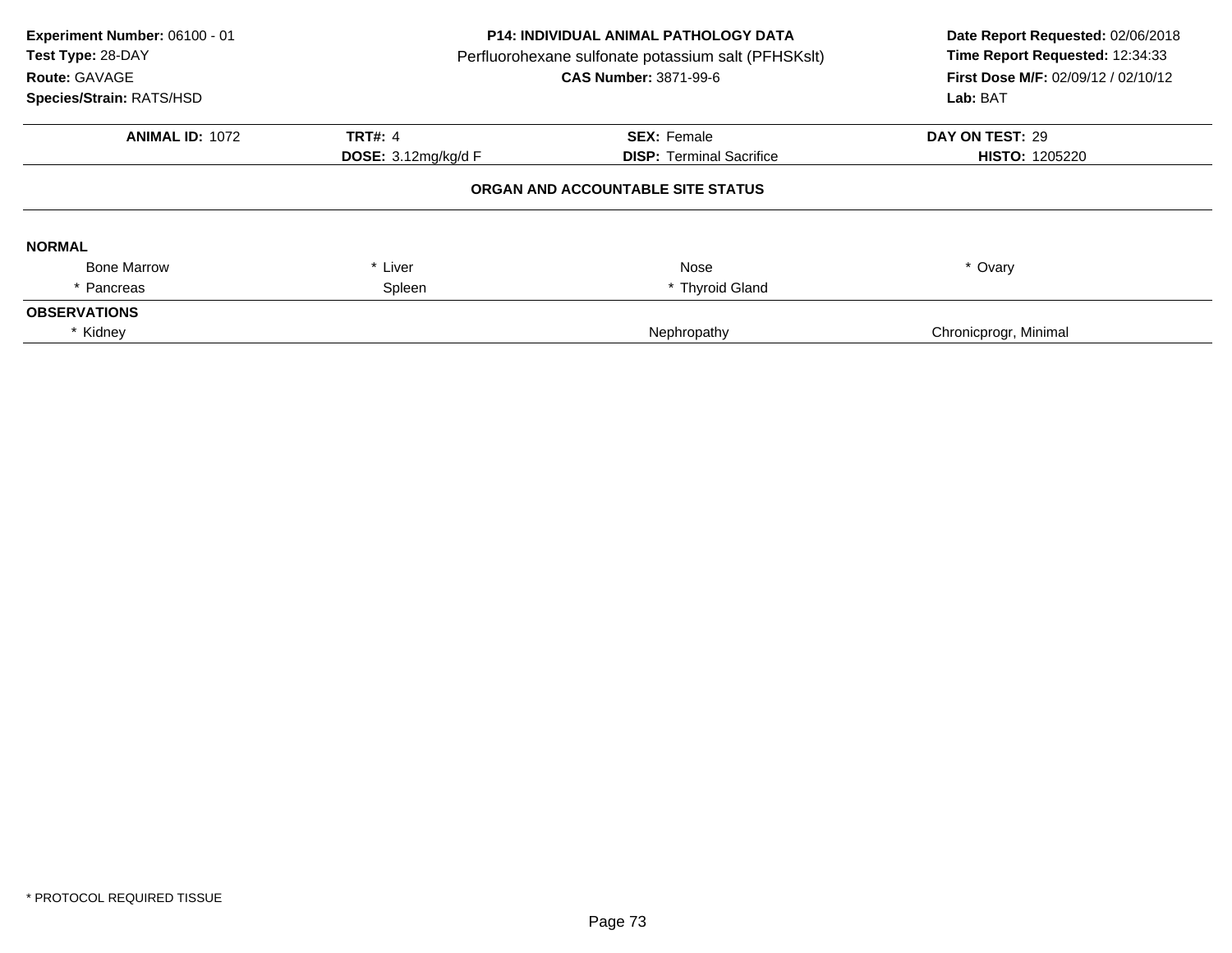**Experiment Number:** 06100 - 01
**Test Type:** 28-DAY
**Route:** GAVAGE
**Species/Strain:** RATS/HSD

**P14: INDIVIDUAL ANIMAL PATHOLOGY DATA**
Perfluorohexane sulfonate potassium salt (PFHSKslt)
**CAS Number:** 3871-99-6

**Date Report Requested:** 02/06/2018
**Time Report Requested:** 12:34:33
**First Dose M/F:** 02/09/12 / 02/10/12
**Lab:** BAT

| **ANIMAL ID:** 1072 | **TRT#:** 4 | **SEX:** Female | **DAY ON TEST:** 29 |
|---|---|---|---|
| | **DOSE:** 3.12mg/kg/d F | **DISP:** Terminal Sacrifice | **HISTO:** 1205220 |

**ORGAN AND ACCOUNTABLE SITE STATUS**

**NORMAL**

| | | | |
|---|---|---|---|
| Bone Marrow | * Liver | Nose | * Ovary |
| * Pancreas | Spleen | * Thyroid Gland | |

**OBSERVATIONS**

| | | |
|---|---|---|
| * Kidney | Nephropathy | Chronicprogr, Minimal |

* PROTOCOL REQUIRED TISSUE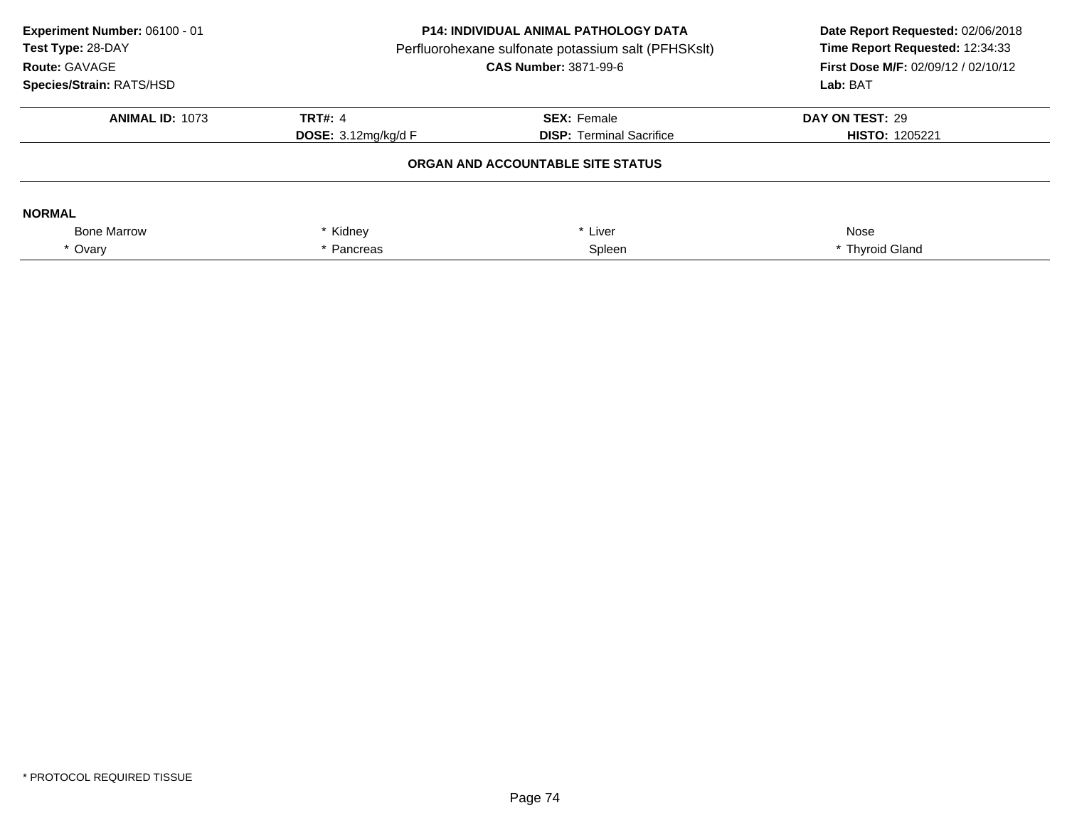**Experiment Number:** 06100 - 01
**Test Type:** 28-DAY
**Route:** GAVAGE
**Species/Strain:** RATS/HSD

**P14: INDIVIDUAL ANIMAL PATHOLOGY DATA**
Perfluorohexane sulfonate potassium salt (PFHSKslt)
**CAS Number:** 3871-99-6

**Date Report Requested:** 02/06/2018
**Time Report Requested:** 12:34:33
**First Dose M/F:** 02/09/12 / 02/10/12
**Lab:** BAT

| **ANIMAL ID:** 1073 | **TRT#:** 4 | **SEX:** Female | **DAY ON TEST:** 29 |
|---|---|---|---|
| | **DOSE:** 3.12mg/kg/d F | **DISP:** Terminal Sacrifice | **HISTO:** 1205221 |

**ORGAN AND ACCOUNTABLE SITE STATUS**

**NORMAL**

| | | | |
|---|---|---|---|
| Bone Marrow | * Kidney | * Liver | Nose |
| * Ovary | * Pancreas | Spleen | * Thyroid Gland |

* PROTOCOL REQUIRED TISSUE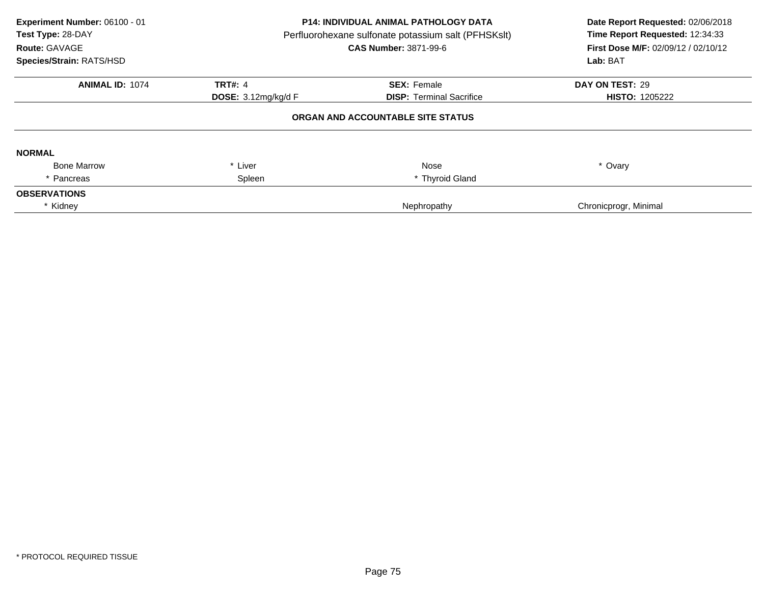**Experiment Number:** 06100 - 01
**Test Type:** 28-DAY
**Route:** GAVAGE
**Species/Strain:** RATS/HSD

**P14: INDIVIDUAL ANIMAL PATHOLOGY DATA**
Perfluorohexane sulfonate potassium salt (PFHSKslt)
**CAS Number:** 3871-99-6

**Date Report Requested:** 02/06/2018
**Time Report Requested:** 12:34:33
**First Dose M/F:** 02/09/12 / 02/10/12
**Lab:** BAT

| **ANIMAL ID:** 1074 | **TRT#:** 4 | **SEX:** Female | **DAY ON TEST:** 29 |
|---|---|---|---|
| | **DOSE:** 3.12mg/kg/d F | **DISP:** Terminal Sacrifice | **HISTO:** 1205222 |

**ORGAN AND ACCOUNTABLE SITE STATUS**

**NORMAL**

| | | | |
|---|---|---|---|
| Bone Marrow | * Liver | Nose | * Ovary |
| * Pancreas | Spleen | * Thyroid Gland | |

**OBSERVATIONS**

| | | |
|---|---|---|
| * Kidney | Nephropathy | Chronicprogr, Minimal |

* PROTOCOL REQUIRED TISSUE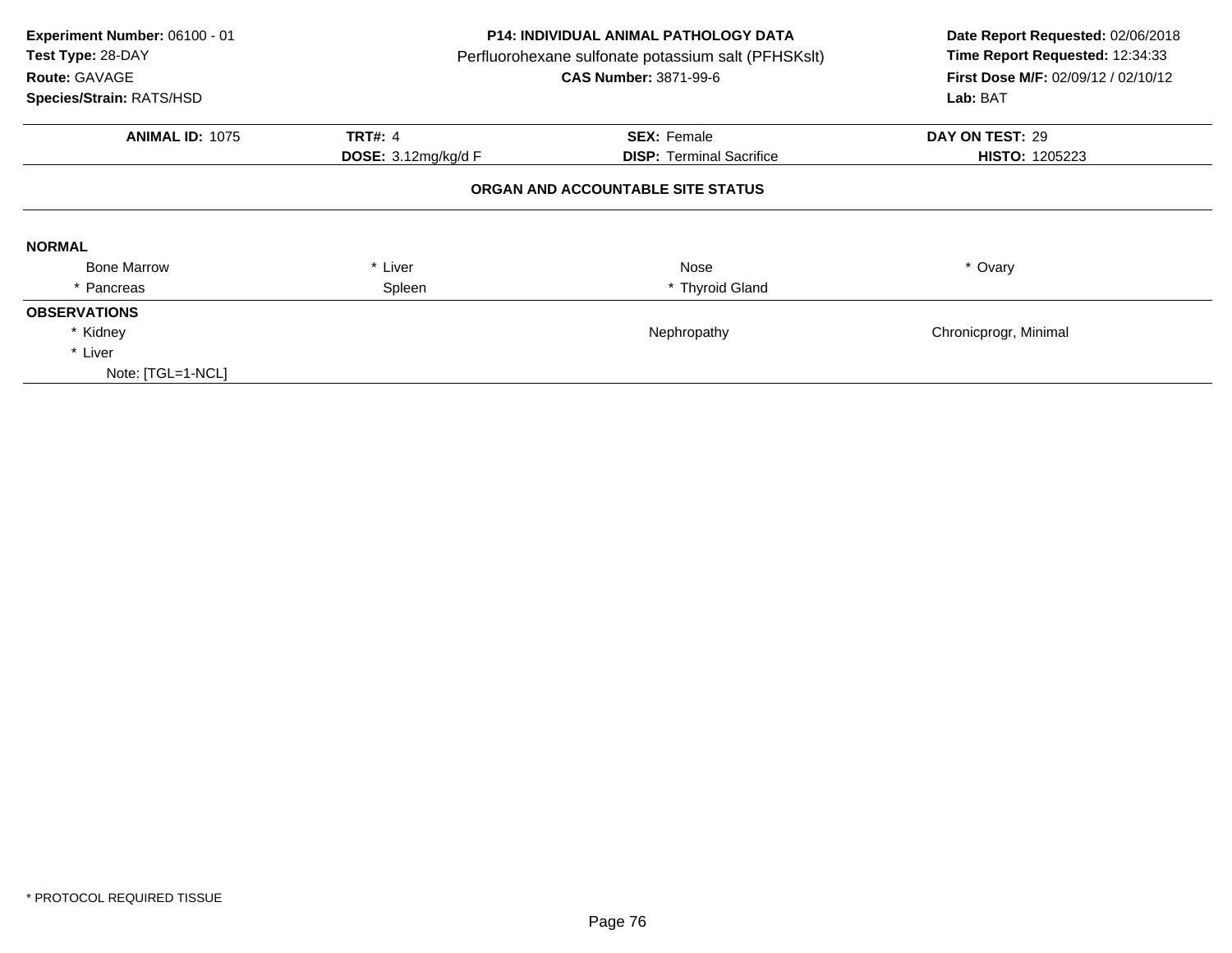**Experiment Number:** 06100 - 01
**Test Type:** 28-DAY
**Route:** GAVAGE
**Species/Strain:** RATS/HSD

**P14: INDIVIDUAL ANIMAL PATHOLOGY DATA**
Perfluorohexane sulfonate potassium salt (PFHSKslt)
**CAS Number:** 3871-99-6

**Date Report Requested:** 02/06/2018
**Time Report Requested:** 12:34:33
**First Dose M/F:** 02/09/12 / 02/10/12
**Lab:** BAT

| **ANIMAL ID:** 1075 | **TRT#:** 4 | **SEX:** Female | **DAY ON TEST:** 29 |
|---|---|---|---|
| | **DOSE:** 3.12mg/kg/d F | **DISP:** Terminal Sacrifice | **HISTO:** 1205223 |

**ORGAN AND ACCOUNTABLE SITE STATUS**

**NORMAL**

| | | | |
|---|---|---|---|
| Bone Marrow | * Liver | Nose | * Ovary |
| * Pancreas | Spleen | * Thyroid Gland | |

**OBSERVATIONS**

| | | |
|---|---|---|
| * Kidney | Nephropathy | Chronicprogr, Minimal |
| * Liver | | |
| Note: [TGL=1-NCL] | | |

\* PROTOCOL REQUIRED TISSUE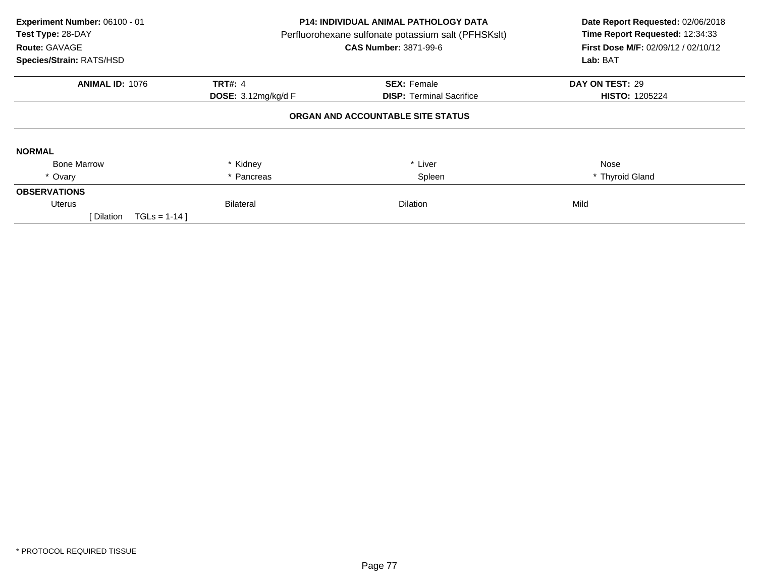**Experiment Number:** 06100 - 01
**Test Type:** 28-DAY
**Route:** GAVAGE
**Species/Strain:** RATS/HSD

**P14: INDIVIDUAL ANIMAL PATHOLOGY DATA**
Perfluorohexane sulfonate potassium salt (PFHSKslt)
**CAS Number:** 3871-99-6

**Date Report Requested:** 02/06/2018
**Time Report Requested:** 12:34:33
**First Dose M/F:** 02/09/12 / 02/10/12
**Lab:** BAT

| **ANIMAL ID:** 1076 | **TRT#:** 4 | **SEX:** Female | **DAY ON TEST:** 29 |
|---|---|---|---|
| | **DOSE:** 3.12mg/kg/d F | **DISP:** Terminal Sacrifice | **HISTO:** 1205224 |

**ORGAN AND ACCOUNTABLE SITE STATUS**

**NORMAL**

| | | | |
|---|---|---|---|
| Bone Marrow | * Kidney | * Liver | Nose |
| * Ovary | * Pancreas | Spleen | * Thyroid Gland |

**OBSERVATIONS**

| | | | |
|---|---|---|---|
| Uterus | Bilateral | Dilation | Mild |
| [ Dilation TGLs = 1-14 ] | | | |

* PROTOCOL REQUIRED TISSUE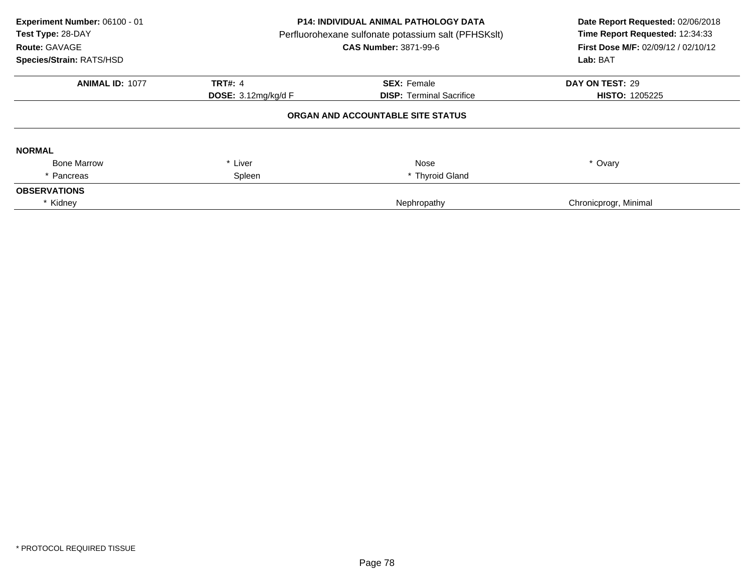**Experiment Number:** 06100 - 01
**Test Type:** 28-DAY
**Route:** GAVAGE
**Species/Strain:** RATS/HSD

**P14: INDIVIDUAL ANIMAL PATHOLOGY DATA**
Perfluorohexane sulfonate potassium salt (PFHSKslt)
**CAS Number:** 3871-99-6

**Date Report Requested:** 02/06/2018
**Time Report Requested:** 12:34:33
**First Dose M/F:** 02/09/12 / 02/10/12
**Lab:** BAT

| **ANIMAL ID:** 1077 | **TRT#:** 4 | **SEX:** Female | **DAY ON TEST:** 29 |
|---|---|---|---|
| | **DOSE:** 3.12mg/kg/d F | **DISP:** Terminal Sacrifice | **HISTO:** 1205225 |

**ORGAN AND ACCOUNTABLE SITE STATUS**

**NORMAL**

| | | | |
|---|---|---|---|
| Bone Marrow | * Liver | Nose | * Ovary |
| * Pancreas | Spleen | * Thyroid Gland | |

**OBSERVATIONS**

| | | |
|---|---|---|
| * Kidney | Nephropathy | Chronicprogr, Minimal |

\* PROTOCOL REQUIRED TISSUE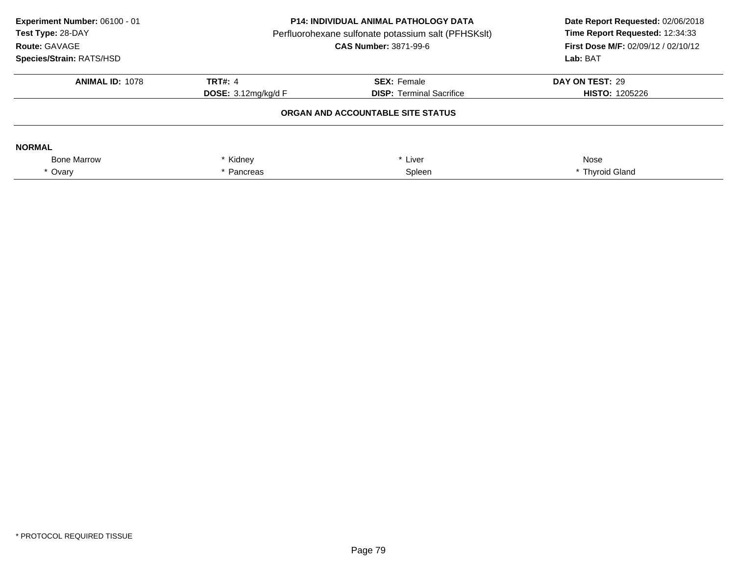**Experiment Number:** 06100 - 01
**Test Type:** 28-DAY
**Route:** GAVAGE
**Species/Strain:** RATS/HSD

**P14: INDIVIDUAL ANIMAL PATHOLOGY DATA**
Perfluorohexane sulfonate potassium salt (PFHSKslt)
**CAS Number:** 3871-99-6

**Date Report Requested:** 02/06/2018
**Time Report Requested:** 12:34:33
**First Dose M/F:** 02/09/12 / 02/10/12
**Lab:** BAT

| **ANIMAL ID:** 1078 | **TRT#:** 4 | **SEX:** Female | **DAY ON TEST:** 29 |
|---|---|---|---|
| | **DOSE:** 3.12mg/kg/d F | **DISP:** Terminal Sacrifice | **HISTO:** 1205226 |

**ORGAN AND ACCOUNTABLE SITE STATUS**

**NORMAL**

| | | | |
|---|---|---|---|
| Bone Marrow | * Kidney | * Liver | Nose |
| * Ovary | * Pancreas | Spleen | * Thyroid Gland |

* PROTOCOL REQUIRED TISSUE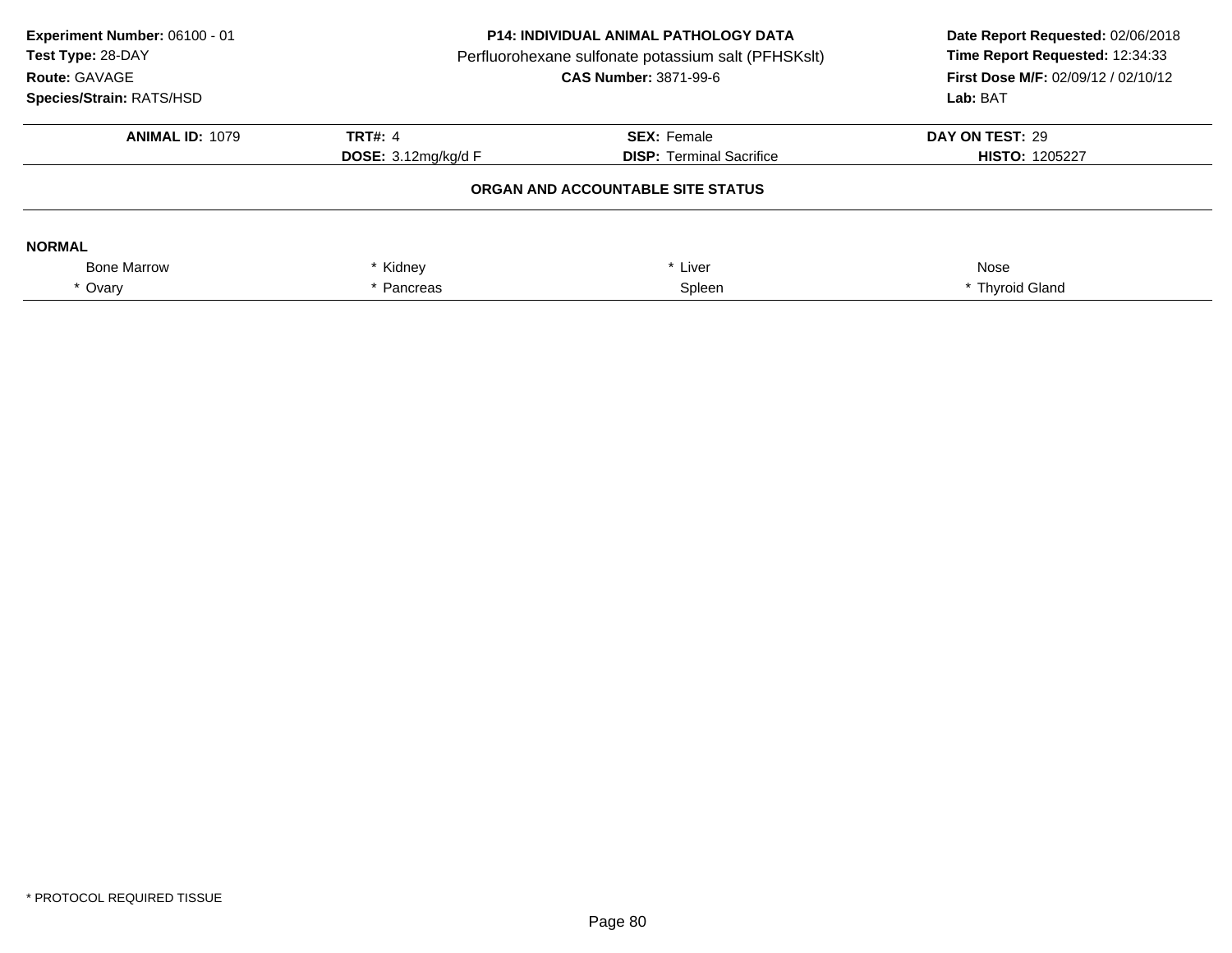**Experiment Number:** 06100 - 01
**Test Type:** 28-DAY
**Route:** GAVAGE
**Species/Strain:** RATS/HSD

**P14: INDIVIDUAL ANIMAL PATHOLOGY DATA**
Perfluorohexane sulfonate potassium salt (PFHSKslt)
**CAS Number:** 3871-99-6

**Date Report Requested:** 02/06/2018
**Time Report Requested:** 12:34:33
**First Dose M/F:** 02/09/12 / 02/10/12
**Lab:** BAT

| **ANIMAL ID:** 1079 | **TRT#:** 4 | **SEX:** Female | **DAY ON TEST:** 29 |
|---|---|---|---|
| | **DOSE:** 3.12mg/kg/d F | **DISP:** Terminal Sacrifice | **HISTO:** 1205227 |

### ORGAN AND ACCOUNTABLE SITE STATUS

**NORMAL**

| | | | |
|---|---|---|---|
| Bone Marrow | * Kidney | * Liver | Nose |
| * Ovary | * Pancreas | Spleen | * Thyroid Gland |

* PROTOCOL REQUIRED TISSUE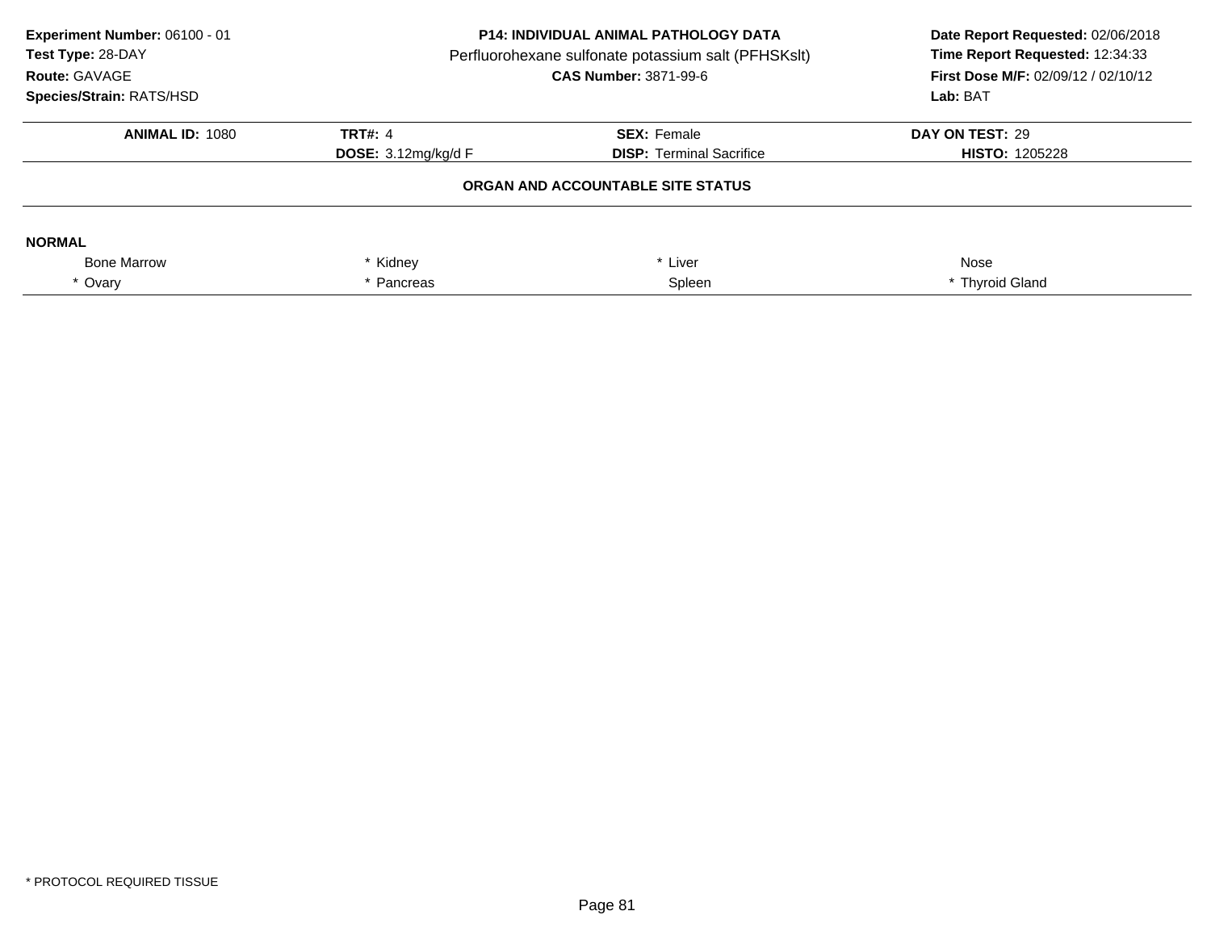**Experiment Number:** 06100 - 01
**Test Type:** 28-DAY
**Route:** GAVAGE
**Species/Strain:** RATS/HSD

**P14: INDIVIDUAL ANIMAL PATHOLOGY DATA**
Perfluorohexane sulfonate potassium salt (PFHSKslt)
**CAS Number:** 3871-99-6

**Date Report Requested:** 02/06/2018
**Time Report Requested:** 12:34:33
**First Dose M/F:** 02/09/12 / 02/10/12
**Lab:** BAT

| **ANIMAL ID:** 1080 | **TRT#:** 4 | **SEX:** Female | **DAY ON TEST:** 29 |
|---|---|---|---|
| | **DOSE:** 3.12mg/kg/d F | **DISP:** Terminal Sacrifice | **HISTO:** 1205228 |

**ORGAN AND ACCOUNTABLE SITE STATUS**

**NORMAL**

| | | | |
|---|---|---|---|
| Bone Marrow | * Kidney | * Liver | Nose |
| * Ovary | * Pancreas | Spleen | * Thyroid Gland |

\* PROTOCOL REQUIRED TISSUE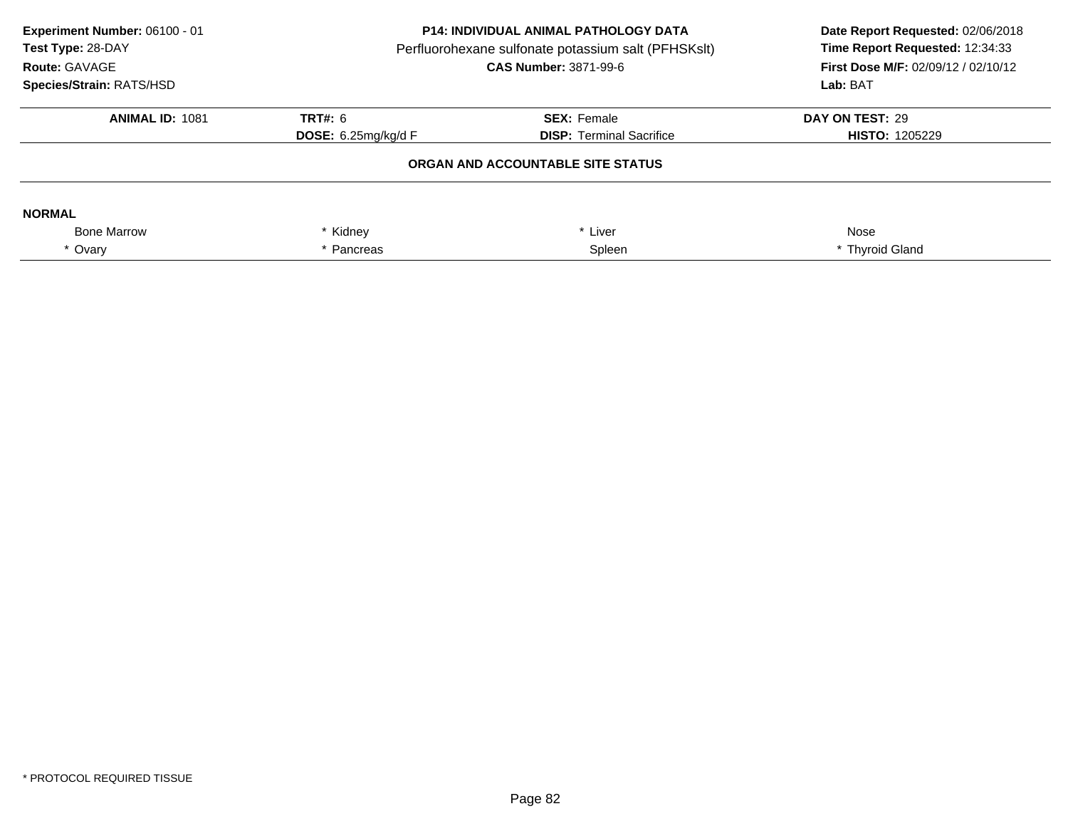**Experiment Number:** 06100 - 01
**Test Type:** 28-DAY
**Route:** GAVAGE
**Species/Strain:** RATS/HSD

**P14: INDIVIDUAL ANIMAL PATHOLOGY DATA**
Perfluorohexane sulfonate potassium salt (PFHSKslt)
**CAS Number:** 3871-99-6

**Date Report Requested:** 02/06/2018
**Time Report Requested:** 12:34:33
**First Dose M/F:** 02/09/12 / 02/10/12
**Lab:** BAT

| **ANIMAL ID:** 1081 | **TRT#:** 6 | **SEX:** Female | **DAY ON TEST:** 29 |
|---|---|---|---|
| | **DOSE:** 6.25mg/kg/d F | **DISP:** Terminal Sacrifice | **HISTO:** 1205229 |

**ORGAN AND ACCOUNTABLE SITE STATUS**

**NORMAL**

| | | | |
|---|---|---|---|
| Bone Marrow | * Kidney | * Liver | Nose |
| * Ovary | * Pancreas | Spleen | * Thyroid Gland |

* PROTOCOL REQUIRED TISSUE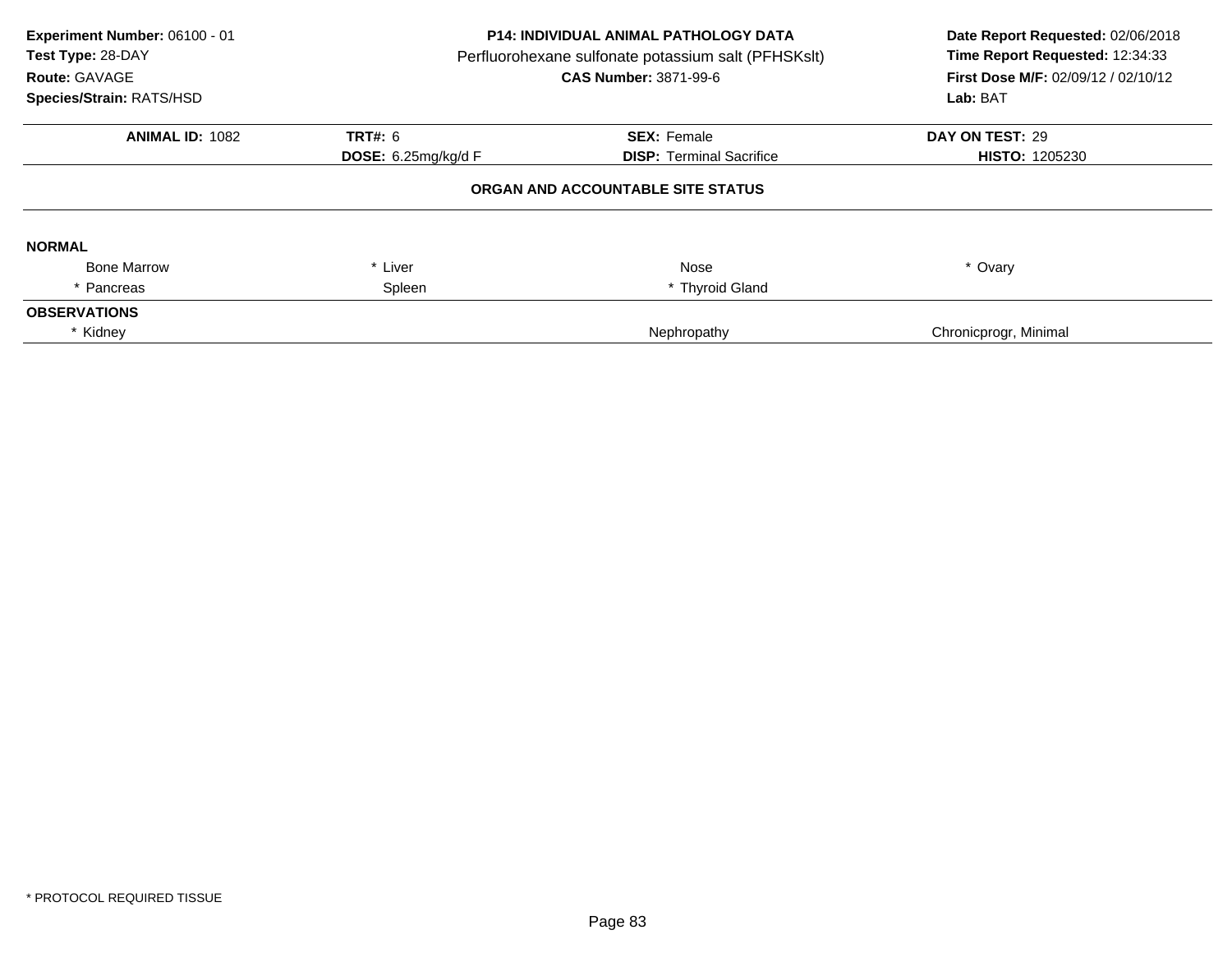**Experiment Number:** 06100 - 01
**Test Type:** 28-DAY
**Route:** GAVAGE
**Species/Strain:** RATS/HSD

**P14: INDIVIDUAL ANIMAL PATHOLOGY DATA**
Perfluorohexane sulfonate potassium salt (PFHSKslt)
**CAS Number:** 3871-99-6

**Date Report Requested:** 02/06/2018
**Time Report Requested:** 12:34:33
**First Dose M/F:** 02/09/12 / 02/10/12
**Lab:** BAT

| **ANIMAL ID:** 1082 | **TRT#:** 6 | **SEX:** Female | **DAY ON TEST:** 29 |
|---|---|---|---|
| | **DOSE:** 6.25mg/kg/d F | **DISP:** Terminal Sacrifice | **HISTO:** 1205230 |

**ORGAN AND ACCOUNTABLE SITE STATUS**

**NORMAL**

| | | | |
|---|---|---|---|
| Bone Marrow | * Liver | Nose | * Ovary |
| * Pancreas | Spleen | * Thyroid Gland | |

**OBSERVATIONS**

| | | |
|---|---|---|
| * Kidney | Nephropathy | Chronicprogr, Minimal |

* PROTOCOL REQUIRED TISSUE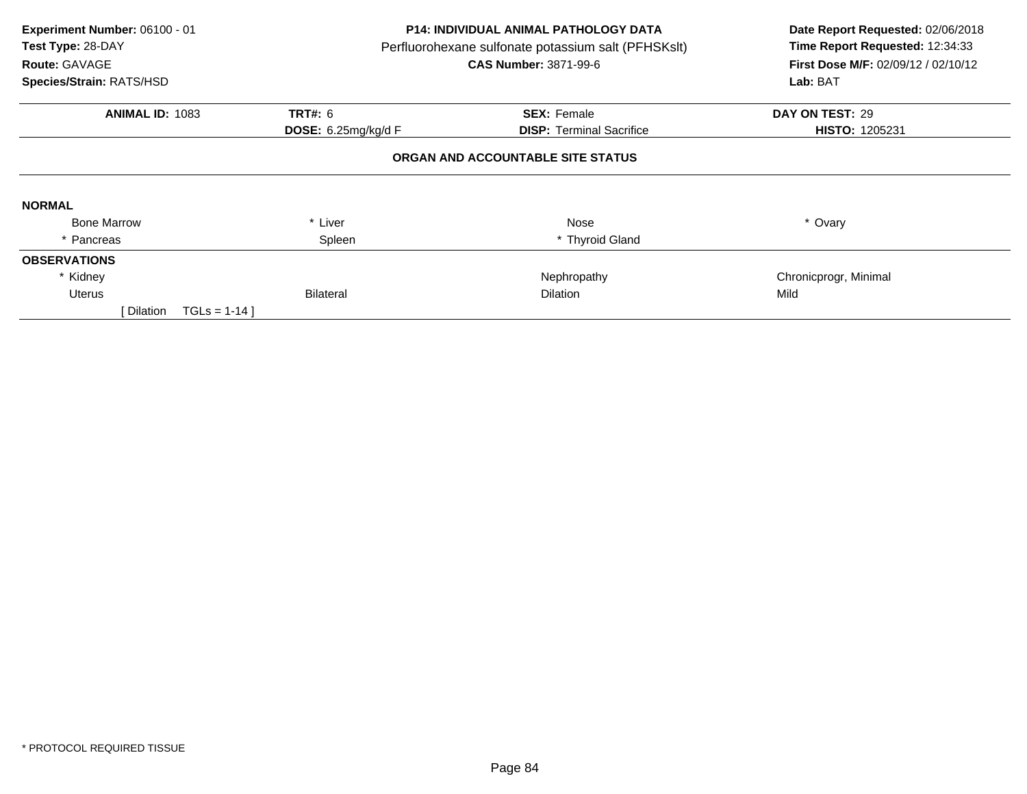**Experiment Number:** 06100 - 01
**Test Type:** 28-DAY
**Route:** GAVAGE
**Species/Strain:** RATS/HSD

**P14: INDIVIDUAL ANIMAL PATHOLOGY DATA**
Perfluorohexane sulfonate potassium salt (PFHSKslt)
**CAS Number:** 3871-99-6

**Date Report Requested:** 02/06/2018
**Time Report Requested:** 12:34:33
**First Dose M/F:** 02/09/12 / 02/10/12
**Lab:** BAT

| **ANIMAL ID:** 1083 | **TRT#:** 6 | **SEX:** Female | **DAY ON TEST:** 29 |
|---|---|---|---|
| | **DOSE:** 6.25mg/kg/d F | **DISP:** Terminal Sacrifice | **HISTO:** 1205231 |

**ORGAN AND ACCOUNTABLE SITE STATUS**

**NORMAL**

| | | | |
|---|---|---|---|
| Bone Marrow | * Liver | Nose | * Ovary |
| * Pancreas | Spleen | * Thyroid Gland | |

**OBSERVATIONS**

| | | | |
|---|---|---|---|
| * Kidney | | Nephropathy | Chronicprogr, Minimal |
| Uterus | Bilateral | Dilation | Mild |
| [ Dilation TGLs = 1-14 ] | | | |

* PROTOCOL REQUIRED TISSUE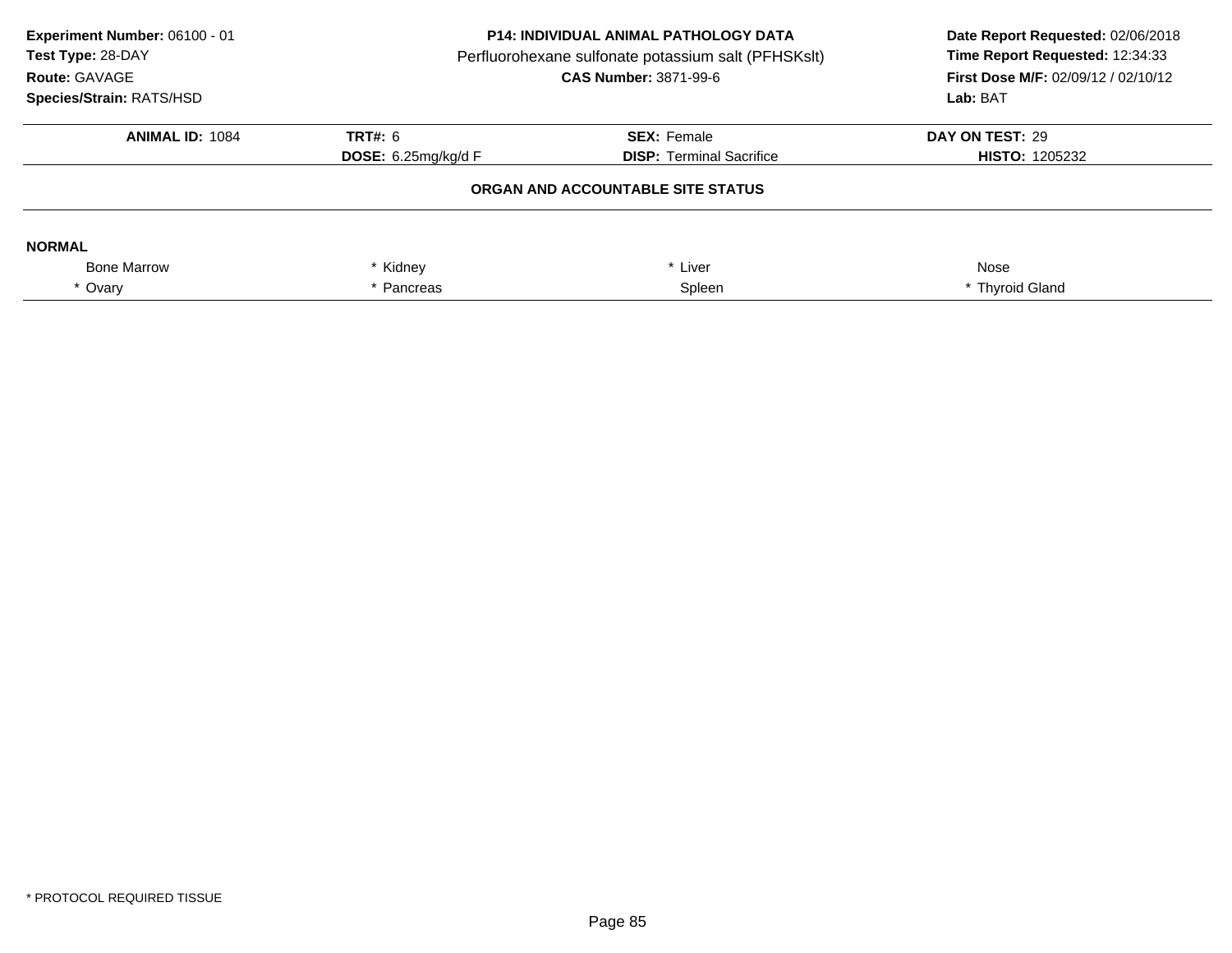**Experiment Number:** 06100 - 01
**Test Type:** 28-DAY
**Route:** GAVAGE
**Species/Strain:** RATS/HSD

**P14: INDIVIDUAL ANIMAL PATHOLOGY DATA**
Perfluorohexane sulfonate potassium salt (PFHSKslt)
**CAS Number:** 3871-99-6

**Date Report Requested:** 02/06/2018
**Time Report Requested:** 12:34:33
**First Dose M/F:** 02/09/12 / 02/10/12
**Lab:** BAT

| **ANIMAL ID:** 1084 | **TRT#:** 6 | **SEX:** Female | **DAY ON TEST:** 29 |
|---|---|---|---|
| | **DOSE:** 6.25mg/kg/d F | **DISP:** Terminal Sacrifice | **HISTO:** 1205232 |

**ORGAN AND ACCOUNTABLE SITE STATUS**

**NORMAL**

| | | | |
|---|---|---|---|
| Bone Marrow | * Kidney | * Liver | Nose |
| * Ovary | * Pancreas | Spleen | * Thyroid Gland |

* PROTOCOL REQUIRED TISSUE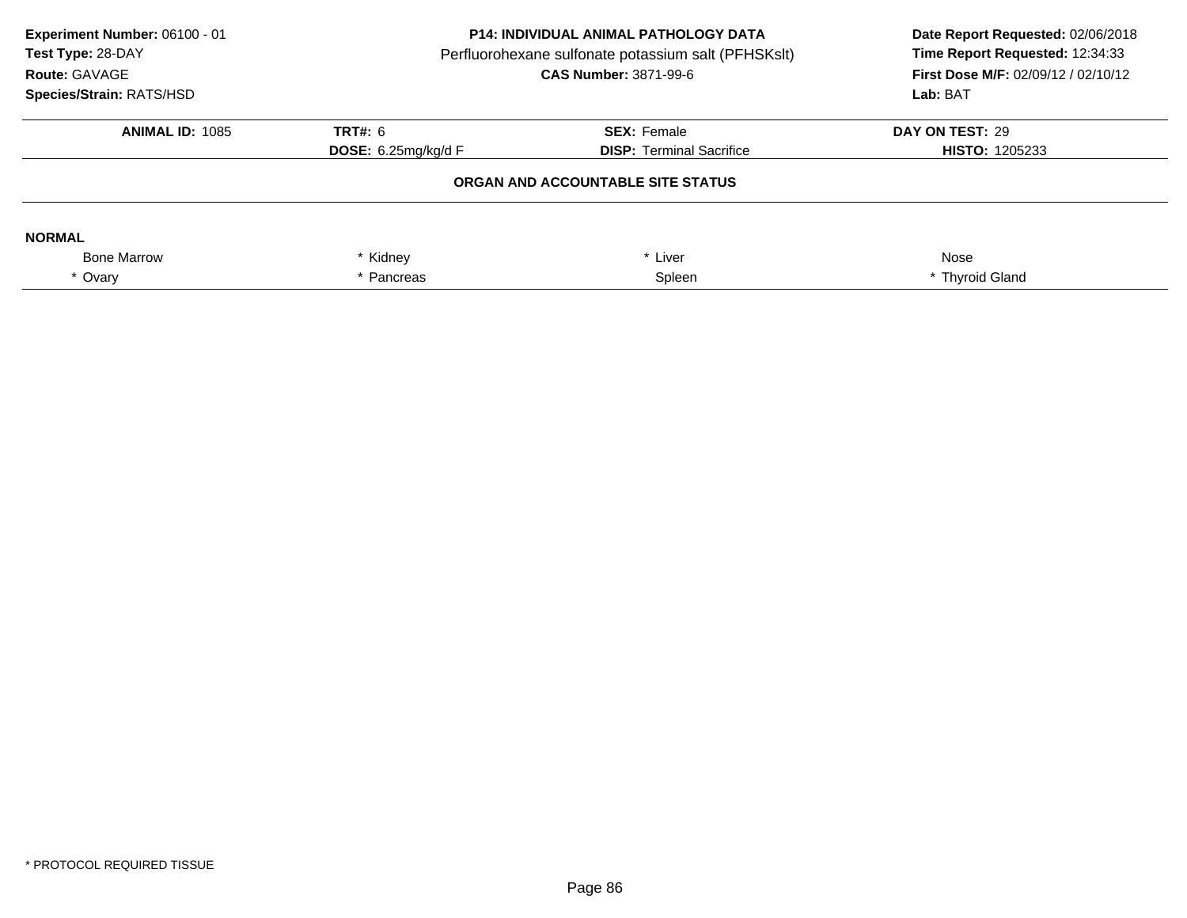**Experiment Number:** 06100 - 01
**Test Type:** 28-DAY
**Route:** GAVAGE
**Species/Strain:** RATS/HSD

**P14: INDIVIDUAL ANIMAL PATHOLOGY DATA**
Perfluorohexane sulfonate potassium salt (PFHSKslt)
**CAS Number:** 3871-99-6

**Date Report Requested:** 02/06/2018
**Time Report Requested:** 12:34:33
**First Dose M/F:** 02/09/12 / 02/10/12
**Lab:** BAT

| **ANIMAL ID:** 1085 | **TRT#:** 6 | **SEX:** Female | **DAY ON TEST:** 29 |
|---|---|---|---|
| | **DOSE:** 6.25mg/kg/d F | **DISP:** Terminal Sacrifice | **HISTO:** 1205233 |

**ORGAN AND ACCOUNTABLE SITE STATUS**

**NORMAL**

| | | | |
|---|---|---|---|
| Bone Marrow | * Kidney | * Liver | Nose |
| * Ovary | * Pancreas | Spleen | * Thyroid Gland |

* PROTOCOL REQUIRED TISSUE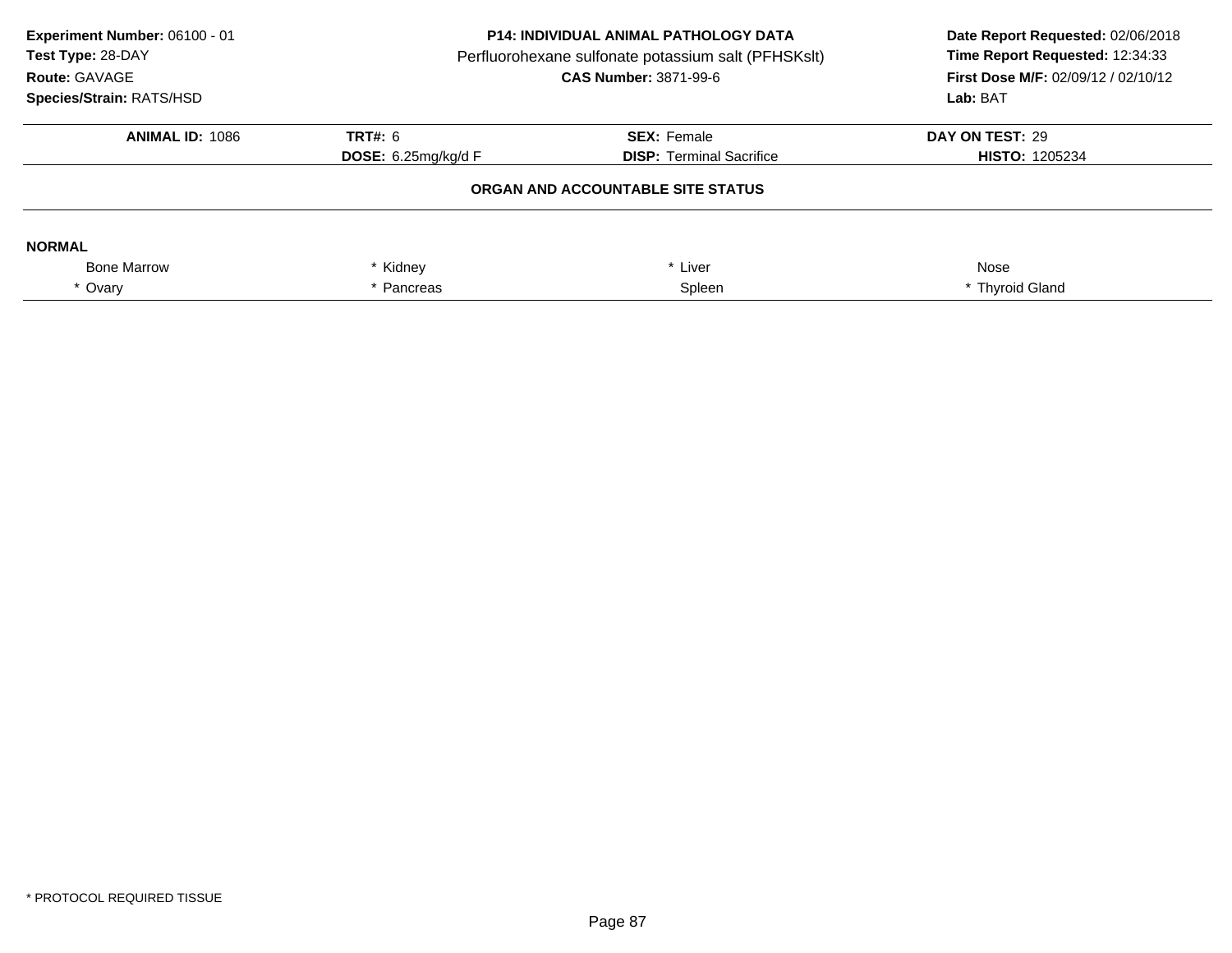**Experiment Number:** 06100 - 01
**Test Type:** 28-DAY
**Route:** GAVAGE
**Species/Strain:** RATS/HSD

**P14: INDIVIDUAL ANIMAL PATHOLOGY DATA**
Perfluorohexane sulfonate potassium salt (PFHSKslt)
**CAS Number:** 3871-99-6

**Date Report Requested:** 02/06/2018
**Time Report Requested:** 12:34:33
**First Dose M/F:** 02/09/12 / 02/10/12
**Lab:** BAT

| **ANIMAL ID:** 1086 | **TRT#:** 6 | **SEX:** Female | **DAY ON TEST:** 29 |
|---|---|---|---|
| | **DOSE:** 6.25mg/kg/d F | **DISP:** Terminal Sacrifice | **HISTO:** 1205234 |

**ORGAN AND ACCOUNTABLE SITE STATUS**

**NORMAL**

| | | | |
|---|---|---|---|
| Bone Marrow | * Kidney | * Liver | Nose |
| * Ovary | * Pancreas | Spleen | * Thyroid Gland |

\* PROTOCOL REQUIRED TISSUE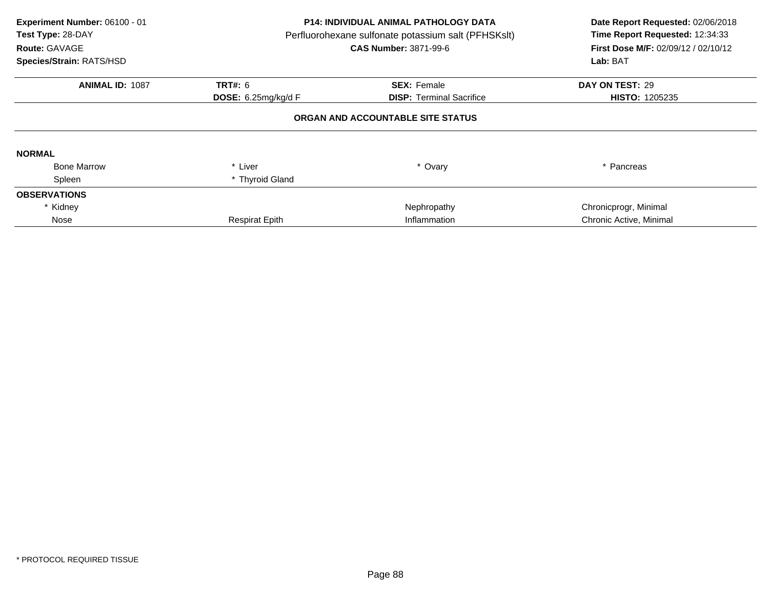**Experiment Number:** 06100 - 01
**Test Type:** 28-DAY
**Route:** GAVAGE
**Species/Strain:** RATS/HSD

**P14: INDIVIDUAL ANIMAL PATHOLOGY DATA**
Perfluorohexane sulfonate potassium salt (PFHSKslt)
**CAS Number:** 3871-99-6

**Date Report Requested:** 02/06/2018
**Time Report Requested:** 12:34:33
**First Dose M/F:** 02/09/12 / 02/10/12
**Lab:** BAT

| **ANIMAL ID:** 1087 | **TRT#:** 6 | **SEX:** Female | **DAY ON TEST:** 29 |
|---|---|---|---|
| | **DOSE:** 6.25mg/kg/d F | **DISP:** Terminal Sacrifice | **HISTO:** 1205235 |

### ORGAN AND ACCOUNTABLE SITE STATUS

**NORMAL**

| | | | |
|---|---|---|---|
| Bone Marrow | * Liver | * Ovary | * Pancreas |
| Spleen | * Thyroid Gland | | |

**OBSERVATIONS**

| | | | |
|---|---|---|---|
| * Kidney | | Nephropathy | Chronicprogr, Minimal |
| Nose | Respirat Epith | Inflammation | Chronic Active, Minimal |

* PROTOCOL REQUIRED TISSUE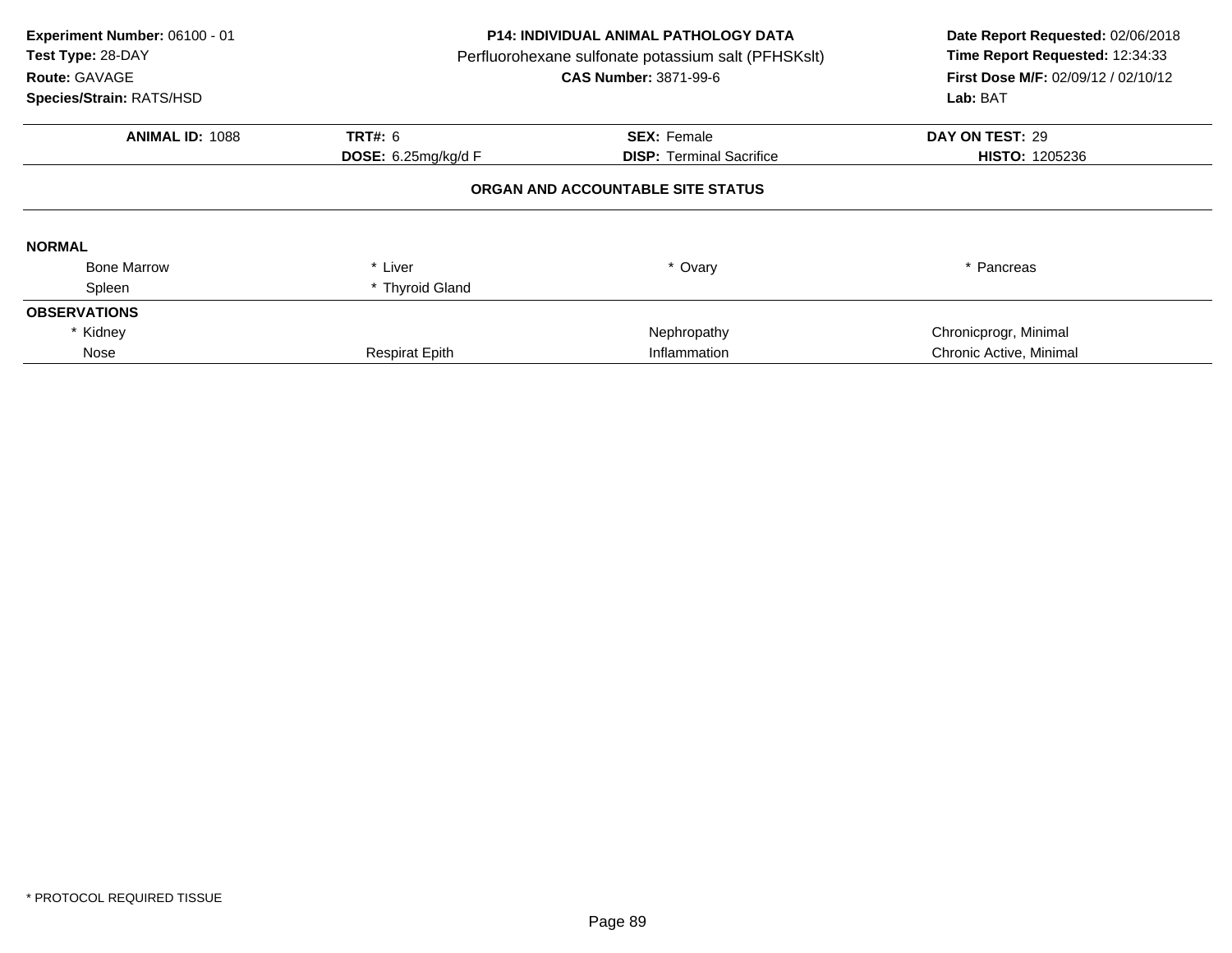**Experiment Number:** 06100 - 01
**Test Type:** 28-DAY
**Route:** GAVAGE
**Species/Strain:** RATS/HSD

**P14: INDIVIDUAL ANIMAL PATHOLOGY DATA**
Perfluorohexane sulfonate potassium salt (PFHSKslt)
**CAS Number:** 3871-99-6

**Date Report Requested:** 02/06/2018
**Time Report Requested:** 12:34:33
**First Dose M/F:** 02/09/12 / 02/10/12
**Lab:** BAT

| **ANIMAL ID:** 1088 | **TRT#:** 6 | **SEX:** Female | **DAY ON TEST:** 29 |
|---|---|---|---|
| | **DOSE:** 6.25mg/kg/d F | **DISP:** Terminal Sacrifice | **HISTO:** 1205236 |

## ORGAN AND ACCOUNTABLE SITE STATUS

| | | | |
|---|---|---|---|
| **NORMAL** | | | |
| Bone Marrow | * Liver | * Ovary | * Pancreas |
| Spleen | * Thyroid Gland | | |
| **OBSERVATIONS** | | | |
| * Kidney | | Nephropathy | Chronicprogr, Minimal |
| Nose | Respirat Epith | Inflammation | Chronic Active, Minimal |

* PROTOCOL REQUIRED TISSUE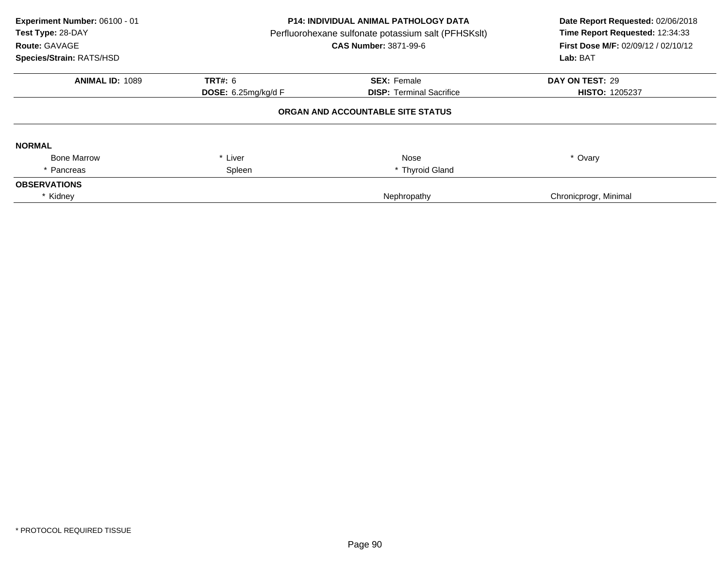**Experiment Number:** 06100 - 01
**Test Type:** 28-DAY
**Route:** GAVAGE
**Species/Strain:** RATS/HSD

**P14: INDIVIDUAL ANIMAL PATHOLOGY DATA**
Perfluorohexane sulfonate potassium salt (PFHSKslt)
**CAS Number:** 3871-99-6

**Date Report Requested:** 02/06/2018
**Time Report Requested:** 12:34:33
**First Dose M/F:** 02/09/12 / 02/10/12
**Lab:** BAT

| **ANIMAL ID:** 1089 | **TRT#:** 6 | **SEX:** Female | **DAY ON TEST:** 29 |
|---|---|---|---|
| | **DOSE:** 6.25mg/kg/d F | **DISP:** Terminal Sacrifice | **HISTO:** 1205237 |

**ORGAN AND ACCOUNTABLE SITE STATUS**

**NORMAL**

| | | | |
|---|---|---|---|
| Bone Marrow | * Liver | Nose | * Ovary |
| * Pancreas | Spleen | * Thyroid Gland | |

**OBSERVATIONS**

| | | |
|---|---|---|
| * Kidney | Nephropathy | Chronicprogr, Minimal |

* PROTOCOL REQUIRED TISSUE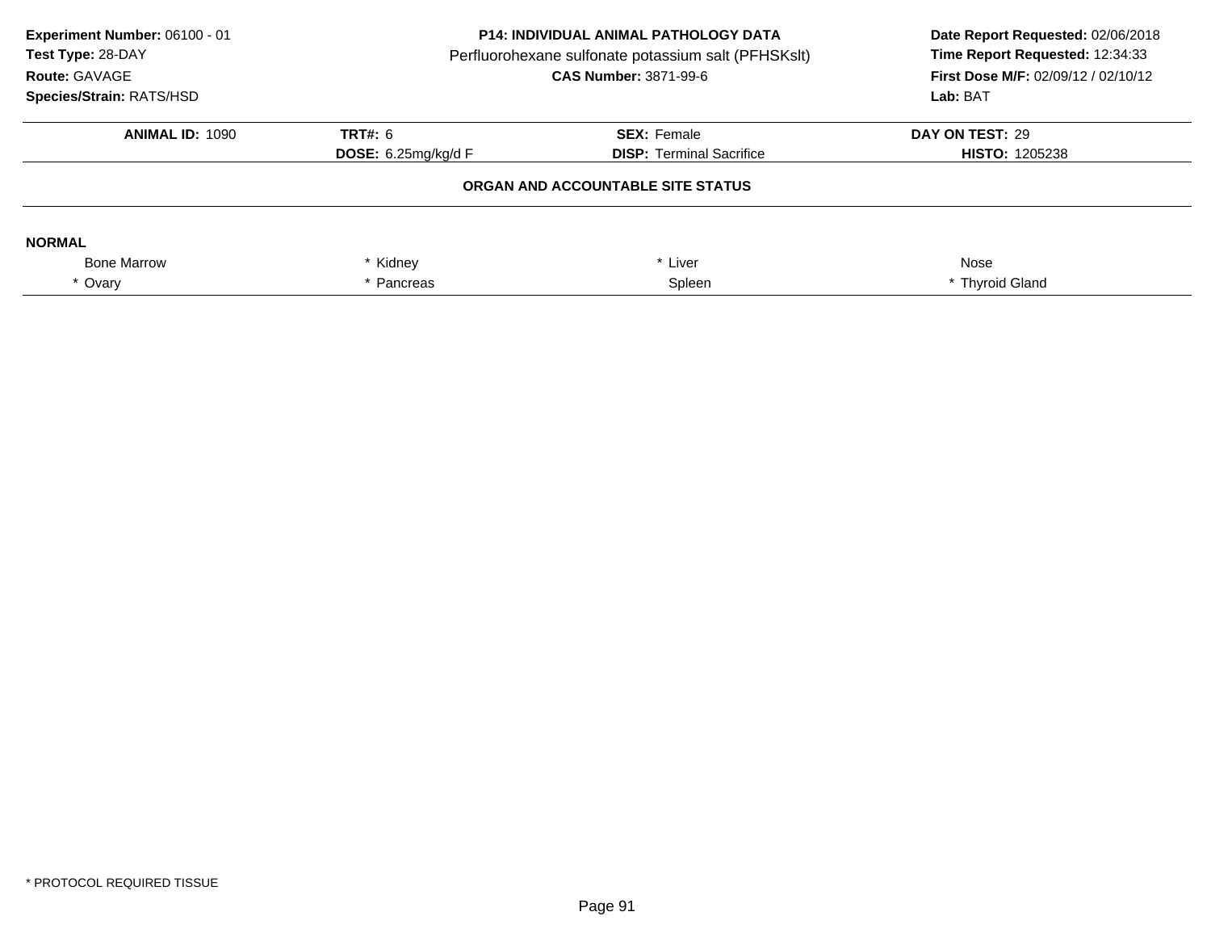**Experiment Number:** 06100 - 01
**Test Type:** 28-DAY
**Route:** GAVAGE
**Species/Strain:** RATS/HSD

**P14: INDIVIDUAL ANIMAL PATHOLOGY DATA**
Perfluorohexane sulfonate potassium salt (PFHSKslt)
**CAS Number:** 3871-99-6

**Date Report Requested:** 02/06/2018
**Time Report Requested:** 12:34:33
**First Dose M/F:** 02/09/12 / 02/10/12
**Lab:** BAT

| **ANIMAL ID:** 1090 | **TRT#:** 6 | **SEX:** Female | **DAY ON TEST:** 29 |
|---|---|---|---|
| | **DOSE:** 6.25mg/kg/d F | **DISP:** Terminal Sacrifice | **HISTO:** 1205238 |

**ORGAN AND ACCOUNTABLE SITE STATUS**

**NORMAL**

| | | | |
|---|---|---|---|
| Bone Marrow | * Kidney | * Liver | Nose |
| * Ovary | * Pancreas | Spleen | * Thyroid Gland |

* PROTOCOL REQUIRED TISSUE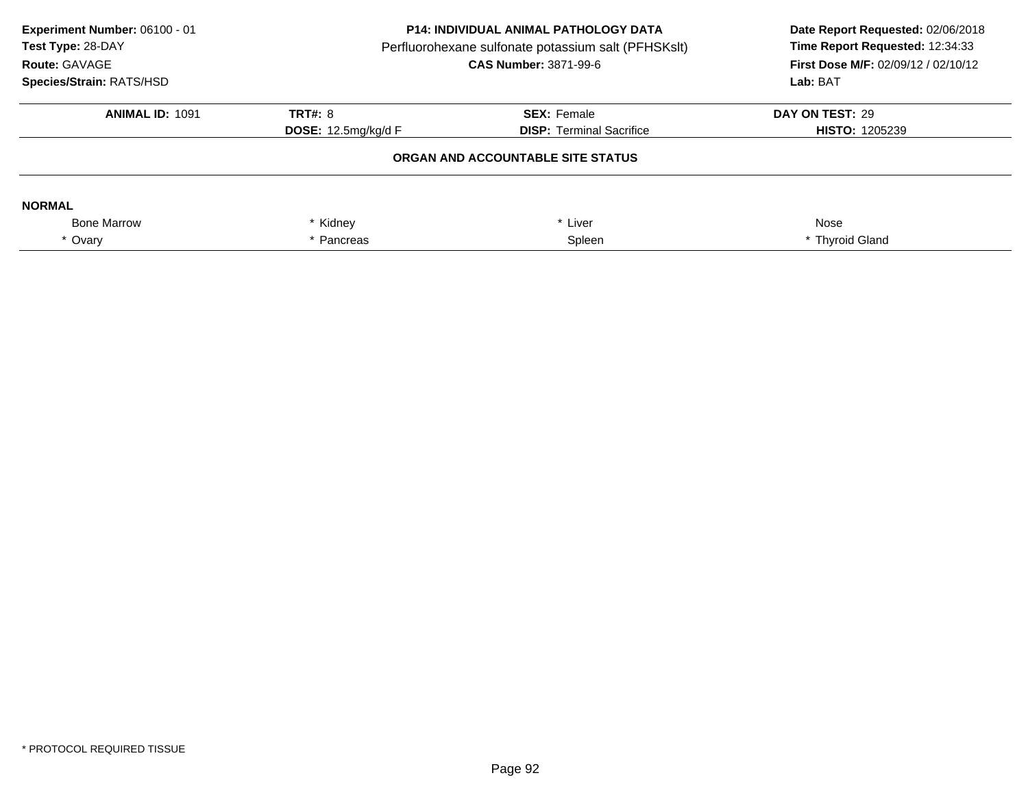**Experiment Number:** 06100 - 01
**Test Type:** 28-DAY
**Route:** GAVAGE
**Species/Strain:** RATS/HSD

**P14: INDIVIDUAL ANIMAL PATHOLOGY DATA**
Perfluorohexane sulfonate potassium salt (PFHSKslt)
**CAS Number:** 3871-99-6

**Date Report Requested:** 02/06/2018
**Time Report Requested:** 12:34:33
**First Dose M/F:** 02/09/12 / 02/10/12
**Lab:** BAT

| **ANIMAL ID:** 1091 | **TRT#:** 8 | **SEX:** Female | **DAY ON TEST:** 29 |
|---|---|---|---|
| | **DOSE:** 12.5mg/kg/d F | **DISP:** Terminal Sacrifice | **HISTO:** 1205239 |

**ORGAN AND ACCOUNTABLE SITE STATUS**

**NORMAL**

| | | | |
|---|---|---|---|
| Bone Marrow | * Kidney | * Liver | Nose |
| * Ovary | * Pancreas | Spleen | * Thyroid Gland |

* PROTOCOL REQUIRED TISSUE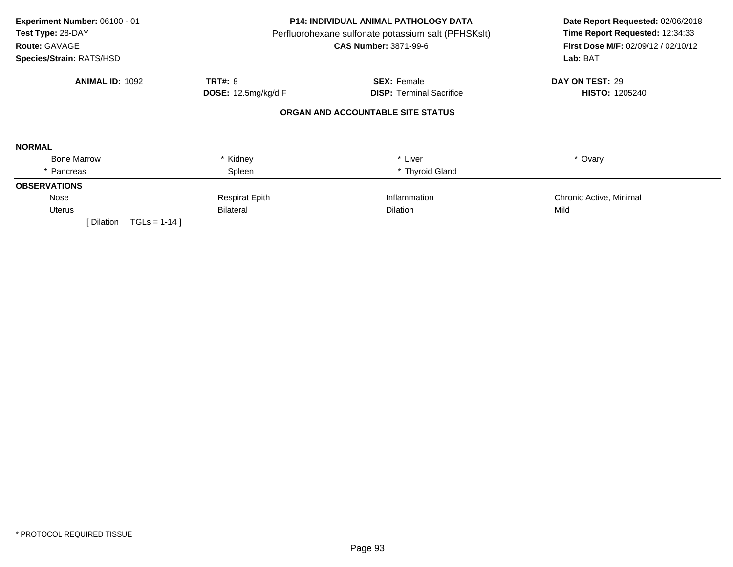**Experiment Number:** 06100 - 01
**Test Type:** 28-DAY
**Route:** GAVAGE
**Species/Strain:** RATS/HSD

**P14: INDIVIDUAL ANIMAL PATHOLOGY DATA**
Perfluorohexane sulfonate potassium salt (PFHSKslt)
**CAS Number:** 3871-99-6

**Date Report Requested:** 02/06/2018
**Time Report Requested:** 12:34:33
**First Dose M/F:** 02/09/12 / 02/10/12
**Lab:** BAT

| **ANIMAL ID:** 1092 | **TRT#:** 8 | **SEX:** Female | **DAY ON TEST:** 29 |
|---|---|---|---|
| | **DOSE:** 12.5mg/kg/d F | **DISP:** Terminal Sacrifice | **HISTO:** 1205240 |

**ORGAN AND ACCOUNTABLE SITE STATUS**

**NORMAL**

| | | | |
|---|---|---|---|
| Bone Marrow | * Kidney | * Liver | * Ovary |
| * Pancreas | Spleen | * Thyroid Gland | |

**OBSERVATIONS**

| | | | |
|---|---|---|---|
| Nose | Respirat Epith | Inflammation | Chronic Active, Minimal |
| Uterus | Bilateral | Dilation | Mild |
| [ Dilation TGLs = 1-14 ] | | | |

* PROTOCOL REQUIRED TISSUE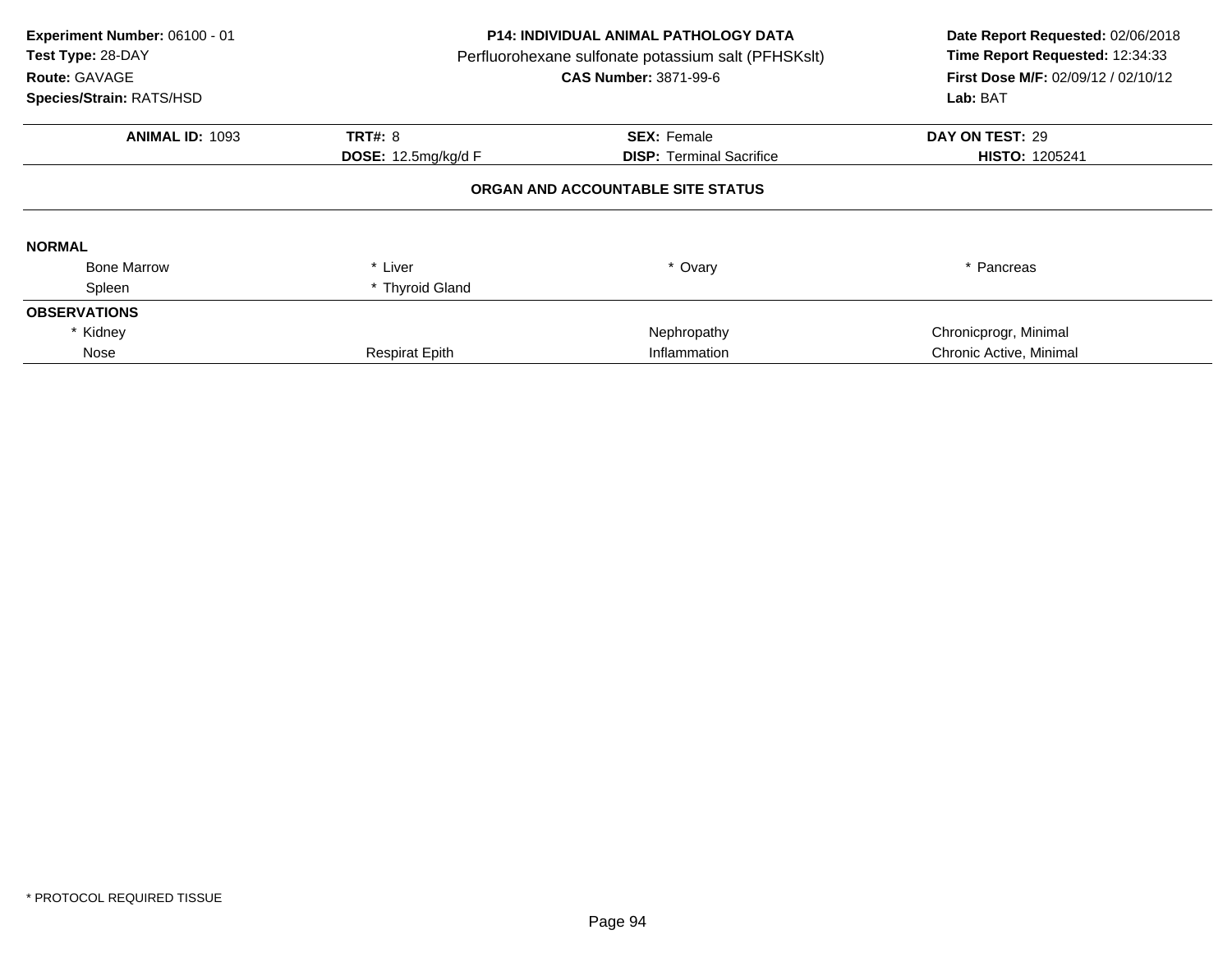**Experiment Number:** 06100 - 01
**Test Type:** 28-DAY
**Route:** GAVAGE
**Species/Strain:** RATS/HSD

**P14: INDIVIDUAL ANIMAL PATHOLOGY DATA**
Perfluorohexane sulfonate potassium salt (PFHSKslt)
**CAS Number:** 3871-99-6

**Date Report Requested:** 02/06/2018
**Time Report Requested:** 12:34:33
**First Dose M/F:** 02/09/12 / 02/10/12
**Lab:** BAT

| **ANIMAL ID:** 1093 | **TRT#:** 8 | **SEX:** Female | **DAY ON TEST:** 29 |
|---|---|---|---|
| | **DOSE:** 12.5mg/kg/d F | **DISP:** Terminal Sacrifice | **HISTO:** 1205241 |

**ORGAN AND ACCOUNTABLE SITE STATUS**

**NORMAL**

| | | | |
|---|---|---|---|
| Bone Marrow | * Liver | * Ovary | * Pancreas |
| Spleen | * Thyroid Gland | | |

**OBSERVATIONS**

| | | | |
|---|---|---|---|
| * Kidney | | Nephropathy | Chronicprogr, Minimal |
| Nose | Respirat Epith | Inflammation | Chronic Active, Minimal |

* PROTOCOL REQUIRED TISSUE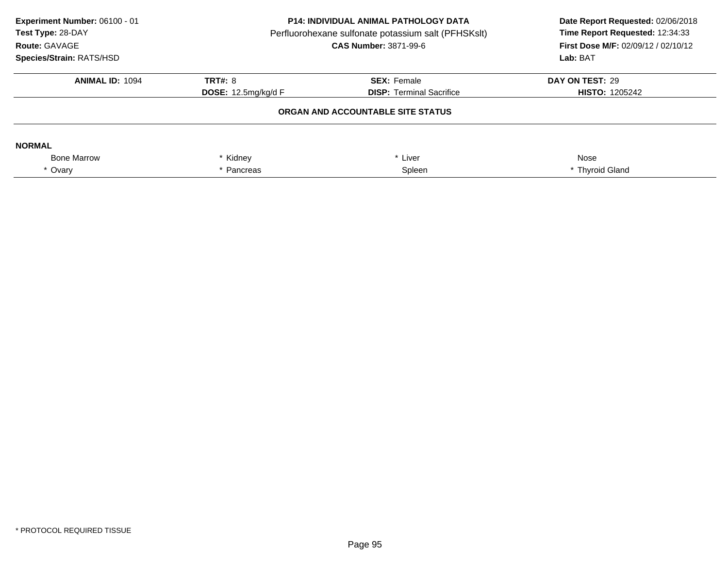**Experiment Number:** 06100 - 01
**Test Type:** 28-DAY
**Route:** GAVAGE
**Species/Strain:** RATS/HSD

**P14: INDIVIDUAL ANIMAL PATHOLOGY DATA**
Perfluorohexane sulfonate potassium salt (PFHSKslt)
**CAS Number:** 3871-99-6

**Date Report Requested:** 02/06/2018
**Time Report Requested:** 12:34:33
**First Dose M/F:** 02/09/12 / 02/10/12
**Lab:** BAT

| **ANIMAL ID:** 1094 | **TRT#:** 8 | **SEX:** Female | **DAY ON TEST:** 29 |
|---|---|---|---|
| | **DOSE:** 12.5mg/kg/d F | **DISP:** Terminal Sacrifice | **HISTO:** 1205242 |

### ORGAN AND ACCOUNTABLE SITE STATUS

**NORMAL**

| | | | |
|---|---|---|---|
| Bone Marrow | * Kidney | * Liver | Nose |
| * Ovary | * Pancreas | Spleen | * Thyroid Gland |

* PROTOCOL REQUIRED TISSUE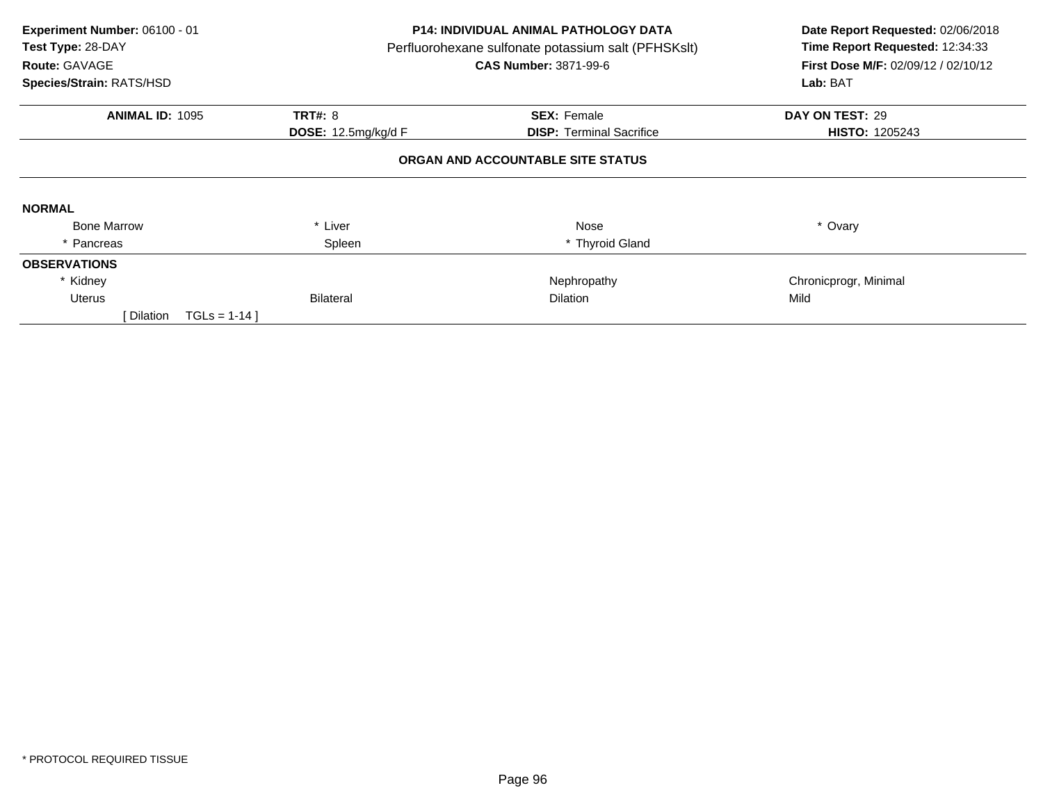**Experiment Number:** 06100 - 01
**Test Type:** 28-DAY
**Route:** GAVAGE
**Species/Strain:** RATS/HSD

**P14: INDIVIDUAL ANIMAL PATHOLOGY DATA**
Perfluorohexane sulfonate potassium salt (PFHSKslt)
**CAS Number:** 3871-99-6

**Date Report Requested:** 02/06/2018
**Time Report Requested:** 12:34:33
**First Dose M/F:** 02/09/12 / 02/10/12
**Lab:** BAT

| **ANIMAL ID:** 1095 | **TRT#:** 8 | **SEX:** Female | **DAY ON TEST:** 29 |
|---|---|---|---|
| | **DOSE:** 12.5mg/kg/d F | **DISP:** Terminal Sacrifice | **HISTO:** 1205243 |

**ORGAN AND ACCOUNTABLE SITE STATUS**

**NORMAL**

| | | | |
|---|---|---|---|
| Bone Marrow | * Liver | Nose | * Ovary |
| * Pancreas | Spleen | * Thyroid Gland | |

**OBSERVATIONS**

| | | | |
|---|---|---|---|
| * Kidney | | Nephropathy | Chronicprogr, Minimal |
| Uterus | Bilateral | Dilation | Mild |
| [ Dilation TGLs = 1-14 ] | | | |

* PROTOCOL REQUIRED TISSUE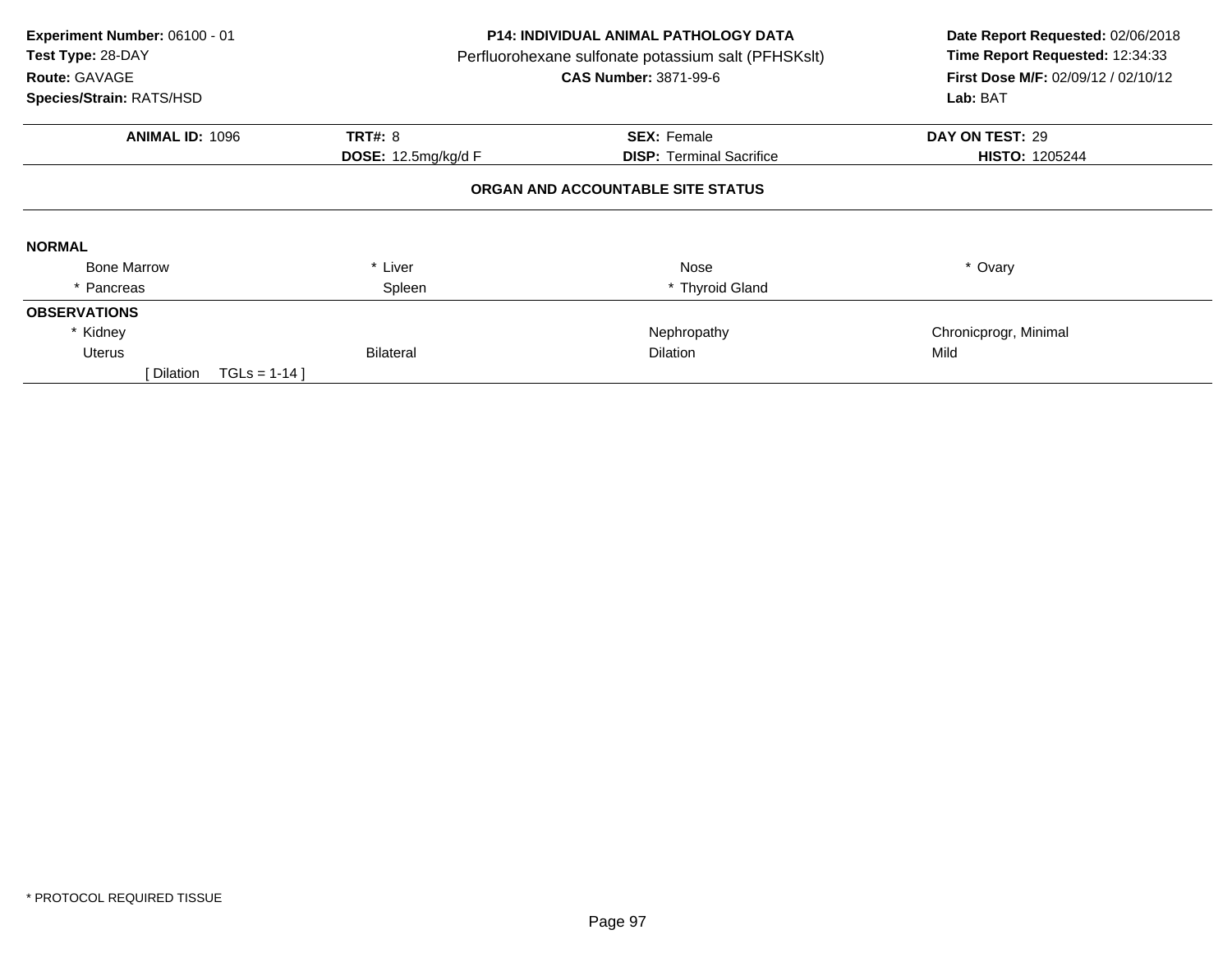**Experiment Number:** 06100 - 01
**Test Type:** 28-DAY
**Route:** GAVAGE
**Species/Strain:** RATS/HSD

**P14: INDIVIDUAL ANIMAL PATHOLOGY DATA**
Perfluorohexane sulfonate potassium salt (PFHSKslt)
**CAS Number:** 3871-99-6

**Date Report Requested:** 02/06/2018
**Time Report Requested:** 12:34:33
**First Dose M/F:** 02/09/12 / 02/10/12
**Lab:** BAT

| **ANIMAL ID:** 1096 | **TRT#:** 8 | **SEX:** Female | **DAY ON TEST:** 29 |
|---|---|---|---|
| | **DOSE:** 12.5mg/kg/d F | **DISP:** Terminal Sacrifice | **HISTO:** 1205244 |

**ORGAN AND ACCOUNTABLE SITE STATUS**

**NORMAL**

| | | | |
|---|---|---|---|
| Bone Marrow | * Liver | Nose | * Ovary |
| * Pancreas | Spleen | * Thyroid Gland | |

**OBSERVATIONS**

| | | | |
|---|---|---|---|
| * Kidney | | Nephropathy | Chronicprogr, Minimal |
| Uterus | Bilateral | Dilation | Mild |
| [ Dilation TGLs = 1-14 ] | | | |

* PROTOCOL REQUIRED TISSUE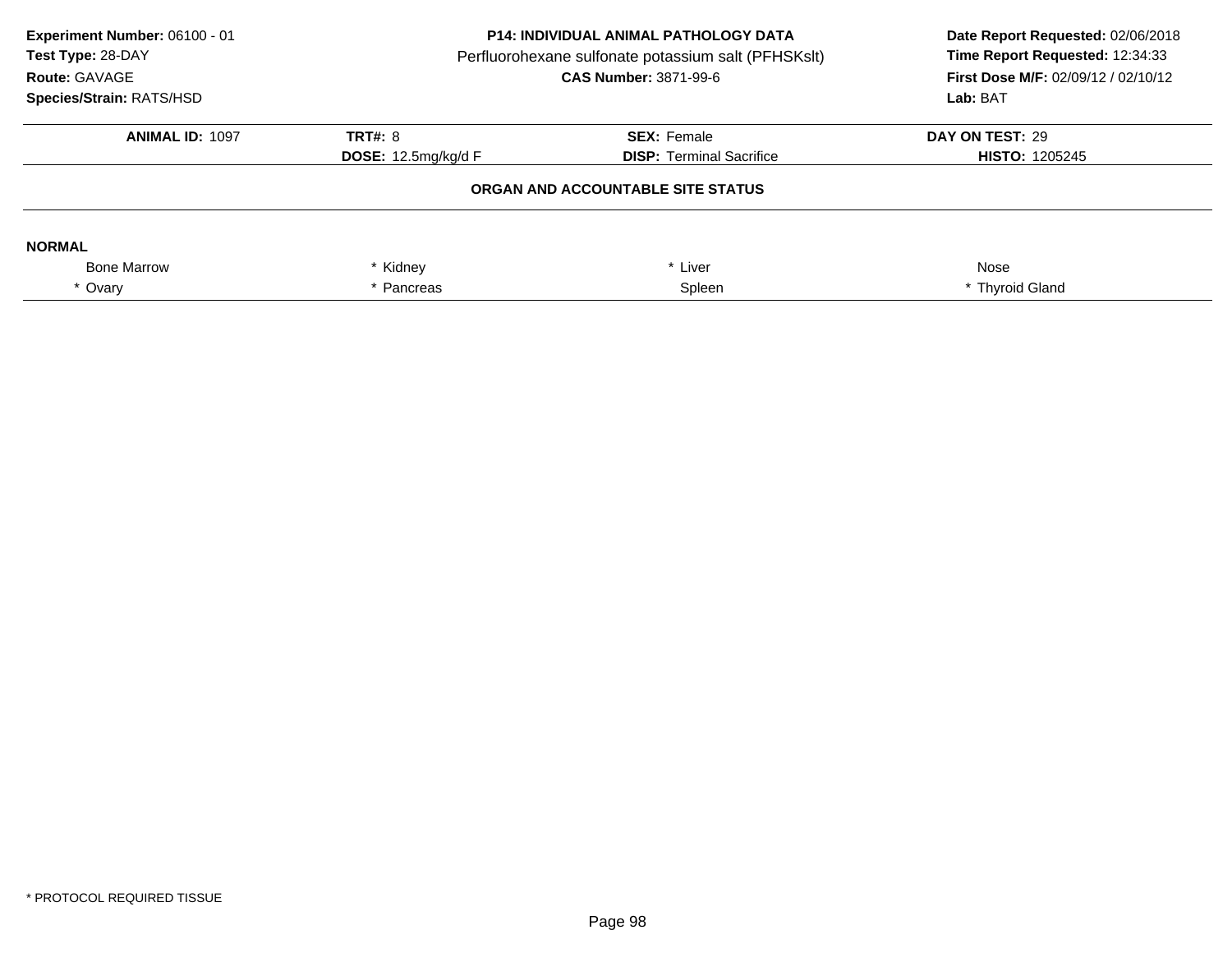**Experiment Number:** 06100 - 01
**Test Type:** 28-DAY
**Route:** GAVAGE
**Species/Strain:** RATS/HSD

**P14: INDIVIDUAL ANIMAL PATHOLOGY DATA**
Perfluorohexane sulfonate potassium salt (PFHSKslt)
**CAS Number:** 3871-99-6

**Date Report Requested:** 02/06/2018
**Time Report Requested:** 12:34:33
**First Dose M/F:** 02/09/12 / 02/10/12
**Lab:** BAT

| **ANIMAL ID:** 1097 | **TRT#:** 8 | **SEX:** Female | **DAY ON TEST:** 29 |
|---|---|---|---|
| | **DOSE:** 12.5mg/kg/d F | **DISP:** Terminal Sacrifice | **HISTO:** 1205245 |

### ORGAN AND ACCOUNTABLE SITE STATUS

**NORMAL**

| | | | |
|---|---|---|---|
| Bone Marrow | * Kidney | * Liver | Nose |
| * Ovary | * Pancreas | Spleen | * Thyroid Gland |

* PROTOCOL REQUIRED TISSUE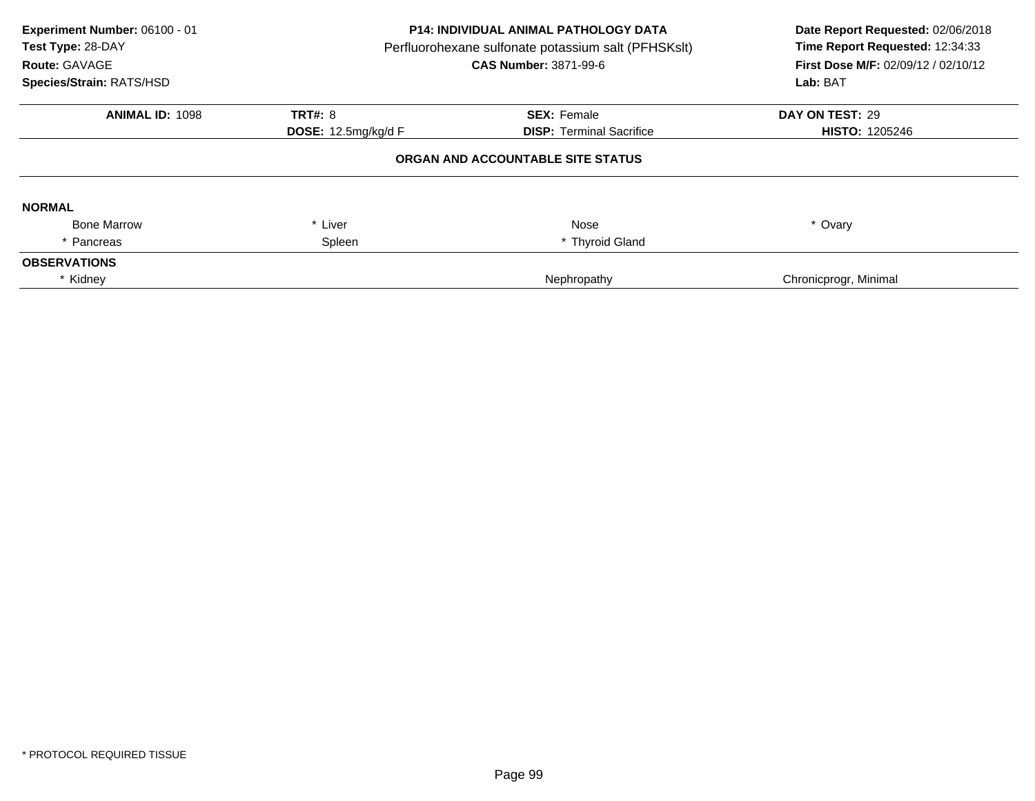**Experiment Number:** 06100 - 01
**Test Type:** 28-DAY
**Route:** GAVAGE
**Species/Strain:** RATS/HSD

**P14: INDIVIDUAL ANIMAL PATHOLOGY DATA**
Perfluorohexane sulfonate potassium salt (PFHSKslt)
**CAS Number:** 3871-99-6

**Date Report Requested:** 02/06/2018
**Time Report Requested:** 12:34:33
**First Dose M/F:** 02/09/12 / 02/10/12
**Lab:** BAT

| **ANIMAL ID:** 1098 | **TRT#:** 8 | **SEX:** Female | **DAY ON TEST:** 29 |
|---|---|---|---|
| | **DOSE:** 12.5mg/kg/d F | **DISP:** Terminal Sacrifice | **HISTO:** 1205246 |

**ORGAN AND ACCOUNTABLE SITE STATUS**

**NORMAL**

| | | | |
|---|---|---|---|
| Bone Marrow | * Liver | Nose | * Ovary |
| * Pancreas | Spleen | * Thyroid Gland | |

**OBSERVATIONS**

| | | |
|---|---|---|
| * Kidney | Nephropathy | Chronicprogr, Minimal |

* PROTOCOL REQUIRED TISSUE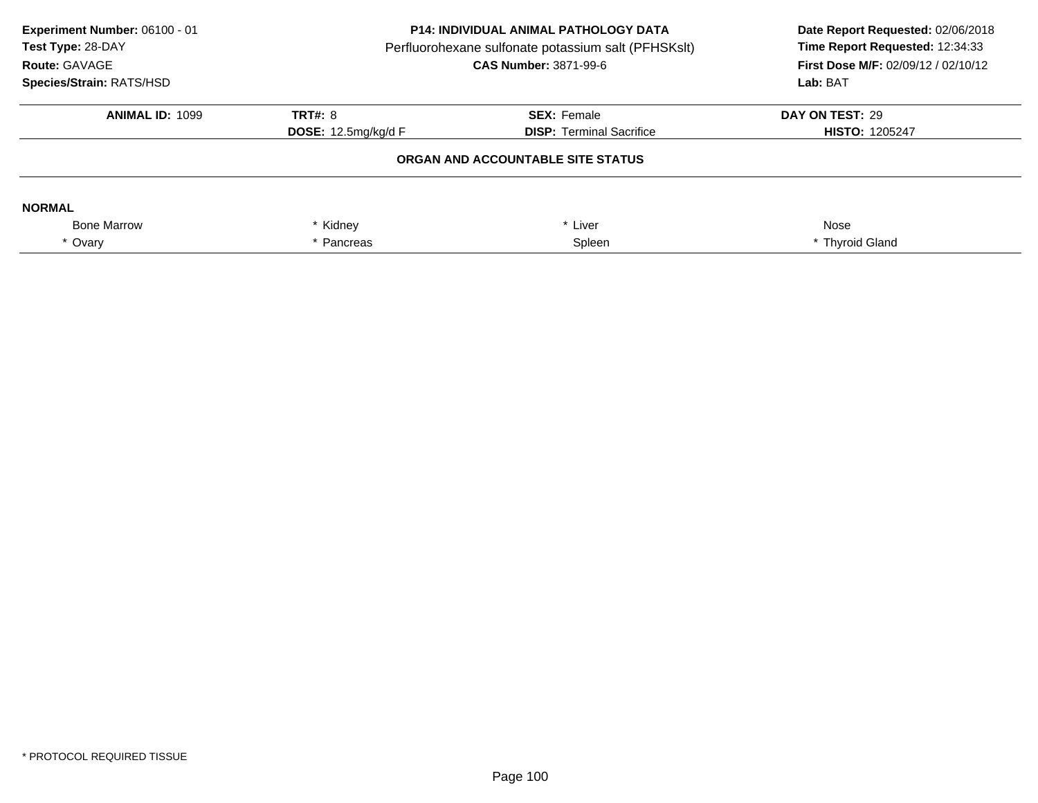**Experiment Number:** 06100 - 01
**Test Type:** 28-DAY
**Route:** GAVAGE
**Species/Strain:** RATS/HSD

**P14: INDIVIDUAL ANIMAL PATHOLOGY DATA**
Perfluorohexane sulfonate potassium salt (PFHSKslt)
**CAS Number:** 3871-99-6

**Date Report Requested:** 02/06/2018
**Time Report Requested:** 12:34:33
**First Dose M/F:** 02/09/12 / 02/10/12
**Lab:** BAT

| **ANIMAL ID:** 1099 | **TRT#:** 8 | **SEX:** Female | **DAY ON TEST:** 29 |
|---|---|---|---|
| | **DOSE:** 12.5mg/kg/d F | **DISP:** Terminal Sacrifice | **HISTO:** 1205247 |

**ORGAN AND ACCOUNTABLE SITE STATUS**

**NORMAL**

| | | | |
|---|---|---|---|
| Bone Marrow | * Kidney | * Liver | Nose |
| * Ovary | * Pancreas | Spleen | * Thyroid Gland |

\* PROTOCOL REQUIRED TISSUE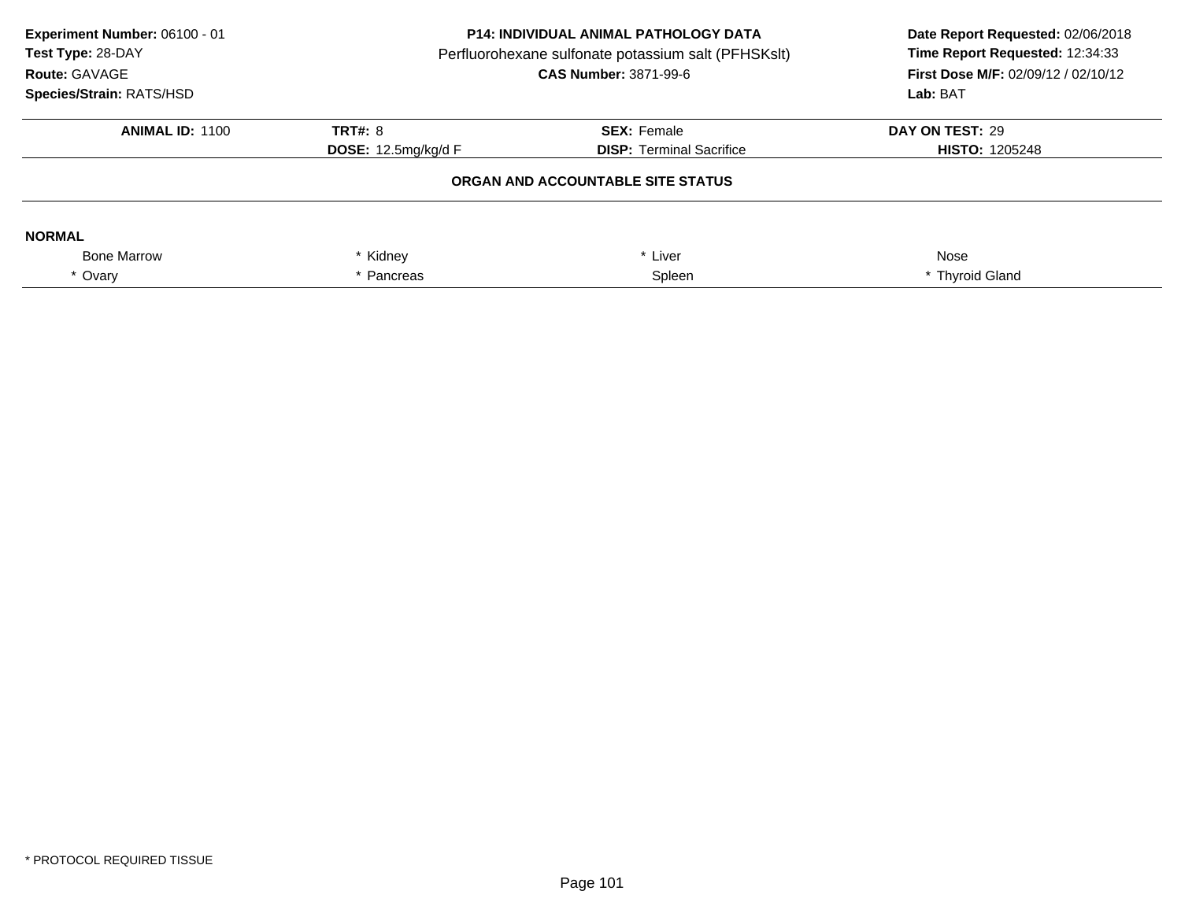**Experiment Number:** 06100 - 01
**Test Type:** 28-DAY
**Route:** GAVAGE
**Species/Strain:** RATS/HSD

**P14: INDIVIDUAL ANIMAL PATHOLOGY DATA**
Perfluorohexane sulfonate potassium salt (PFHSKslt)
**CAS Number:** 3871-99-6

**Date Report Requested:** 02/06/2018
**Time Report Requested:** 12:34:33
**First Dose M/F:** 02/09/12 / 02/10/12
**Lab:** BAT

| **ANIMAL ID:** 1100 | **TRT#:** 8 | **SEX:** Female | **DAY ON TEST:** 29 |
|---|---|---|---|
| | **DOSE:** 12.5mg/kg/d F | **DISP:** Terminal Sacrifice | **HISTO:** 1205248 |

**ORGAN AND ACCOUNTABLE SITE STATUS**

**NORMAL**

| | | | |
|---|---|---|---|
| Bone Marrow | * Kidney | * Liver | Nose |
| * Ovary | * Pancreas | Spleen | * Thyroid Gland |

* PROTOCOL REQUIRED TISSUE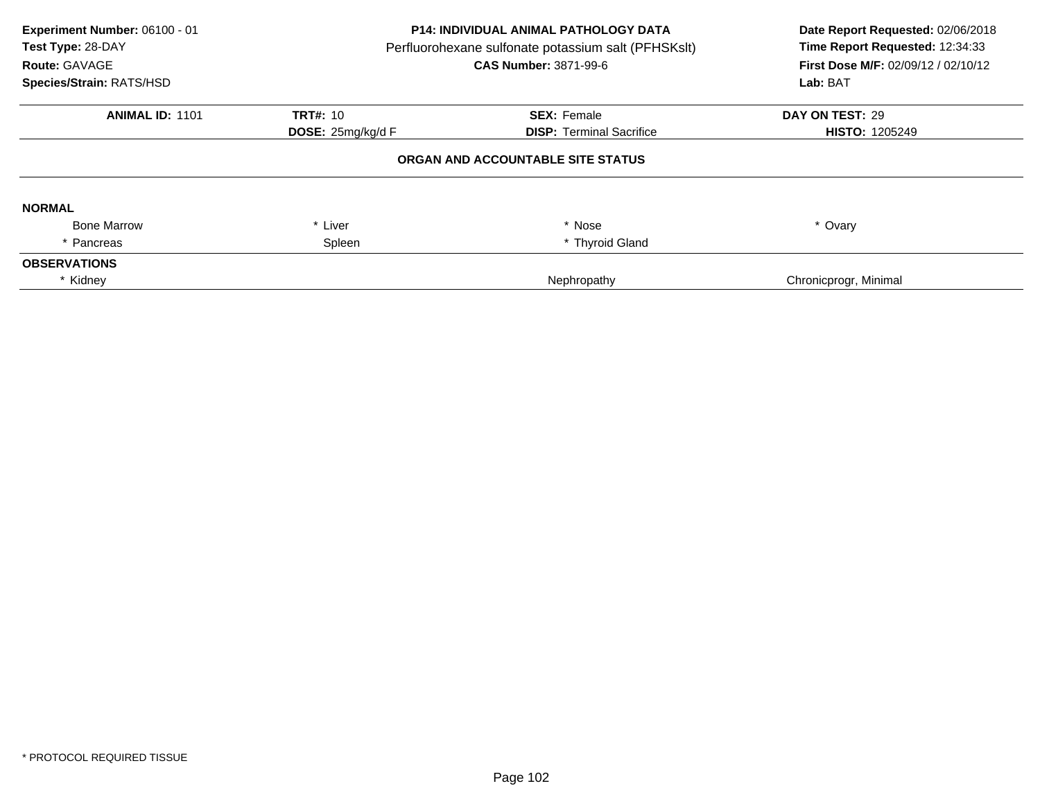**Experiment Number:** 06100 - 01
**Test Type:** 28-DAY
**Route:** GAVAGE
**Species/Strain:** RATS/HSD

**P14: INDIVIDUAL ANIMAL PATHOLOGY DATA**
Perfluorohexane sulfonate potassium salt (PFHSKslt)
**CAS Number:** 3871-99-6

**Date Report Requested:** 02/06/2018
**Time Report Requested:** 12:34:33
**First Dose M/F:** 02/09/12 / 02/10/12
**Lab:** BAT

| **ANIMAL ID:** 1101 | **TRT#:** 10 | **SEX:** Female | **DAY ON TEST:** 29 |
|---|---|---|---|
| | **DOSE:** 25mg/kg/d F | **DISP:** Terminal Sacrifice | **HISTO:** 1205249 |

**ORGAN AND ACCOUNTABLE SITE STATUS**

**NORMAL**

| | | | |
|---|---|---|---|
| Bone Marrow | * Liver | * Nose | * Ovary |
| * Pancreas | Spleen | * Thyroid Gland | |

**OBSERVATIONS**

| | | |
|---|---|---|
| * Kidney | Nephropathy | Chronicprogr, Minimal |

\* PROTOCOL REQUIRED TISSUE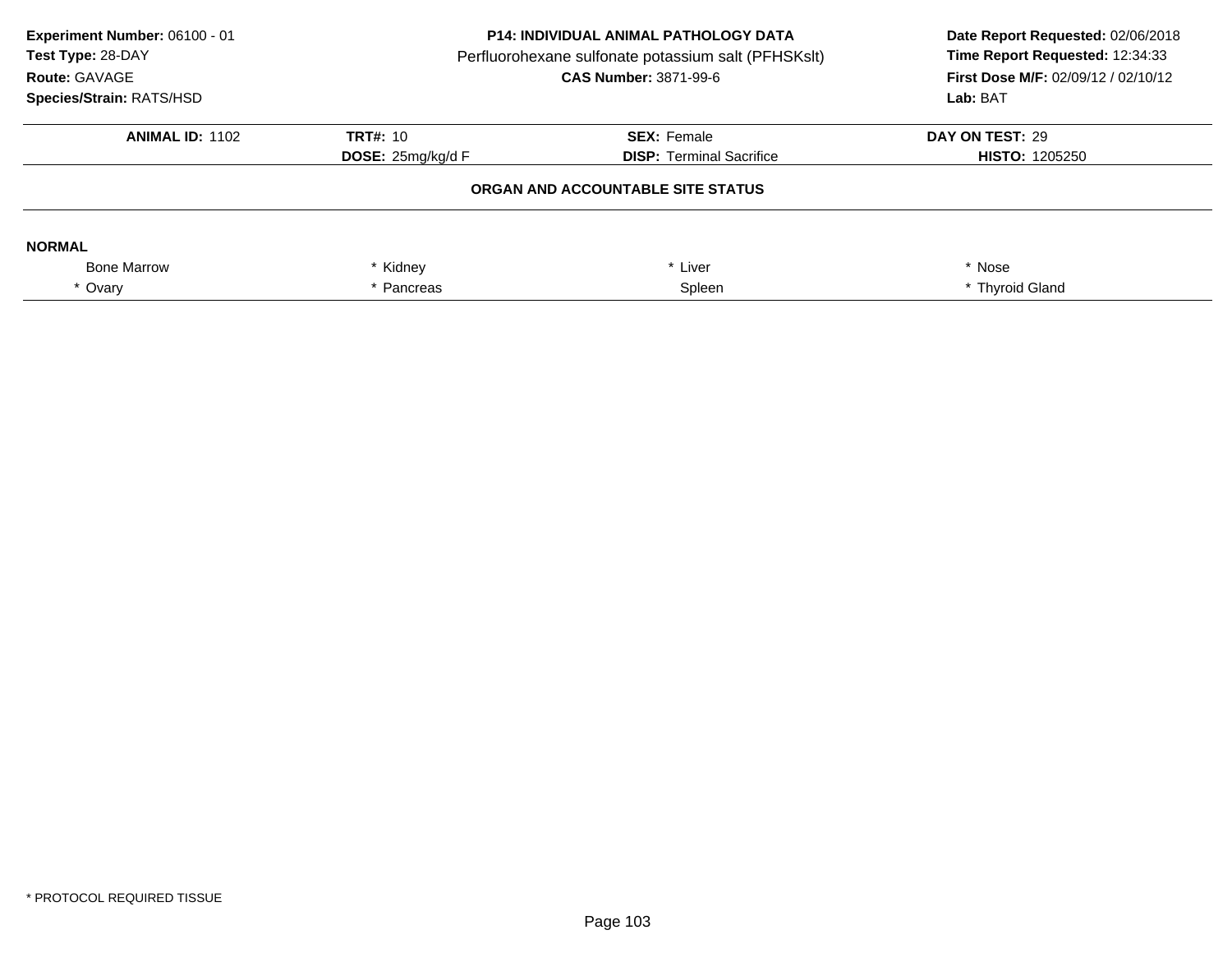**Experiment Number:** 06100 - 01
**Test Type:** 28-DAY
**Route:** GAVAGE
**Species/Strain:** RATS/HSD

**P14: INDIVIDUAL ANIMAL PATHOLOGY DATA**
Perfluorohexane sulfonate potassium salt (PFHSKslt)
**CAS Number:** 3871-99-6

**Date Report Requested:** 02/06/2018
**Time Report Requested:** 12:34:33
**First Dose M/F:** 02/09/12 / 02/10/12
**Lab:** BAT

| **ANIMAL ID:** 1102 | **TRT#:** 10 | **SEX:** Female | **DAY ON TEST:** 29 |
|---|---|---|---|
| | **DOSE:** 25mg/kg/d F | **DISP:** Terminal Sacrifice | **HISTO:** 1205250 |

**ORGAN AND ACCOUNTABLE SITE STATUS**

**NORMAL**

| | | | |
|---|---|---|---|
| Bone Marrow | * Kidney | * Liver | * Nose |
| * Ovary | * Pancreas | Spleen | * Thyroid Gland |

* PROTOCOL REQUIRED TISSUE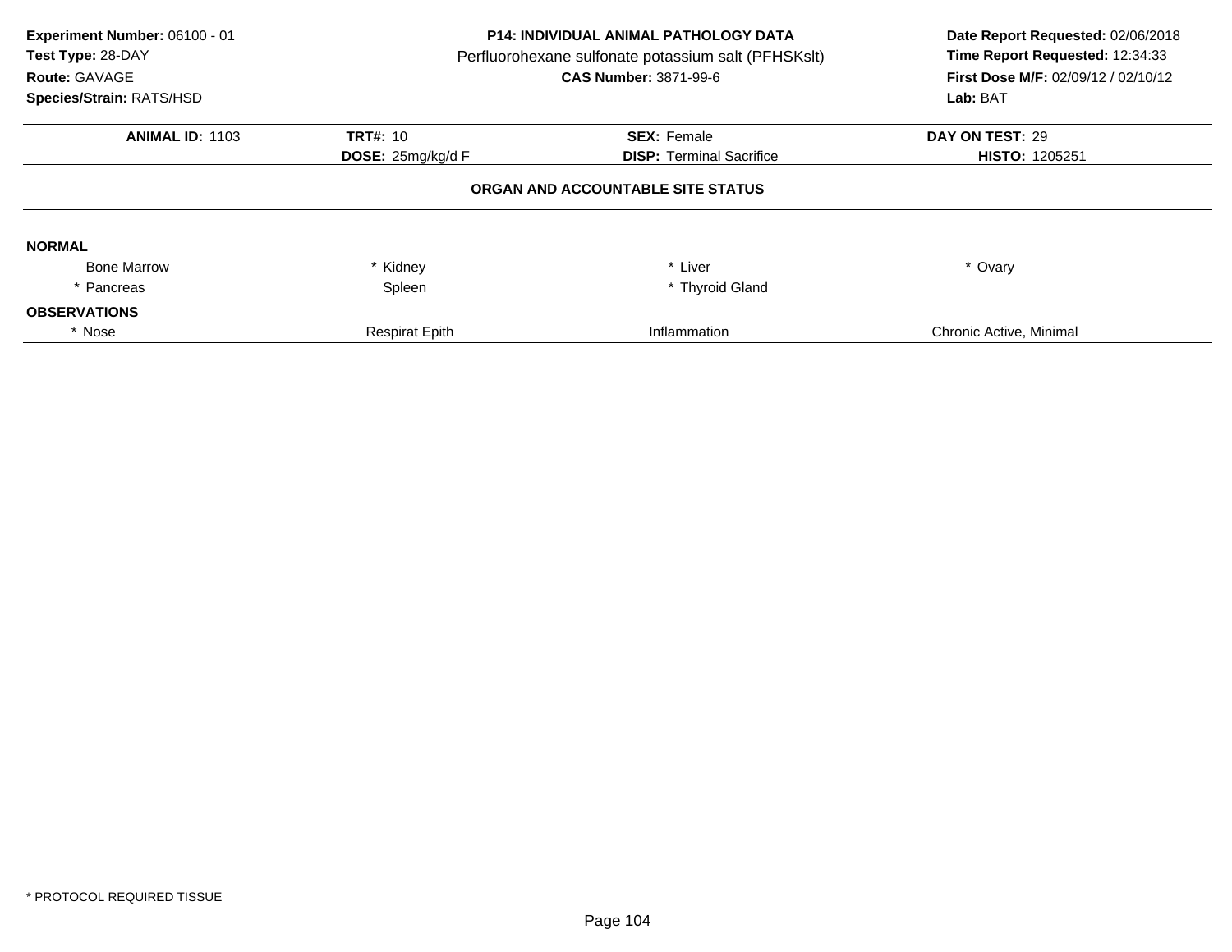**Experiment Number:** 06100 - 01
**Test Type:** 28-DAY
**Route:** GAVAGE
**Species/Strain:** RATS/HSD

**P14: INDIVIDUAL ANIMAL PATHOLOGY DATA**
Perfluorohexane sulfonate potassium salt (PFHSKslt)
**CAS Number:** 3871-99-6

**Date Report Requested:** 02/06/2018
**Time Report Requested:** 12:34:33
**First Dose M/F:** 02/09/12 / 02/10/12
**Lab:** BAT

| **ANIMAL ID:** 1103 | **TRT#:** 10 | **SEX:** Female | **DAY ON TEST:** 29 |
|---|---|---|---|
| | **DOSE:** 25mg/kg/d F | **DISP:** Terminal Sacrifice | **HISTO:** 1205251 |

**ORGAN AND ACCOUNTABLE SITE STATUS**

**NORMAL**

| | | | |
|---|---|---|---|
| Bone Marrow | * Kidney | * Liver | * Ovary |
| * Pancreas | Spleen | * Thyroid Gland | |

**OBSERVATIONS**

| | | | |
|---|---|---|---|
| * Nose | Respirat Epith | Inflammation | Chronic Active, Minimal |

\* PROTOCOL REQUIRED TISSUE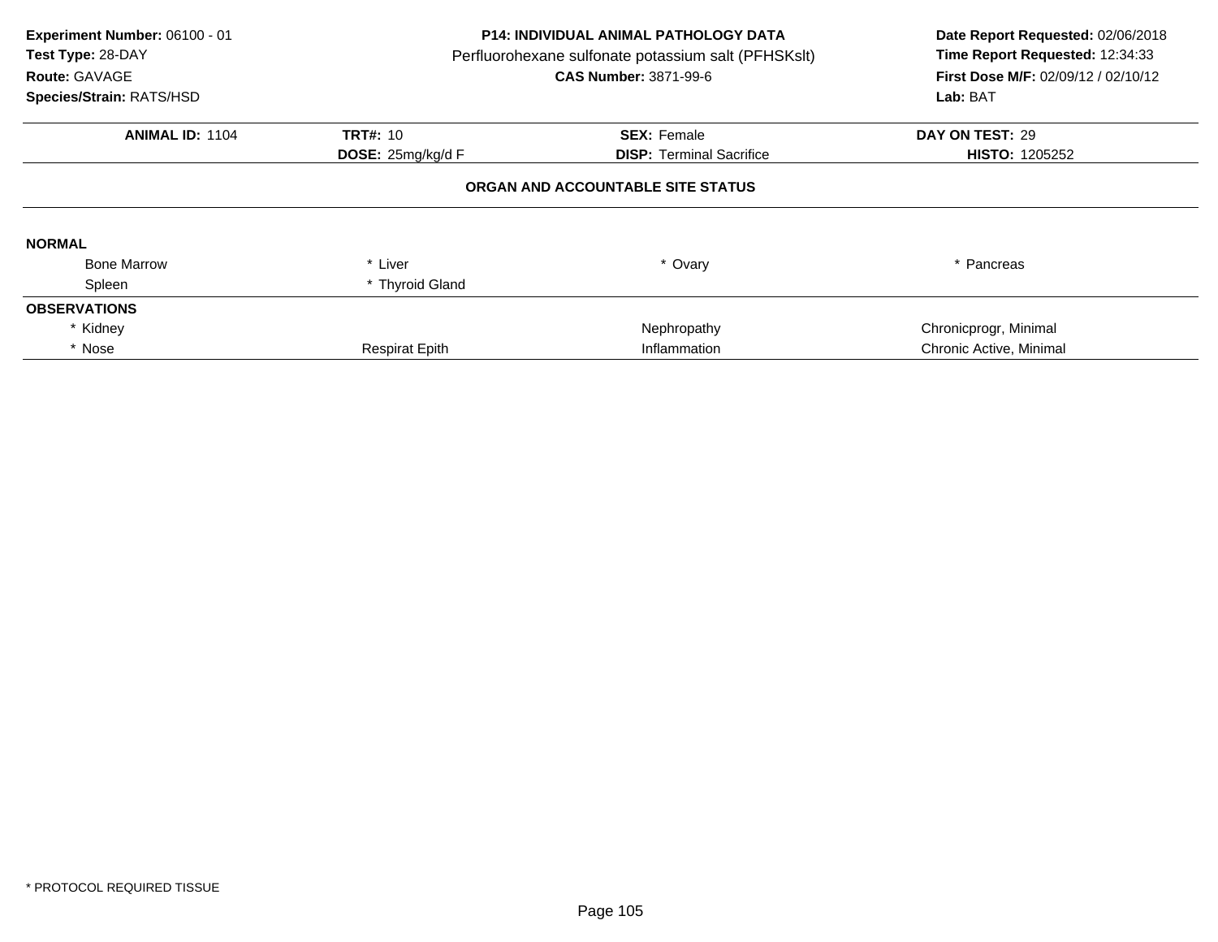**Experiment Number:** 06100 - 01
**Test Type:** 28-DAY
**Route:** GAVAGE
**Species/Strain:** RATS/HSD

**P14: INDIVIDUAL ANIMAL PATHOLOGY DATA**
Perfluorohexane sulfonate potassium salt (PFHSKslt)
**CAS Number:** 3871-99-6

**Date Report Requested:** 02/06/2018
**Time Report Requested:** 12:34:33
**First Dose M/F:** 02/09/12 / 02/10/12
**Lab:** BAT

| **ANIMAL ID:** 1104 | **TRT#:** 10 | **SEX:** Female | **DAY ON TEST:** 29 |
|---|---|---|---|
| | **DOSE:** 25mg/kg/d F | **DISP:** Terminal Sacrifice | **HISTO:** 1205252 |

**ORGAN AND ACCOUNTABLE SITE STATUS**

| | | | |
|---|---|---|---|
| **NORMAL** | | | |
| Bone Marrow | * Liver | * Ovary | * Pancreas |
| Spleen | * Thyroid Gland | | |
| **OBSERVATIONS** | | | |
| * Kidney | | Nephropathy | Chronicprogr, Minimal |
| * Nose | Respirat Epith | Inflammation | Chronic Active, Minimal |

* PROTOCOL REQUIRED TISSUE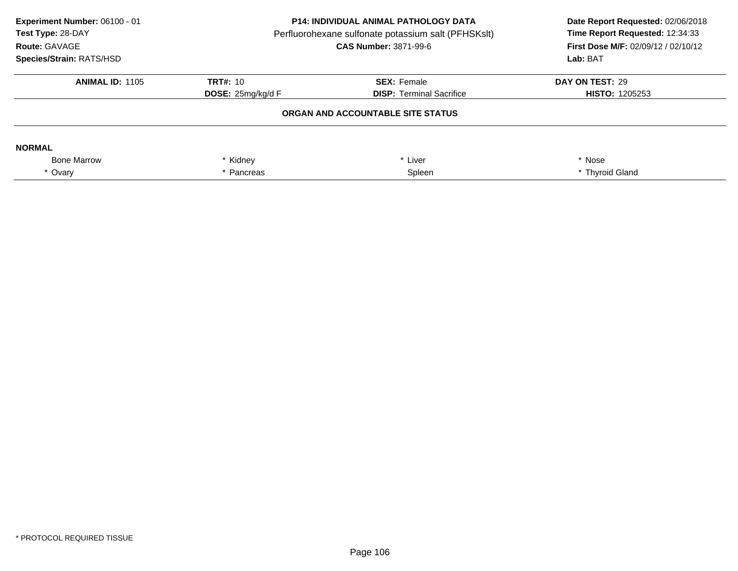**Experiment Number:** 06100 - 01
**Test Type:** 28-DAY
**Route:** GAVAGE
**Species/Strain:** RATS/HSD

**P14: INDIVIDUAL ANIMAL PATHOLOGY DATA**
Perfluorohexane sulfonate potassium salt (PFHSKslt)
**CAS Number:** 3871-99-6

**Date Report Requested:** 02/06/2018
**Time Report Requested:** 12:34:33
**First Dose M/F:** 02/09/12 / 02/10/12
**Lab:** BAT

| **ANIMAL ID:** 1105 | **TRT#:** 10 | **SEX:** Female | **DAY ON TEST:** 29 |
|---|---|---|---|
| | **DOSE:** 25mg/kg/d F | **DISP:** Terminal Sacrifice | **HISTO:** 1205253 |

**ORGAN AND ACCOUNTABLE SITE STATUS**

**NORMAL**

| | | | |
|---|---|---|---|
| Bone Marrow | * Kidney | * Liver | * Nose |
| * Ovary | * Pancreas | Spleen | * Thyroid Gland |

* PROTOCOL REQUIRED TISSUE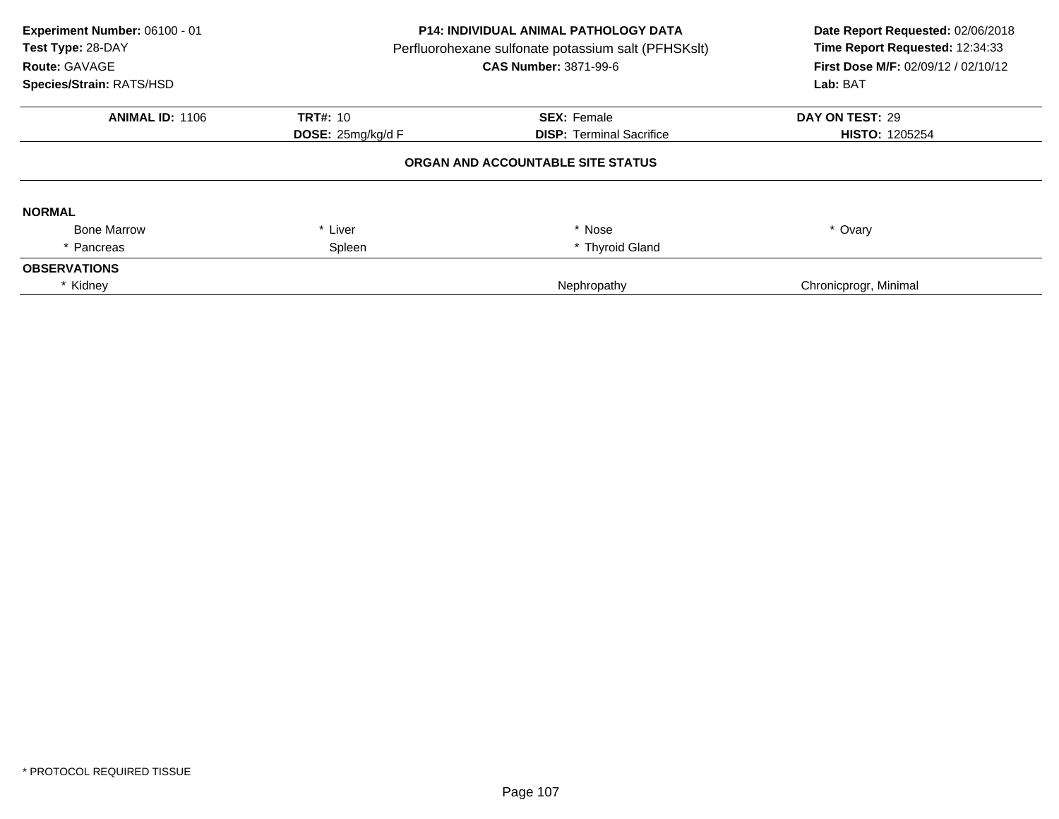**Experiment Number:** 06100 - 01
**Test Type:** 28-DAY
**Route:** GAVAGE
**Species/Strain:** RATS/HSD

**P14: INDIVIDUAL ANIMAL PATHOLOGY DATA**
Perfluorohexane sulfonate potassium salt (PFHSKslt)
**CAS Number:** 3871-99-6

**Date Report Requested:** 02/06/2018
**Time Report Requested:** 12:34:33
**First Dose M/F:** 02/09/12 / 02/10/12
**Lab:** BAT

| **ANIMAL ID:** 1106 | **TRT#:** 10 | **SEX:** Female | **DAY ON TEST:** 29 |
|---|---|---|---|
| | **DOSE:** 25mg/kg/d F | **DISP:** Terminal Sacrifice | **HISTO:** 1205254 |

## ORGAN AND ACCOUNTABLE SITE STATUS

**NORMAL**

| | | | |
|---|---|---|---|
| Bone Marrow | * Liver | * Nose | * Ovary |
| * Pancreas | Spleen | * Thyroid Gland | |

**OBSERVATIONS**

| | | |
|---|---|---|
| * Kidney | Nephropathy | Chronicprogr, Minimal |

* PROTOCOL REQUIRED TISSUE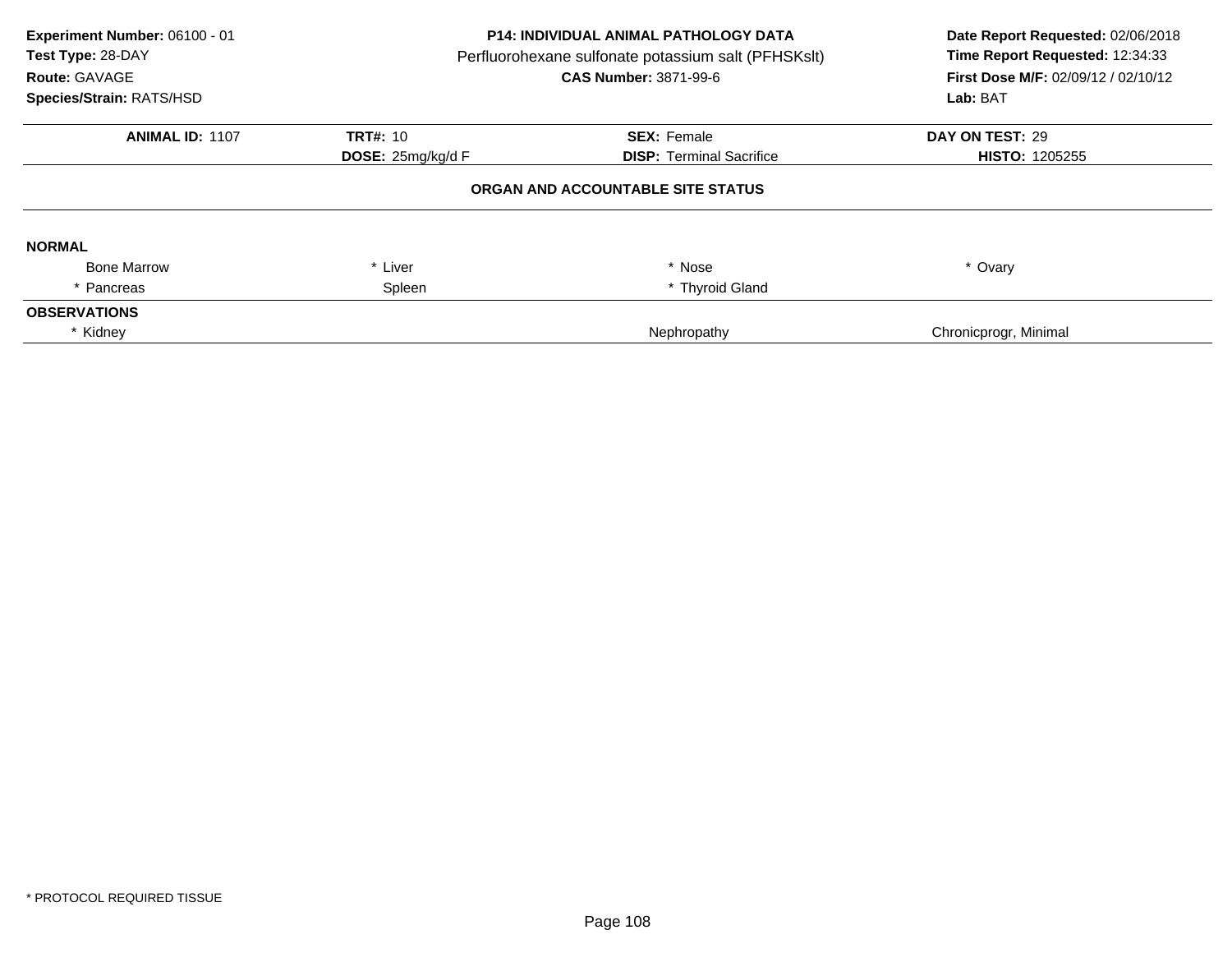**Experiment Number:** 06100 - 01
**Test Type:** 28-DAY
**Route:** GAVAGE
**Species/Strain:** RATS/HSD

**P14: INDIVIDUAL ANIMAL PATHOLOGY DATA**
Perfluorohexane sulfonate potassium salt (PFHSKslt)
**CAS Number:** 3871-99-6

**Date Report Requested:** 02/06/2018
**Time Report Requested:** 12:34:33
**First Dose M/F:** 02/09/12 / 02/10/12
**Lab:** BAT

| **ANIMAL ID:** 1107 | **TRT#:** 10 | **SEX:** Female | **DAY ON TEST:** 29 |
|---|---|---|---|
| | **DOSE:** 25mg/kg/d F | **DISP:** Terminal Sacrifice | **HISTO:** 1205255 |

### ORGAN AND ACCOUNTABLE SITE STATUS

**NORMAL**

| | | | |
|---|---|---|---|
| Bone Marrow | * Liver | * Nose | * Ovary |
| * Pancreas | Spleen | * Thyroid Gland | |

**OBSERVATIONS**

| | | |
|---|---|---|
| * Kidney | Nephropathy | Chronicprogr, Minimal |

* PROTOCOL REQUIRED TISSUE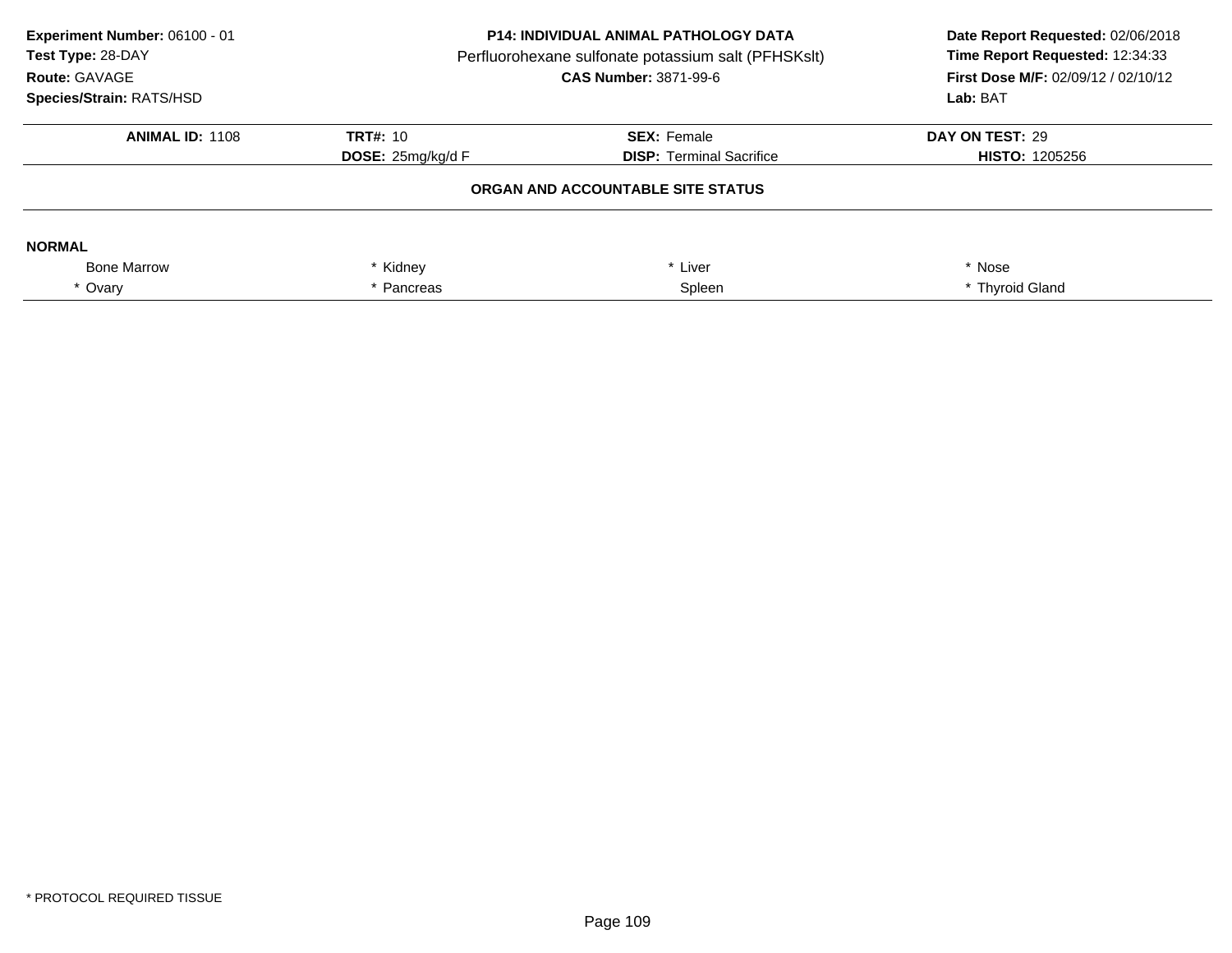**Experiment Number:** 06100 - 01
**Test Type:** 28-DAY
**Route:** GAVAGE
**Species/Strain:** RATS/HSD

**P14: INDIVIDUAL ANIMAL PATHOLOGY DATA**
Perfluorohexane sulfonate potassium salt (PFHSKslt)
**CAS Number:** 3871-99-6

**Date Report Requested:** 02/06/2018
**Time Report Requested:** 12:34:33
**First Dose M/F:** 02/09/12 / 02/10/12
**Lab:** BAT

| **ANIMAL ID:** 1108 | **TRT#:** 10 | **SEX:** Female | **DAY ON TEST:** 29 |
|---|---|---|---|
| | **DOSE:** 25mg/kg/d F | **DISP:** Terminal Sacrifice | **HISTO:** 1205256 |

**ORGAN AND ACCOUNTABLE SITE STATUS**

**NORMAL**

| | | | |
|---|---|---|---|
| Bone Marrow | * Kidney | * Liver | * Nose |
| * Ovary | * Pancreas | Spleen | * Thyroid Gland |

* PROTOCOL REQUIRED TISSUE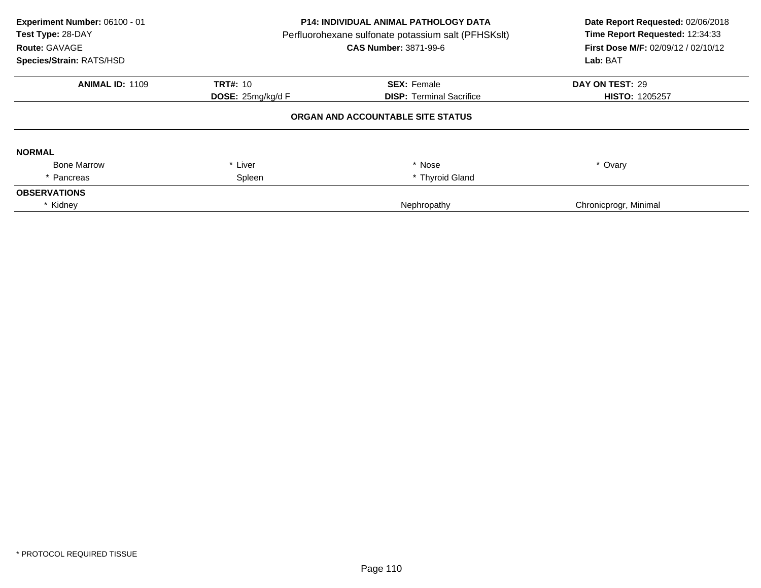**Experiment Number:** 06100 - 01
**Test Type:** 28-DAY
**Route:** GAVAGE
**Species/Strain:** RATS/HSD

**P14: INDIVIDUAL ANIMAL PATHOLOGY DATA**
Perfluorohexane sulfonate potassium salt (PFHSKslt)
**CAS Number:** 3871-99-6

**Date Report Requested:** 02/06/2018
**Time Report Requested:** 12:34:33
**First Dose M/F:** 02/09/12 / 02/10/12
**Lab:** BAT

| **ANIMAL ID:** 1109 | **TRT#:** 10 | **SEX:** Female | **DAY ON TEST:** 29 |
|---|---|---|---|
| | **DOSE:** 25mg/kg/d F | **DISP:** Terminal Sacrifice | **HISTO:** 1205257 |

**ORGAN AND ACCOUNTABLE SITE STATUS**

**NORMAL**

| | | | |
|---|---|---|---|
| Bone Marrow | * Liver | * Nose | * Ovary |
| * Pancreas | Spleen | * Thyroid Gland | |

**OBSERVATIONS**

| | | |
|---|---|---|
| * Kidney | Nephropathy | Chronicprogr, Minimal |

* PROTOCOL REQUIRED TISSUE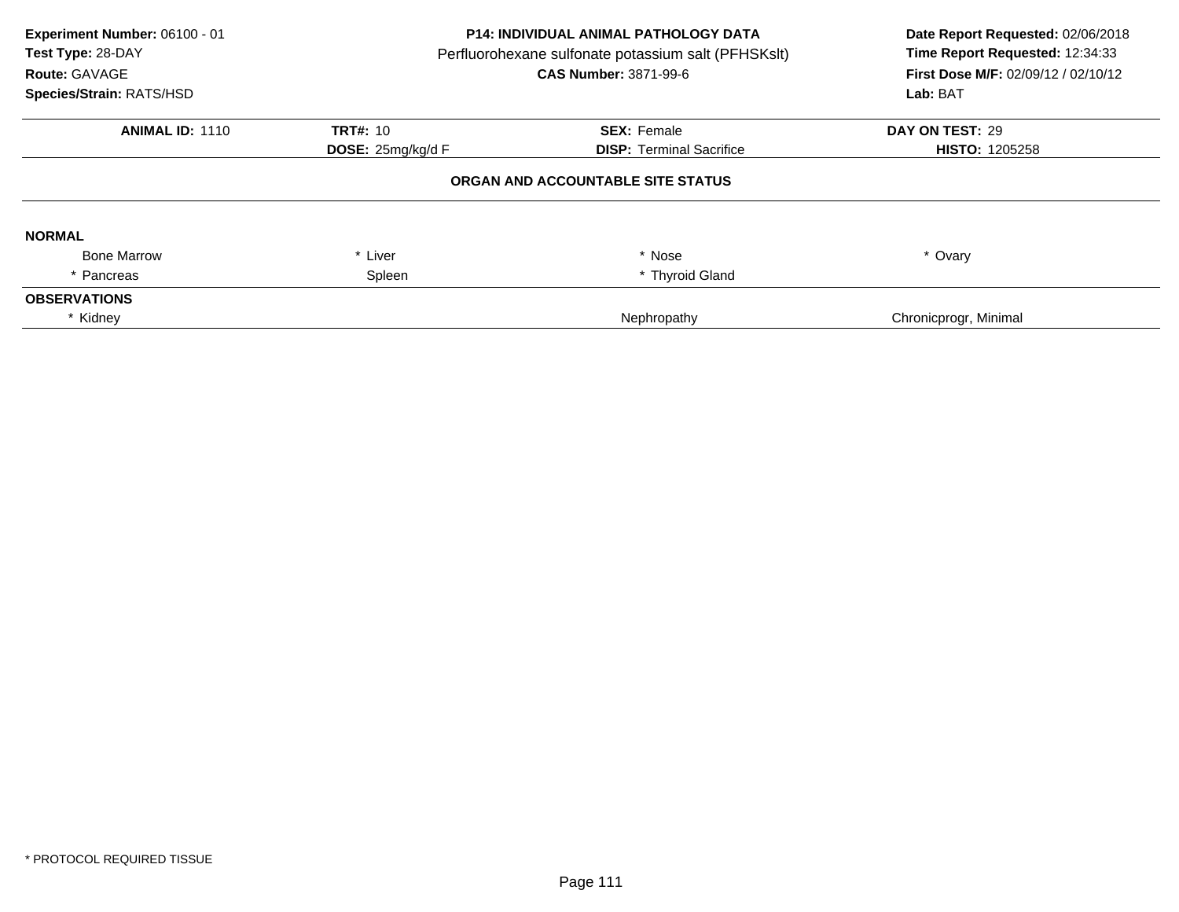**Experiment Number:** 06100 - 01
**Test Type:** 28-DAY
**Route:** GAVAGE
**Species/Strain:** RATS/HSD

**P14: INDIVIDUAL ANIMAL PATHOLOGY DATA**
Perfluorohexane sulfonate potassium salt (PFHSKslt)
**CAS Number:** 3871-99-6

**Date Report Requested:** 02/06/2018
**Time Report Requested:** 12:34:33
**First Dose M/F:** 02/09/12 / 02/10/12
**Lab:** BAT

| **ANIMAL ID:** 1110 | **TRT#:** 10 | **SEX:** Female | **DAY ON TEST:** 29 |
|---|---|---|---|
| | **DOSE:** 25mg/kg/d F | **DISP:** Terminal Sacrifice | **HISTO:** 1205258 |

**ORGAN AND ACCOUNTABLE SITE STATUS**

**NORMAL**

| | | | |
|---|---|---|---|
| Bone Marrow | * Liver | * Nose | * Ovary |
| * Pancreas | Spleen | * Thyroid Gland | |

**OBSERVATIONS**

| | | |
|---|---|---|
| * Kidney | Nephropathy | Chronicprogr, Minimal |

\* PROTOCOL REQUIRED TISSUE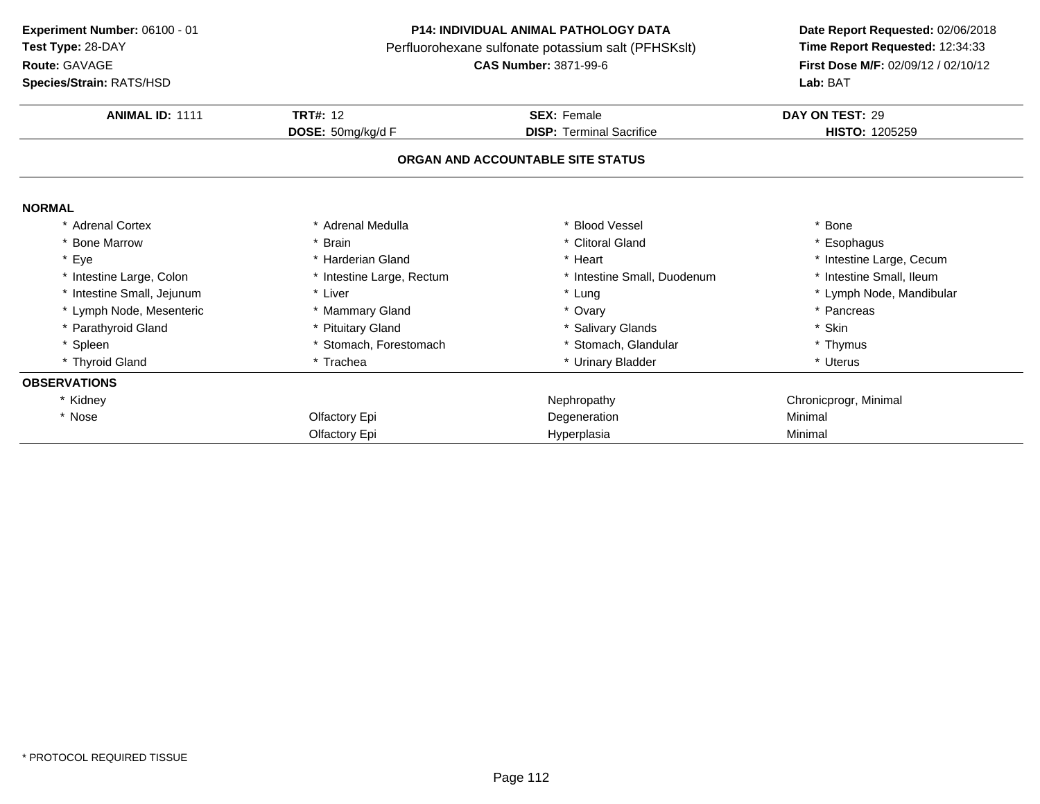**Experiment Number:** 06100 - 01
**Test Type:** 28-DAY
**Route:** GAVAGE
**Species/Strain:** RATS/HSD

**P14: INDIVIDUAL ANIMAL PATHOLOGY DATA**
Perfluorohexane sulfonate potassium salt (PFHSKslt)
**CAS Number:** 3871-99-6

**Date Report Requested:** 02/06/2018
**Time Report Requested:** 12:34:33
**First Dose M/F:** 02/09/12 / 02/10/12
**Lab:** BAT

| **ANIMAL ID:** 1111 | **TRT#:** 12 | **SEX:** Female | **DAY ON TEST:** 29 |
|---|---|---|---|
| | **DOSE:** 50mg/kg/d F | **DISP:** Terminal Sacrifice | **HISTO:** 1205259 |

## ORGAN AND ACCOUNTABLE SITE STATUS

**NORMAL**

| | | | |
|---|---|---|---|
| * Adrenal Cortex | * Adrenal Medulla | * Blood Vessel | * Bone |
| * Bone Marrow | * Brain | * Clitoral Gland | * Esophagus |
| * Eye | * Harderian Gland | * Heart | * Intestine Large, Cecum |
| * Intestine Large, Colon | * Intestine Large, Rectum | * Intestine Small, Duodenum | * Intestine Small, Ileum |
| * Intestine Small, Jejunum | * Liver | * Lung | * Lymph Node, Mandibular |
| * Lymph Node, Mesenteric | * Mammary Gland | * Ovary | * Pancreas |
| * Parathyroid Gland | * Pituitary Gland | * Salivary Glands | * Skin |
| * Spleen | * Stomach, Forestomach | * Stomach, Glandular | * Thymus |
| * Thyroid Gland | * Trachea | * Urinary Bladder | * Uterus |

**OBSERVATIONS**

| | | | |
|---|---|---|---|
| * Kidney | | Nephropathy | Chronicprogr, Minimal |
| * Nose | Olfactory Epi | Degeneration | Minimal |
| | Olfactory Epi | Hyperplasia | Minimal |

* PROTOCOL REQUIRED TISSUE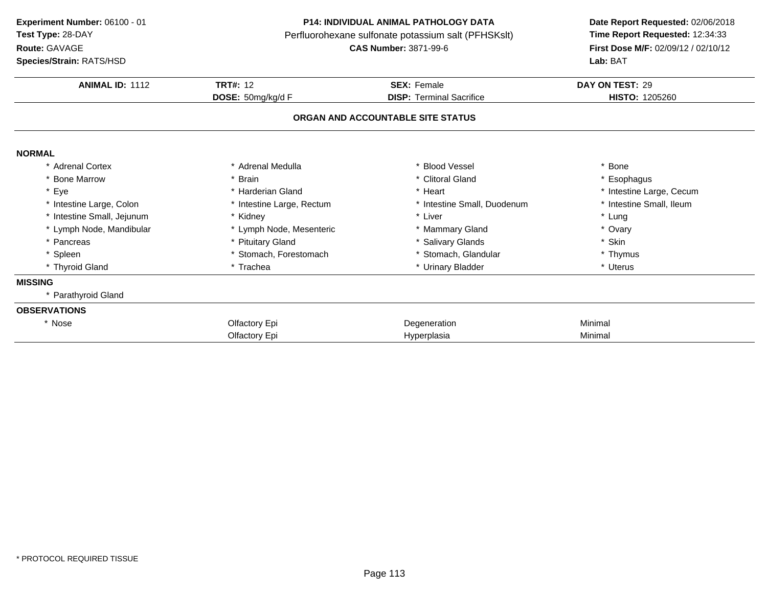**Experiment Number:** 06100 - 01
**Test Type:** 28-DAY
**Route:** GAVAGE
**Species/Strain:** RATS/HSD

**P14: INDIVIDUAL ANIMAL PATHOLOGY DATA**
Perfluorohexane sulfonate potassium salt (PFHSKslt)
**CAS Number:** 3871-99-6

**Date Report Requested:** 02/06/2018
**Time Report Requested:** 12:34:33
**First Dose M/F:** 02/09/12 / 02/10/12
**Lab:** BAT

| **ANIMAL ID:** 1112 | **TRT#:** 12 | **SEX:** Female | **DAY ON TEST:** 29 |
|---|---|---|---|
| | **DOSE:** 50mg/kg/d F | **DISP:** Terminal Sacrifice | **HISTO:** 1205260 |

## ORGAN AND ACCOUNTABLE SITE STATUS

**NORMAL**

| | | | |
|---|---|---|---|
| * Adrenal Cortex | * Adrenal Medulla | * Blood Vessel | * Bone |
| * Bone Marrow | * Brain | * Clitoral Gland | * Esophagus |
| * Eye | * Harderian Gland | * Heart | * Intestine Large, Cecum |
| * Intestine Large, Colon | * Intestine Large, Rectum | * Intestine Small, Duodenum | * Intestine Small, Ileum |
| * Intestine Small, Jejunum | * Kidney | * Liver | * Lung |
| * Lymph Node, Mandibular | * Lymph Node, Mesenteric | * Mammary Gland | * Ovary |
| * Pancreas | * Pituitary Gland | * Salivary Glands | * Skin |
| * Spleen | * Stomach, Forestomach | * Stomach, Glandular | * Thymus |
| * Thyroid Gland | * Trachea | * Urinary Bladder | * Uterus |

**MISSING**

* Parathyroid Gland

**OBSERVATIONS**

| | | | |
|---|---|---|---|
| * Nose | Olfactory Epi | Degeneration | Minimal |
| | Olfactory Epi | Hyperplasia | Minimal |

* PROTOCOL REQUIRED TISSUE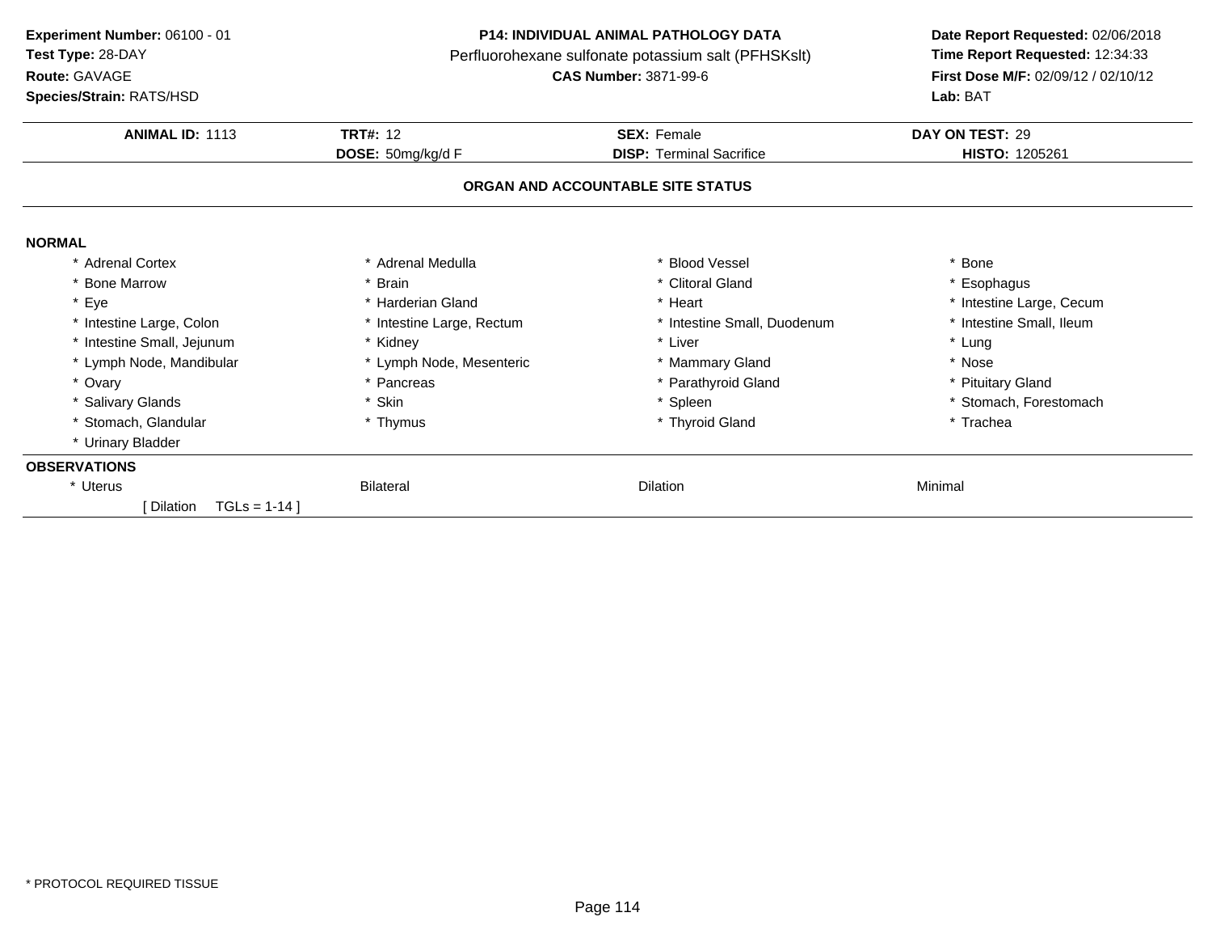**Experiment Number:** 06100 - 01
**Test Type:** 28-DAY
**Route:** GAVAGE
**Species/Strain:** RATS/HSD

**P14: INDIVIDUAL ANIMAL PATHOLOGY DATA**
Perfluorohexane sulfonate potassium salt (PFHSKslt)
**CAS Number:** 3871-99-6

**Date Report Requested:** 02/06/2018
**Time Report Requested:** 12:34:33
**First Dose M/F:** 02/09/12 / 02/10/12
**Lab:** BAT

| **ANIMAL ID:** 1113 | **TRT#:** 12 | **SEX:** Female | **DAY ON TEST:** 29 |
|---|---|---|---|
| | **DOSE:** 50mg/kg/d F | **DISP:** Terminal Sacrifice | **HISTO:** 1205261 |

**ORGAN AND ACCOUNTABLE SITE STATUS**

**NORMAL**

| | | | |
|---|---|---|---|
| * Adrenal Cortex | * Adrenal Medulla | * Blood Vessel | * Bone |
| * Bone Marrow | * Brain | * Clitoral Gland | * Esophagus |
| * Eye | * Harderian Gland | * Heart | * Intestine Large, Cecum |
| * Intestine Large, Colon | * Intestine Large, Rectum | * Intestine Small, Duodenum | * Intestine Small, Ileum |
| * Intestine Small, Jejunum | * Kidney | * Liver | * Lung |
| * Lymph Node, Mandibular | * Lymph Node, Mesenteric | * Mammary Gland | * Nose |
| * Ovary | * Pancreas | * Parathyroid Gland | * Pituitary Gland |
| * Salivary Glands | * Skin | * Spleen | * Stomach, Forestomach |
| * Stomach, Glandular | * Thymus | * Thyroid Gland | * Trachea |
| * Urinary Bladder | | | |

**OBSERVATIONS**

| | | | |
|---|---|---|---|
| * Uterus | Bilateral | Dilation | Minimal |
| [ Dilation TGLs = 1-14 ] | | | |

* PROTOCOL REQUIRED TISSUE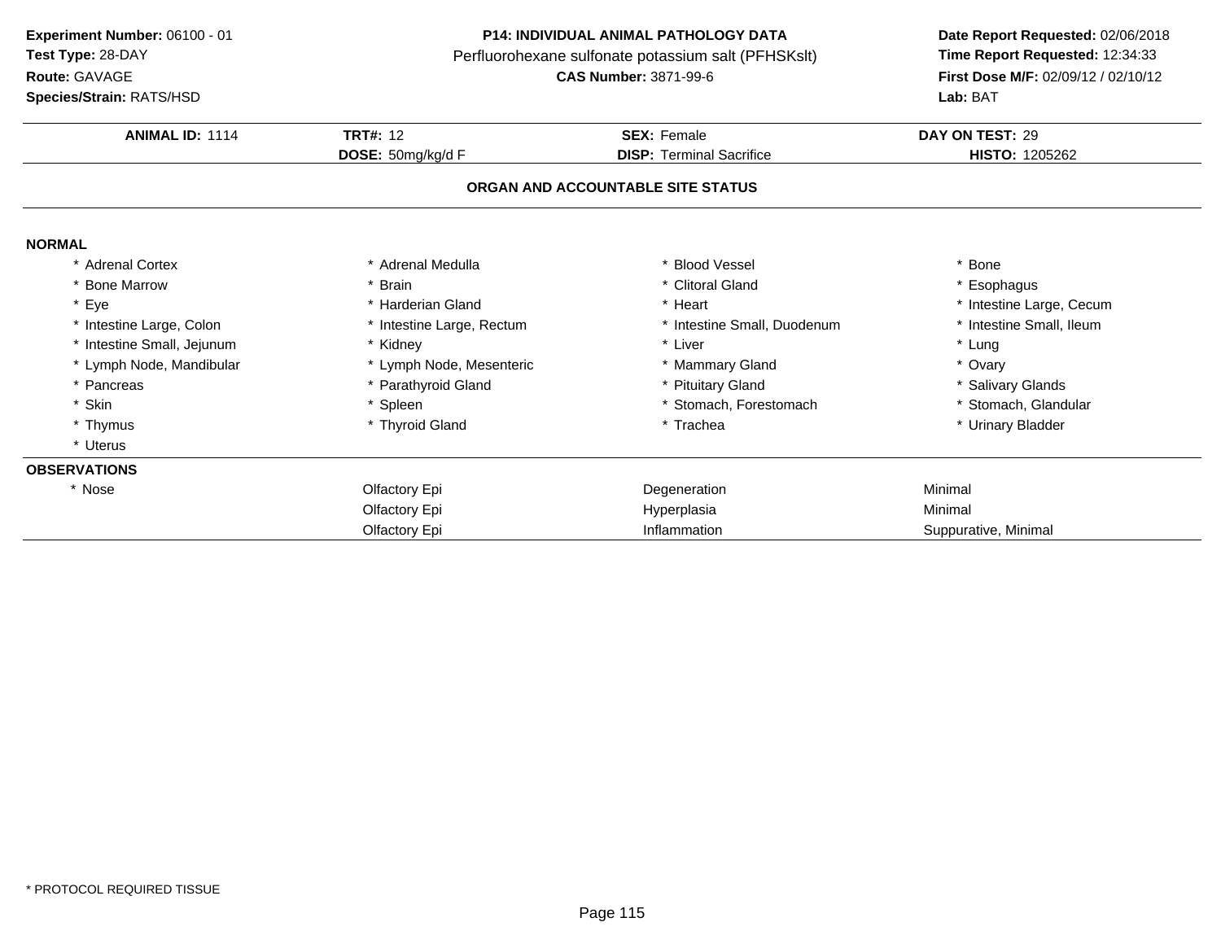**Experiment Number:** 06100 - 01
**Test Type:** 28-DAY
**Route:** GAVAGE
**Species/Strain:** RATS/HSD

**P14: INDIVIDUAL ANIMAL PATHOLOGY DATA**
Perfluorohexane sulfonate potassium salt (PFHSKslt)
**CAS Number:** 3871-99-6

**Date Report Requested:** 02/06/2018
**Time Report Requested:** 12:34:33
**First Dose M/F:** 02/09/12 / 02/10/12
**Lab:** BAT

| **ANIMAL ID:** 1114 | **TRT#:** 12 | **SEX:** Female | **DAY ON TEST:** 29 |
|---|---|---|---|
| | **DOSE:** 50mg/kg/d F | **DISP:** Terminal Sacrifice | **HISTO:** 1205262 |

**ORGAN AND ACCOUNTABLE SITE STATUS**

**NORMAL**

| | | | |
|---|---|---|---|
| * Adrenal Cortex | * Adrenal Medulla | * Blood Vessel | * Bone |
| * Bone Marrow | * Brain | * Clitoral Gland | * Esophagus |
| * Eye | * Harderian Gland | * Heart | * Intestine Large, Cecum |
| * Intestine Large, Colon | * Intestine Large, Rectum | * Intestine Small, Duodenum | * Intestine Small, Ileum |
| * Intestine Small, Jejunum | * Kidney | * Liver | * Lung |
| * Lymph Node, Mandibular | * Lymph Node, Mesenteric | * Mammary Gland | * Ovary |
| * Pancreas | * Parathyroid Gland | * Pituitary Gland | * Salivary Glands |
| * Skin | * Spleen | * Stomach, Forestomach | * Stomach, Glandular |
| * Thymus | * Thyroid Gland | * Trachea | * Urinary Bladder |
| * Uterus | | | |

**OBSERVATIONS**

| | | | |
|---|---|---|---|
| * Nose | Olfactory Epi | Degeneration | Minimal |
| | Olfactory Epi | Hyperplasia | Minimal |
| | Olfactory Epi | Inflammation | Suppurative, Minimal |

* PROTOCOL REQUIRED TISSUE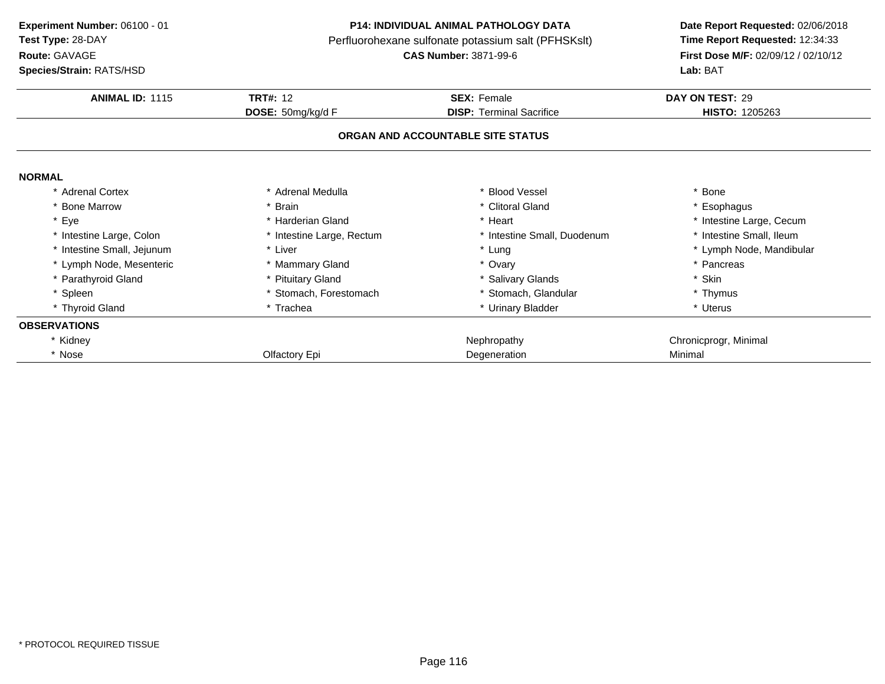**Experiment Number:** 06100 - 01
**Test Type:** 28-DAY
**Route:** GAVAGE
**Species/Strain:** RATS/HSD

**P14: INDIVIDUAL ANIMAL PATHOLOGY DATA**
Perfluorohexane sulfonate potassium salt (PFHSKslt)
**CAS Number:** 3871-99-6

**Date Report Requested:** 02/06/2018
**Time Report Requested:** 12:34:33
**First Dose M/F:** 02/09/12 / 02/10/12
**Lab:** BAT

| **ANIMAL ID:** 1115 | **TRT#:** 12 | **SEX:** Female | **DAY ON TEST:** 29 |
|---|---|---|---|
| | **DOSE:** 50mg/kg/d F | **DISP:** Terminal Sacrifice | **HISTO:** 1205263 |

## ORGAN AND ACCOUNTABLE SITE STATUS

**NORMAL**

| | | | |
|---|---|---|---|
| * Adrenal Cortex | * Adrenal Medulla | * Blood Vessel | * Bone |
| * Bone Marrow | * Brain | * Clitoral Gland | * Esophagus |
| * Eye | * Harderian Gland | * Heart | * Intestine Large, Cecum |
| * Intestine Large, Colon | * Intestine Large, Rectum | * Intestine Small, Duodenum | * Intestine Small, Ileum |
| * Intestine Small, Jejunum | * Liver | * Lung | * Lymph Node, Mandibular |
| * Lymph Node, Mesenteric | * Mammary Gland | * Ovary | * Pancreas |
| * Parathyroid Gland | * Pituitary Gland | * Salivary Glands | * Skin |
| * Spleen | * Stomach, Forestomach | * Stomach, Glandular | * Thymus |
| * Thyroid Gland | * Trachea | * Urinary Bladder | * Uterus |

**OBSERVATIONS**

| | | | |
|---|---|---|---|
| * Kidney | | Nephropathy | Chronicprogr, Minimal |
| * Nose | Olfactory Epi | Degeneration | Minimal |

\* PROTOCOL REQUIRED TISSUE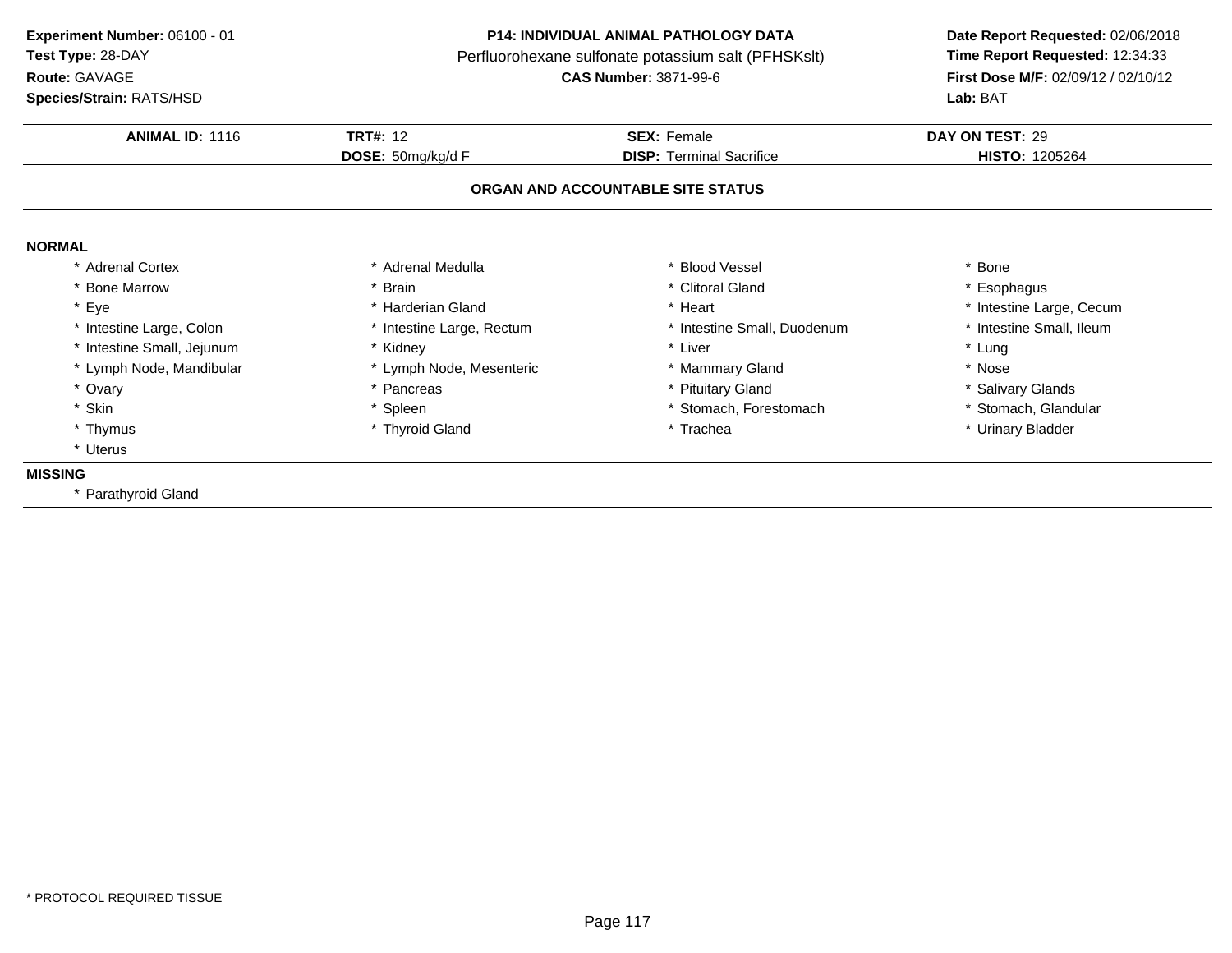**Experiment Number:** 06100 - 01
**Test Type:** 28-DAY
**Route:** GAVAGE
**Species/Strain:** RATS/HSD

**P14: INDIVIDUAL ANIMAL PATHOLOGY DATA**
Perfluorohexane sulfonate potassium salt (PFHSKslt)
**CAS Number:** 3871-99-6

**Date Report Requested:** 02/06/2018
**Time Report Requested:** 12:34:33
**First Dose M/F:** 02/09/12 / 02/10/12
**Lab:** BAT

| **ANIMAL ID:** 1116 | **TRT#:** 12 | **SEX:** Female | **DAY ON TEST:** 29 |
|---|---|---|---|
| | **DOSE:** 50mg/kg/d F | **DISP:** Terminal Sacrifice | **HISTO:** 1205264 |

## ORGAN AND ACCOUNTABLE SITE STATUS

**NORMAL**

| | | | |
|---|---|---|---|
| * Adrenal Cortex | * Adrenal Medulla | * Blood Vessel | * Bone |
| * Bone Marrow | * Brain | * Clitoral Gland | * Esophagus |
| * Eye | * Harderian Gland | * Heart | * Intestine Large, Cecum |
| * Intestine Large, Colon | * Intestine Large, Rectum | * Intestine Small, Duodenum | * Intestine Small, Ileum |
| * Intestine Small, Jejunum | * Kidney | * Liver | * Lung |
| * Lymph Node, Mandibular | * Lymph Node, Mesenteric | * Mammary Gland | * Nose |
| * Ovary | * Pancreas | * Pituitary Gland | * Salivary Glands |
| * Skin | * Spleen | * Stomach, Forestomach | * Stomach, Glandular |
| * Thymus | * Thyroid Gland | * Trachea | * Urinary Bladder |
| * Uterus | | | |

**MISSING**

* Parathyroid Gland

* PROTOCOL REQUIRED TISSUE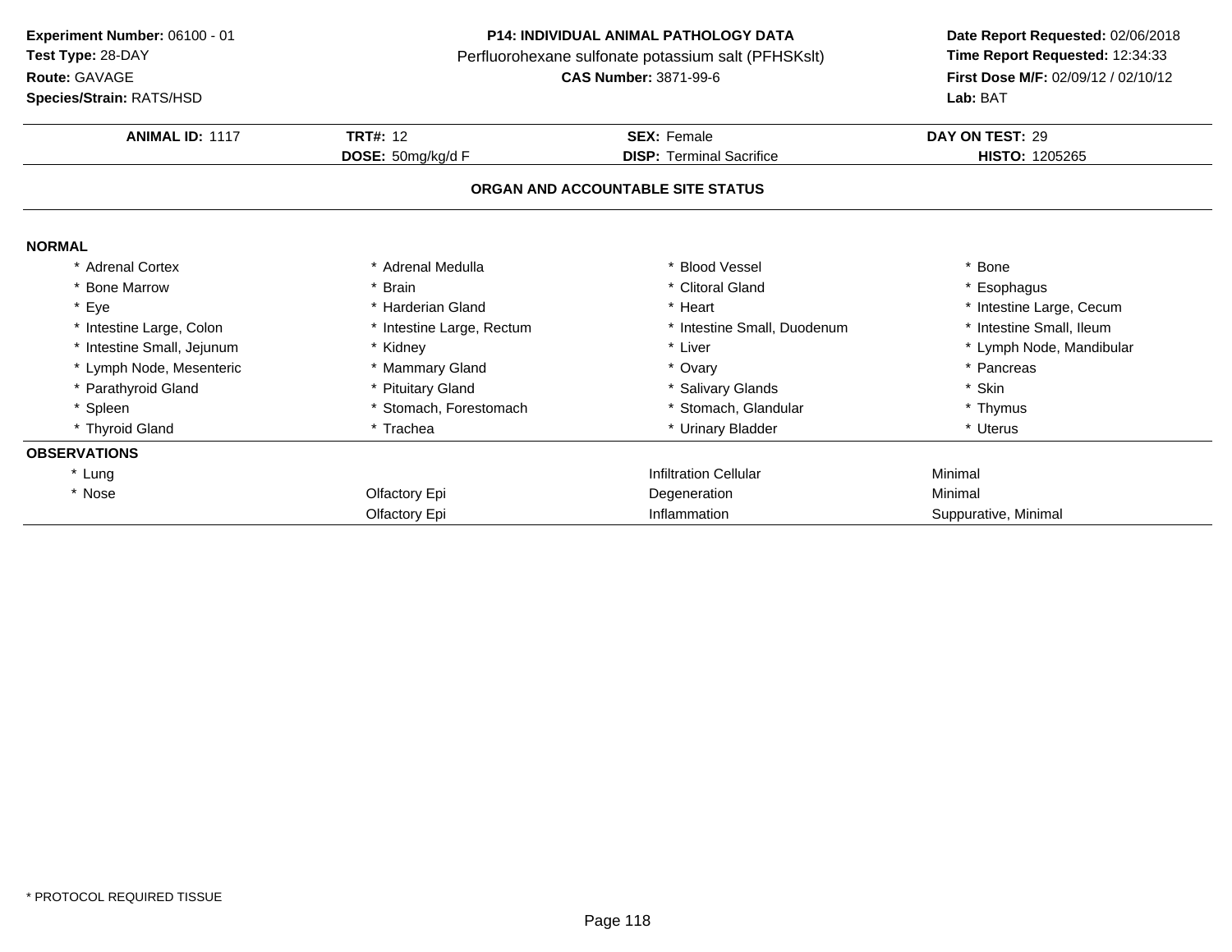**Experiment Number:** 06100 - 01
**Test Type:** 28-DAY
**Route:** GAVAGE
**Species/Strain:** RATS/HSD

**P14: INDIVIDUAL ANIMAL PATHOLOGY DATA**
Perfluorohexane sulfonate potassium salt (PFHSKslt)
**CAS Number:** 3871-99-6

**Date Report Requested:** 02/06/2018
**Time Report Requested:** 12:34:33
**First Dose M/F:** 02/09/12 / 02/10/12
**Lab:** BAT

| **ANIMAL ID:** 1117 | **TRT#:** 12 | **SEX:** Female | **DAY ON TEST:** 29 |
|---|---|---|---|
| | **DOSE:** 50mg/kg/d F | **DISP:** Terminal Sacrifice | **HISTO:** 1205265 |

**ORGAN AND ACCOUNTABLE SITE STATUS**

**NORMAL**

| | | | |
|---|---|---|---|
| * Adrenal Cortex | * Adrenal Medulla | * Blood Vessel | * Bone |
| * Bone Marrow | * Brain | * Clitoral Gland | * Esophagus |
| * Eye | * Harderian Gland | * Heart | * Intestine Large, Cecum |
| * Intestine Large, Colon | * Intestine Large, Rectum | * Intestine Small, Duodenum | * Intestine Small, Ileum |
| * Intestine Small, Jejunum | * Kidney | * Liver | * Lymph Node, Mandibular |
| * Lymph Node, Mesenteric | * Mammary Gland | * Ovary | * Pancreas |
| * Parathyroid Gland | * Pituitary Gland | * Salivary Glands | * Skin |
| * Spleen | * Stomach, Forestomach | * Stomach, Glandular | * Thymus |
| * Thyroid Gland | * Trachea | * Urinary Bladder | * Uterus |

**OBSERVATIONS**

| | | | |
|---|---|---|---|
| * Lung | | Infiltration Cellular | Minimal |
| * Nose | Olfactory Epi | Degeneration | Minimal |
| | Olfactory Epi | Inflammation | Suppurative, Minimal |

* PROTOCOL REQUIRED TISSUE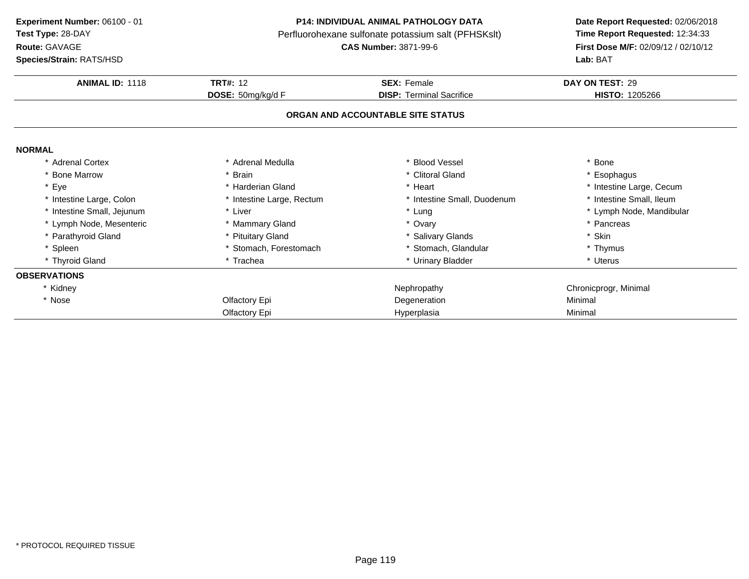**Experiment Number:** 06100 - 01
**Test Type:** 28-DAY
**Route:** GAVAGE
**Species/Strain:** RATS/HSD

**P14: INDIVIDUAL ANIMAL PATHOLOGY DATA**
Perfluorohexane sulfonate potassium salt (PFHSKslt)
**CAS Number:** 3871-99-6

**Date Report Requested:** 02/06/2018
**Time Report Requested:** 12:34:33
**First Dose M/F:** 02/09/12 / 02/10/12
**Lab:** BAT

| **ANIMAL ID:** 1118 | **TRT#:** 12 | **SEX:** Female | **DAY ON TEST:** 29 |
|---|---|---|---|
| | **DOSE:** 50mg/kg/d F | **DISP:** Terminal Sacrifice | **HISTO:** 1205266 |

## ORGAN AND ACCOUNTABLE SITE STATUS

**NORMAL**

| | | | |
|---|---|---|---|
| * Adrenal Cortex | * Adrenal Medulla | * Blood Vessel | * Bone |
| * Bone Marrow | * Brain | * Clitoral Gland | * Esophagus |
| * Eye | * Harderian Gland | * Heart | * Intestine Large, Cecum |
| * Intestine Large, Colon | * Intestine Large, Rectum | * Intestine Small, Duodenum | * Intestine Small, Ileum |
| * Intestine Small, Jejunum | * Liver | * Lung | * Lymph Node, Mandibular |
| * Lymph Node, Mesenteric | * Mammary Gland | * Ovary | * Pancreas |
| * Parathyroid Gland | * Pituitary Gland | * Salivary Glands | * Skin |
| * Spleen | * Stomach, Forestomach | * Stomach, Glandular | * Thymus |
| * Thyroid Gland | * Trachea | * Urinary Bladder | * Uterus |

**OBSERVATIONS**

| | | | |
|---|---|---|---|
| * Kidney | | Nephropathy | Chronicprogr, Minimal |
| * Nose | Olfactory Epi | Degeneration | Minimal |
| | Olfactory Epi | Hyperplasia | Minimal |

* PROTOCOL REQUIRED TISSUE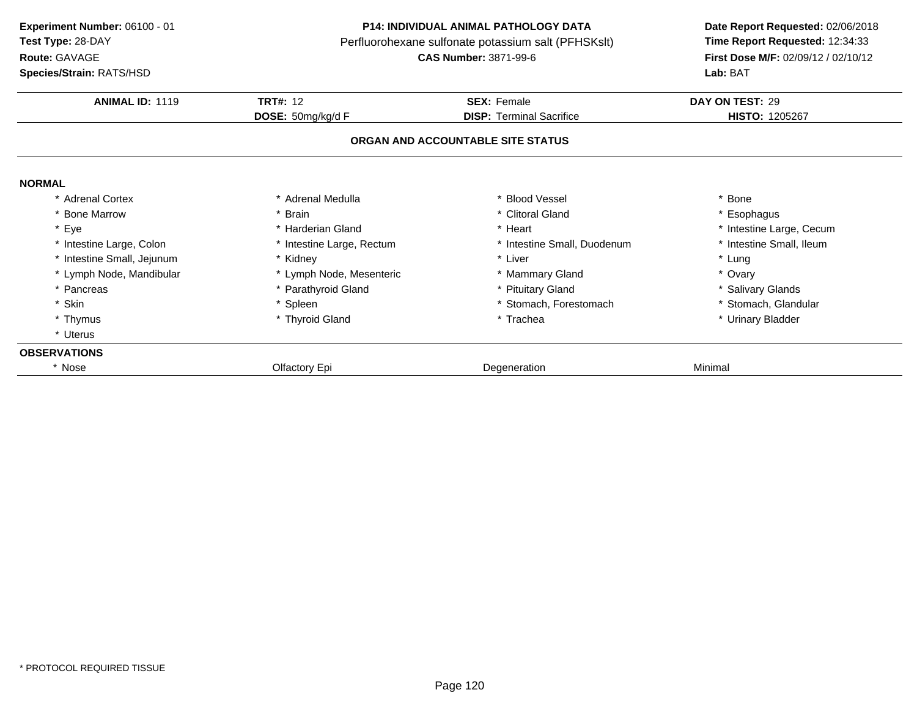**Experiment Number:** 06100 - 01
**Test Type:** 28-DAY
**Route:** GAVAGE
**Species/Strain:** RATS/HSD

**P14: INDIVIDUAL ANIMAL PATHOLOGY DATA**
Perfluorohexane sulfonate potassium salt (PFHSKslt)
**CAS Number:** 3871-99-6

**Date Report Requested:** 02/06/2018
**Time Report Requested:** 12:34:33
**First Dose M/F:** 02/09/12 / 02/10/12
**Lab:** BAT

| **ANIMAL ID:** 1119 | **TRT#:** 12 | **SEX:** Female | **DAY ON TEST:** 29 |
|---|---|---|---|
| | **DOSE:** 50mg/kg/d F | **DISP:** Terminal Sacrifice | **HISTO:** 1205267 |

### ORGAN AND ACCOUNTABLE SITE STATUS

**NORMAL**

| | | | |
|---|---|---|---|
| * Adrenal Cortex | * Adrenal Medulla | * Blood Vessel | * Bone |
| * Bone Marrow | * Brain | * Clitoral Gland | * Esophagus |
| * Eye | * Harderian Gland | * Heart | * Intestine Large, Cecum |
| * Intestine Large, Colon | * Intestine Large, Rectum | * Intestine Small, Duodenum | * Intestine Small, Ileum |
| * Intestine Small, Jejunum | * Kidney | * Liver | * Lung |
| * Lymph Node, Mandibular | * Lymph Node, Mesenteric | * Mammary Gland | * Ovary |
| * Pancreas | * Parathyroid Gland | * Pituitary Gland | * Salivary Glands |
| * Skin | * Spleen | * Stomach, Forestomach | * Stomach, Glandular |
| * Thymus | * Thyroid Gland | * Trachea | * Urinary Bladder |
| * Uterus | | | |

**OBSERVATIONS**

| | | | |
|---|---|---|---|
| * Nose | Olfactory Epi | Degeneration | Minimal |

* PROTOCOL REQUIRED TISSUE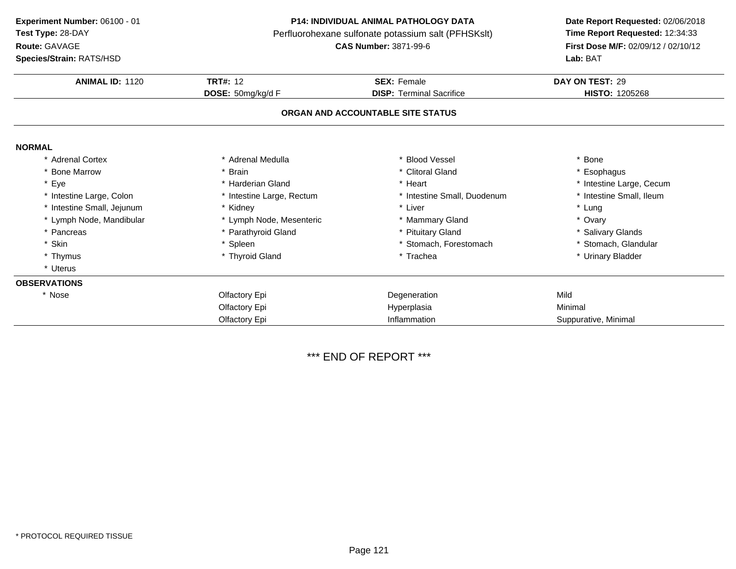**Experiment Number:** 06100 - 01
**Test Type:** 28-DAY
**Route:** GAVAGE
**Species/Strain:** RATS/HSD

**P14: INDIVIDUAL ANIMAL PATHOLOGY DATA**
Perfluorohexane sulfonate potassium salt (PFHSKslt)
**CAS Number:** 3871-99-6

**Date Report Requested:** 02/06/2018
**Time Report Requested:** 12:34:33
**First Dose M/F:** 02/09/12 / 02/10/12
**Lab:** BAT

| **ANIMAL ID:** 1120 | **TRT#:** 12 | **SEX:** Female | **DAY ON TEST:** 29 |
|---|---|---|---|
| | **DOSE:** 50mg/kg/d F | **DISP:** Terminal Sacrifice | **HISTO:** 1205268 |

## ORGAN AND ACCOUNTABLE SITE STATUS

**NORMAL**

| | | | |
|---|---|---|---|
| * Adrenal Cortex | * Adrenal Medulla | * Blood Vessel | * Bone |
| * Bone Marrow | * Brain | * Clitoral Gland | * Esophagus |
| * Eye | * Harderian Gland | * Heart | * Intestine Large, Cecum |
| * Intestine Large, Colon | * Intestine Large, Rectum | * Intestine Small, Duodenum | * Intestine Small, Ileum |
| * Intestine Small, Jejunum | * Kidney | * Liver | * Lung |
| * Lymph Node, Mandibular | * Lymph Node, Mesenteric | * Mammary Gland | * Ovary |
| * Pancreas | * Parathyroid Gland | * Pituitary Gland | * Salivary Glands |
| * Skin | * Spleen | * Stomach, Forestomach | * Stomach, Glandular |
| * Thymus | * Thyroid Gland | * Trachea | * Urinary Bladder |
| * Uterus | | | |

**OBSERVATIONS**

| | | | |
|---|---|---|---|
| * Nose | Olfactory Epi | Degeneration | Mild |
| | Olfactory Epi | Hyperplasia | Minimal |
| | Olfactory Epi | Inflammation | Suppurative, Minimal |

*** END OF REPORT ***

* PROTOCOL REQUIRED TISSUE